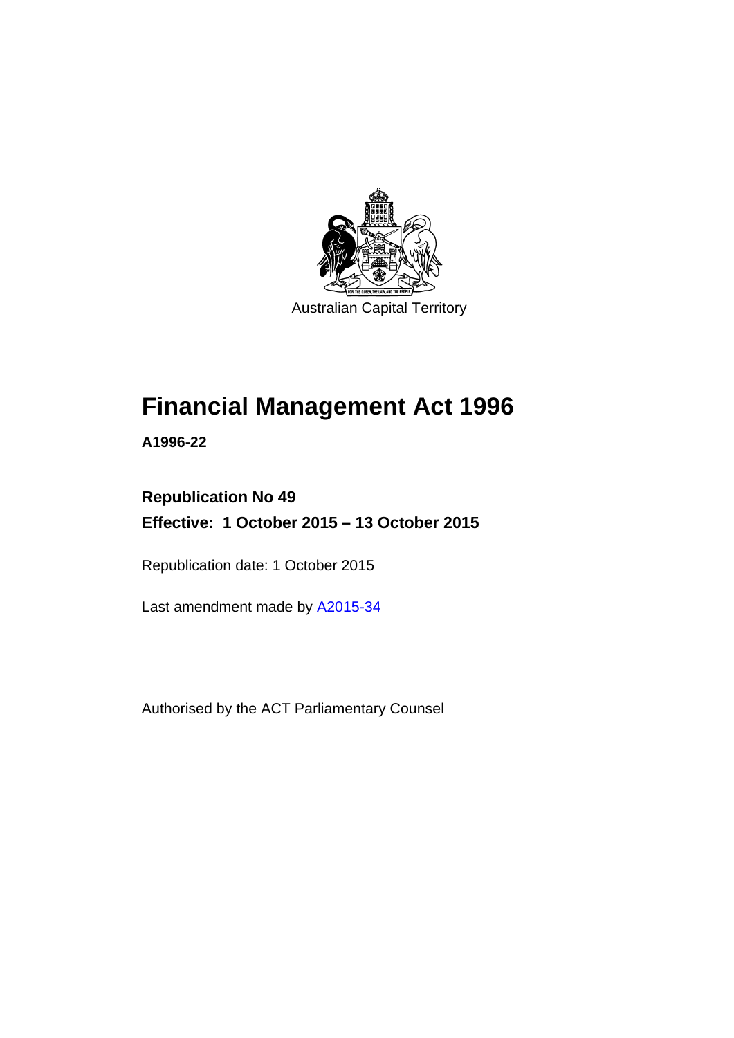Australian Capital Territory

# Financial Management Act 1996

**A1996-22**

**Republication No 49**

**Effective: 1 October 2015 – 13 October 2015**

Republication date: 1 October 2015

Last amendment made by A2015-34

Authorised by the ACT Parliamentary Counsel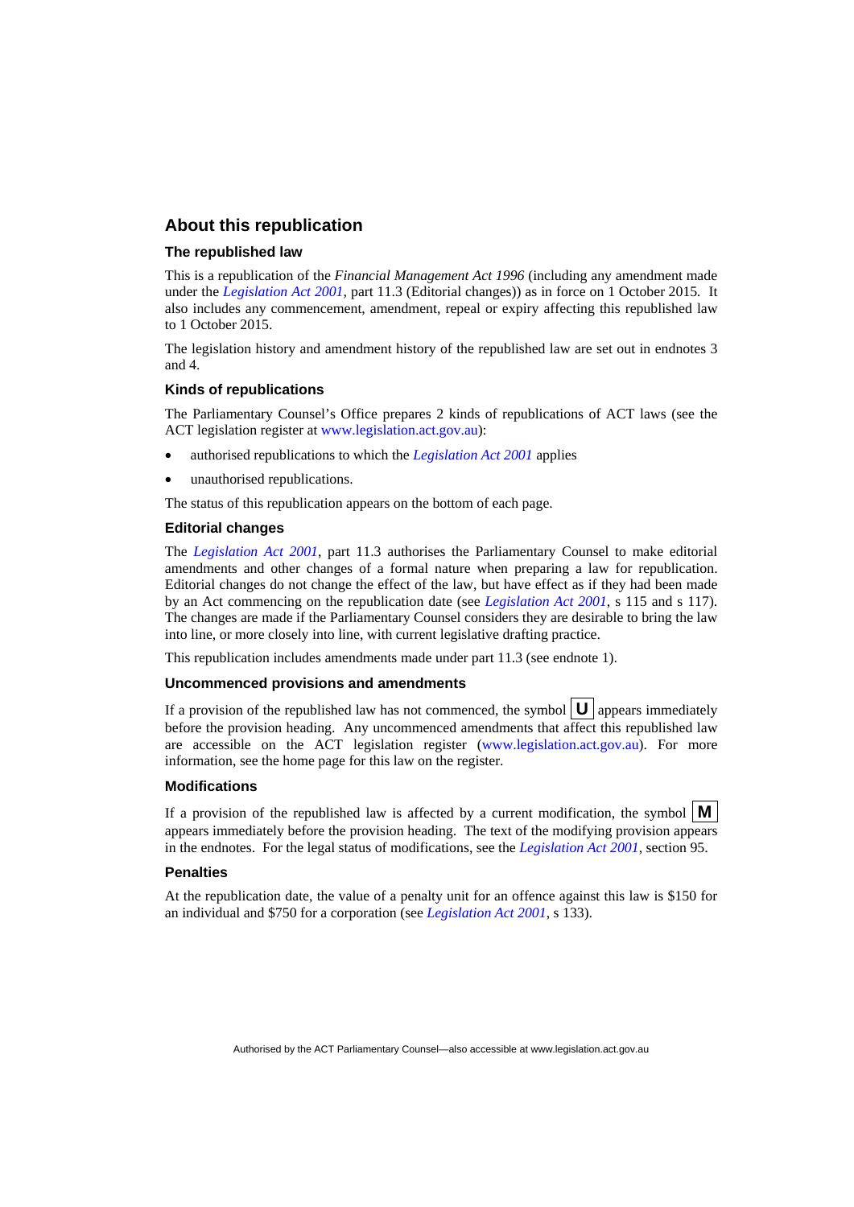## About this republication

### The republished law

This is a republication of the *Financial Management Act 1996* (including any amendment made under the *Legislation Act 2001*, part 11.3 (Editorial changes)) as in force on 1 October 2015. It also includes any commencement, amendment, repeal or expiry affecting this republished law to 1 October 2015.

The legislation history and amendment history of the republished law are set out in endnotes 3 and 4.

### Kinds of republications

The Parliamentary Counsel's Office prepares 2 kinds of republications of ACT laws (see the ACT legislation register at www.legislation.act.gov.au):

- authorised republications to which the *Legislation Act 2001* applies
- unauthorised republications.

The status of this republication appears on the bottom of each page.

### Editorial changes

The *Legislation Act 2001*, part 11.3 authorises the Parliamentary Counsel to make editorial amendments and other changes of a formal nature when preparing a law for republication. Editorial changes do not change the effect of the law, but have effect as if they had been made by an Act commencing on the republication date (see *Legislation Act 2001*, s 115 and s 117). The changes are made if the Parliamentary Counsel considers they are desirable to bring the law into line, or more closely into line, with current legislative drafting practice.

This republication includes amendments made under part 11.3 (see endnote 1).

### Uncommenced provisions and amendments

If a provision of the republished law has not commenced, the symbol **U** appears immediately before the provision heading. Any uncommenced amendments that affect this republished law are accessible on the ACT legislation register (www.legislation.act.gov.au). For more information, see the home page for this law on the register.

### Modifications

If a provision of the republished law is affected by a current modification, the symbol **M** appears immediately before the provision heading. The text of the modifying provision appears in the endnotes. For the legal status of modifications, see the *Legislation Act 2001*, section 95.

### Penalties

At the republication date, the value of a penalty unit for an offence against this law is $150 for an individual and $750 for a corporation (see *Legislation Act 2001*, s 133).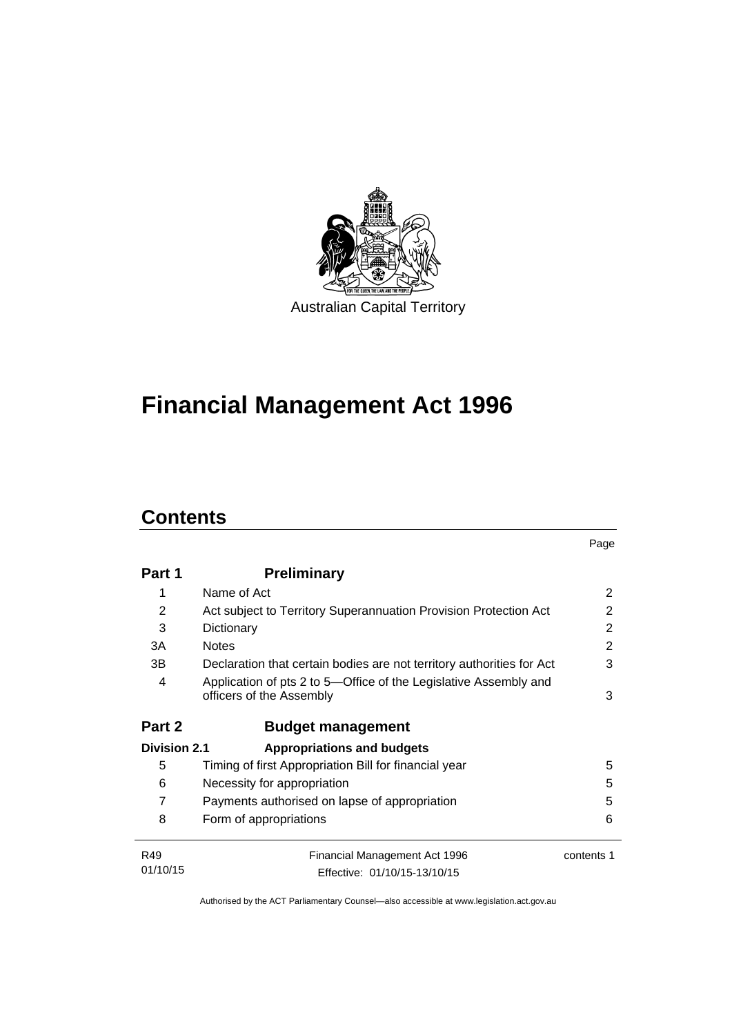Australian Capital Territory

# Financial Management Act 1996

## Contents

| | | Page |
|---|---|---|
| **Part 1** | **Preliminary** | |
| 1 | Name of Act | 2 |
| 2 | Act subject to Territory Superannuation Provision Protection Act | 2 |
| 3 | Dictionary | 2 |
| 3A | Notes | 2 |
| 3B | Declaration that certain bodies are not territory authorities for Act | 3 |
| 4 | Application of pts 2 to 5—Office of the Legislative Assembly and officers of the Assembly | 3 |
| **Part 2** | **Budget management** | |
| **Division 2.1** | **Appropriations and budgets** | |
| 5 | Timing of first Appropriation Bill for financial year | 5 |
| 6 | Necessity for appropriation | 5 |
| 7 | Payments authorised on lapse of appropriation | 5 |
| 8 | Form of appropriations | 6 |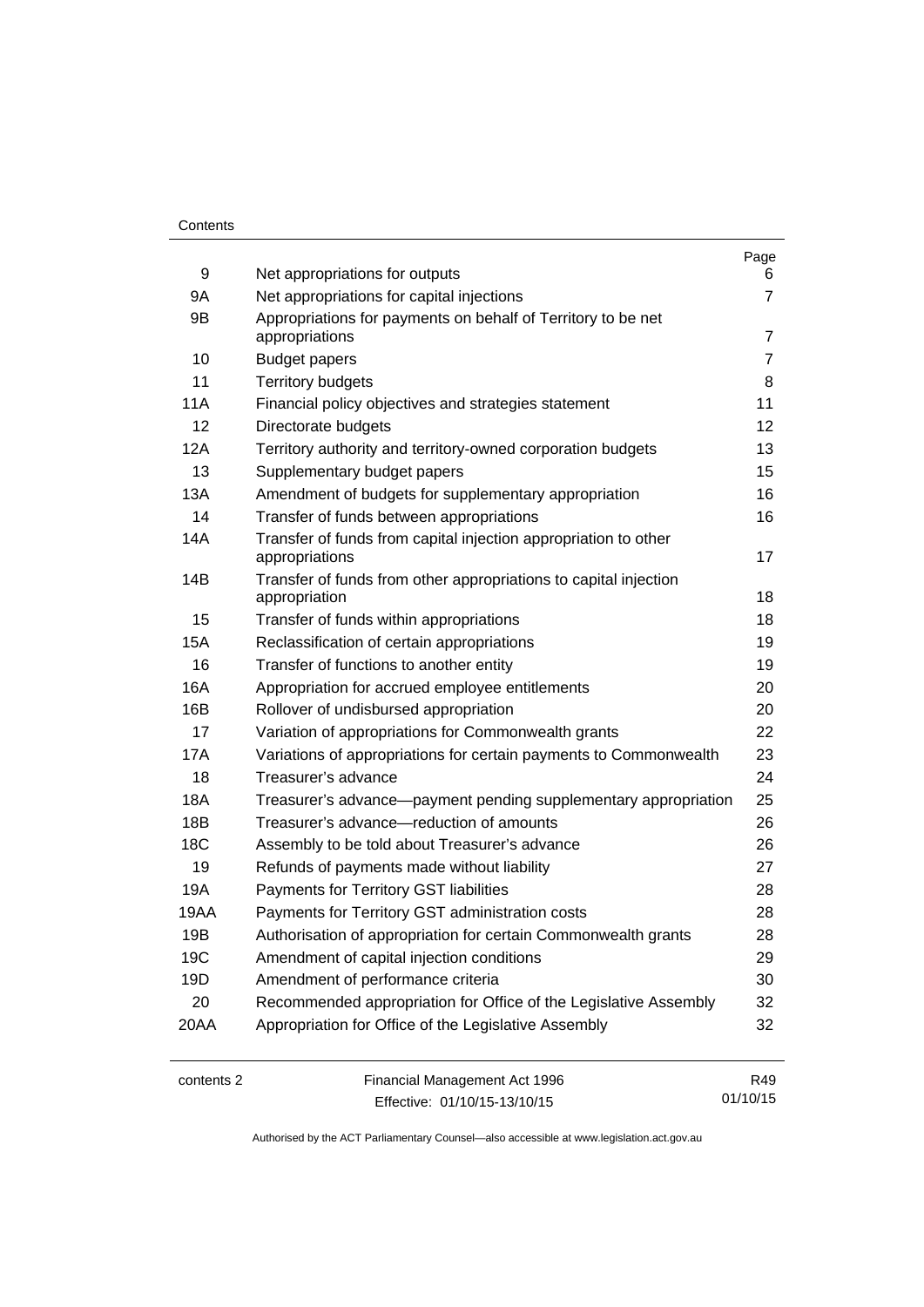| | | Page |
|---|---|---|
| 9 | Net appropriations for outputs | 6 |
| 9A | Net appropriations for capital injections | 7 |
| 9B | Appropriations for payments on behalf of Territory to be net appropriations | 7 |
| 10 | Budget papers | 7 |
| 11 | Territory budgets | 8 |
| 11A | Financial policy objectives and strategies statement | 11 |
| 12 | Directorate budgets | 12 |
| 12A | Territory authority and territory-owned corporation budgets | 13 |
| 13 | Supplementary budget papers | 15 |
| 13A | Amendment of budgets for supplementary appropriation | 16 |
| 14 | Transfer of funds between appropriations | 16 |
| 14A | Transfer of funds from capital injection appropriation to other appropriations | 17 |
| 14B | Transfer of funds from other appropriations to capital injection appropriation | 18 |
| 15 | Transfer of funds within appropriations | 18 |
| 15A | Reclassification of certain appropriations | 19 |
| 16 | Transfer of functions to another entity | 19 |
| 16A | Appropriation for accrued employee entitlements | 20 |
| 16B | Rollover of undisbursed appropriation | 20 |
| 17 | Variation of appropriations for Commonwealth grants | 22 |
| 17A | Variations of appropriations for certain payments to Commonwealth | 23 |
| 18 | Treasurer's advance | 24 |
| 18A | Treasurer's advance—payment pending supplementary appropriation | 25 |
| 18B | Treasurer's advance—reduction of amounts | 26 |
| 18C | Assembly to be told about Treasurer's advance | 26 |
| 19 | Refunds of payments made without liability | 27 |
| 19A | Payments for Territory GST liabilities | 28 |
| 19AA | Payments for Territory GST administration costs | 28 |
| 19B | Authorisation of appropriation for certain Commonwealth grants | 28 |
| 19C | Amendment of capital injection conditions | 29 |
| 19D | Amendment of performance criteria | 30 |
| 20 | Recommended appropriation for Office of the Legislative Assembly | 32 |
| 20AA | Appropriation for Office of the Legislative Assembly | 32 |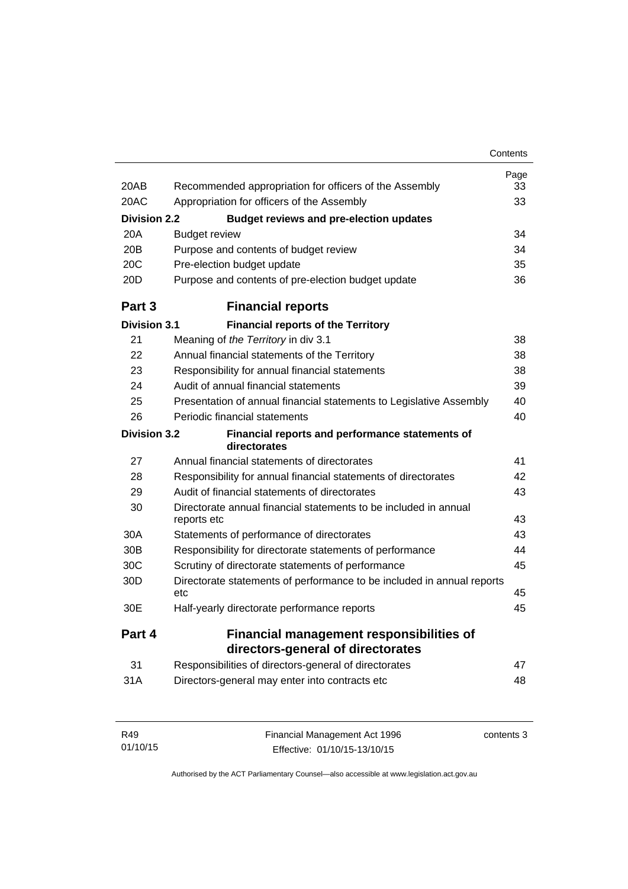| | | Page |
|---|---|---|
| 20AB | Recommended appropriation for officers of the Assembly | 33 |
| 20AC | Appropriation for officers of the Assembly | 33 |
| **Division 2.2** | **Budget reviews and pre-election updates** | |
| 20A | Budget review | 34 |
| 20B | Purpose and contents of budget review | 34 |
| 20C | Pre-election budget update | 35 |
| 20D | Purpose and contents of pre-election budget update | 36 |
| **Part 3** | **Financial reports** | |
| **Division 3.1** | **Financial reports of the Territory** | |
| 21 | Meaning of *the Territory* in div 3.1 | 38 |
| 22 | Annual financial statements of the Territory | 38 |
| 23 | Responsibility for annual financial statements | 38 |
| 24 | Audit of annual financial statements | 39 |
| 25 | Presentation of annual financial statements to Legislative Assembly | 40 |
| 26 | Periodic financial statements | 40 |
| **Division 3.2** | **Financial reports and performance statements of directorates** | |
| 27 | Annual financial statements of directorates | 41 |
| 28 | Responsibility for annual financial statements of directorates | 42 |
| 29 | Audit of financial statements of directorates | 43 |
| 30 | Directorate annual financial statements to be included in annual reports etc | 43 |
| 30A | Statements of performance of directorates | 43 |
| 30B | Responsibility for directorate statements of performance | 44 |
| 30C | Scrutiny of directorate statements of performance | 45 |
| 30D | Directorate statements of performance to be included in annual reports etc | 45 |
| 30E | Half-yearly directorate performance reports | 45 |
| **Part 4** | **Financial management responsibilities of directors-general of directorates** | |
| 31 | Responsibilities of directors-general of directorates | 47 |
| 31A | Directors-general may enter into contracts etc | 48 |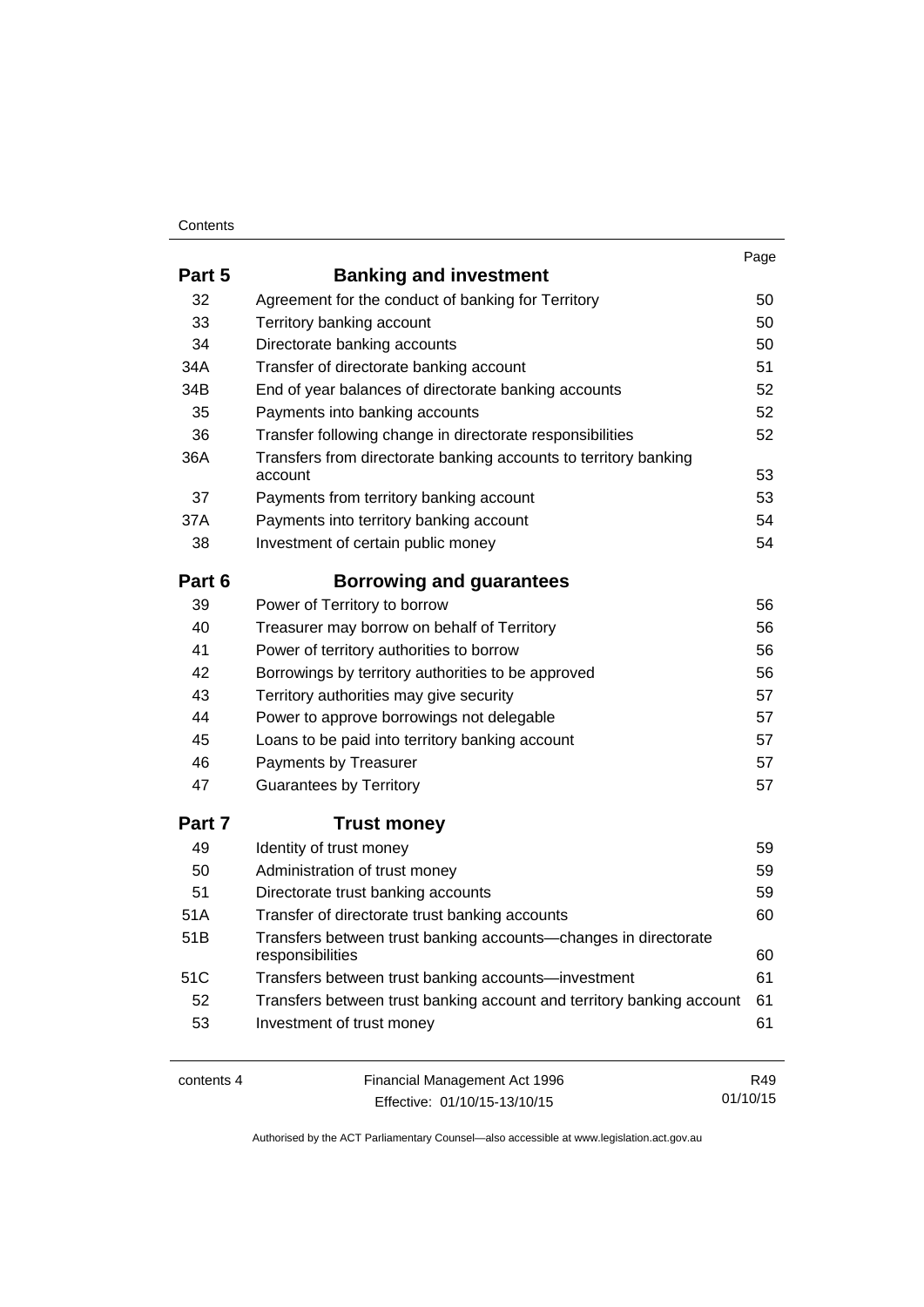| | | Page |
|---|---|---|
| **Part 5** | **Banking and investment** | |
| 32 | Agreement for the conduct of banking for Territory | 50 |
| 33 | Territory banking account | 50 |
| 34 | Directorate banking accounts | 50 |
| 34A | Transfer of directorate banking account | 51 |
| 34B | End of year balances of directorate banking accounts | 52 |
| 35 | Payments into banking accounts | 52 |
| 36 | Transfer following change in directorate responsibilities | 52 |
| 36A | Transfers from directorate banking accounts to territory banking account | 53 |
| 37 | Payments from territory banking account | 53 |
| 37A | Payments into territory banking account | 54 |
| 38 | Investment of certain public money | 54 |
| **Part 6** | **Borrowing and guarantees** | |
| 39 | Power of Territory to borrow | 56 |
| 40 | Treasurer may borrow on behalf of Territory | 56 |
| 41 | Power of territory authorities to borrow | 56 |
| 42 | Borrowings by territory authorities to be approved | 56 |
| 43 | Territory authorities may give security | 57 |
| 44 | Power to approve borrowings not delegable | 57 |
| 45 | Loans to be paid into territory banking account | 57 |
| 46 | Payments by Treasurer | 57 |
| 47 | Guarantees by Territory | 57 |
| **Part 7** | **Trust money** | |
| 49 | Identity of trust money | 59 |
| 50 | Administration of trust money | 59 |
| 51 | Directorate trust banking accounts | 59 |
| 51A | Transfer of directorate trust banking accounts | 60 |
| 51B | Transfers between trust banking accounts—changes in directorate responsibilities | 60 |
| 51C | Transfers between trust banking accounts—investment | 61 |
| 52 | Transfers between trust banking account and territory banking account | 61 |
| 53 | Investment of trust money | 61 |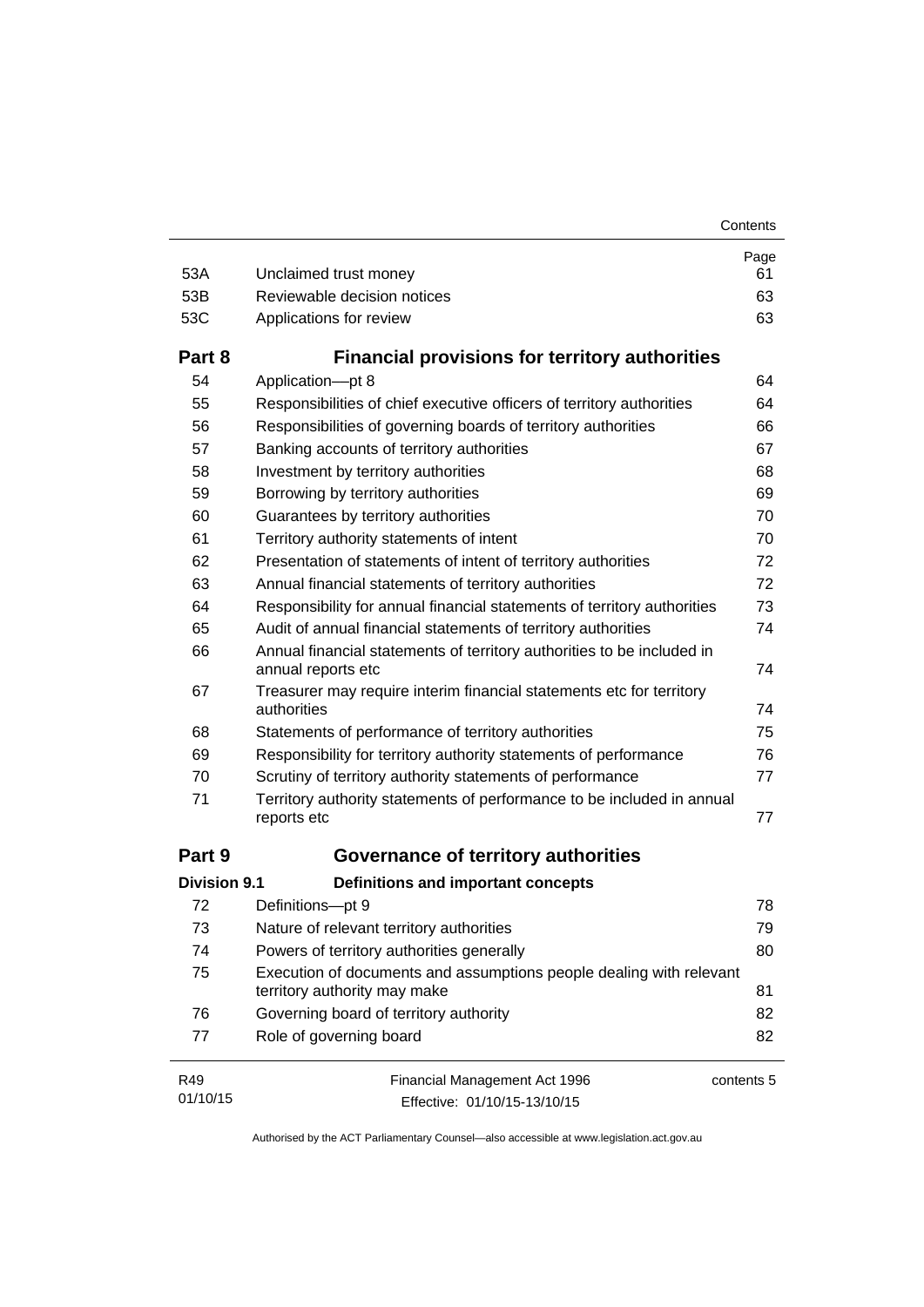| | | Page |
|---|---|---|
| 53A | Unclaimed trust money | 61 |
| 53B | Reviewable decision notices | 63 |
| 53C | Applications for review | 63 |

## Part 8 Financial provisions for territory authorities

| | | |
|---|---|---|
| 54 | Application—pt 8 | 64 |
| 55 | Responsibilities of chief executive officers of territory authorities | 64 |
| 56 | Responsibilities of governing boards of territory authorities | 66 |
| 57 | Banking accounts of territory authorities | 67 |
| 58 | Investment by territory authorities | 68 |
| 59 | Borrowing by territory authorities | 69 |
| 60 | Guarantees by territory authorities | 70 |
| 61 | Territory authority statements of intent | 70 |
| 62 | Presentation of statements of intent of territory authorities | 72 |
| 63 | Annual financial statements of territory authorities | 72 |
| 64 | Responsibility for annual financial statements of territory authorities | 73 |
| 65 | Audit of annual financial statements of territory authorities | 74 |
| 66 | Annual financial statements of territory authorities to be included in annual reports etc | 74 |
| 67 | Treasurer may require interim financial statements etc for territory authorities | 74 |
| 68 | Statements of performance of territory authorities | 75 |
| 69 | Responsibility for territory authority statements of performance | 76 |
| 70 | Scrutiny of territory authority statements of performance | 77 |
| 71 | Territory authority statements of performance to be included in annual reports etc | 77 |

## Part 9 Governance of territory authorities

### Division 9.1 Definitions and important concepts

| | | |
|---|---|---|
| 72 | Definitions—pt 9 | 78 |
| 73 | Nature of relevant territory authorities | 79 |
| 74 | Powers of territory authorities generally | 80 |
| 75 | Execution of documents and assumptions people dealing with relevant territory authority may make | 81 |
| 76 | Governing board of territory authority | 82 |
| 77 | Role of governing board | 82 |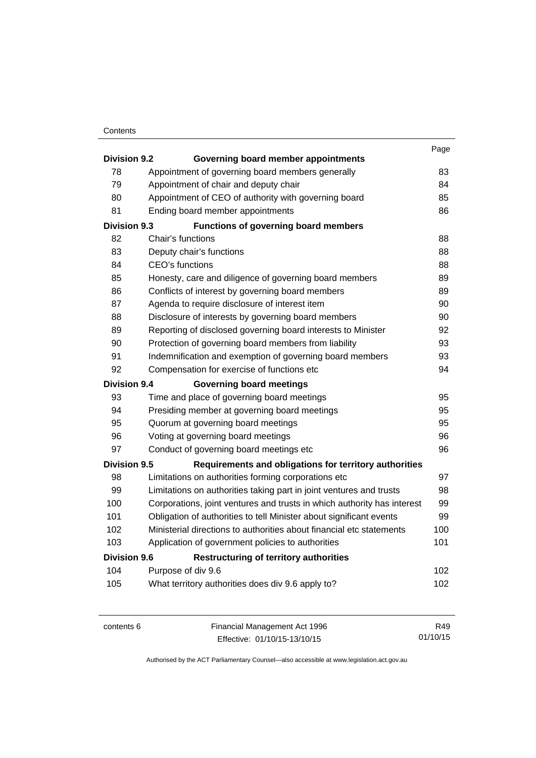| | | Page |
|---|---|---|
| **Division 9.2** | **Governing board member appointments** | |
| 78 | Appointment of governing board members generally | 83 |
| 79 | Appointment of chair and deputy chair | 84 |
| 80 | Appointment of CEO of authority with governing board | 85 |
| 81 | Ending board member appointments | 86 |
| **Division 9.3** | **Functions of governing board members** | |
| 82 | Chair's functions | 88 |
| 83 | Deputy chair's functions | 88 |
| 84 | CEO's functions | 88 |
| 85 | Honesty, care and diligence of governing board members | 89 |
| 86 | Conflicts of interest by governing board members | 89 |
| 87 | Agenda to require disclosure of interest item | 90 |
| 88 | Disclosure of interests by governing board members | 90 |
| 89 | Reporting of disclosed governing board interests to Minister | 92 |
| 90 | Protection of governing board members from liability | 93 |
| 91 | Indemnification and exemption of governing board members | 93 |
| 92 | Compensation for exercise of functions etc | 94 |
| **Division 9.4** | **Governing board meetings** | |
| 93 | Time and place of governing board meetings | 95 |
| 94 | Presiding member at governing board meetings | 95 |
| 95 | Quorum at governing board meetings | 95 |
| 96 | Voting at governing board meetings | 96 |
| 97 | Conduct of governing board meetings etc | 96 |
| **Division 9.5** | **Requirements and obligations for territory authorities** | |
| 98 | Limitations on authorities forming corporations etc | 97 |
| 99 | Limitations on authorities taking part in joint ventures and trusts | 98 |
| 100 | Corporations, joint ventures and trusts in which authority has interest | 99 |
| 101 | Obligation of authorities to tell Minister about significant events | 99 |
| 102 | Ministerial directions to authorities about financial etc statements | 100 |
| 103 | Application of government policies to authorities | 101 |
| **Division 9.6** | **Restructuring of territory authorities** | |
| 104 | Purpose of div 9.6 | 102 |
| 105 | What territory authorities does div 9.6 apply to? | 102 |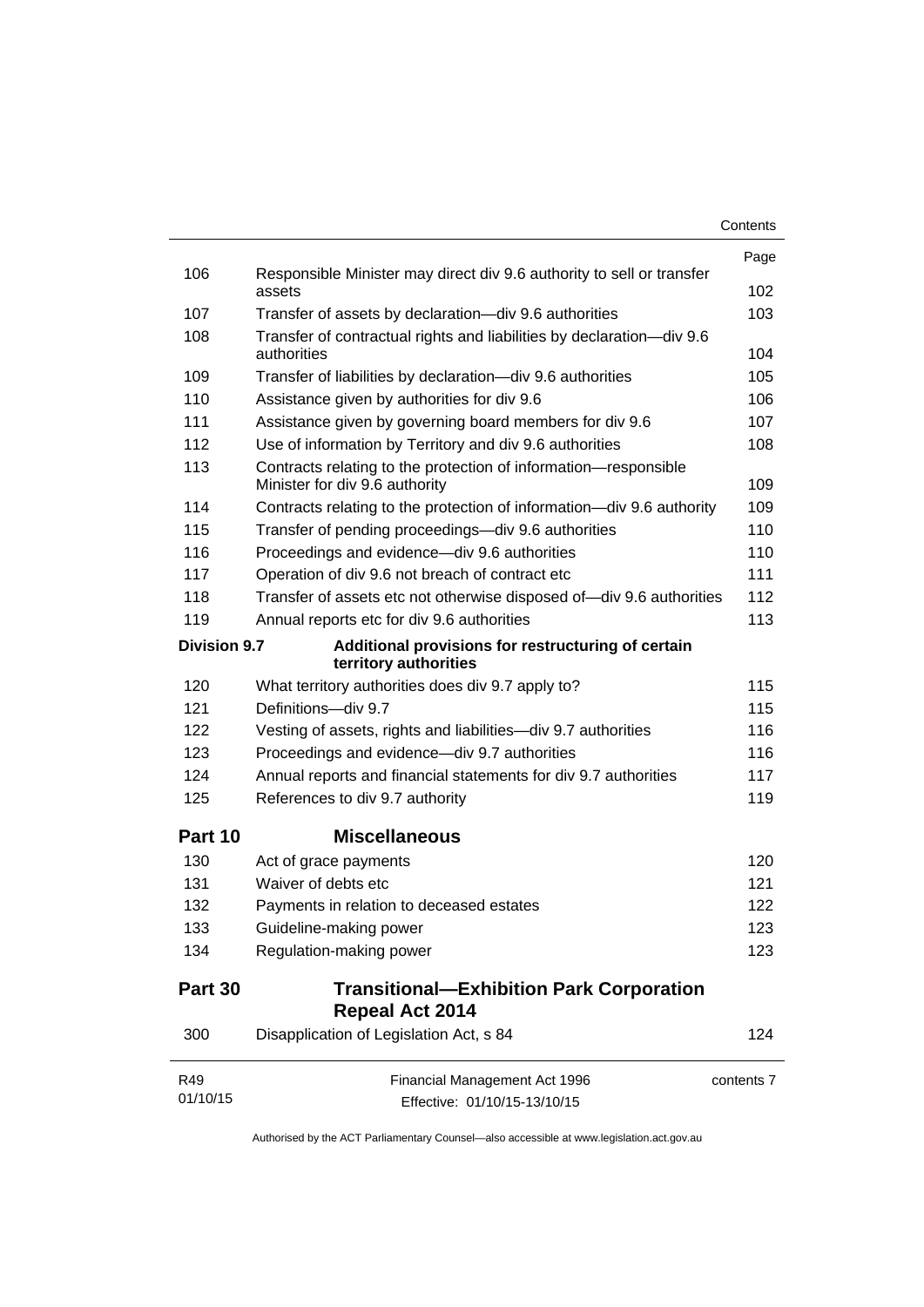| | | Page |
|---|---|---|
| 106 | Responsible Minister may direct div 9.6 authority to sell or transfer assets | 102 |
| 107 | Transfer of assets by declaration—div 9.6 authorities | 103 |
| 108 | Transfer of contractual rights and liabilities by declaration—div 9.6 authorities | 104 |
| 109 | Transfer of liabilities by declaration—div 9.6 authorities | 105 |
| 110 | Assistance given by authorities for div 9.6 | 106 |
| 111 | Assistance given by governing board members for div 9.6 | 107 |
| 112 | Use of information by Territory and div 9.6 authorities | 108 |
| 113 | Contracts relating to the protection of information—responsible Minister for div 9.6 authority | 109 |
| 114 | Contracts relating to the protection of information—div 9.6 authority | 109 |
| 115 | Transfer of pending proceedings—div 9.6 authorities | 110 |
| 116 | Proceedings and evidence—div 9.6 authorities | 110 |
| 117 | Operation of div 9.6 not breach of contract etc | 111 |
| 118 | Transfer of assets etc not otherwise disposed of—div 9.6 authorities | 112 |
| 119 | Annual reports etc for div 9.6 authorities | 113 |
| **Division 9.7** | **Additional provisions for restructuring of certain territory authorities** | |
| 120 | What territory authorities does div 9.7 apply to? | 115 |
| 121 | Definitions—div 9.7 | 115 |
| 122 | Vesting of assets, rights and liabilities—div 9.7 authorities | 116 |
| 123 | Proceedings and evidence—div 9.7 authorities | 116 |
| 124 | Annual reports and financial statements for div 9.7 authorities | 117 |
| 125 | References to div 9.7 authority | 119 |
| **Part 10** | **Miscellaneous** | |
| 130 | Act of grace payments | 120 |
| 131 | Waiver of debts etc | 121 |
| 132 | Payments in relation to deceased estates | 122 |
| 133 | Guideline-making power | 123 |
| 134 | Regulation-making power | 123 |
| **Part 30** | **Transitional—Exhibition Park Corporation Repeal Act 2014** | |
| 300 | Disapplication of Legislation Act, s 84 | 124 |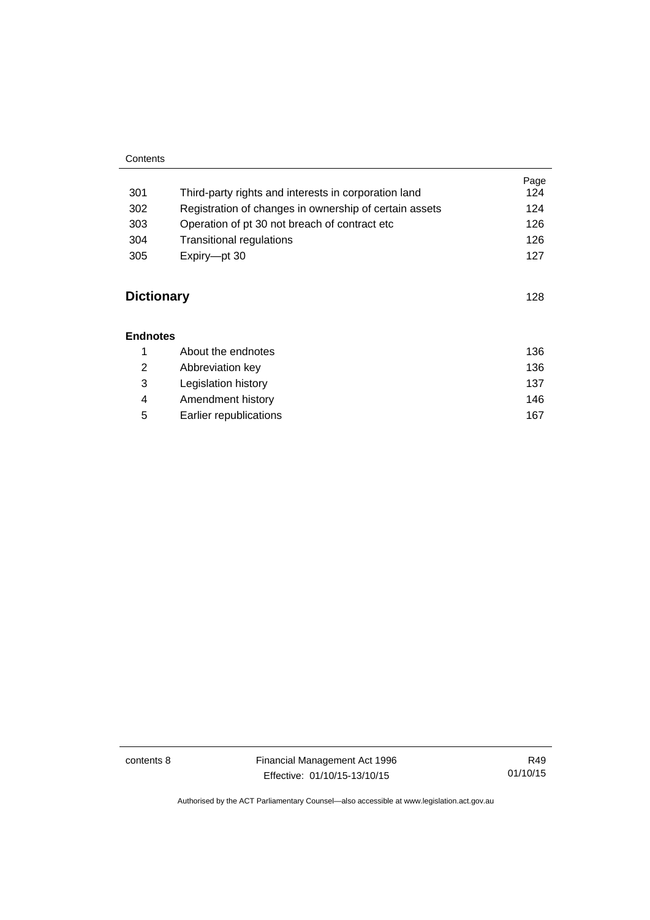| | | Page |
|---|---|---|
| 301 | Third-party rights and interests in corporation land | 124 |
| 302 | Registration of changes in ownership of certain assets | 124 |
| 303 | Operation of pt 30 not breach of contract etc | 126 |
| 304 | Transitional regulations | 126 |
| 305 | Expiry—pt 30 | 127 |

**Dictionary** 128

**Endnotes**

| | | |
|---|---|---|
| 1 | About the endnotes | 136 |
| 2 | Abbreviation key | 136 |
| 3 | Legislation history | 137 |
| 4 | Amendment history | 146 |
| 5 | Earlier republications | 167 |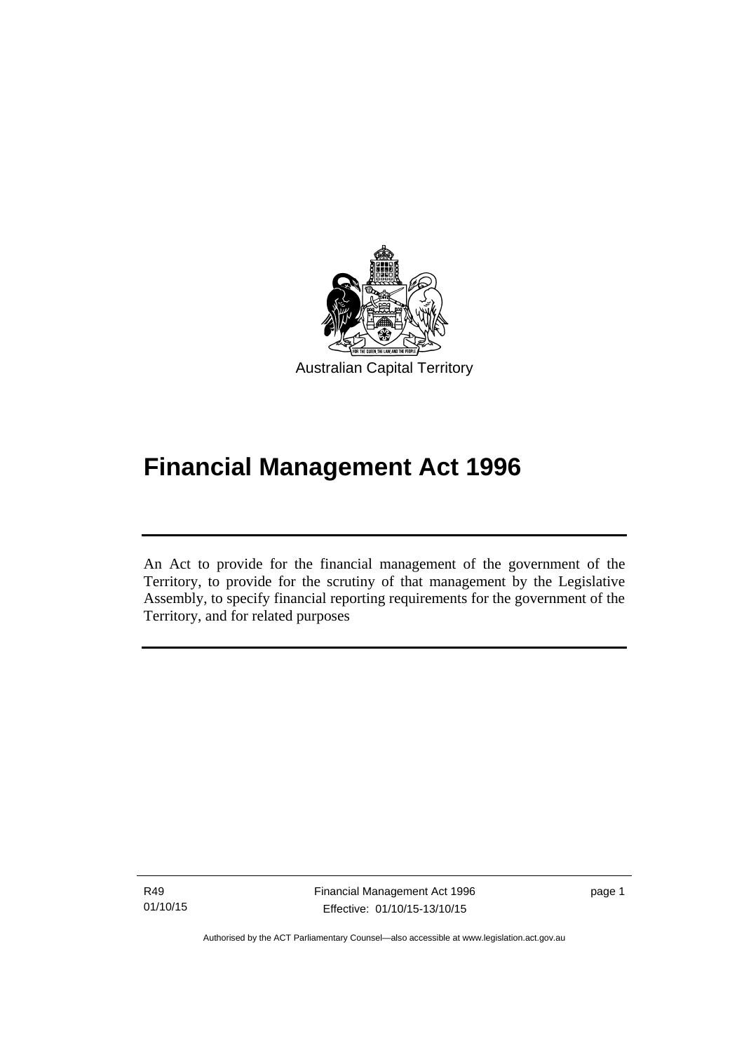Australian Capital Territory

# Financial Management Act 1996

An Act to provide for the financial management of the government of the Territory, to provide for the scrutiny of that management by the Legislative Assembly, to specify financial reporting requirements for the government of the Territory, and for related purposes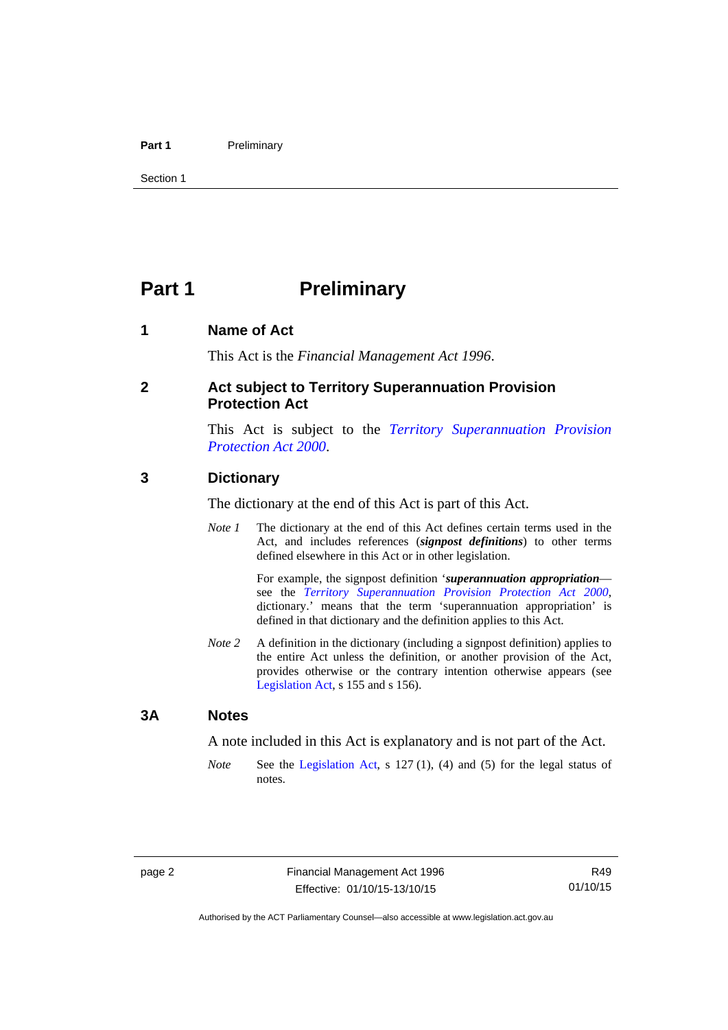# Part 1 Preliminary

## 1 Name of Act

This Act is the *Financial Management Act 1996*.

## 2 Act subject to Territory Superannuation Provision Protection Act

This Act is subject to the *Territory Superannuation Provision Protection Act 2000*.

## 3 Dictionary

The dictionary at the end of this Act is part of this Act.

*Note 1* The dictionary at the end of this Act defines certain terms used in the Act, and includes references (***signpost definitions***) to other terms defined elsewhere in this Act or in other legislation.

For example, the signpost definition '***superannuation appropriation***—see the *Territory Superannuation Provision Protection Act 2000*, dictionary.' means that the term 'superannuation appropriation' is defined in that dictionary and the definition applies to this Act.

*Note 2* A definition in the dictionary (including a signpost definition) applies to the entire Act unless the definition, or another provision of the Act, provides otherwise or the contrary intention otherwise appears (see Legislation Act, s 155 and s 156).

## 3A Notes

A note included in this Act is explanatory and is not part of the Act.

*Note* See the Legislation Act, s 127 (1), (4) and (5) for the legal status of notes.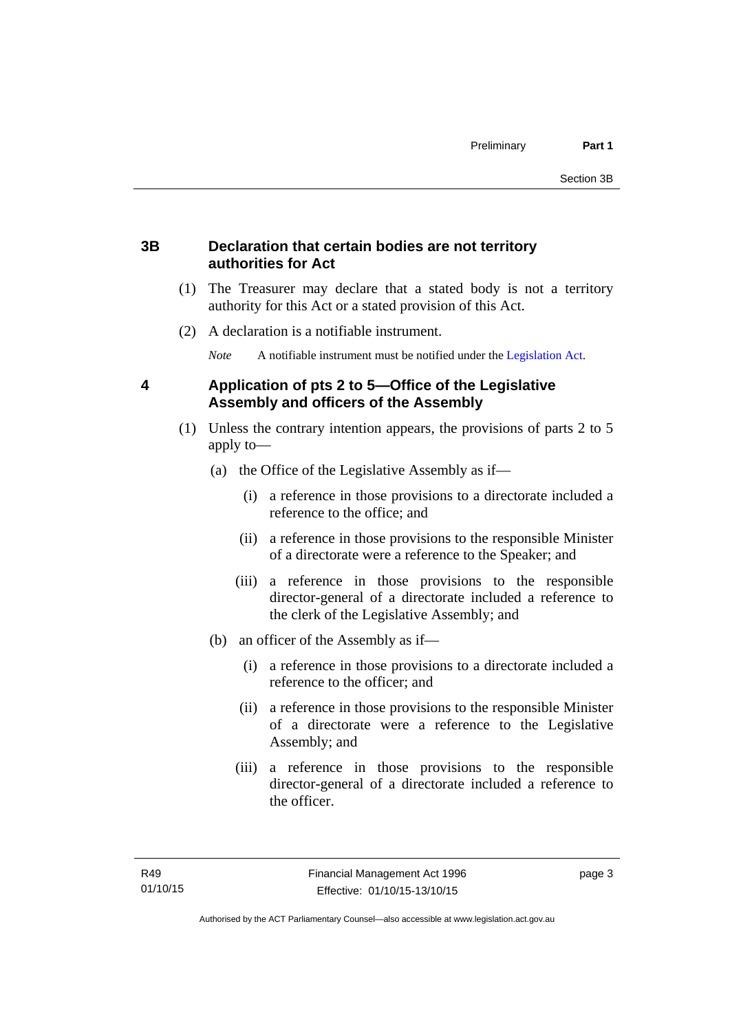## 3B Declaration that certain bodies are not territory authorities for Act

(1) The Treasurer may declare that a stated body is not a territory authority for this Act or a stated provision of this Act.

(2) A declaration is a notifiable instrument.

*Note* A notifiable instrument must be notified under the Legislation Act.

## 4 Application of pts 2 to 5—Office of the Legislative Assembly and officers of the Assembly

(1) Unless the contrary intention appears, the provisions of parts 2 to 5 apply to—

(a) the Office of the Legislative Assembly as if—

(i) a reference in those provisions to a directorate included a reference to the office; and

(ii) a reference in those provisions to the responsible Minister of a directorate were a reference to the Speaker; and

(iii) a reference in those provisions to the responsible director-general of a directorate included a reference to the clerk of the Legislative Assembly; and

(b) an officer of the Assembly as if—

(i) a reference in those provisions to a directorate included a reference to the officer; and

(ii) a reference in those provisions to the responsible Minister of a directorate were a reference to the Legislative Assembly; and

(iii) a reference in those provisions to the responsible director-general of a directorate included a reference to the officer.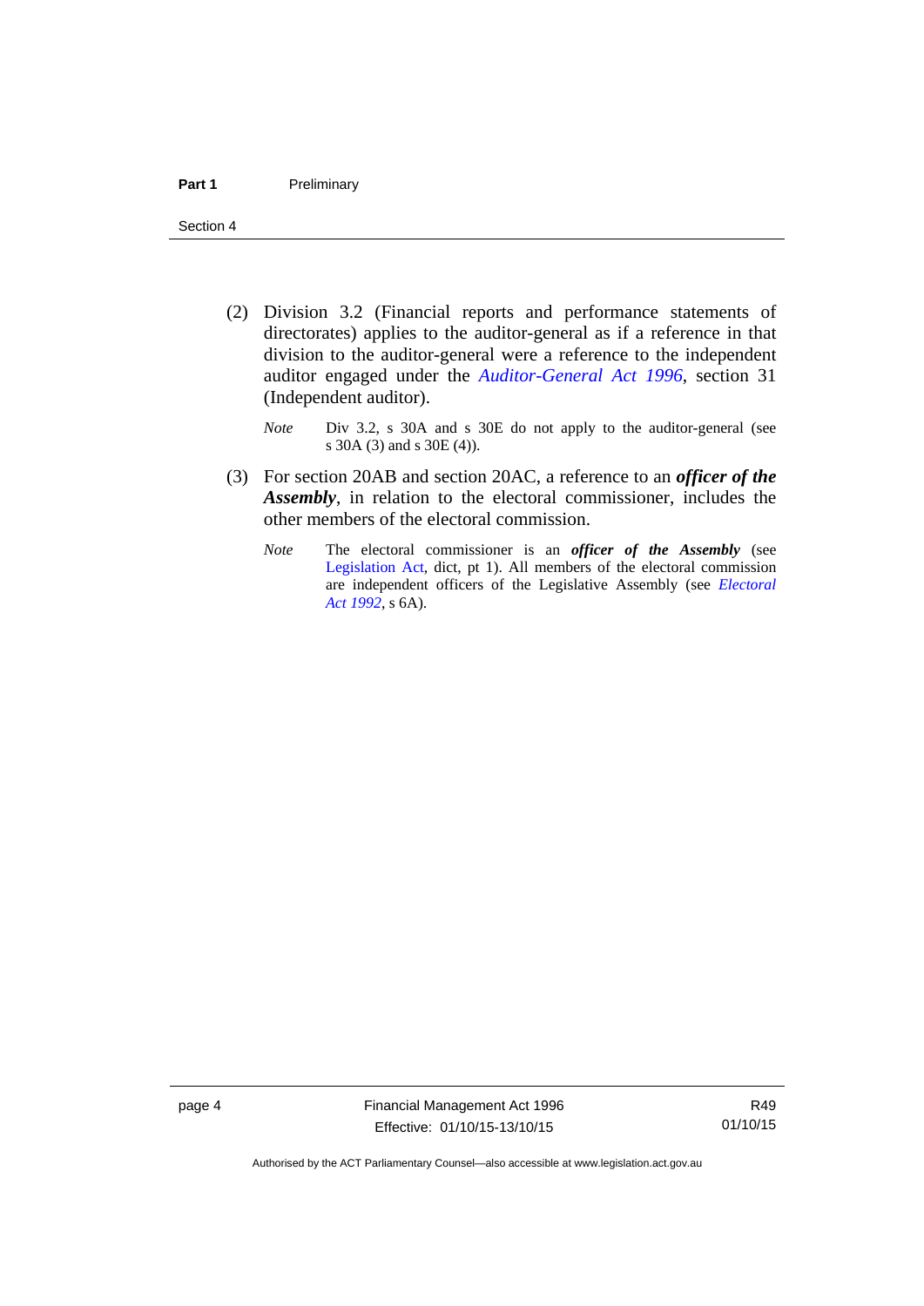(2) Division 3.2 (Financial reports and performance statements of directorates) applies to the auditor-general as if a reference in that division to the auditor-general were a reference to the independent auditor engaged under the *Auditor-General Act 1996*, section 31 (Independent auditor).

*Note* Div 3.2, s 30A and s 30E do not apply to the auditor-general (see s 30A (3) and s 30E (4)).

(3) For section 20AB and section 20AC, a reference to an ***officer of the Assembly***, in relation to the electoral commissioner, includes the other members of the electoral commission.

*Note* The electoral commissioner is an ***officer of the Assembly*** (see Legislation Act, dict, pt 1). All members of the electoral commission are independent officers of the Legislative Assembly (see *Electoral Act 1992*, s 6A).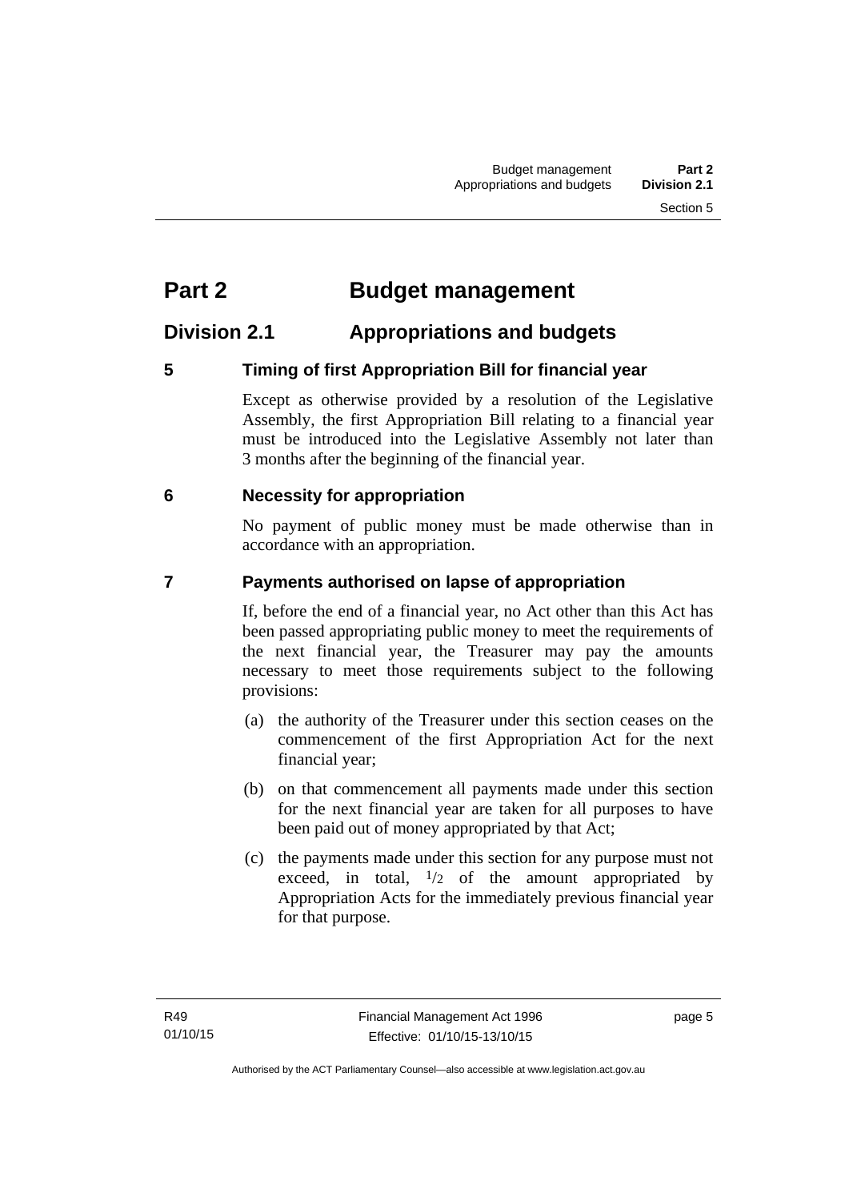# Part 2 Budget management

## Division 2.1 Appropriations and budgets

### 5 Timing of first Appropriation Bill for financial year

Except as otherwise provided by a resolution of the Legislative Assembly, the first Appropriation Bill relating to a financial year must be introduced into the Legislative Assembly not later than 3 months after the beginning of the financial year.

### 6 Necessity for appropriation

No payment of public money must be made otherwise than in accordance with an appropriation.

### 7 Payments authorised on lapse of appropriation

If, before the end of a financial year, no Act other than this Act has been passed appropriating public money to meet the requirements of the next financial year, the Treasurer may pay the amounts necessary to meet those requirements subject to the following provisions:

(a) the authority of the Treasurer under this section ceases on the commencement of the first Appropriation Act for the next financial year;

(b) on that commencement all payments made under this section for the next financial year are taken for all purposes to have been paid out of money appropriated by that Act;

(c) the payments made under this section for any purpose must not exceed, in total, $1/2$ of the amount appropriated by Appropriation Acts for the immediately previous financial year for that purpose.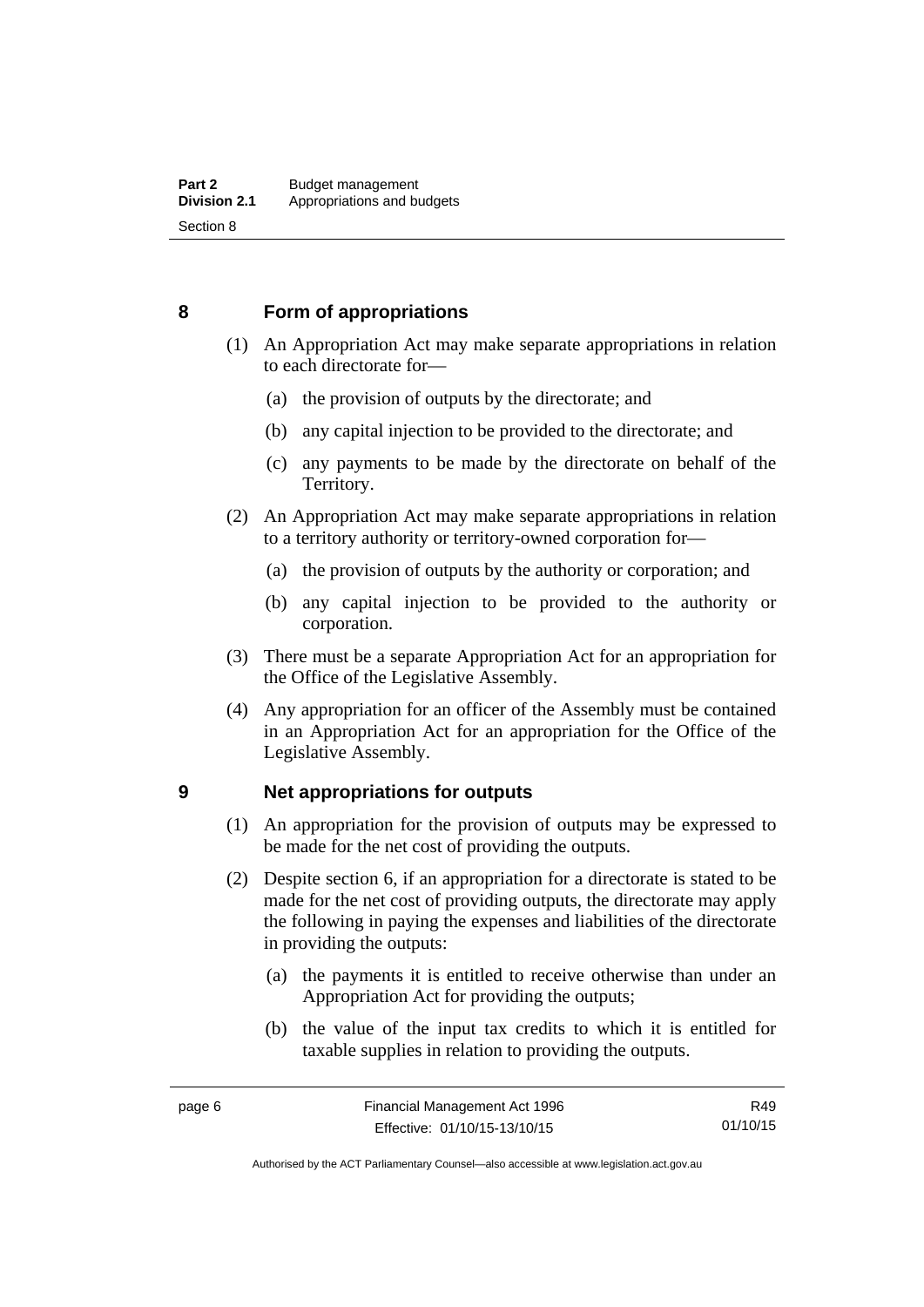## 8 Form of appropriations

(1) An Appropriation Act may make separate appropriations in relation to each directorate for—

  (a) the provision of outputs by the directorate; and

  (b) any capital injection to be provided to the directorate; and

  (c) any payments to be made by the directorate on behalf of the Territory.

(2) An Appropriation Act may make separate appropriations in relation to a territory authority or territory-owned corporation for—

  (a) the provision of outputs by the authority or corporation; and

  (b) any capital injection to be provided to the authority or corporation.

(3) There must be a separate Appropriation Act for an appropriation for the Office of the Legislative Assembly.

(4) Any appropriation for an officer of the Assembly must be contained in an Appropriation Act for an appropriation for the Office of the Legislative Assembly.

## 9 Net appropriations for outputs

(1) An appropriation for the provision of outputs may be expressed to be made for the net cost of providing the outputs.

(2) Despite section 6, if an appropriation for a directorate is stated to be made for the net cost of providing outputs, the directorate may apply the following in paying the expenses and liabilities of the directorate in providing the outputs:

  (a) the payments it is entitled to receive otherwise than under an Appropriation Act for providing the outputs;

  (b) the value of the input tax credits to which it is entitled for taxable supplies in relation to providing the outputs.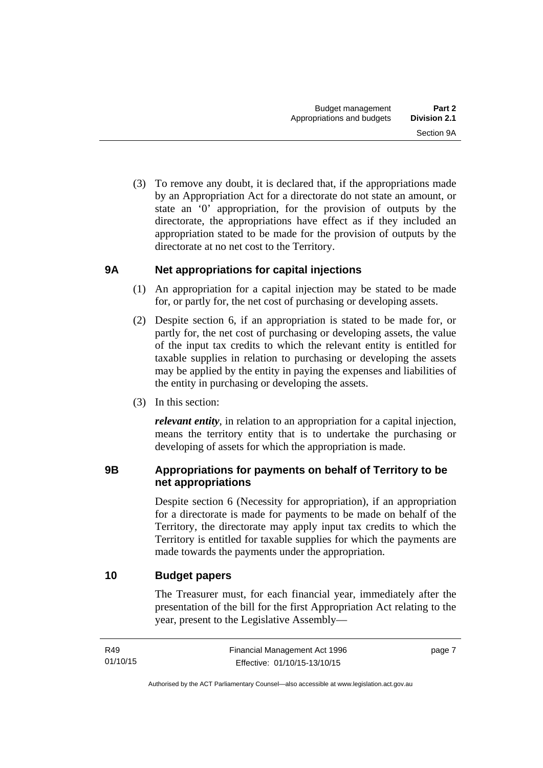(3) To remove any doubt, it is declared that, if the appropriations made by an Appropriation Act for a directorate do not state an amount, or state an '0' appropriation, for the provision of outputs by the directorate, the appropriations have effect as if they included an appropriation stated to be made for the provision of outputs by the directorate at no net cost to the Territory.

## 9A Net appropriations for capital injections

(1) An appropriation for a capital injection may be stated to be made for, or partly for, the net cost of purchasing or developing assets.

(2) Despite section 6, if an appropriation is stated to be made for, or partly for, the net cost of purchasing or developing assets, the value of the input tax credits to which the relevant entity is entitled for taxable supplies in relation to purchasing or developing the assets may be applied by the entity in paying the expenses and liabilities of the entity in purchasing or developing the assets.

(3) In this section:

***relevant entity***, in relation to an appropriation for a capital injection, means the territory entity that is to undertake the purchasing or developing of assets for which the appropriation is made.

## 9B Appropriations for payments on behalf of Territory to be net appropriations

Despite section 6 (Necessity for appropriation), if an appropriation for a directorate is made for payments to be made on behalf of the Territory, the directorate may apply input tax credits to which the Territory is entitled for taxable supplies for which the payments are made towards the payments under the appropriation.

## 10 Budget papers

The Treasurer must, for each financial year, immediately after the presentation of the bill for the first Appropriation Act relating to the year, present to the Legislative Assembly—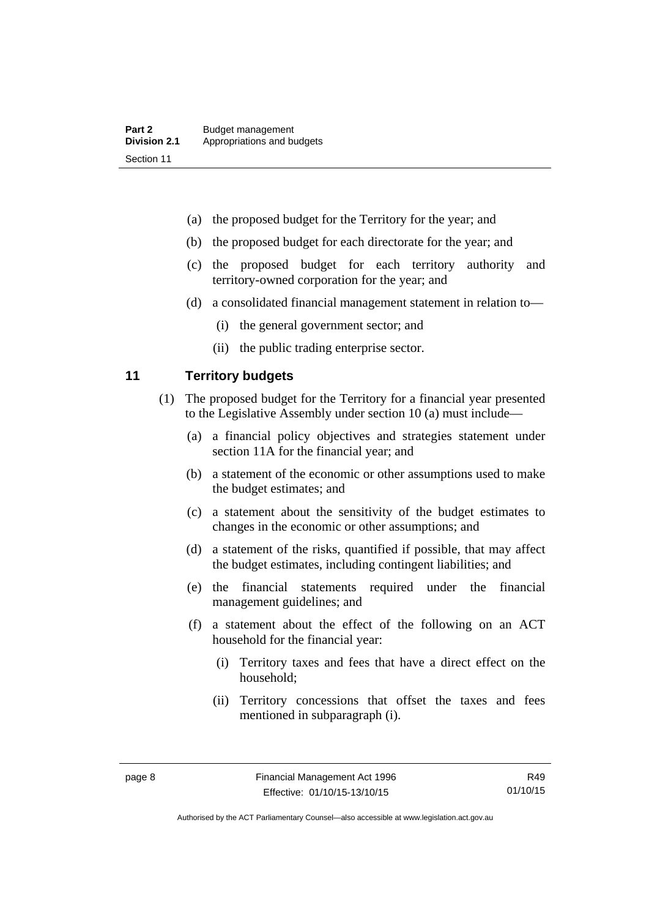(a) the proposed budget for the Territory for the year; and

(b) the proposed budget for each directorate for the year; and

(c) the proposed budget for each territory authority and territory-owned corporation for the year; and

(d) a consolidated financial management statement in relation to—

   (i) the general government sector; and

   (ii) the public trading enterprise sector.

## 11 Territory budgets

(1) The proposed budget for the Territory for a financial year presented to the Legislative Assembly under section 10 (a) must include—

   (a) a financial policy objectives and strategies statement under section 11A for the financial year; and

   (b) a statement of the economic or other assumptions used to make the budget estimates; and

   (c) a statement about the sensitivity of the budget estimates to changes in the economic or other assumptions; and

   (d) a statement of the risks, quantified if possible, that may affect the budget estimates, including contingent liabilities; and

   (e) the financial statements required under the financial management guidelines; and

   (f) a statement about the effect of the following on an ACT household for the financial year:

      (i) Territory taxes and fees that have a direct effect on the household;

      (ii) Territory concessions that offset the taxes and fees mentioned in subparagraph (i).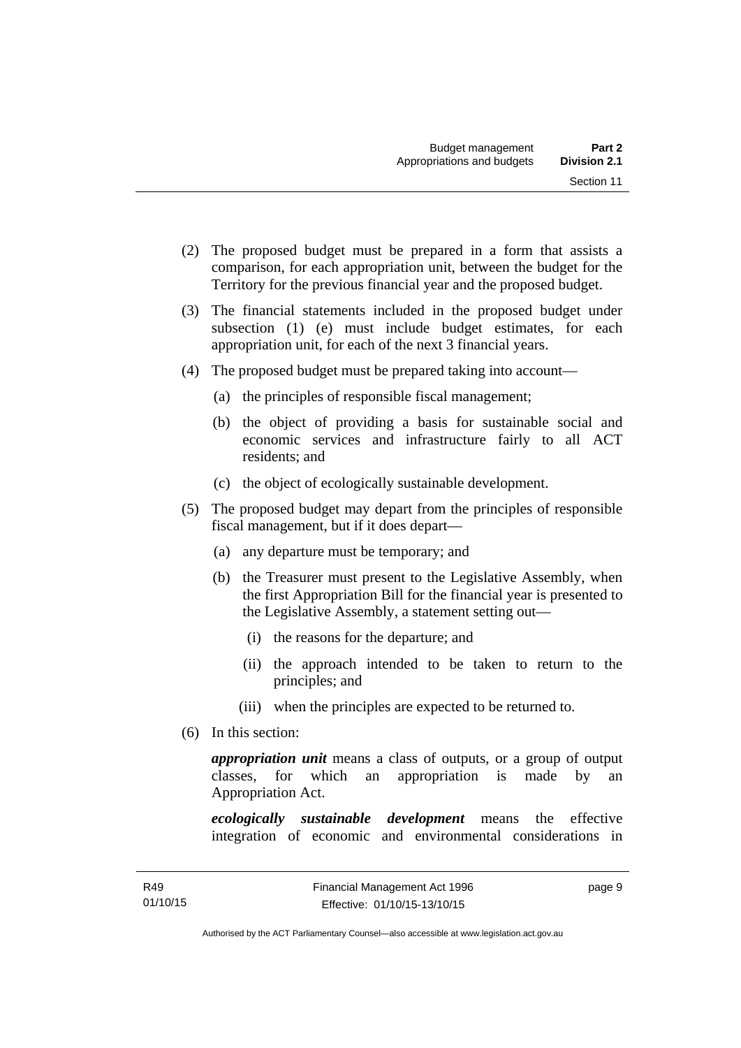(2) The proposed budget must be prepared in a form that assists a comparison, for each appropriation unit, between the budget for the Territory for the previous financial year and the proposed budget.

(3) The financial statements included in the proposed budget under subsection (1) (e) must include budget estimates, for each appropriation unit, for each of the next 3 financial years.

(4) The proposed budget must be prepared taking into account—

(a) the principles of responsible fiscal management;

(b) the object of providing a basis for sustainable social and economic services and infrastructure fairly to all ACT residents; and

(c) the object of ecologically sustainable development.

(5) The proposed budget may depart from the principles of responsible fiscal management, but if it does depart—

(a) any departure must be temporary; and

(b) the Treasurer must present to the Legislative Assembly, when the first Appropriation Bill for the financial year is presented to the Legislative Assembly, a statement setting out—

(i) the reasons for the departure; and

(ii) the approach intended to be taken to return to the principles; and

(iii) when the principles are expected to be returned to.

(6) In this section:

***appropriation unit*** means a class of outputs, or a group of output classes, for which an appropriation is made by an Appropriation Act.

***ecologically sustainable development*** means the effective integration of economic and environmental considerations in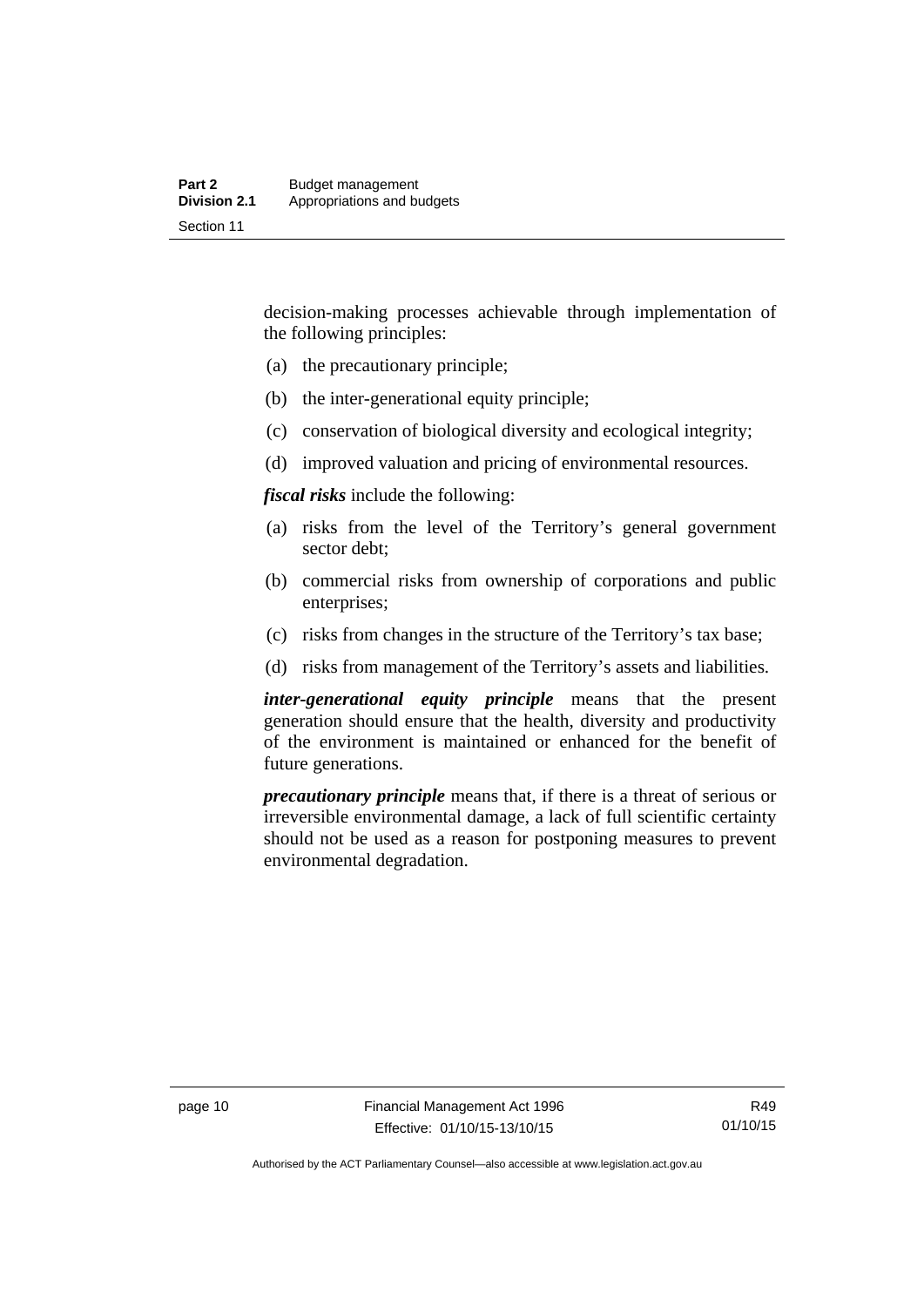decision-making processes achievable through implementation of the following principles:

(a) the precautionary principle;

(b) the inter-generational equity principle;

(c) conservation of biological diversity and ecological integrity;

(d) improved valuation and pricing of environmental resources.

***fiscal risks*** include the following:

(a) risks from the level of the Territory's general government sector debt;

(b) commercial risks from ownership of corporations and public enterprises;

(c) risks from changes in the structure of the Territory's tax base;

(d) risks from management of the Territory's assets and liabilities.

***inter-generational equity principle*** means that the present generation should ensure that the health, diversity and productivity of the environment is maintained or enhanced for the benefit of future generations.

***precautionary principle*** means that, if there is a threat of serious or irreversible environmental damage, a lack of full scientific certainty should not be used as a reason for postponing measures to prevent environmental degradation.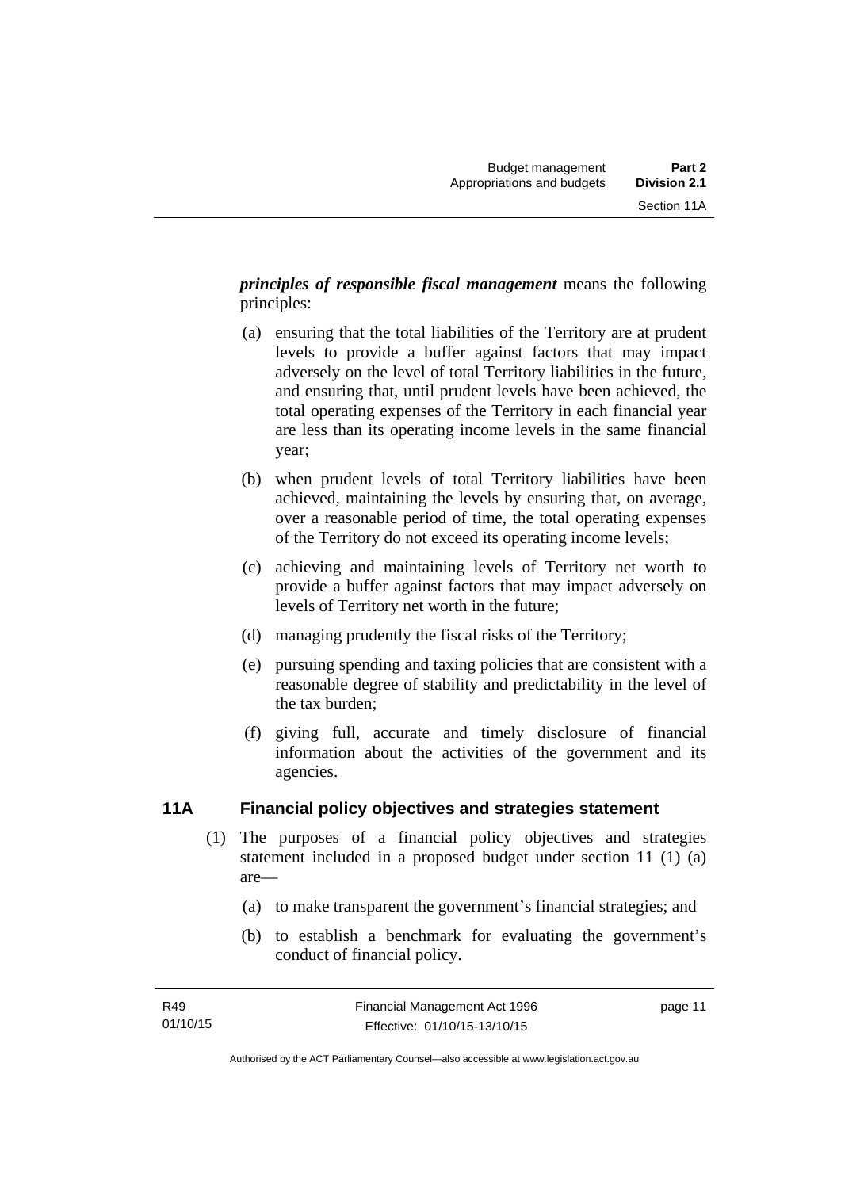***principles of responsible fiscal management*** means the following principles:

(a) ensuring that the total liabilities of the Territory are at prudent levels to provide a buffer against factors that may impact adversely on the level of total Territory liabilities in the future, and ensuring that, until prudent levels have been achieved, the total operating expenses of the Territory in each financial year are less than its operating income levels in the same financial year;

(b) when prudent levels of total Territory liabilities have been achieved, maintaining the levels by ensuring that, on average, over a reasonable period of time, the total operating expenses of the Territory do not exceed its operating income levels;

(c) achieving and maintaining levels of Territory net worth to provide a buffer against factors that may impact adversely on levels of Territory net worth in the future;

(d) managing prudently the fiscal risks of the Territory;

(e) pursuing spending and taxing policies that are consistent with a reasonable degree of stability and predictability in the level of the tax burden;

(f) giving full, accurate and timely disclosure of financial information about the activities of the government and its agencies.

## 11A Financial policy objectives and strategies statement

(1) The purposes of a financial policy objectives and strategies statement included in a proposed budget under section 11 (1) (a) are—

(a) to make transparent the government's financial strategies; and

(b) to establish a benchmark for evaluating the government's conduct of financial policy.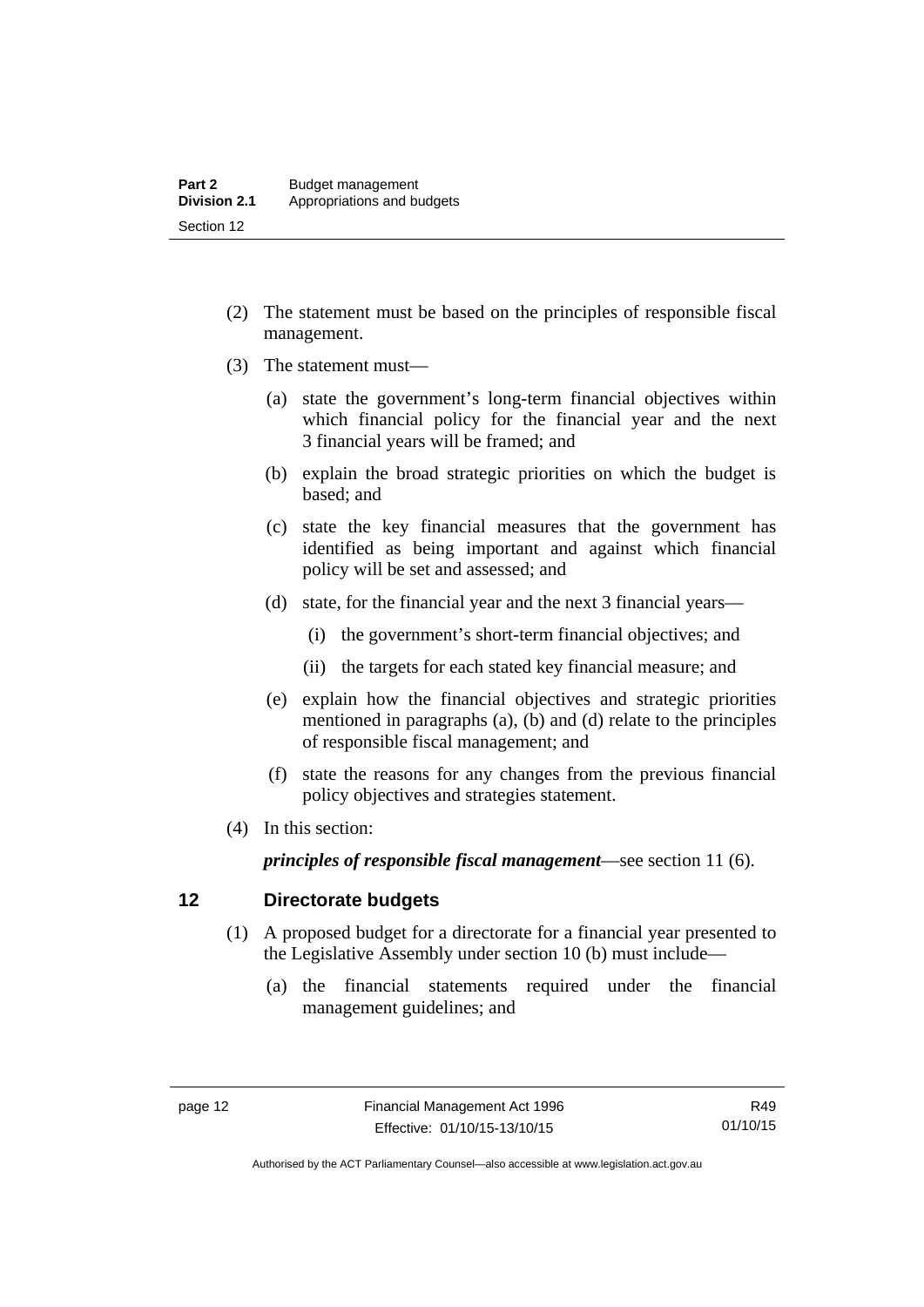(2) The statement must be based on the principles of responsible fiscal management.

(3) The statement must—

(a) state the government's long-term financial objectives within which financial policy for the financial year and the next 3 financial years will be framed; and

(b) explain the broad strategic priorities on which the budget is based; and

(c) state the key financial measures that the government has identified as being important and against which financial policy will be set and assessed; and

(d) state, for the financial year and the next 3 financial years—

(i) the government's short-term financial objectives; and

(ii) the targets for each stated key financial measure; and

(e) explain how the financial objectives and strategic priorities mentioned in paragraphs (a), (b) and (d) relate to the principles of responsible fiscal management; and

(f) state the reasons for any changes from the previous financial policy objectives and strategies statement.

(4) In this section:

***principles of responsible fiscal management***—see section 11 (6).

## 12 Directorate budgets

(1) A proposed budget for a directorate for a financial year presented to the Legislative Assembly under section 10 (b) must include—

(a) the financial statements required under the financial management guidelines; and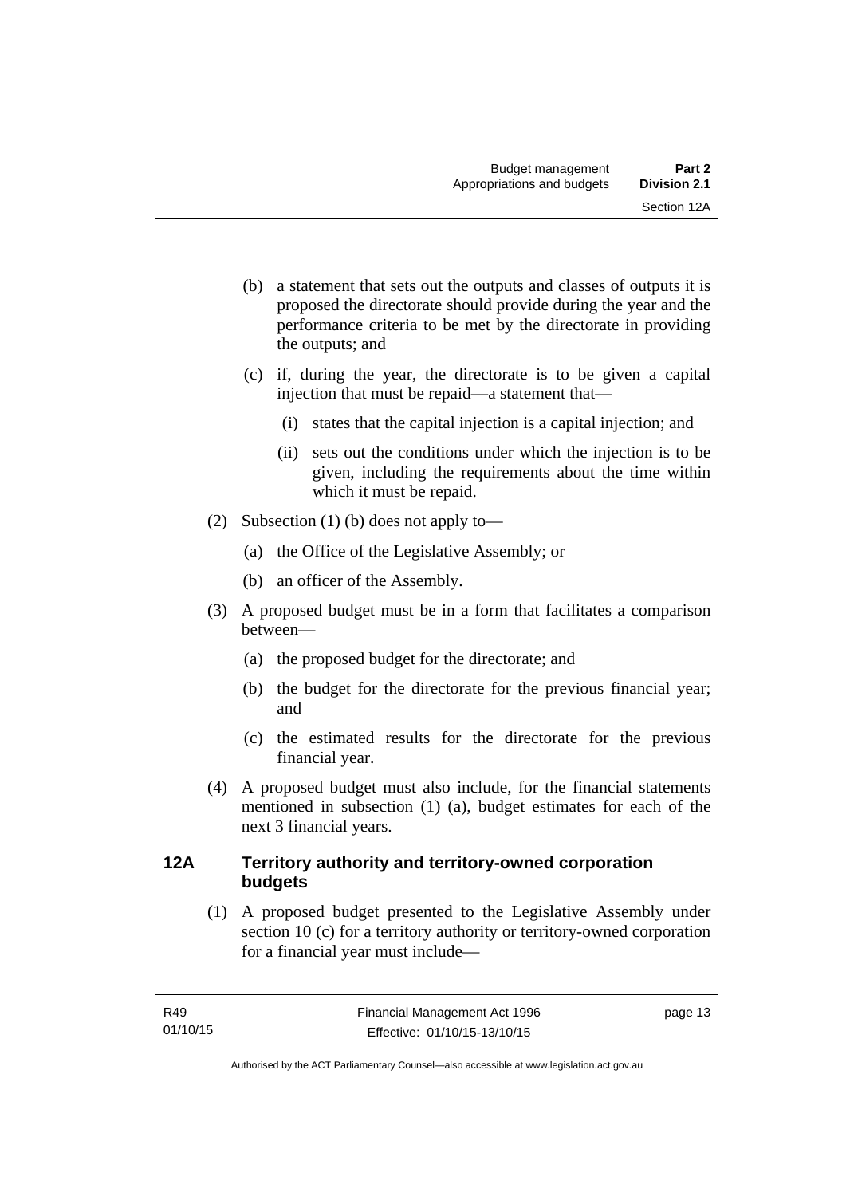(b) a statement that sets out the outputs and classes of outputs it is proposed the directorate should provide during the year and the performance criteria to be met by the directorate in providing the outputs; and

(c) if, during the year, the directorate is to be given a capital injection that must be repaid—a statement that—

(i) states that the capital injection is a capital injection; and

(ii) sets out the conditions under which the injection is to be given, including the requirements about the time within which it must be repaid.

(2) Subsection (1) (b) does not apply to—

(a) the Office of the Legislative Assembly; or

(b) an officer of the Assembly.

(3) A proposed budget must be in a form that facilitates a comparison between—

(a) the proposed budget for the directorate; and

(b) the budget for the directorate for the previous financial year; and

(c) the estimated results for the directorate for the previous financial year.

(4) A proposed budget must also include, for the financial statements mentioned in subsection (1) (a), budget estimates for each of the next 3 financial years.

### 12A Territory authority and territory-owned corporation budgets

(1) A proposed budget presented to the Legislative Assembly under section 10 (c) for a territory authority or territory-owned corporation for a financial year must include—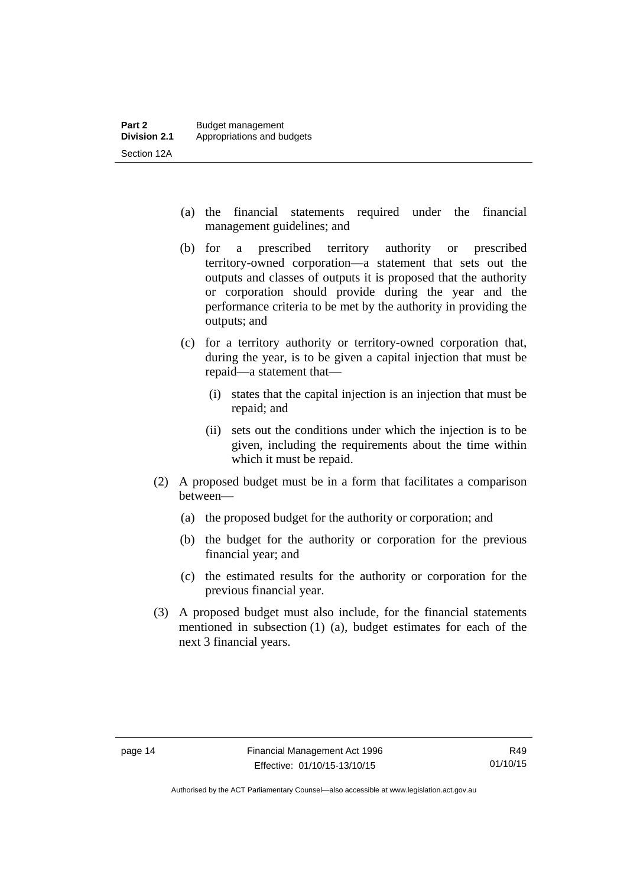(a) the financial statements required under the financial management guidelines; and

(b) for a prescribed territory authority or prescribed territory-owned corporation—a statement that sets out the outputs and classes of outputs it is proposed that the authority or corporation should provide during the year and the performance criteria to be met by the authority in providing the outputs; and

(c) for a territory authority or territory-owned corporation that, during the year, is to be given a capital injection that must be repaid—a statement that—

  (i) states that the capital injection is an injection that must be repaid; and

  (ii) sets out the conditions under which the injection is to be given, including the requirements about the time within which it must be repaid.

(2) A proposed budget must be in a form that facilitates a comparison between—

(a) the proposed budget for the authority or corporation; and

(b) the budget for the authority or corporation for the previous financial year; and

(c) the estimated results for the authority or corporation for the previous financial year.

(3) A proposed budget must also include, for the financial statements mentioned in subsection (1) (a), budget estimates for each of the next 3 financial years.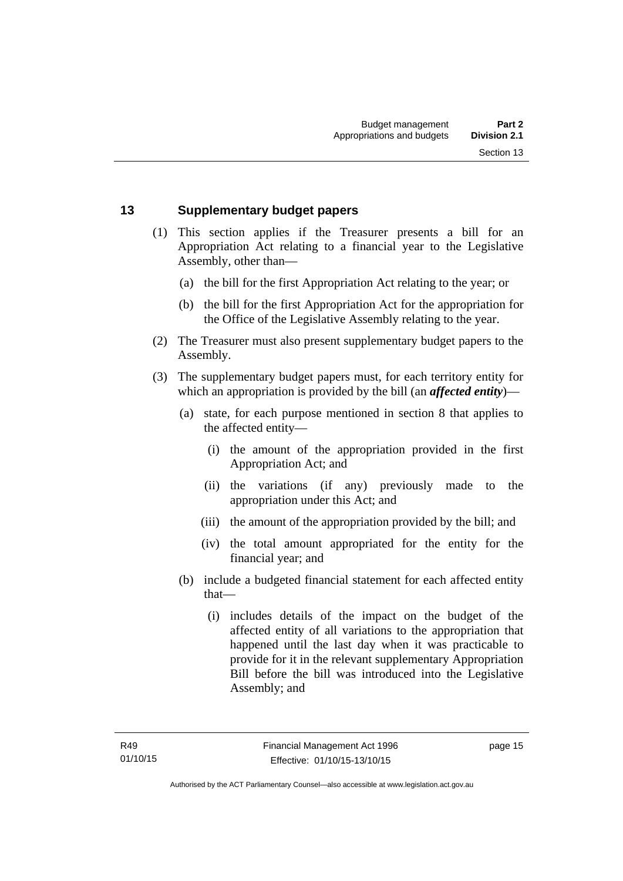## 13 Supplementary budget papers

(1) This section applies if the Treasurer presents a bill for an Appropriation Act relating to a financial year to the Legislative Assembly, other than—

  (a) the bill for the first Appropriation Act relating to the year; or

  (b) the bill for the first Appropriation Act for the appropriation for the Office of the Legislative Assembly relating to the year.

(2) The Treasurer must also present supplementary budget papers to the Assembly.

(3) The supplementary budget papers must, for each territory entity for which an appropriation is provided by the bill (an ***affected entity***)—

  (a) state, for each purpose mentioned in section 8 that applies to the affected entity—

    (i) the amount of the appropriation provided in the first Appropriation Act; and

    (ii) the variations (if any) previously made to the appropriation under this Act; and

    (iii) the amount of the appropriation provided by the bill; and

    (iv) the total amount appropriated for the entity for the financial year; and

  (b) include a budgeted financial statement for each affected entity that—

    (i) includes details of the impact on the budget of the affected entity of all variations to the appropriation that happened until the last day when it was practicable to provide for it in the relevant supplementary Appropriation Bill before the bill was introduced into the Legislative Assembly; and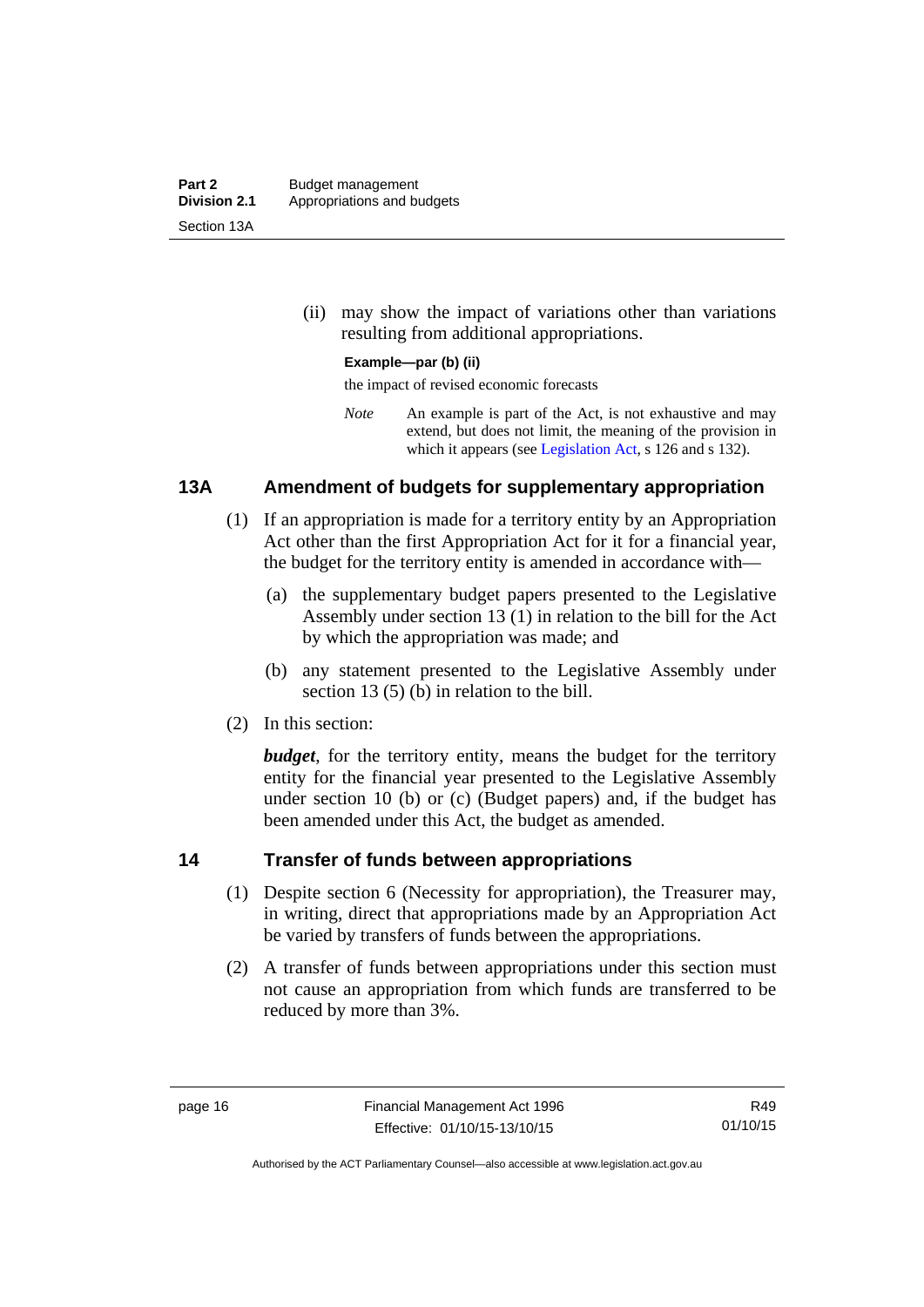(ii) may show the impact of variations other than variations resulting from additional appropriations.

**Example—par (b) (ii)**

the impact of revised economic forecasts

*Note* An example is part of the Act, is not exhaustive and may extend, but does not limit, the meaning of the provision in which it appears (see Legislation Act, s 126 and s 132).

## 13A Amendment of budgets for supplementary appropriation

(1) If an appropriation is made for a territory entity by an Appropriation Act other than the first Appropriation Act for it for a financial year, the budget for the territory entity is amended in accordance with—

(a) the supplementary budget papers presented to the Legislative Assembly under section 13 (1) in relation to the bill for the Act by which the appropriation was made; and

(b) any statement presented to the Legislative Assembly under section 13 (5) (b) in relation to the bill.

(2) In this section:

***budget***, for the territory entity, means the budget for the territory entity for the financial year presented to the Legislative Assembly under section 10 (b) or (c) (Budget papers) and, if the budget has been amended under this Act, the budget as amended.

## 14 Transfer of funds between appropriations

(1) Despite section 6 (Necessity for appropriation), the Treasurer may, in writing, direct that appropriations made by an Appropriation Act be varied by transfers of funds between the appropriations.

(2) A transfer of funds between appropriations under this section must not cause an appropriation from which funds are transferred to be reduced by more than 3%.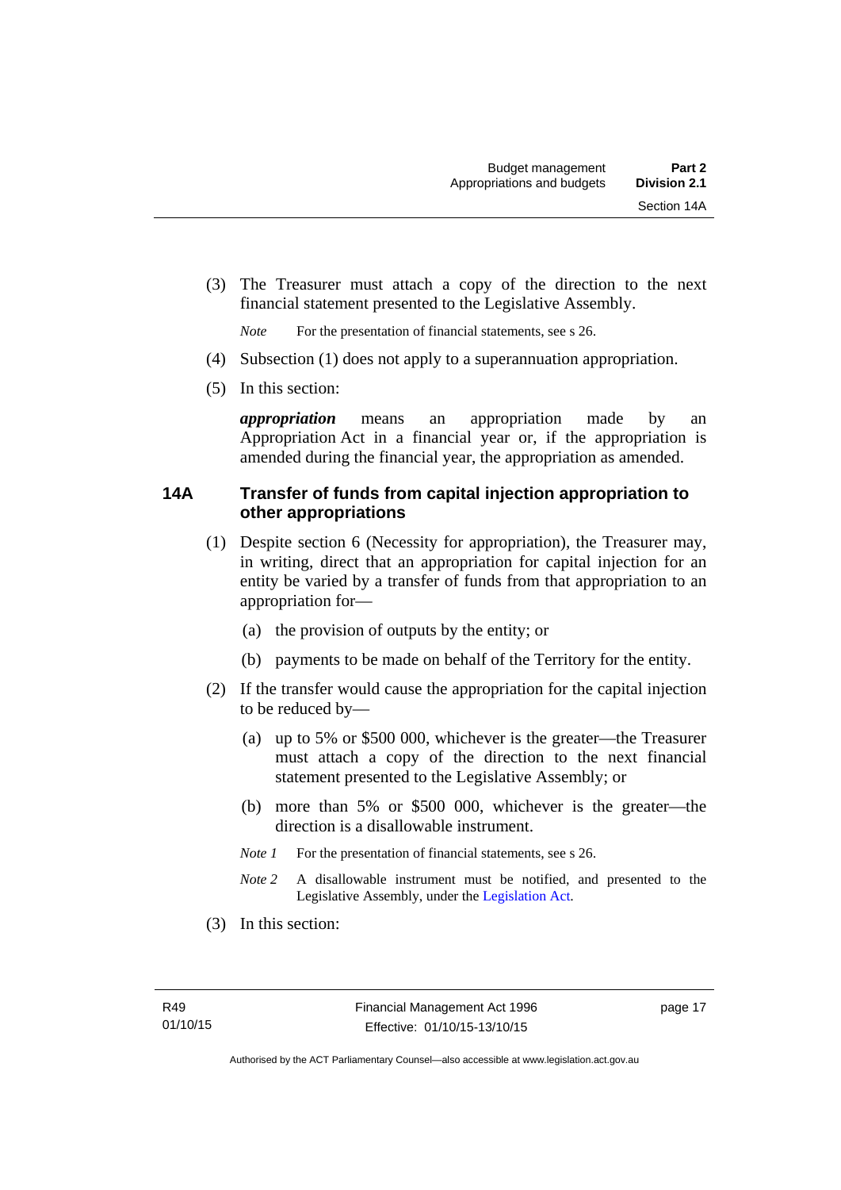(3) The Treasurer must attach a copy of the direction to the next financial statement presented to the Legislative Assembly.

*Note* For the presentation of financial statements, see s 26.

(4) Subsection (1) does not apply to a superannuation appropriation.

(5) In this section:

***appropriation*** means an appropriation made by an Appropriation Act in a financial year or, if the appropriation is amended during the financial year, the appropriation as amended.

## 14A Transfer of funds from capital injection appropriation to other appropriations

(1) Despite section 6 (Necessity for appropriation), the Treasurer may, in writing, direct that an appropriation for capital injection for an entity be varied by a transfer of funds from that appropriation to an appropriation for—

(a) the provision of outputs by the entity; or

(b) payments to be made on behalf of the Territory for the entity.

(2) If the transfer would cause the appropriation for the capital injection to be reduced by—

(a) up to 5% or $500 000, whichever is the greater—the Treasurer must attach a copy of the direction to the next financial statement presented to the Legislative Assembly; or

(b) more than 5% or $500 000, whichever is the greater—the direction is a disallowable instrument.

*Note 1* For the presentation of financial statements, see s 26.

*Note 2* A disallowable instrument must be notified, and presented to the Legislative Assembly, under the Legislation Act.

(3) In this section: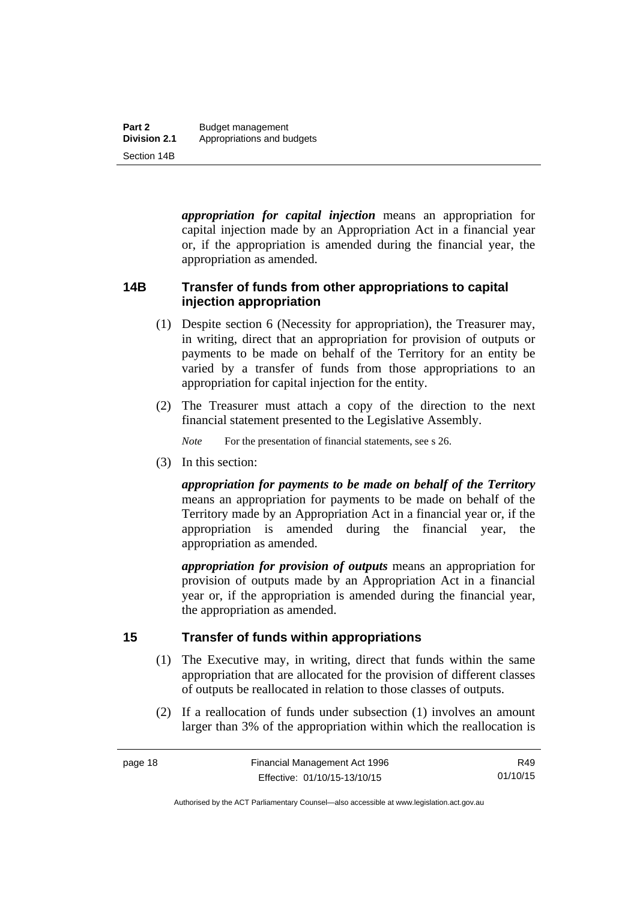***appropriation for capital injection*** means an appropriation for capital injection made by an Appropriation Act in a financial year or, if the appropriation is amended during the financial year, the appropriation as amended.

## 14B Transfer of funds from other appropriations to capital injection appropriation

(1) Despite section 6 (Necessity for appropriation), the Treasurer may, in writing, direct that an appropriation for provision of outputs or payments to be made on behalf of the Territory for an entity be varied by a transfer of funds from those appropriations to an appropriation for capital injection for the entity.

(2) The Treasurer must attach a copy of the direction to the next financial statement presented to the Legislative Assembly.

*Note* For the presentation of financial statements, see s 26.

(3) In this section:

***appropriation for payments to be made on behalf of the Territory*** means an appropriation for payments to be made on behalf of the Territory made by an Appropriation Act in a financial year or, if the appropriation is amended during the financial year, the appropriation as amended.

***appropriation for provision of outputs*** means an appropriation for provision of outputs made by an Appropriation Act in a financial year or, if the appropriation is amended during the financial year, the appropriation as amended.

## 15 Transfer of funds within appropriations

(1) The Executive may, in writing, direct that funds within the same appropriation that are allocated for the provision of different classes of outputs be reallocated in relation to those classes of outputs.

(2) If a reallocation of funds under subsection (1) involves an amount larger than 3% of the appropriation within which the reallocation is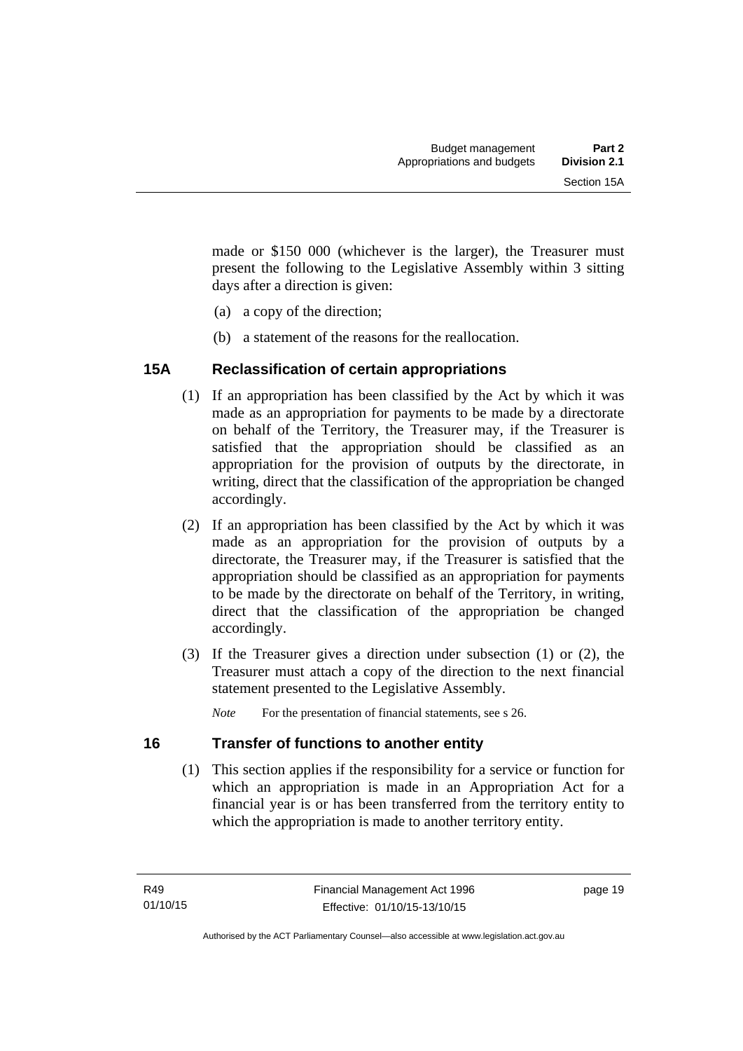made or $150 000 (whichever is the larger), the Treasurer must present the following to the Legislative Assembly within 3 sitting days after a direction is given:

(a) a copy of the direction;

(b) a statement of the reasons for the reallocation.

## 15A Reclassification of certain appropriations

(1) If an appropriation has been classified by the Act by which it was made as an appropriation for payments to be made by a directorate on behalf of the Territory, the Treasurer may, if the Treasurer is satisfied that the appropriation should be classified as an appropriation for the provision of outputs by the directorate, in writing, direct that the classification of the appropriation be changed accordingly.

(2) If an appropriation has been classified by the Act by which it was made as an appropriation for the provision of outputs by a directorate, the Treasurer may, if the Treasurer is satisfied that the appropriation should be classified as an appropriation for payments to be made by the directorate on behalf of the Territory, in writing, direct that the classification of the appropriation be changed accordingly.

(3) If the Treasurer gives a direction under subsection (1) or (2), the Treasurer must attach a copy of the direction to the next financial statement presented to the Legislative Assembly.

*Note* For the presentation of financial statements, see s 26.

## 16 Transfer of functions to another entity

(1) This section applies if the responsibility for a service or function for which an appropriation is made in an Appropriation Act for a financial year is or has been transferred from the territory entity to which the appropriation is made to another territory entity.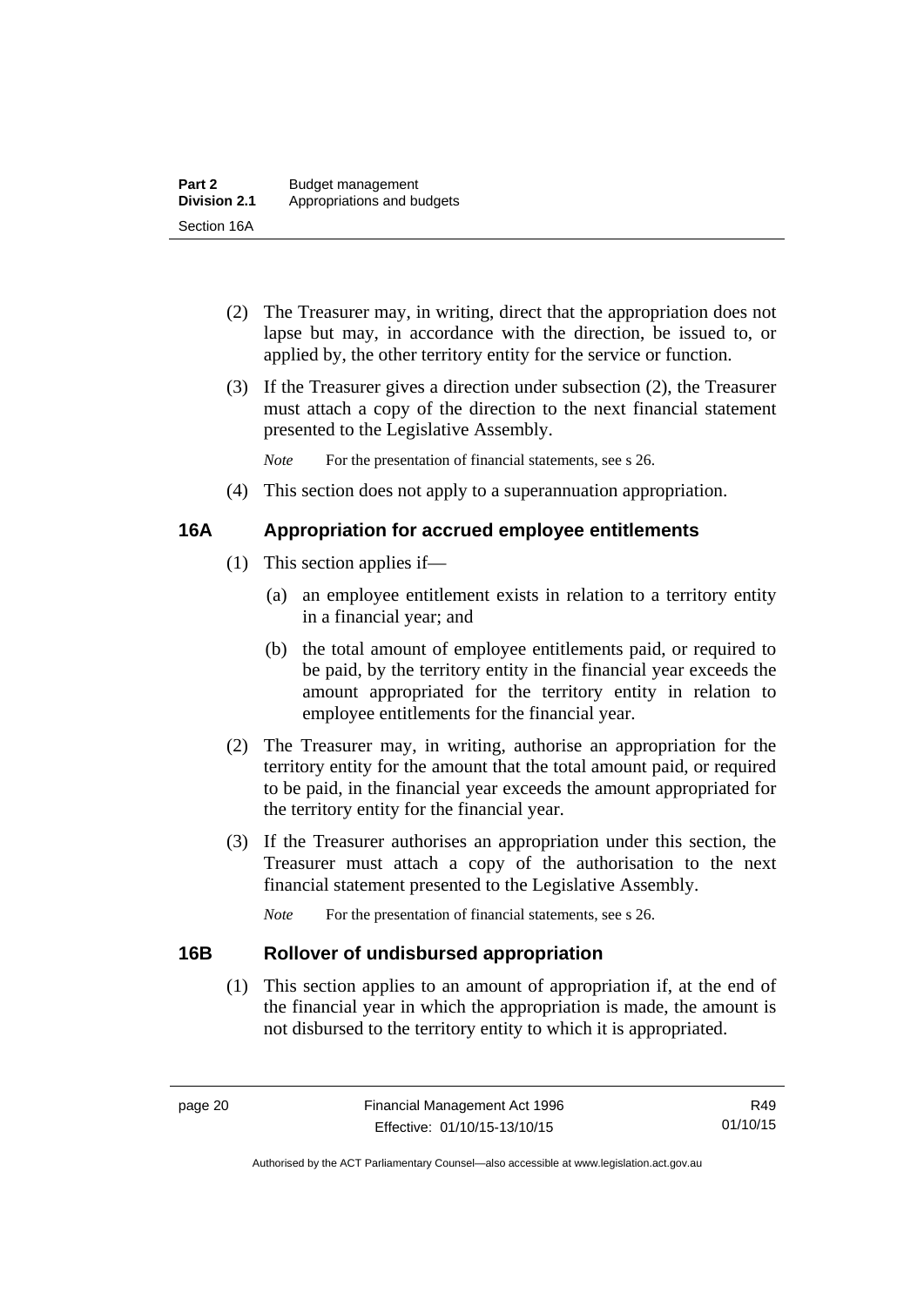(2) The Treasurer may, in writing, direct that the appropriation does not lapse but may, in accordance with the direction, be issued to, or applied by, the other territory entity for the service or function.

(3) If the Treasurer gives a direction under subsection (2), the Treasurer must attach a copy of the direction to the next financial statement presented to the Legislative Assembly.

*Note* For the presentation of financial statements, see s 26.

(4) This section does not apply to a superannuation appropriation.

### 16A Appropriation for accrued employee entitlements

(1) This section applies if—

(a) an employee entitlement exists in relation to a territory entity in a financial year; and

(b) the total amount of employee entitlements paid, or required to be paid, by the territory entity in the financial year exceeds the amount appropriated for the territory entity in relation to employee entitlements for the financial year.

(2) The Treasurer may, in writing, authorise an appropriation for the territory entity for the amount that the total amount paid, or required to be paid, in the financial year exceeds the amount appropriated for the territory entity for the financial year.

(3) If the Treasurer authorises an appropriation under this section, the Treasurer must attach a copy of the authorisation to the next financial statement presented to the Legislative Assembly.

*Note* For the presentation of financial statements, see s 26.

### 16B Rollover of undisbursed appropriation

(1) This section applies to an amount of appropriation if, at the end of the financial year in which the appropriation is made, the amount is not disbursed to the territory entity to which it is appropriated.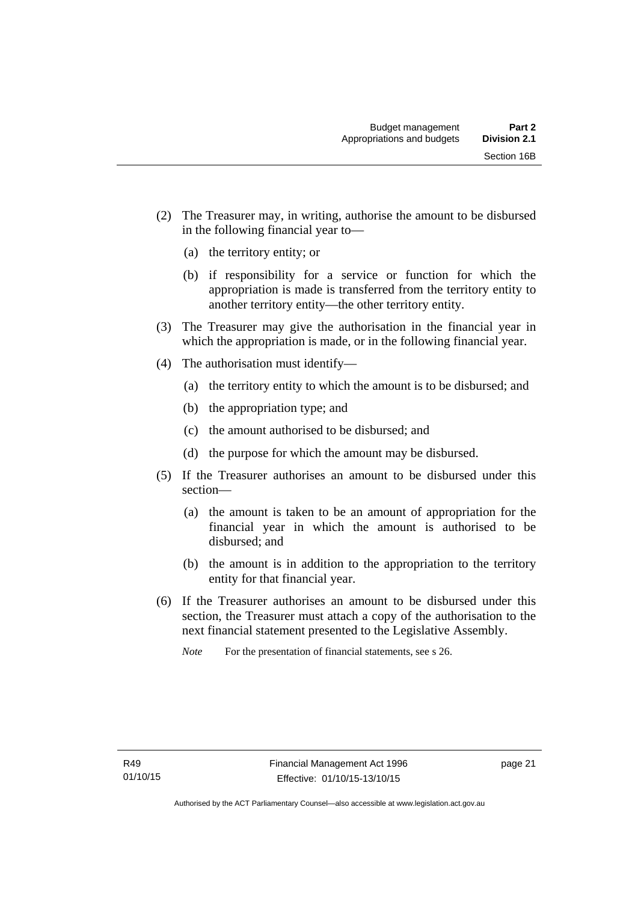(2) The Treasurer may, in writing, authorise the amount to be disbursed in the following financial year to—

(a) the territory entity; or

(b) if responsibility for a service or function for which the appropriation is made is transferred from the territory entity to another territory entity—the other territory entity.

(3) The Treasurer may give the authorisation in the financial year in which the appropriation is made, or in the following financial year.

(4) The authorisation must identify—

(a) the territory entity to which the amount is to be disbursed; and

(b) the appropriation type; and

(c) the amount authorised to be disbursed; and

(d) the purpose for which the amount may be disbursed.

(5) If the Treasurer authorises an amount to be disbursed under this section—

(a) the amount is taken to be an amount of appropriation for the financial year in which the amount is authorised to be disbursed; and

(b) the amount is in addition to the appropriation to the territory entity for that financial year.

(6) If the Treasurer authorises an amount to be disbursed under this section, the Treasurer must attach a copy of the authorisation to the next financial statement presented to the Legislative Assembly.

*Note* For the presentation of financial statements, see s 26.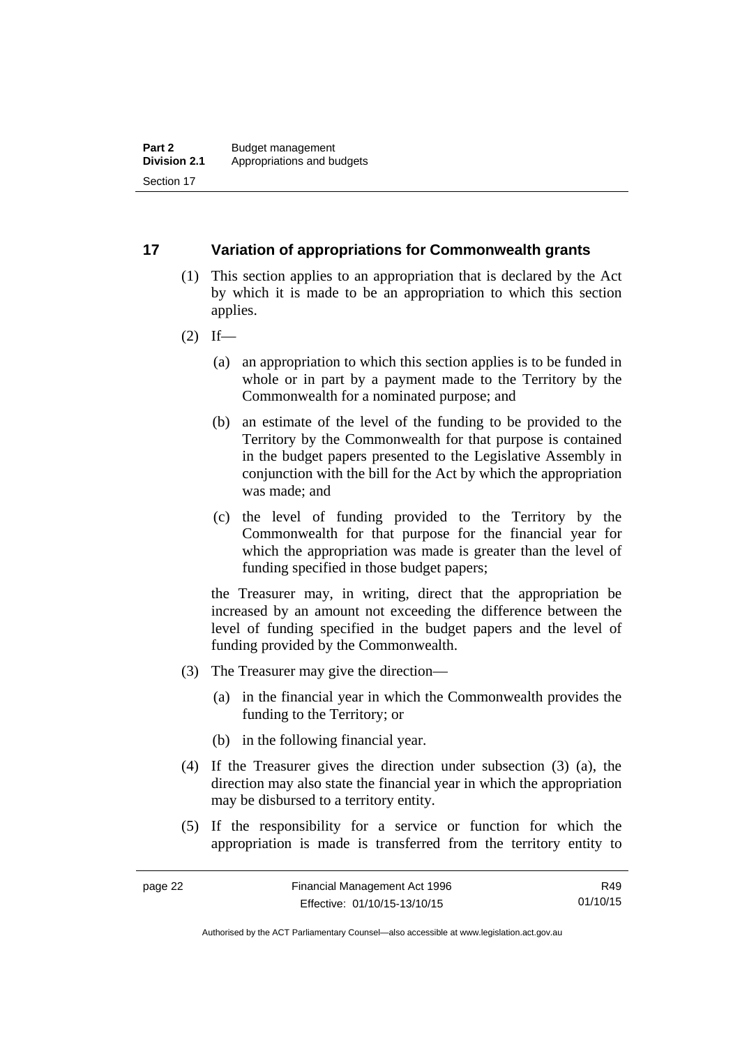## 17 Variation of appropriations for Commonwealth grants

(1) This section applies to an appropriation that is declared by the Act by which it is made to be an appropriation to which this section applies.

(2) If—

(a) an appropriation to which this section applies is to be funded in whole or in part by a payment made to the Territory by the Commonwealth for a nominated purpose; and

(b) an estimate of the level of the funding to be provided to the Territory by the Commonwealth for that purpose is contained in the budget papers presented to the Legislative Assembly in conjunction with the bill for the Act by which the appropriation was made; and

(c) the level of funding provided to the Territory by the Commonwealth for that purpose for the financial year for which the appropriation was made is greater than the level of funding specified in those budget papers;

the Treasurer may, in writing, direct that the appropriation be increased by an amount not exceeding the difference between the level of funding specified in the budget papers and the level of funding provided by the Commonwealth.

(3) The Treasurer may give the direction—

(a) in the financial year in which the Commonwealth provides the funding to the Territory; or

(b) in the following financial year.

(4) If the Treasurer gives the direction under subsection (3) (a), the direction may also state the financial year in which the appropriation may be disbursed to a territory entity.

(5) If the responsibility for a service or function for which the appropriation is made is transferred from the territory entity to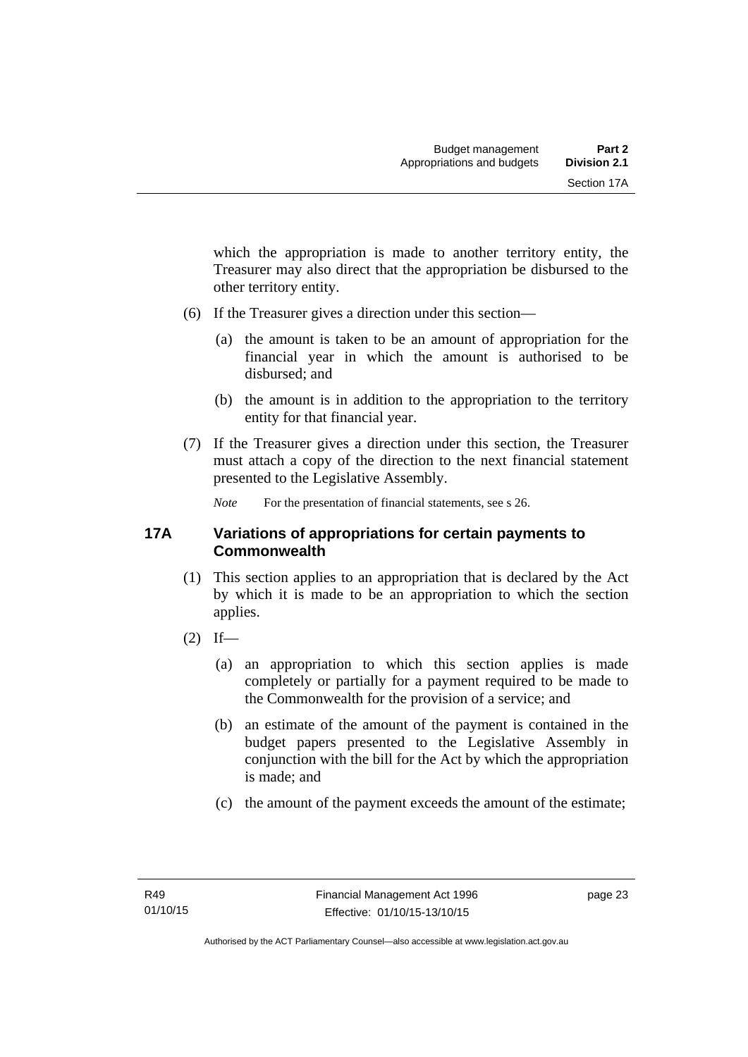which the appropriation is made to another territory entity, the Treasurer may also direct that the appropriation be disbursed to the other territory entity.

(6) If the Treasurer gives a direction under this section—

(a) the amount is taken to be an amount of appropriation for the financial year in which the amount is authorised to be disbursed; and

(b) the amount is in addition to the appropriation to the territory entity for that financial year.

(7) If the Treasurer gives a direction under this section, the Treasurer must attach a copy of the direction to the next financial statement presented to the Legislative Assembly.

*Note* For the presentation of financial statements, see s 26.

## 17A Variations of appropriations for certain payments to Commonwealth

(1) This section applies to an appropriation that is declared by the Act by which it is made to be an appropriation to which the section applies.

(2) If—

(a) an appropriation to which this section applies is made completely or partially for a payment required to be made to the Commonwealth for the provision of a service; and

(b) an estimate of the amount of the payment is contained in the budget papers presented to the Legislative Assembly in conjunction with the bill for the Act by which the appropriation is made; and

(c) the amount of the payment exceeds the amount of the estimate;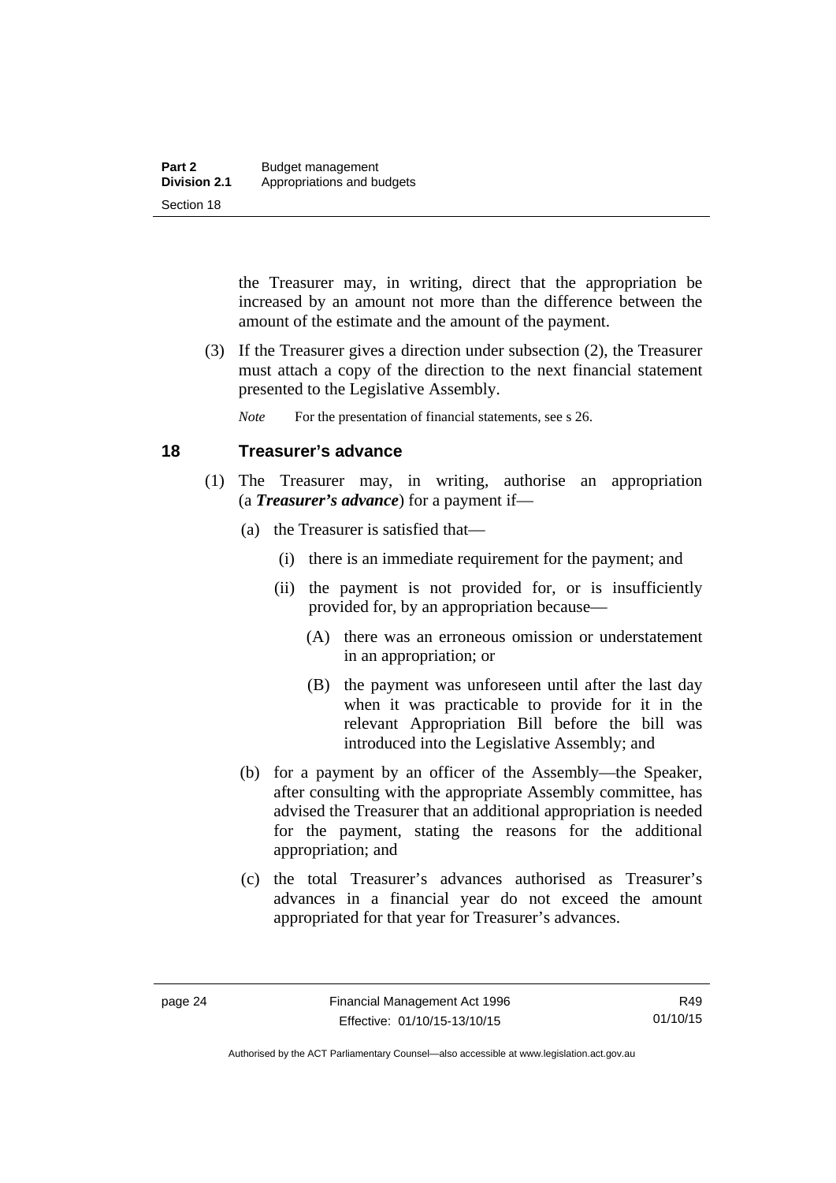the Treasurer may, in writing, direct that the appropriation be increased by an amount not more than the difference between the amount of the estimate and the amount of the payment.

(3) If the Treasurer gives a direction under subsection (2), the Treasurer must attach a copy of the direction to the next financial statement presented to the Legislative Assembly.

*Note* For the presentation of financial statements, see s 26.

## 18 Treasurer's advance

(1) The Treasurer may, in writing, authorise an appropriation (a ***Treasurer's advance***) for a payment if—

(a) the Treasurer is satisfied that—

(i) there is an immediate requirement for the payment; and

(ii) the payment is not provided for, or is insufficiently provided for, by an appropriation because—

(A) there was an erroneous omission or understatement in an appropriation; or

(B) the payment was unforeseen until after the last day when it was practicable to provide for it in the relevant Appropriation Bill before the bill was introduced into the Legislative Assembly; and

(b) for a payment by an officer of the Assembly—the Speaker, after consulting with the appropriate Assembly committee, has advised the Treasurer that an additional appropriation is needed for the payment, stating the reasons for the additional appropriation; and

(c) the total Treasurer's advances authorised as Treasurer's advances in a financial year do not exceed the amount appropriated for that year for Treasurer's advances.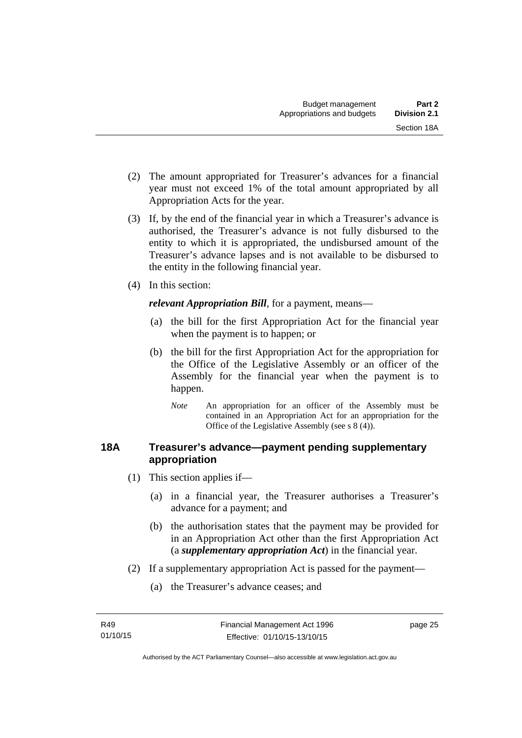(2) The amount appropriated for Treasurer's advances for a financial year must not exceed 1% of the total amount appropriated by all Appropriation Acts for the year.

(3) If, by the end of the financial year in which a Treasurer's advance is authorised, the Treasurer's advance is not fully disbursed to the entity to which it is appropriated, the undisbursed amount of the Treasurer's advance lapses and is not available to be disbursed to the entity in the following financial year.

(4) In this section:

***relevant Appropriation Bill***, for a payment, means—

(a) the bill for the first Appropriation Act for the financial year when the payment is to happen; or

(b) the bill for the first Appropriation Act for the appropriation for the Office of the Legislative Assembly or an officer of the Assembly for the financial year when the payment is to happen.

*Note* An appropriation for an officer of the Assembly must be contained in an Appropriation Act for an appropriation for the Office of the Legislative Assembly (see s 8 (4)).

## 18A Treasurer's advance—payment pending supplementary appropriation

(1) This section applies if—

(a) in a financial year, the Treasurer authorises a Treasurer's advance for a payment; and

(b) the authorisation states that the payment may be provided for in an Appropriation Act other than the first Appropriation Act (a ***supplementary appropriation Act***) in the financial year.

(2) If a supplementary appropriation Act is passed for the payment—

(a) the Treasurer's advance ceases; and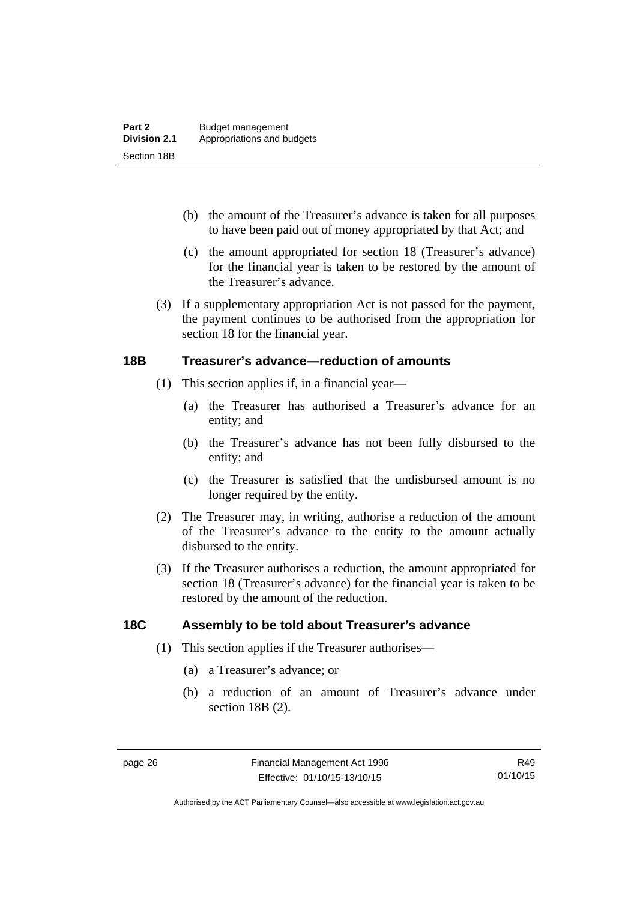(b) the amount of the Treasurer's advance is taken for all purposes to have been paid out of money appropriated by that Act; and

(c) the amount appropriated for section 18 (Treasurer's advance) for the financial year is taken to be restored by the amount of the Treasurer's advance.

(3) If a supplementary appropriation Act is not passed for the payment, the payment continues to be authorised from the appropriation for section 18 for the financial year.

## 18B Treasurer's advance—reduction of amounts

(1) This section applies if, in a financial year—

(a) the Treasurer has authorised a Treasurer's advance for an entity; and

(b) the Treasurer's advance has not been fully disbursed to the entity; and

(c) the Treasurer is satisfied that the undisbursed amount is no longer required by the entity.

(2) The Treasurer may, in writing, authorise a reduction of the amount of the Treasurer's advance to the entity to the amount actually disbursed to the entity.

(3) If the Treasurer authorises a reduction, the amount appropriated for section 18 (Treasurer's advance) for the financial year is taken to be restored by the amount of the reduction.

## 18C Assembly to be told about Treasurer's advance

(1) This section applies if the Treasurer authorises—

(a) a Treasurer's advance; or

(b) a reduction of an amount of Treasurer's advance under section 18B (2).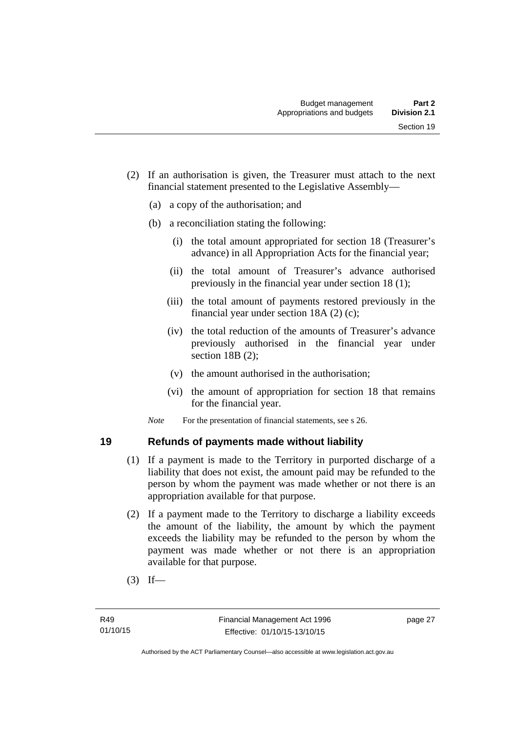(2) If an authorisation is given, the Treasurer must attach to the next financial statement presented to the Legislative Assembly—

   (a) a copy of the authorisation; and

   (b) a reconciliation stating the following:

      (i) the total amount appropriated for section 18 (Treasurer's advance) in all Appropriation Acts for the financial year;

      (ii) the total amount of Treasurer's advance authorised previously in the financial year under section 18 (1);

      (iii) the total amount of payments restored previously in the financial year under section 18A (2) (c);

      (iv) the total reduction of the amounts of Treasurer's advance previously authorised in the financial year under section 18B (2);

      (v) the amount authorised in the authorisation;

      (vi) the amount of appropriation for section 18 that remains for the financial year.

*Note* For the presentation of financial statements, see s 26.

## 19 Refunds of payments made without liability

(1) If a payment is made to the Territory in purported discharge of a liability that does not exist, the amount paid may be refunded to the person by whom the payment was made whether or not there is an appropriation available for that purpose.

(2) If a payment made to the Territory to discharge a liability exceeds the amount of the liability, the amount by which the payment exceeds the liability may be refunded to the person by whom the payment was made whether or not there is an appropriation available for that purpose.

(3) If—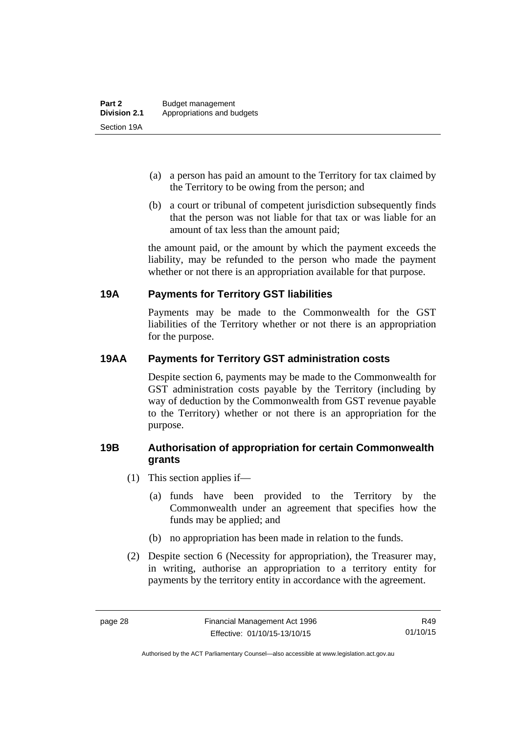(a) a person has paid an amount to the Territory for tax claimed by the Territory to be owing from the person; and

(b) a court or tribunal of competent jurisdiction subsequently finds that the person was not liable for that tax or was liable for an amount of tax less than the amount paid;

the amount paid, or the amount by which the payment exceeds the liability, may be refunded to the person who made the payment whether or not there is an appropriation available for that purpose.

### 19A Payments for Territory GST liabilities

Payments may be made to the Commonwealth for the GST liabilities of the Territory whether or not there is an appropriation for the purpose.

### 19AA Payments for Territory GST administration costs

Despite section 6, payments may be made to the Commonwealth for GST administration costs payable by the Territory (including by way of deduction by the Commonwealth from GST revenue payable to the Territory) whether or not there is an appropriation for the purpose.

### 19B Authorisation of appropriation for certain Commonwealth grants

(1) This section applies if—

(a) funds have been provided to the Territory by the Commonwealth under an agreement that specifies how the funds may be applied; and

(b) no appropriation has been made in relation to the funds.

(2) Despite section 6 (Necessity for appropriation), the Treasurer may, in writing, authorise an appropriation to a territory entity for payments by the territory entity in accordance with the agreement.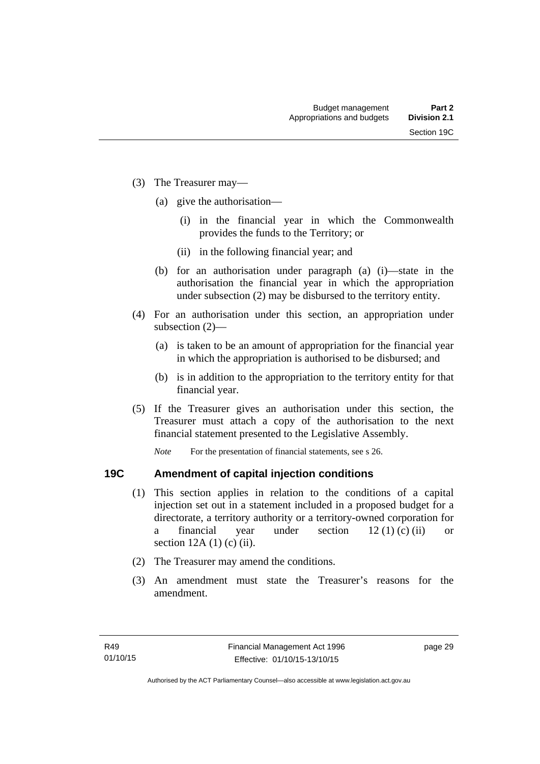(3) The Treasurer may—

 (a) give the authorisation—

  (i) in the financial year in which the Commonwealth provides the funds to the Territory; or

  (ii) in the following financial year; and

 (b) for an authorisation under paragraph (a) (i)—state in the authorisation the financial year in which the appropriation under subsection (2) may be disbursed to the territory entity.

(4) For an authorisation under this section, an appropriation under subsection (2)—

 (a) is taken to be an amount of appropriation for the financial year in which the appropriation is authorised to be disbursed; and

 (b) is in addition to the appropriation to the territory entity for that financial year.

(5) If the Treasurer gives an authorisation under this section, the Treasurer must attach a copy of the authorisation to the next financial statement presented to the Legislative Assembly.

*Note* For the presentation of financial statements, see s 26.

## 19C Amendment of capital injection conditions

(1) This section applies in relation to the conditions of a capital injection set out in a statement included in a proposed budget for a directorate, a territory authority or a territory-owned corporation for a financial year under section 12 (1) (c) (ii) or section 12A (1) (c) (ii).

(2) The Treasurer may amend the conditions.

(3) An amendment must state the Treasurer's reasons for the amendment.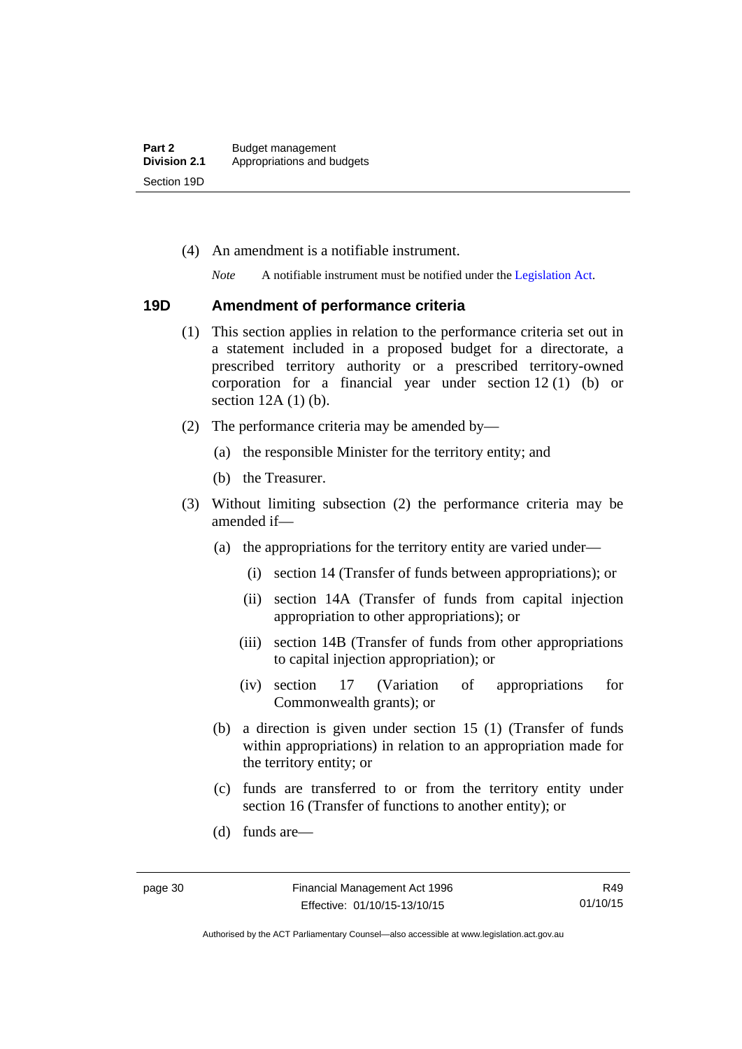(4) An amendment is a notifiable instrument.

*Note* A notifiable instrument must be notified under the Legislation Act.

### 19D Amendment of performance criteria

(1) This section applies in relation to the performance criteria set out in a statement included in a proposed budget for a directorate, a prescribed territory authority or a prescribed territory-owned corporation for a financial year under section 12 (1) (b) or section 12A (1) (b).

(2) The performance criteria may be amended by—

(a) the responsible Minister for the territory entity; and

(b) the Treasurer.

(3) Without limiting subsection (2) the performance criteria may be amended if—

(a) the appropriations for the territory entity are varied under—

(i) section 14 (Transfer of funds between appropriations); or

(ii) section 14A (Transfer of funds from capital injection appropriation to other appropriations); or

(iii) section 14B (Transfer of funds from other appropriations to capital injection appropriation); or

(iv) section 17 (Variation of appropriations for Commonwealth grants); or

(b) a direction is given under section 15 (1) (Transfer of funds within appropriations) in relation to an appropriation made for the territory entity; or

(c) funds are transferred to or from the territory entity under section 16 (Transfer of functions to another entity); or

(d) funds are—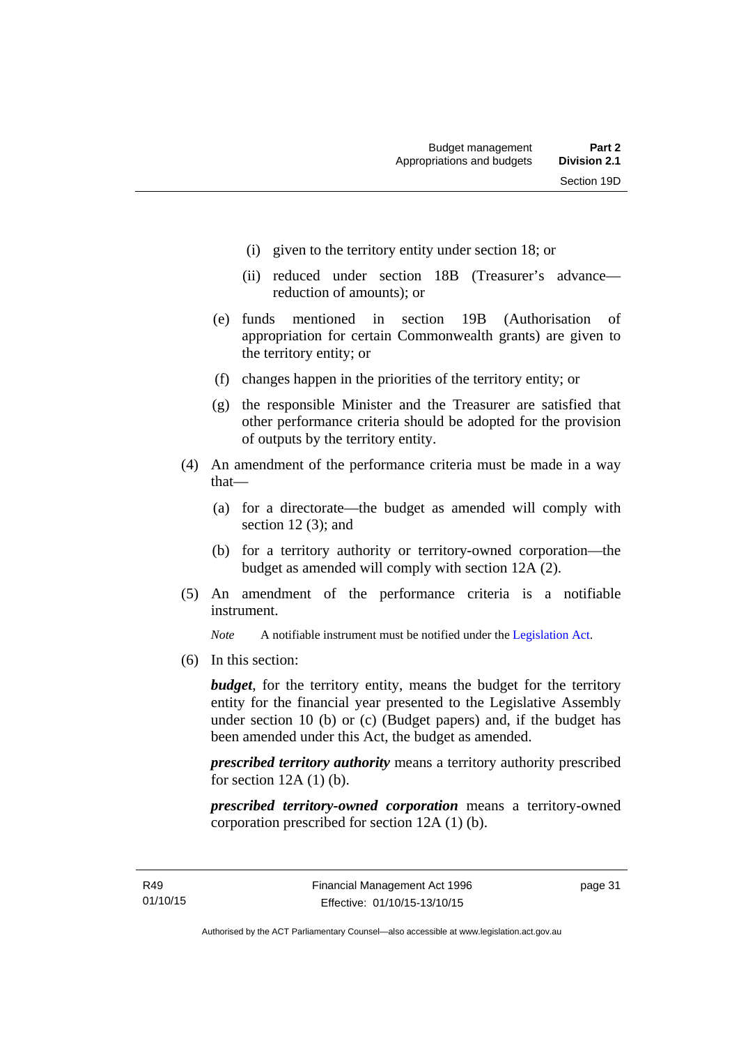(i) given to the territory entity under section 18; or

(ii) reduced under section 18B (Treasurer's advance—reduction of amounts); or

(e) funds mentioned in section 19B (Authorisation of appropriation for certain Commonwealth grants) are given to the territory entity; or

(f) changes happen in the priorities of the territory entity; or

(g) the responsible Minister and the Treasurer are satisfied that other performance criteria should be adopted for the provision of outputs by the territory entity.

(4) An amendment of the performance criteria must be made in a way that—

(a) for a directorate—the budget as amended will comply with section 12 (3); and

(b) for a territory authority or territory-owned corporation—the budget as amended will comply with section 12A (2).

(5) An amendment of the performance criteria is a notifiable instrument.

*Note* A notifiable instrument must be notified under the Legislation Act.

(6) In this section:

***budget***, for the territory entity, means the budget for the territory entity for the financial year presented to the Legislative Assembly under section 10 (b) or (c) (Budget papers) and, if the budget has been amended under this Act, the budget as amended.

***prescribed territory authority*** means a territory authority prescribed for section 12A (1) (b).

***prescribed territory-owned corporation*** means a territory-owned corporation prescribed for section 12A (1) (b).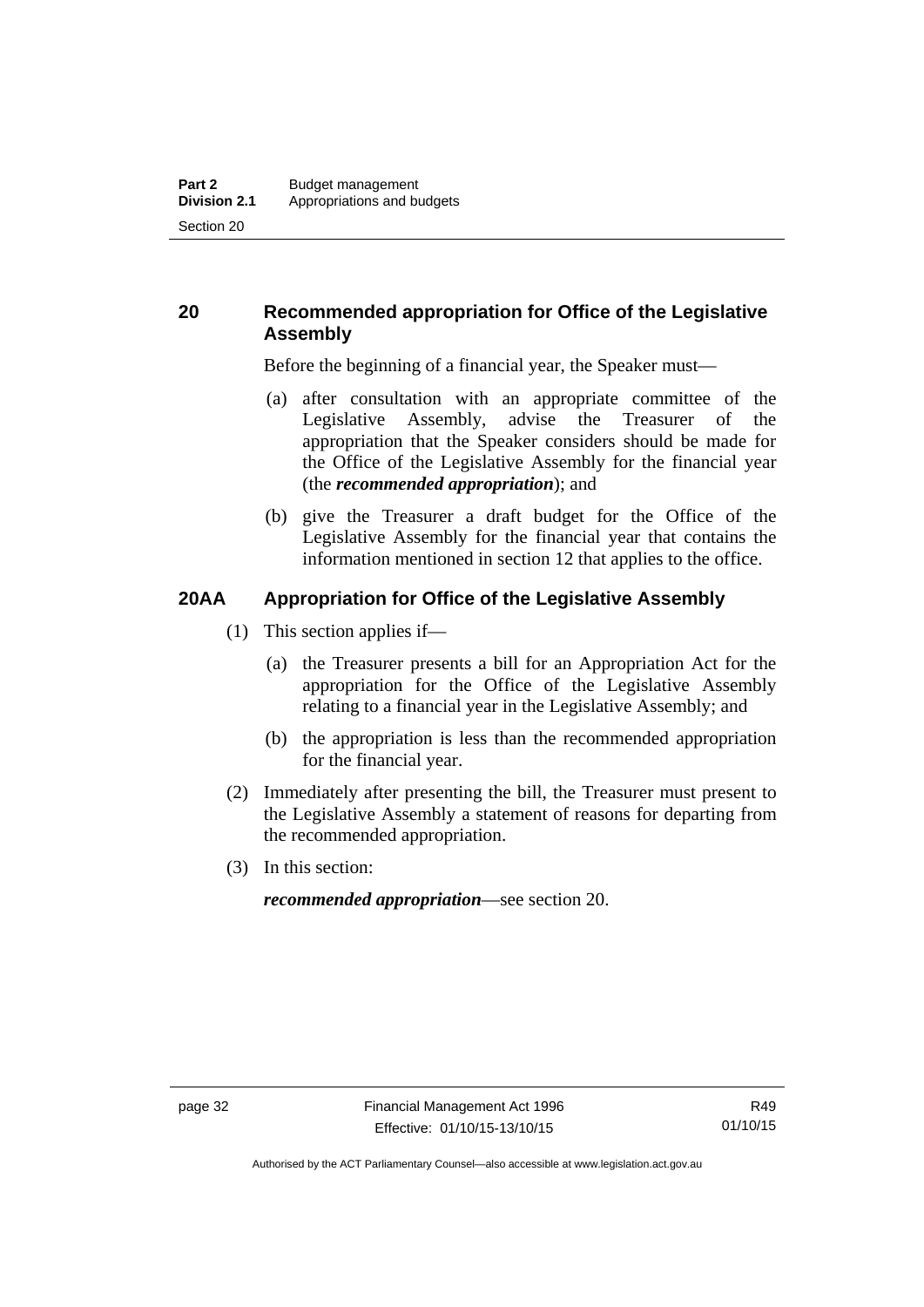## 20 Recommended appropriation for Office of the Legislative Assembly

Before the beginning of a financial year, the Speaker must—

(a) after consultation with an appropriate committee of the Legislative Assembly, advise the Treasurer of the appropriation that the Speaker considers should be made for the Office of the Legislative Assembly for the financial year (the ***recommended appropriation***); and

(b) give the Treasurer a draft budget for the Office of the Legislative Assembly for the financial year that contains the information mentioned in section 12 that applies to the office.

## 20AA Appropriation for Office of the Legislative Assembly

(1) This section applies if—

(a) the Treasurer presents a bill for an Appropriation Act for the appropriation for the Office of the Legislative Assembly relating to a financial year in the Legislative Assembly; and

(b) the appropriation is less than the recommended appropriation for the financial year.

(2) Immediately after presenting the bill, the Treasurer must present to the Legislative Assembly a statement of reasons for departing from the recommended appropriation.

(3) In this section:

***recommended appropriation***—see section 20.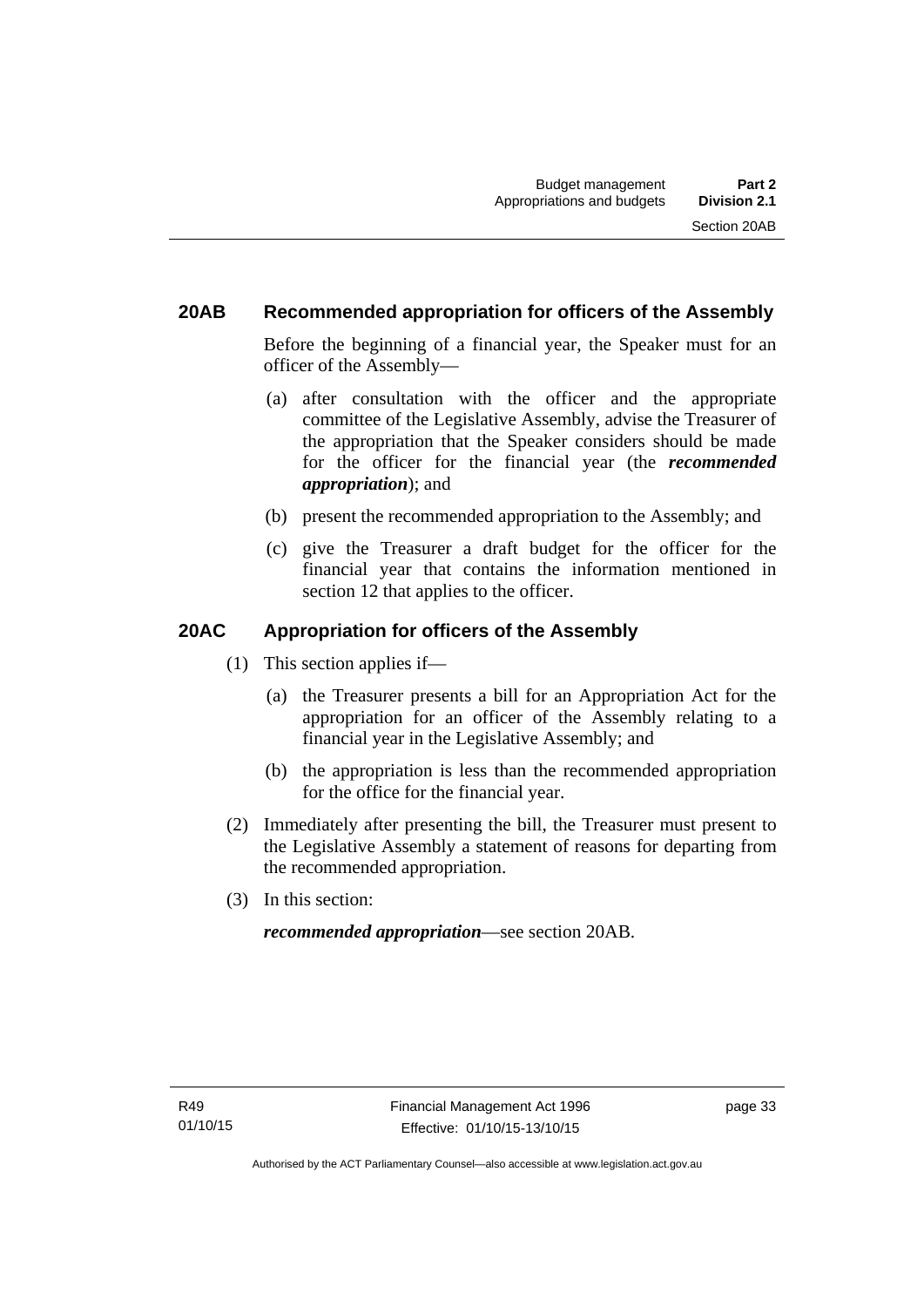## 20AB Recommended appropriation for officers of the Assembly

Before the beginning of a financial year, the Speaker must for an officer of the Assembly—

(a) after consultation with the officer and the appropriate committee of the Legislative Assembly, advise the Treasurer of the appropriation that the Speaker considers should be made for the officer for the financial year (the ***recommended appropriation***); and

(b) present the recommended appropriation to the Assembly; and

(c) give the Treasurer a draft budget for the officer for the financial year that contains the information mentioned in section 12 that applies to the officer.

## 20AC Appropriation for officers of the Assembly

(1) This section applies if—

(a) the Treasurer presents a bill for an Appropriation Act for the appropriation for an officer of the Assembly relating to a financial year in the Legislative Assembly; and

(b) the appropriation is less than the recommended appropriation for the office for the financial year.

(2) Immediately after presenting the bill, the Treasurer must present to the Legislative Assembly a statement of reasons for departing from the recommended appropriation.

(3) In this section:

***recommended appropriation***—see section 20AB.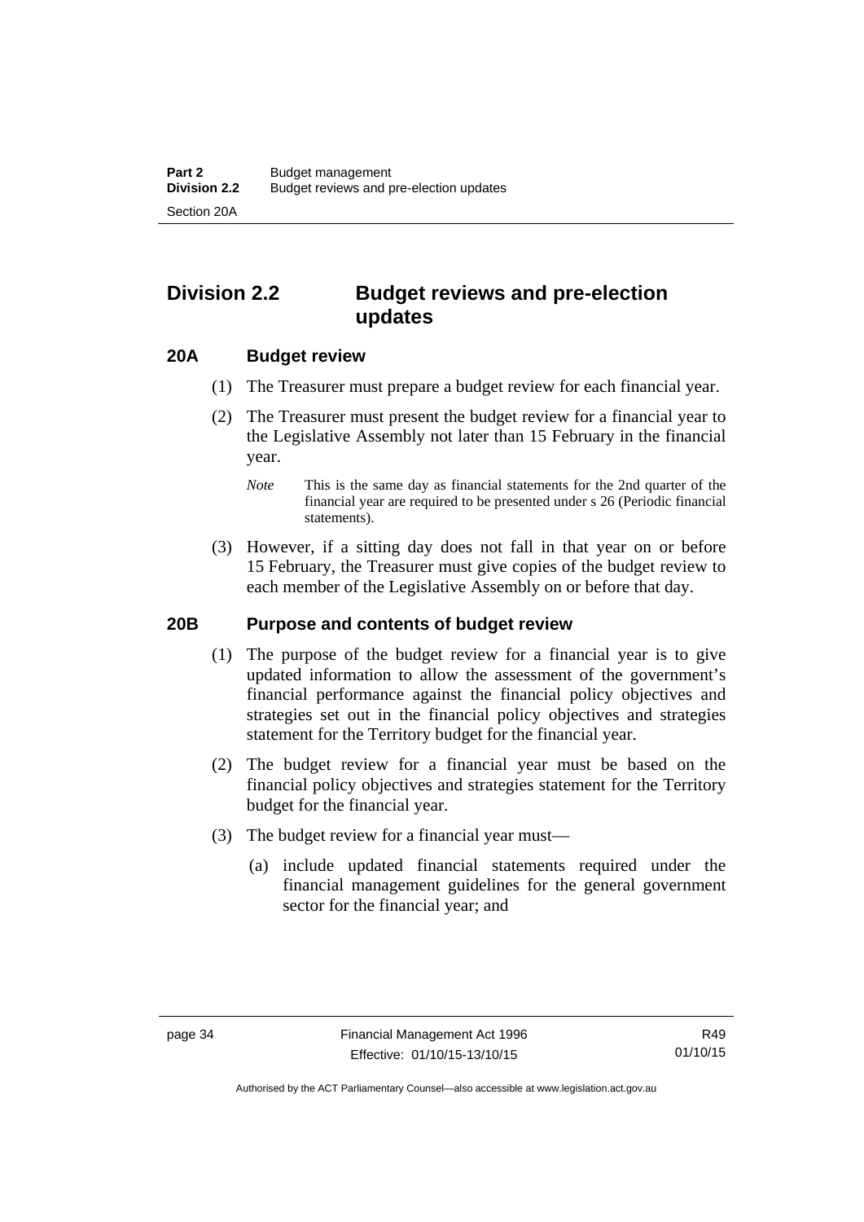## Division 2.2 Budget reviews and pre-election updates

### 20A Budget review

(1) The Treasurer must prepare a budget review for each financial year.

(2) The Treasurer must present the budget review for a financial year to the Legislative Assembly not later than 15 February in the financial year.

*Note* This is the same day as financial statements for the 2nd quarter of the financial year are required to be presented under s 26 (Periodic financial statements).

(3) However, if a sitting day does not fall in that year on or before 15 February, the Treasurer must give copies of the budget review to each member of the Legislative Assembly on or before that day.

### 20B Purpose and contents of budget review

(1) The purpose of the budget review for a financial year is to give updated information to allow the assessment of the government's financial performance against the financial policy objectives and strategies set out in the financial policy objectives and strategies statement for the Territory budget for the financial year.

(2) The budget review for a financial year must be based on the financial policy objectives and strategies statement for the Territory budget for the financial year.

(3) The budget review for a financial year must—

(a) include updated financial statements required under the financial management guidelines for the general government sector for the financial year; and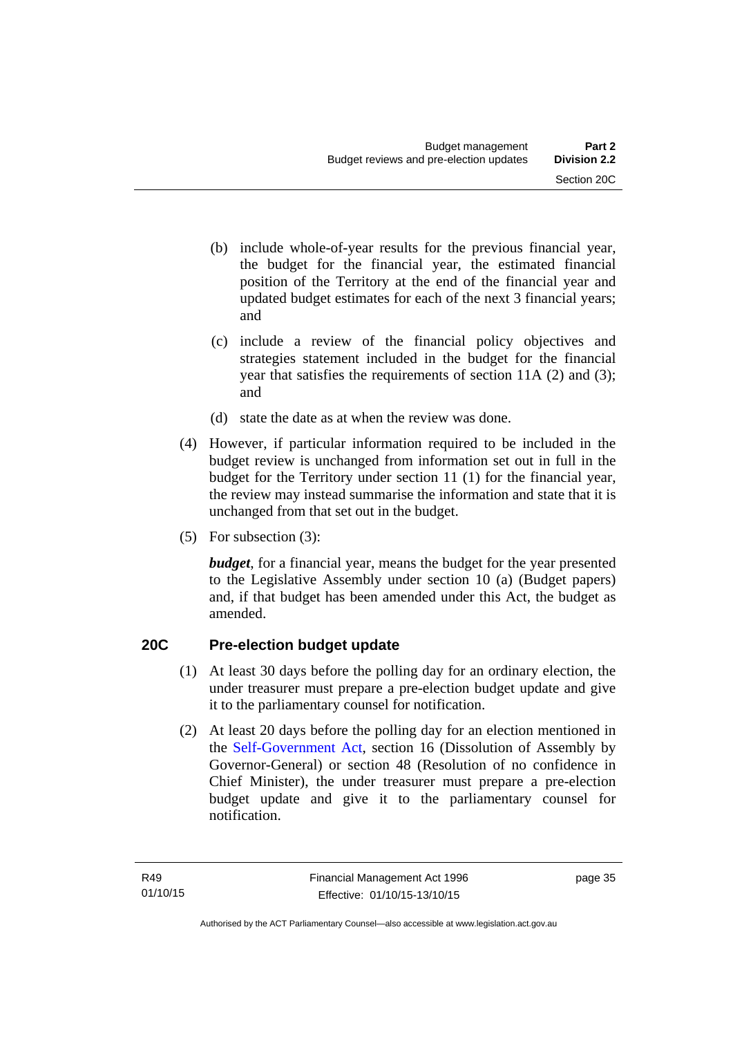(b) include whole-of-year results for the previous financial year, the budget for the financial year, the estimated financial position of the Territory at the end of the financial year and updated budget estimates for each of the next 3 financial years; and

(c) include a review of the financial policy objectives and strategies statement included in the budget for the financial year that satisfies the requirements of section 11A (2) and (3); and

(d) state the date as at when the review was done.

(4) However, if particular information required to be included in the budget review is unchanged from information set out in full in the budget for the Territory under section 11 (1) for the financial year, the review may instead summarise the information and state that it is unchanged from that set out in the budget.

(5) For subsection (3):

***budget***, for a financial year, means the budget for the year presented to the Legislative Assembly under section 10 (a) (Budget papers) and, if that budget has been amended under this Act, the budget as amended.

## 20C Pre-election budget update

(1) At least 30 days before the polling day for an ordinary election, the under treasurer must prepare a pre-election budget update and give it to the parliamentary counsel for notification.

(2) At least 20 days before the polling day for an election mentioned in the Self-Government Act, section 16 (Dissolution of Assembly by Governor-General) or section 48 (Resolution of no confidence in Chief Minister), the under treasurer must prepare a pre-election budget update and give it to the parliamentary counsel for notification.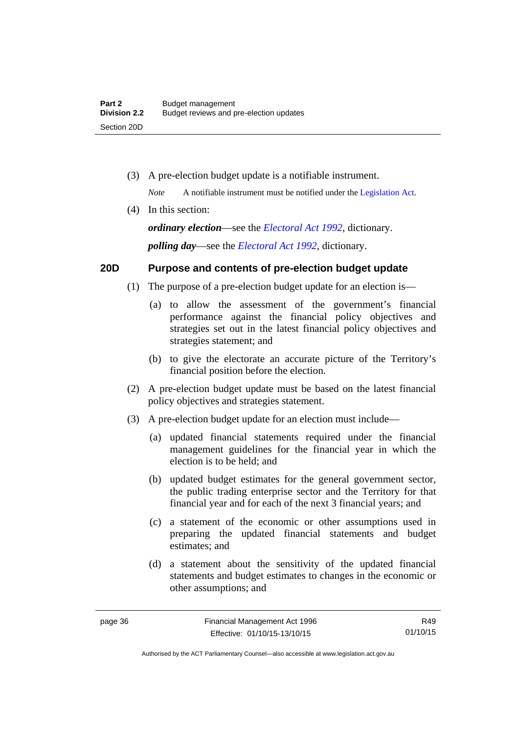(3) A pre-election budget update is a notifiable instrument.

*Note* A notifiable instrument must be notified under the Legislation Act.

(4) In this section:

***ordinary election***—see the *Electoral Act 1992*, dictionary.

***polling day***—see the *Electoral Act 1992*, dictionary.

## 20D Purpose and contents of pre-election budget update

(1) The purpose of a pre-election budget update for an election is—

(a) to allow the assessment of the government's financial performance against the financial policy objectives and strategies set out in the latest financial policy objectives and strategies statement; and

(b) to give the electorate an accurate picture of the Territory's financial position before the election.

(2) A pre-election budget update must be based on the latest financial policy objectives and strategies statement.

(3) A pre-election budget update for an election must include—

(a) updated financial statements required under the financial management guidelines for the financial year in which the election is to be held; and

(b) updated budget estimates for the general government sector, the public trading enterprise sector and the Territory for that financial year and for each of the next 3 financial years; and

(c) a statement of the economic or other assumptions used in preparing the updated financial statements and budget estimates; and

(d) a statement about the sensitivity of the updated financial statements and budget estimates to changes in the economic or other assumptions; and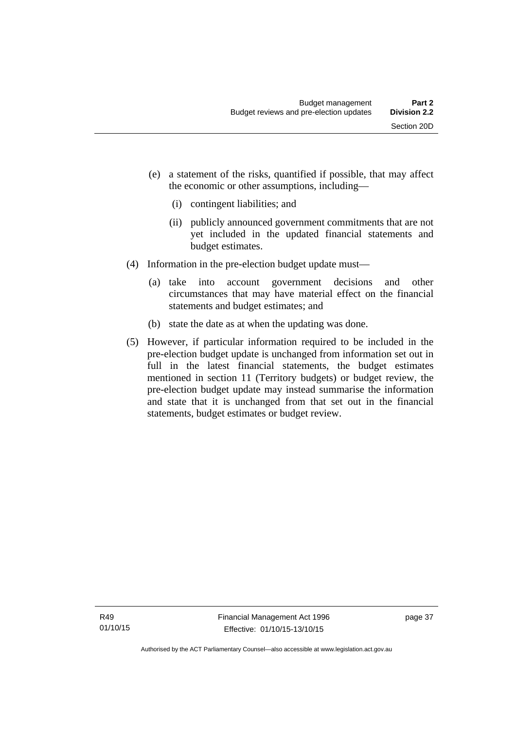(e) a statement of the risks, quantified if possible, that may affect the economic or other assumptions, including—

   (i) contingent liabilities; and

   (ii) publicly announced government commitments that are not yet included in the updated financial statements and budget estimates.

(4) Information in the pre-election budget update must—

   (a) take into account government decisions and other circumstances that may have material effect on the financial statements and budget estimates; and

   (b) state the date as at when the updating was done.

(5) However, if particular information required to be included in the pre-election budget update is unchanged from information set out in full in the latest financial statements, the budget estimates mentioned in section 11 (Territory budgets) or budget review, the pre-election budget update may instead summarise the information and state that it is unchanged from that set out in the financial statements, budget estimates or budget review.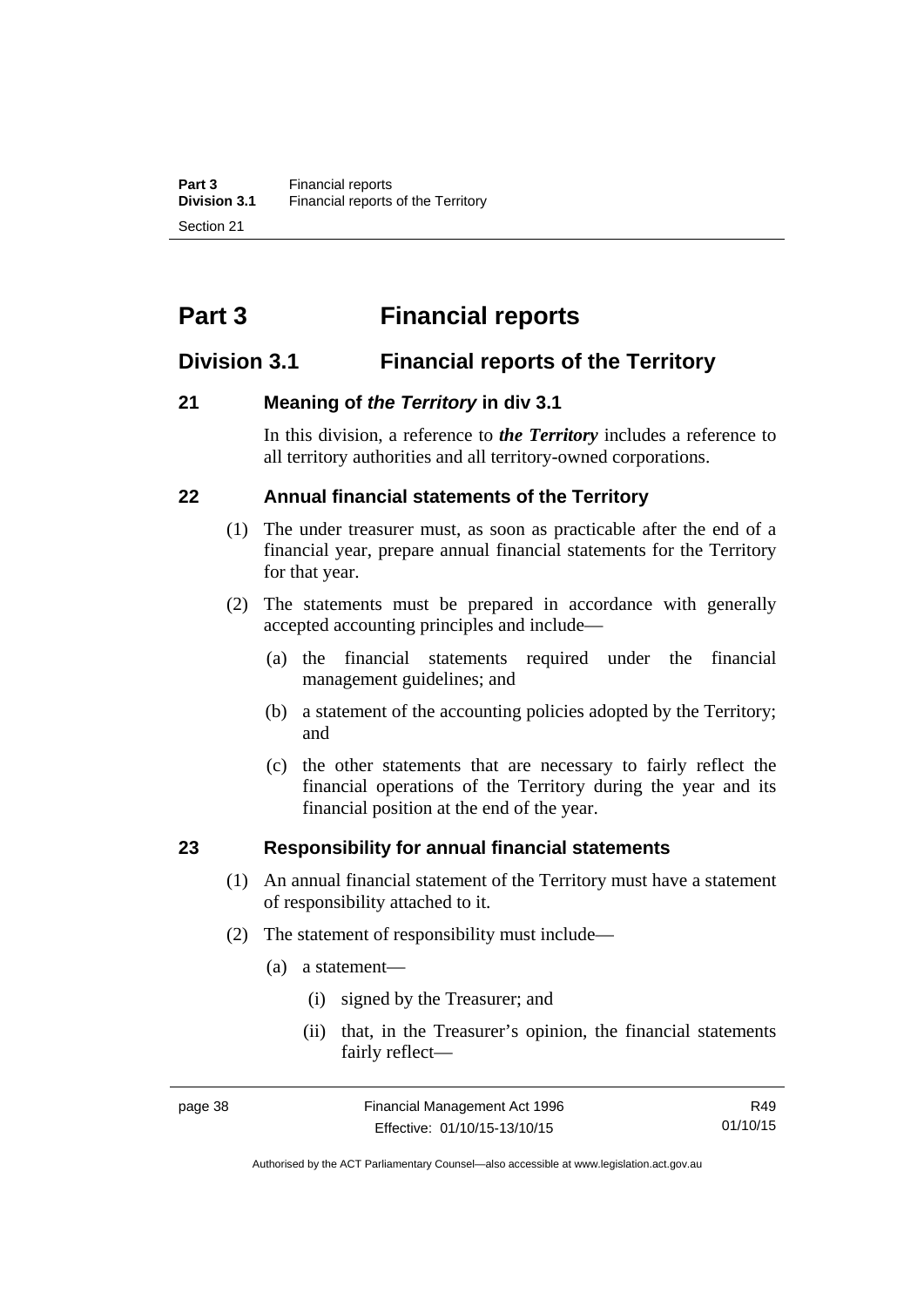# Part 3 Financial reports

## Division 3.1 Financial reports of the Territory

### 21 Meaning of *the Territory* in div 3.1

In this division, a reference to ***the Territory*** includes a reference to all territory authorities and all territory-owned corporations.

### 22 Annual financial statements of the Territory

(1) The under treasurer must, as soon as practicable after the end of a financial year, prepare annual financial statements for the Territory for that year.

(2) The statements must be prepared in accordance with generally accepted accounting principles and include—

- (a) the financial statements required under the financial management guidelines; and
- (b) a statement of the accounting policies adopted by the Territory; and
- (c) the other statements that are necessary to fairly reflect the financial operations of the Territory during the year and its financial position at the end of the year.

### 23 Responsibility for annual financial statements

(1) An annual financial statement of the Territory must have a statement of responsibility attached to it.

(2) The statement of responsibility must include—

- (a) a statement—
  - (i) signed by the Treasurer; and
  - (ii) that, in the Treasurer's opinion, the financial statements fairly reflect—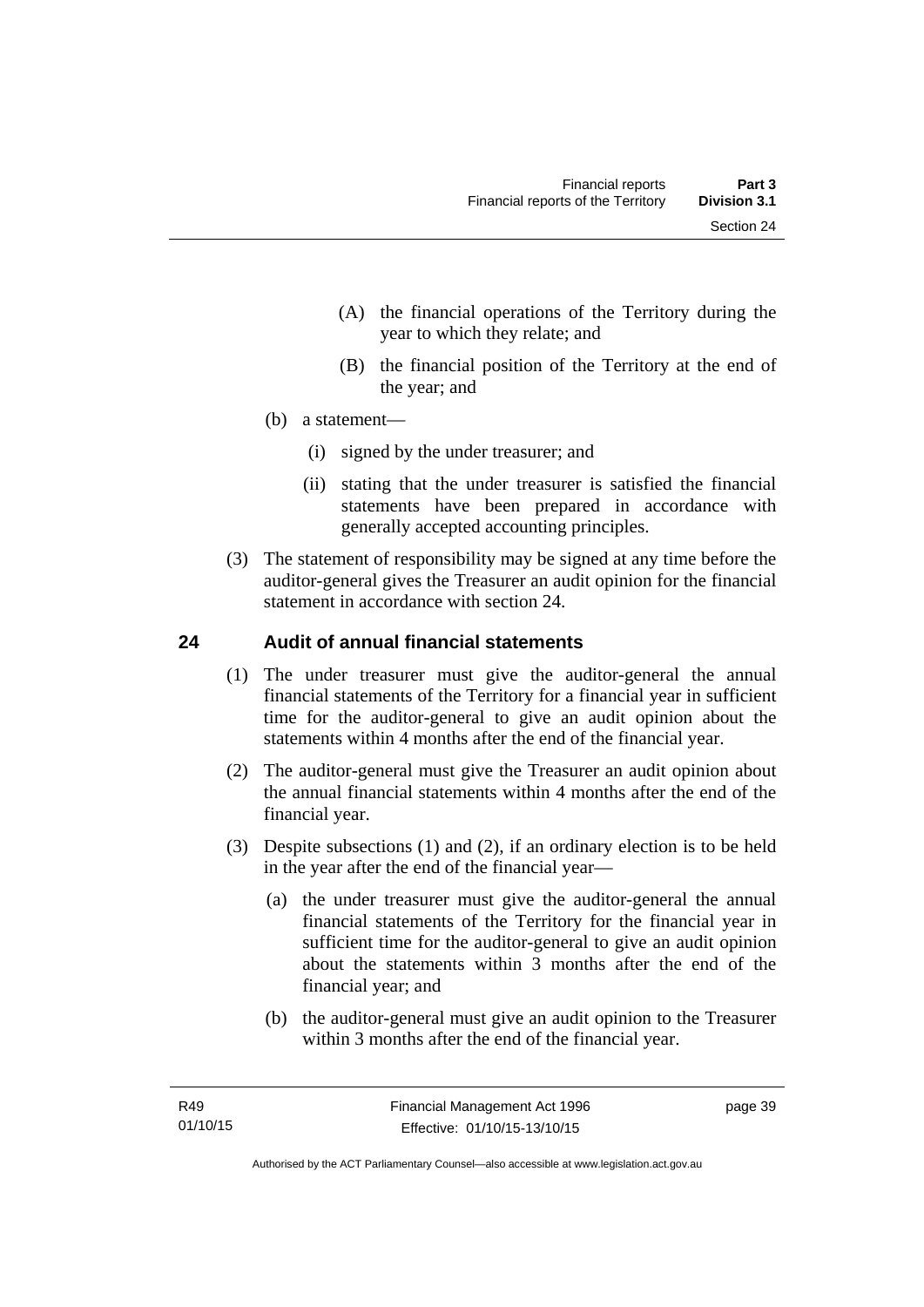(A) the financial operations of the Territory during the year to which they relate; and

(B) the financial position of the Territory at the end of the year; and

(b) a statement—

(i) signed by the under treasurer; and

(ii) stating that the under treasurer is satisfied the financial statements have been prepared in accordance with generally accepted accounting principles.

(3) The statement of responsibility may be signed at any time before the auditor-general gives the Treasurer an audit opinion for the financial statement in accordance with section 24.

## 24 Audit of annual financial statements

(1) The under treasurer must give the auditor-general the annual financial statements of the Territory for a financial year in sufficient time for the auditor-general to give an audit opinion about the statements within 4 months after the end of the financial year.

(2) The auditor-general must give the Treasurer an audit opinion about the annual financial statements within 4 months after the end of the financial year.

(3) Despite subsections (1) and (2), if an ordinary election is to be held in the year after the end of the financial year—

(a) the under treasurer must give the auditor-general the annual financial statements of the Territory for the financial year in sufficient time for the auditor-general to give an audit opinion about the statements within 3 months after the end of the financial year; and

(b) the auditor-general must give an audit opinion to the Treasurer within 3 months after the end of the financial year.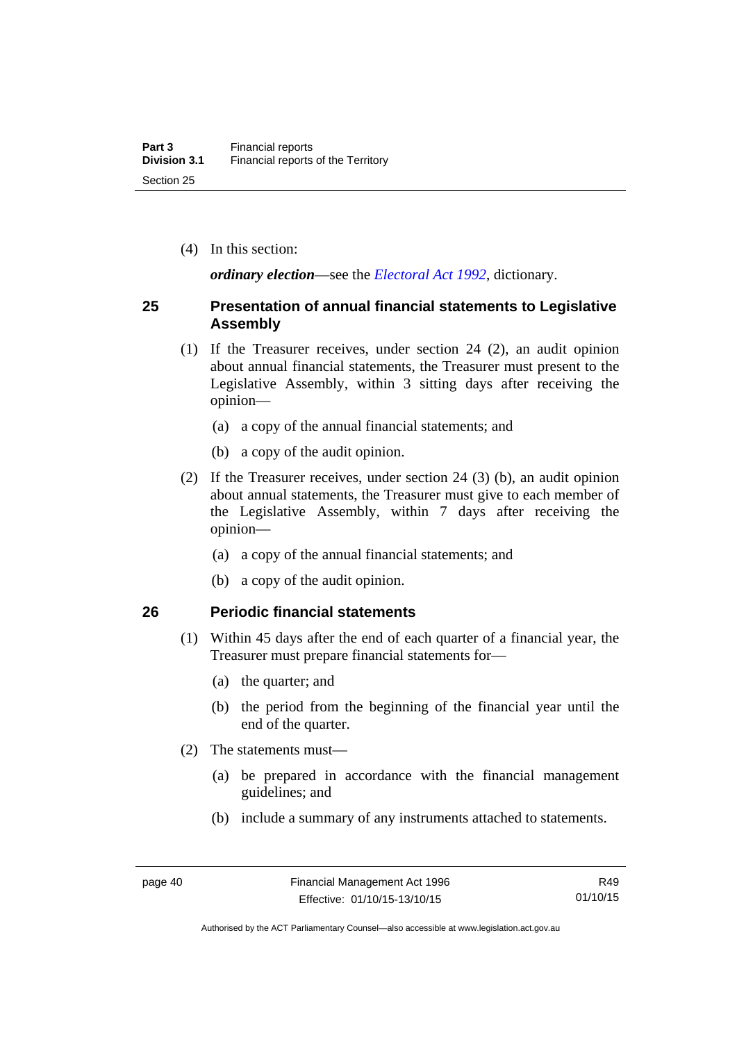(4) In this section:

***ordinary election***—see the *Electoral Act 1992*, dictionary.

## 25 Presentation of annual financial statements to Legislative Assembly

(1) If the Treasurer receives, under section 24 (2), an audit opinion about annual financial statements, the Treasurer must present to the Legislative Assembly, within 3 sitting days after receiving the opinion—

(a) a copy of the annual financial statements; and

(b) a copy of the audit opinion.

(2) If the Treasurer receives, under section 24 (3) (b), an audit opinion about annual statements, the Treasurer must give to each member of the Legislative Assembly, within 7 days after receiving the opinion—

(a) a copy of the annual financial statements; and

(b) a copy of the audit opinion.

## 26 Periodic financial statements

(1) Within 45 days after the end of each quarter of a financial year, the Treasurer must prepare financial statements for—

(a) the quarter; and

(b) the period from the beginning of the financial year until the end of the quarter.

(2) The statements must—

(a) be prepared in accordance with the financial management guidelines; and

(b) include a summary of any instruments attached to statements.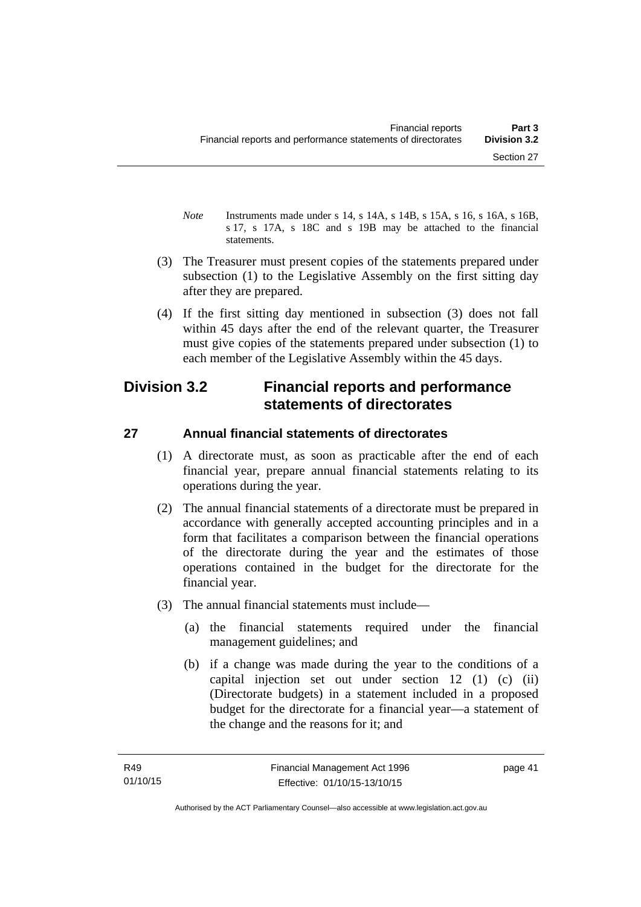*Note* Instruments made under s 14, s 14A, s 14B, s 15A, s 16, s 16A, s 16B, s 17, s 17A, s 18C and s 19B may be attached to the financial statements.

(3) The Treasurer must present copies of the statements prepared under subsection (1) to the Legislative Assembly on the first sitting day after they are prepared.

(4) If the first sitting day mentioned in subsection (3) does not fall within 45 days after the end of the relevant quarter, the Treasurer must give copies of the statements prepared under subsection (1) to each member of the Legislative Assembly within the 45 days.

## Division 3.2 Financial reports and performance statements of directorates

### 27 Annual financial statements of directorates

(1) A directorate must, as soon as practicable after the end of each financial year, prepare annual financial statements relating to its operations during the year.

(2) The annual financial statements of a directorate must be prepared in accordance with generally accepted accounting principles and in a form that facilitates a comparison between the financial operations of the directorate during the year and the estimates of those operations contained in the budget for the directorate for the financial year.

(3) The annual financial statements must include—

(a) the financial statements required under the financial management guidelines; and

(b) if a change was made during the year to the conditions of a capital injection set out under section 12 (1) (c) (ii) (Directorate budgets) in a statement included in a proposed budget for the directorate for a financial year—a statement of the change and the reasons for it; and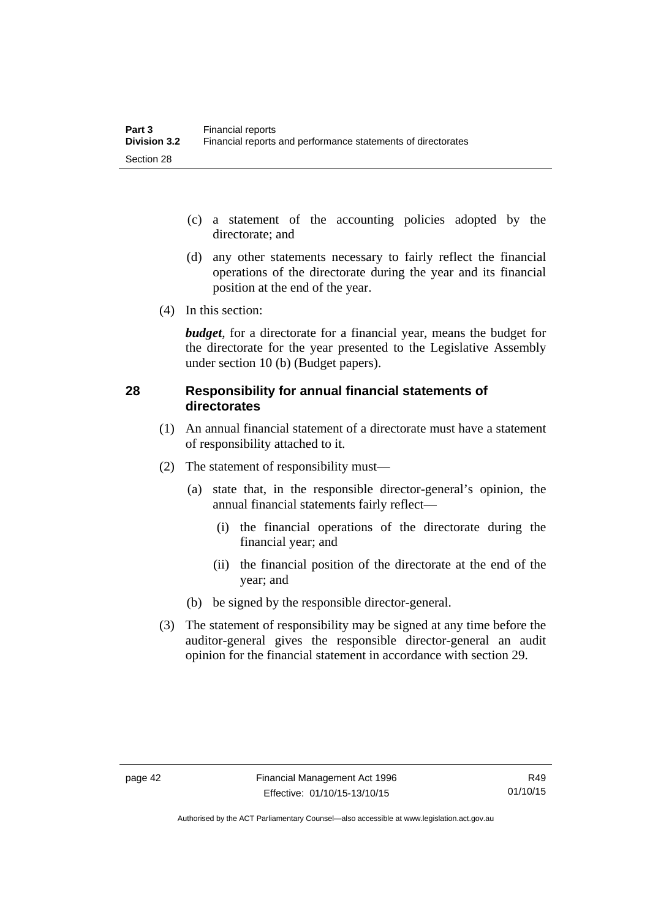(c) a statement of the accounting policies adopted by the directorate; and

(d) any other statements necessary to fairly reflect the financial operations of the directorate during the year and its financial position at the end of the year.

(4) In this section:

***budget***, for a directorate for a financial year, means the budget for the directorate for the year presented to the Legislative Assembly under section 10 (b) (Budget papers).

## 28 Responsibility for annual financial statements of directorates

(1) An annual financial statement of a directorate must have a statement of responsibility attached to it.

(2) The statement of responsibility must—

(a) state that, in the responsible director-general's opinion, the annual financial statements fairly reflect—

(i) the financial operations of the directorate during the financial year; and

(ii) the financial position of the directorate at the end of the year; and

(b) be signed by the responsible director-general.

(3) The statement of responsibility may be signed at any time before the auditor-general gives the responsible director-general an audit opinion for the financial statement in accordance with section 29.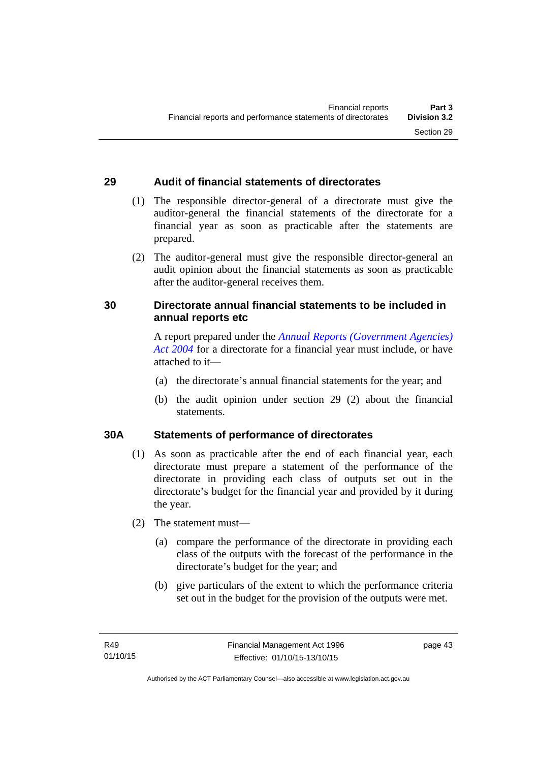## 29 Audit of financial statements of directorates

(1) The responsible director-general of a directorate must give the auditor-general the financial statements of the directorate for a financial year as soon as practicable after the statements are prepared.

(2) The auditor-general must give the responsible director-general an audit opinion about the financial statements as soon as practicable after the auditor-general receives them.

## 30 Directorate annual financial statements to be included in annual reports etc

A report prepared under the *Annual Reports (Government Agencies) Act 2004* for a directorate for a financial year must include, or have attached to it—

(a) the directorate's annual financial statements for the year; and

(b) the audit opinion under section 29 (2) about the financial statements.

## 30A Statements of performance of directorates

(1) As soon as practicable after the end of each financial year, each directorate must prepare a statement of the performance of the directorate in providing each class of outputs set out in the directorate's budget for the financial year and provided by it during the year.

(2) The statement must—

(a) compare the performance of the directorate in providing each class of the outputs with the forecast of the performance in the directorate's budget for the year; and

(b) give particulars of the extent to which the performance criteria set out in the budget for the provision of the outputs were met.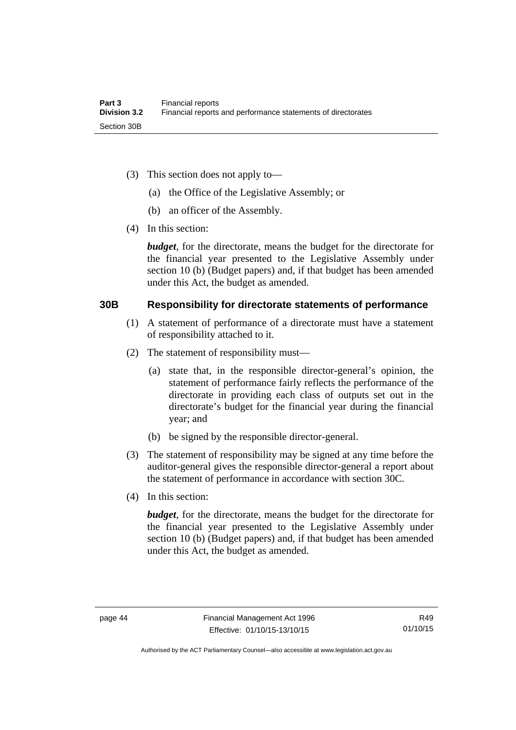(3) This section does not apply to—

(a) the Office of the Legislative Assembly; or

(b) an officer of the Assembly.

(4) In this section:

***budget***, for the directorate, means the budget for the directorate for the financial year presented to the Legislative Assembly under section 10 (b) (Budget papers) and, if that budget has been amended under this Act, the budget as amended.

## 30B Responsibility for directorate statements of performance

(1) A statement of performance of a directorate must have a statement of responsibility attached to it.

(2) The statement of responsibility must—

(a) state that, in the responsible director-general's opinion, the statement of performance fairly reflects the performance of the directorate in providing each class of outputs set out in the directorate's budget for the financial year during the financial year; and

(b) be signed by the responsible director-general.

(3) The statement of responsibility may be signed at any time before the auditor-general gives the responsible director-general a report about the statement of performance in accordance with section 30C.

(4) In this section:

***budget***, for the directorate, means the budget for the directorate for the financial year presented to the Legislative Assembly under section 10 (b) (Budget papers) and, if that budget has been amended under this Act, the budget as amended.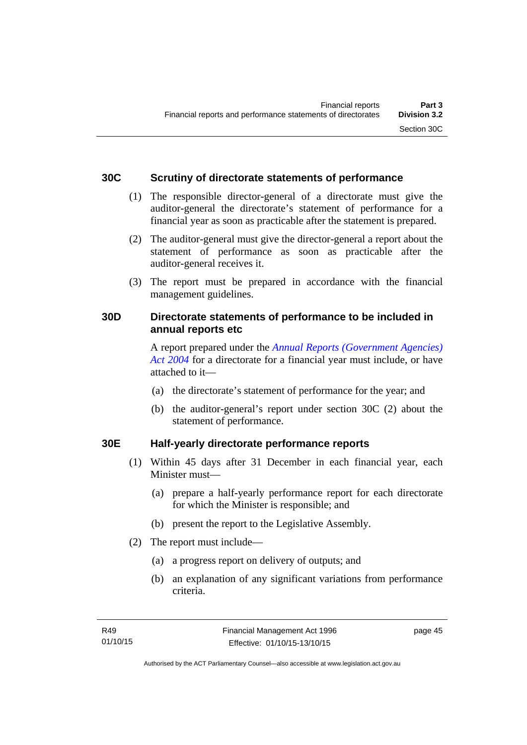### 30C Scrutiny of directorate statements of performance

(1) The responsible director-general of a directorate must give the auditor-general the directorate's statement of performance for a financial year as soon as practicable after the statement is prepared.

(2) The auditor-general must give the director-general a report about the statement of performance as soon as practicable after the auditor-general receives it.

(3) The report must be prepared in accordance with the financial management guidelines.

### 30D Directorate statements of performance to be included in annual reports etc

A report prepared under the *Annual Reports (Government Agencies) Act 2004* for a directorate for a financial year must include, or have attached to it—

(a) the directorate's statement of performance for the year; and

(b) the auditor-general's report under section 30C (2) about the statement of performance.

### 30E Half-yearly directorate performance reports

(1) Within 45 days after 31 December in each financial year, each Minister must—

(a) prepare a half-yearly performance report for each directorate for which the Minister is responsible; and

(b) present the report to the Legislative Assembly.

(2) The report must include—

(a) a progress report on delivery of outputs; and

(b) an explanation of any significant variations from performance criteria.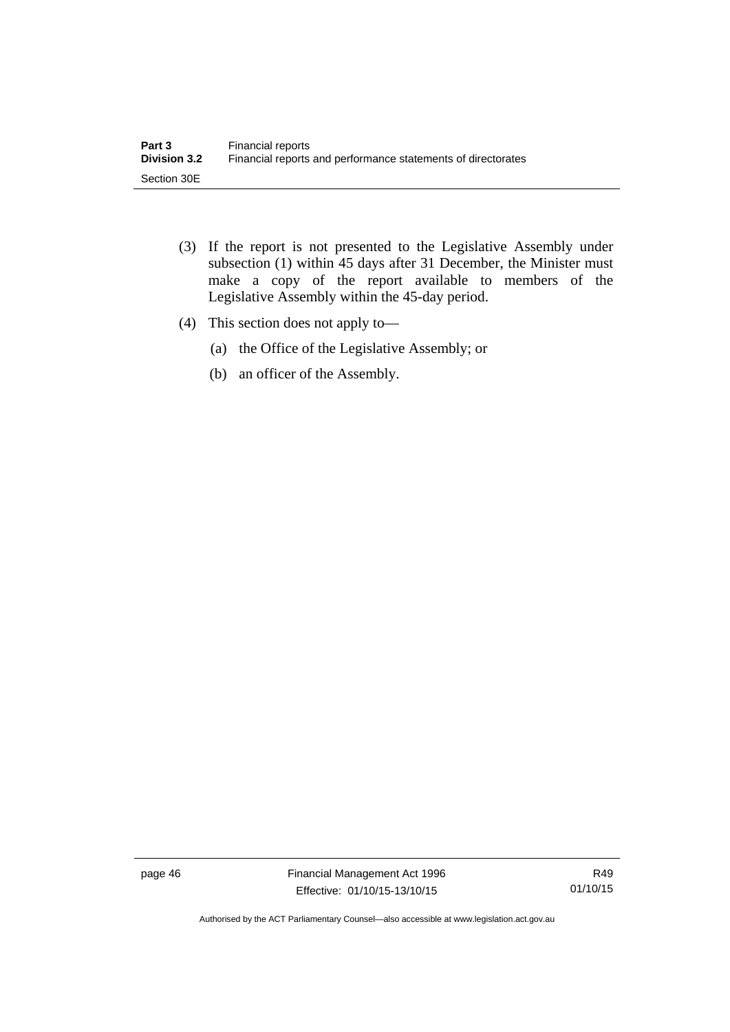(3) If the report is not presented to the Legislative Assembly under subsection (1) within 45 days after 31 December, the Minister must make a copy of the report available to members of the Legislative Assembly within the 45-day period.

(4) This section does not apply to—

(a) the Office of the Legislative Assembly; or

(b) an officer of the Assembly.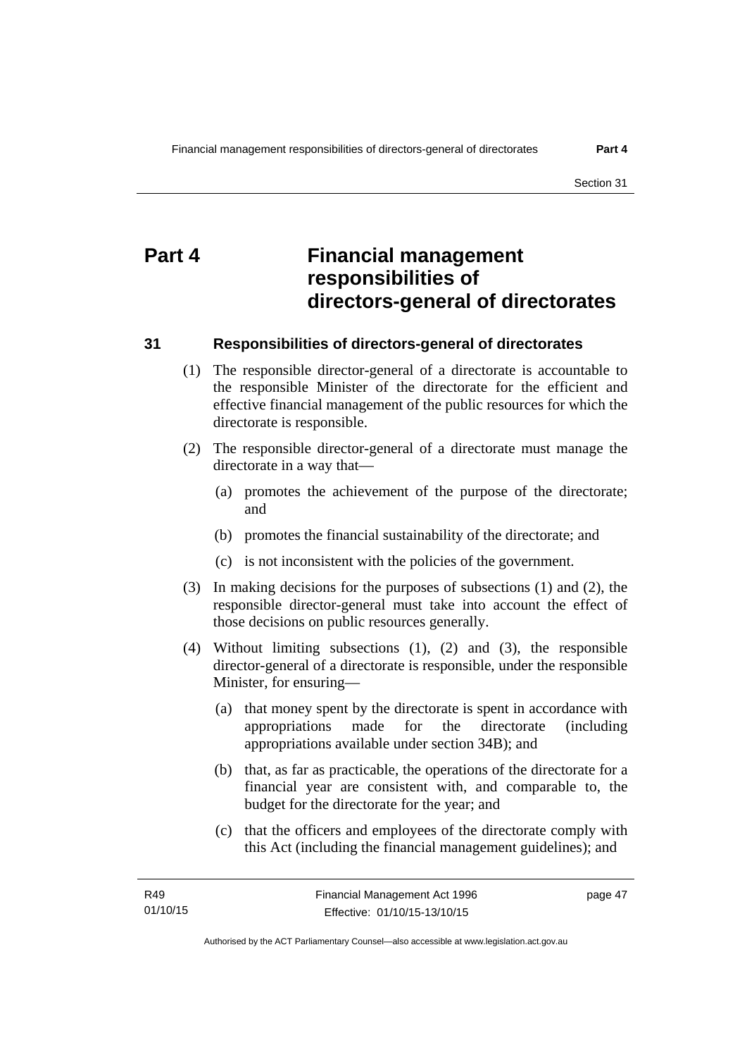# Part 4 Financial management responsibilities of directors-general of directorates

## 31 Responsibilities of directors-general of directorates

(1) The responsible director-general of a directorate is accountable to the responsible Minister of the directorate for the efficient and effective financial management of the public resources for which the directorate is responsible.

(2) The responsible director-general of a directorate must manage the directorate in a way that—

- (a) promotes the achievement of the purpose of the directorate; and
- (b) promotes the financial sustainability of the directorate; and
- (c) is not inconsistent with the policies of the government.

(3) In making decisions for the purposes of subsections (1) and (2), the responsible director-general must take into account the effect of those decisions on public resources generally.

(4) Without limiting subsections (1), (2) and (3), the responsible director-general of a directorate is responsible, under the responsible Minister, for ensuring—

- (a) that money spent by the directorate is spent in accordance with appropriations made for the directorate (including appropriations available under section 34B); and
- (b) that, as far as practicable, the operations of the directorate for a financial year are consistent with, and comparable to, the budget for the directorate for the year; and
- (c) that the officers and employees of the directorate comply with this Act (including the financial management guidelines); and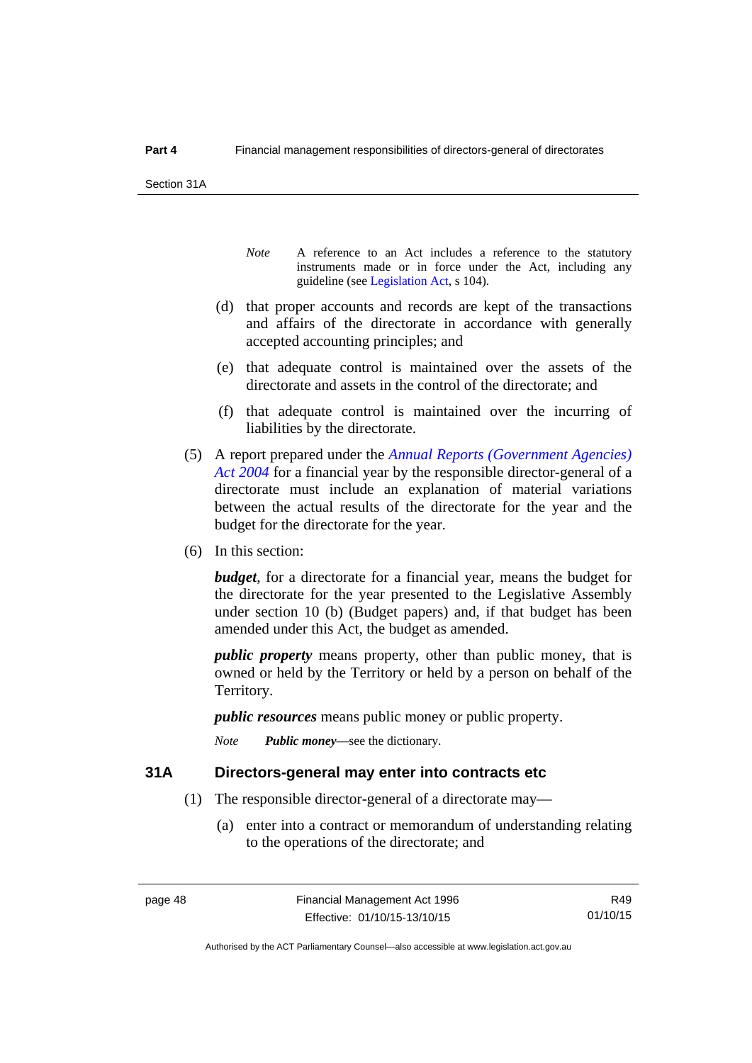*Note* A reference to an Act includes a reference to the statutory instruments made or in force under the Act, including any guideline (see Legislation Act, s 104).

(d) that proper accounts and records are kept of the transactions and affairs of the directorate in accordance with generally accepted accounting principles; and

(e) that adequate control is maintained over the assets of the directorate and assets in the control of the directorate; and

(f) that adequate control is maintained over the incurring of liabilities by the directorate.

(5) A report prepared under the *Annual Reports (Government Agencies) Act 2004* for a financial year by the responsible director-general of a directorate must include an explanation of material variations between the actual results of the directorate for the year and the budget for the directorate for the year.

(6) In this section:

***budget***, for a directorate for a financial year, means the budget for the directorate for the year presented to the Legislative Assembly under section 10 (b) (Budget papers) and, if that budget has been amended under this Act, the budget as amended.

***public property*** means property, other than public money, that is owned or held by the Territory or held by a person on behalf of the Territory.

***public resources*** means public money or public property.

*Note* ***Public money***—see the dictionary.

## 31A Directors-general may enter into contracts etc

(1) The responsible director-general of a directorate may—

(a) enter into a contract or memorandum of understanding relating to the operations of the directorate; and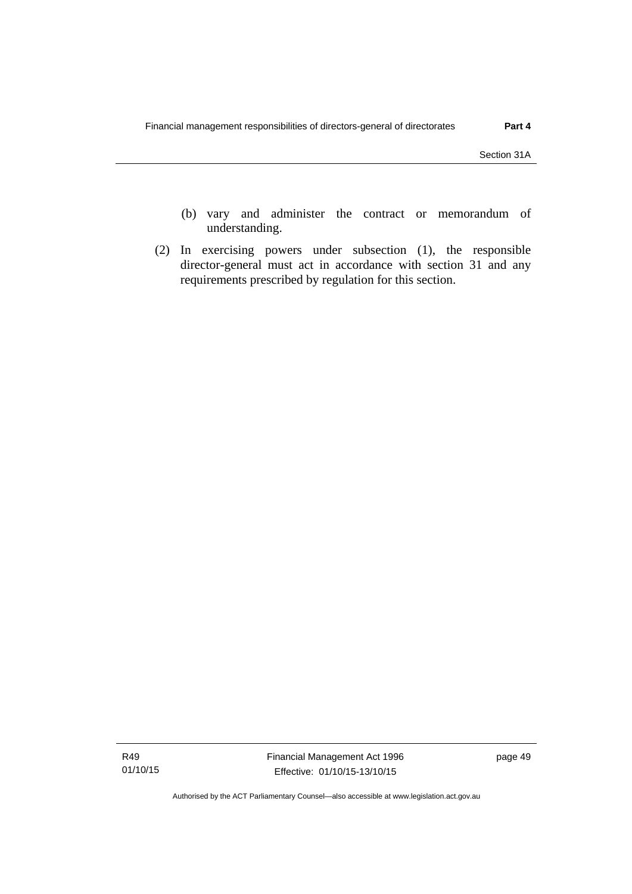(b) vary and administer the contract or memorandum of understanding.

(2) In exercising powers under subsection (1), the responsible director-general must act in accordance with section 31 and any requirements prescribed by regulation for this section.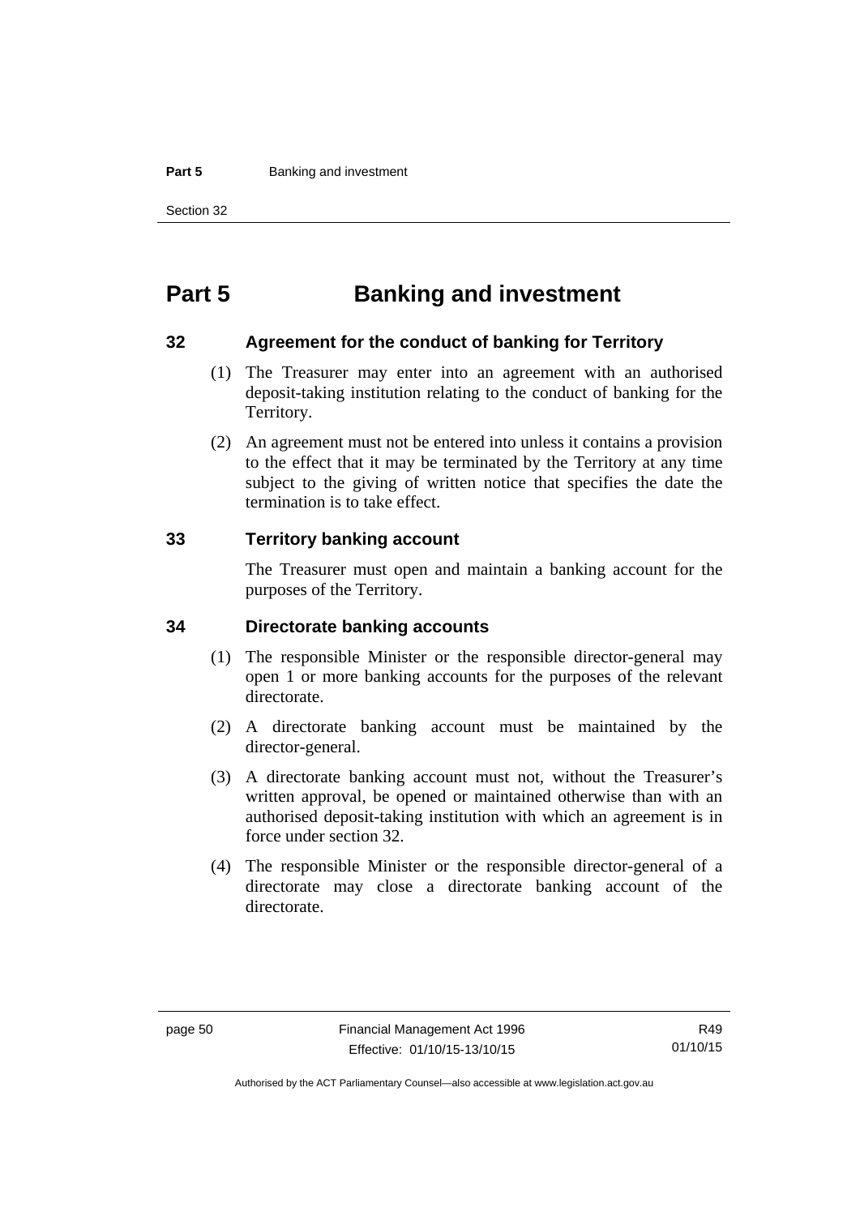# Part 5 Banking and investment

## 32 Agreement for the conduct of banking for Territory

(1) The Treasurer may enter into an agreement with an authorised deposit-taking institution relating to the conduct of banking for the Territory.

(2) An agreement must not be entered into unless it contains a provision to the effect that it may be terminated by the Territory at any time subject to the giving of written notice that specifies the date the termination is to take effect.

## 33 Territory banking account

The Treasurer must open and maintain a banking account for the purposes of the Territory.

## 34 Directorate banking accounts

(1) The responsible Minister or the responsible director-general may open 1 or more banking accounts for the purposes of the relevant directorate.

(2) A directorate banking account must be maintained by the director-general.

(3) A directorate banking account must not, without the Treasurer's written approval, be opened or maintained otherwise than with an authorised deposit-taking institution with which an agreement is in force under section 32.

(4) The responsible Minister or the responsible director-general of a directorate may close a directorate banking account of the directorate.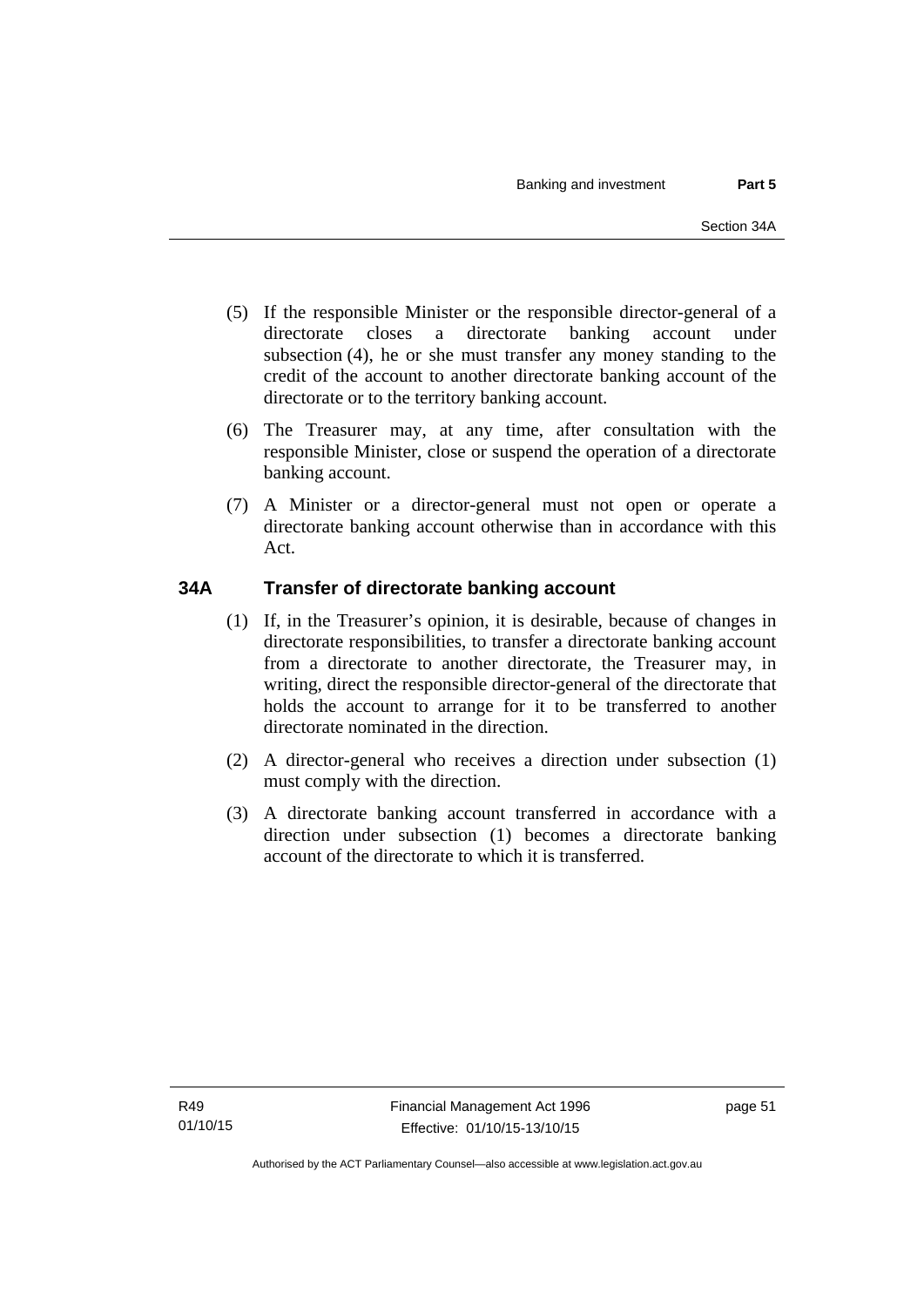(5) If the responsible Minister or the responsible director-general of a directorate closes a directorate banking account under subsection (4), he or she must transfer any money standing to the credit of the account to another directorate banking account of the directorate or to the territory banking account.

(6) The Treasurer may, at any time, after consultation with the responsible Minister, close or suspend the operation of a directorate banking account.

(7) A Minister or a director-general must not open or operate a directorate banking account otherwise than in accordance with this Act.

## 34A Transfer of directorate banking account

(1) If, in the Treasurer's opinion, it is desirable, because of changes in directorate responsibilities, to transfer a directorate banking account from a directorate to another directorate, the Treasurer may, in writing, direct the responsible director-general of the directorate that holds the account to arrange for it to be transferred to another directorate nominated in the direction.

(2) A director-general who receives a direction under subsection (1) must comply with the direction.

(3) A directorate banking account transferred in accordance with a direction under subsection (1) becomes a directorate banking account of the directorate to which it is transferred.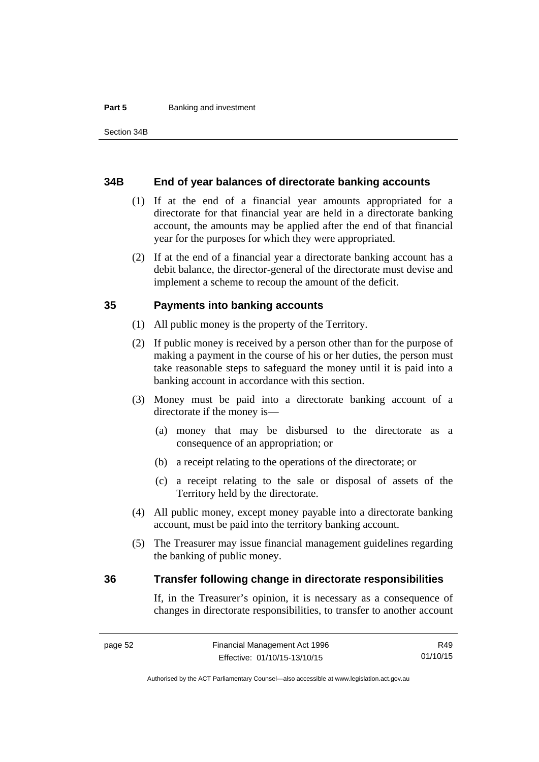## 34B End of year balances of directorate banking accounts

(1) If at the end of a financial year amounts appropriated for a directorate for that financial year are held in a directorate banking account, the amounts may be applied after the end of that financial year for the purposes for which they were appropriated.

(2) If at the end of a financial year a directorate banking account has a debit balance, the director-general of the directorate must devise and implement a scheme to recoup the amount of the deficit.

## 35 Payments into banking accounts

(1) All public money is the property of the Territory.

(2) If public money is received by a person other than for the purpose of making a payment in the course of his or her duties, the person must take reasonable steps to safeguard the money until it is paid into a banking account in accordance with this section.

(3) Money must be paid into a directorate banking account of a directorate if the money is—

(a) money that may be disbursed to the directorate as a consequence of an appropriation; or

(b) a receipt relating to the operations of the directorate; or

(c) a receipt relating to the sale or disposal of assets of the Territory held by the directorate.

(4) All public money, except money payable into a directorate banking account, must be paid into the territory banking account.

(5) The Treasurer may issue financial management guidelines regarding the banking of public money.

## 36 Transfer following change in directorate responsibilities

If, in the Treasurer's opinion, it is necessary as a consequence of changes in directorate responsibilities, to transfer to another account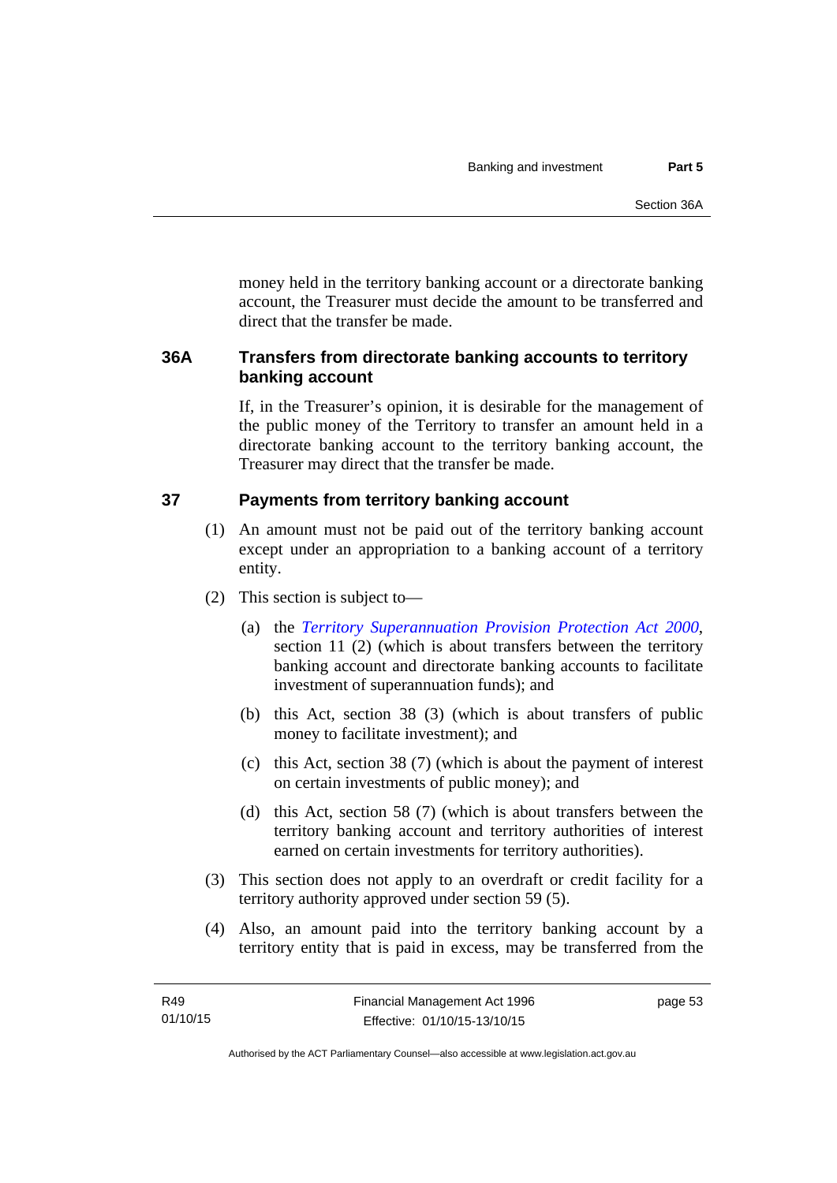money held in the territory banking account or a directorate banking account, the Treasurer must decide the amount to be transferred and direct that the transfer be made.

### 36A Transfers from directorate banking accounts to territory banking account

If, in the Treasurer's opinion, it is desirable for the management of the public money of the Territory to transfer an amount held in a directorate banking account to the territory banking account, the Treasurer may direct that the transfer be made.

### 37 Payments from territory banking account

(1) An amount must not be paid out of the territory banking account except under an appropriation to a banking account of a territory entity.

(2) This section is subject to—

(a) the *Territory Superannuation Provision Protection Act 2000*, section 11 (2) (which is about transfers between the territory banking account and directorate banking accounts to facilitate investment of superannuation funds); and

(b) this Act, section 38 (3) (which is about transfers of public money to facilitate investment); and

(c) this Act, section 38 (7) (which is about the payment of interest on certain investments of public money); and

(d) this Act, section 58 (7) (which is about transfers between the territory banking account and territory authorities of interest earned on certain investments for territory authorities).

(3) This section does not apply to an overdraft or credit facility for a territory authority approved under section 59 (5).

(4) Also, an amount paid into the territory banking account by a territory entity that is paid in excess, may be transferred from the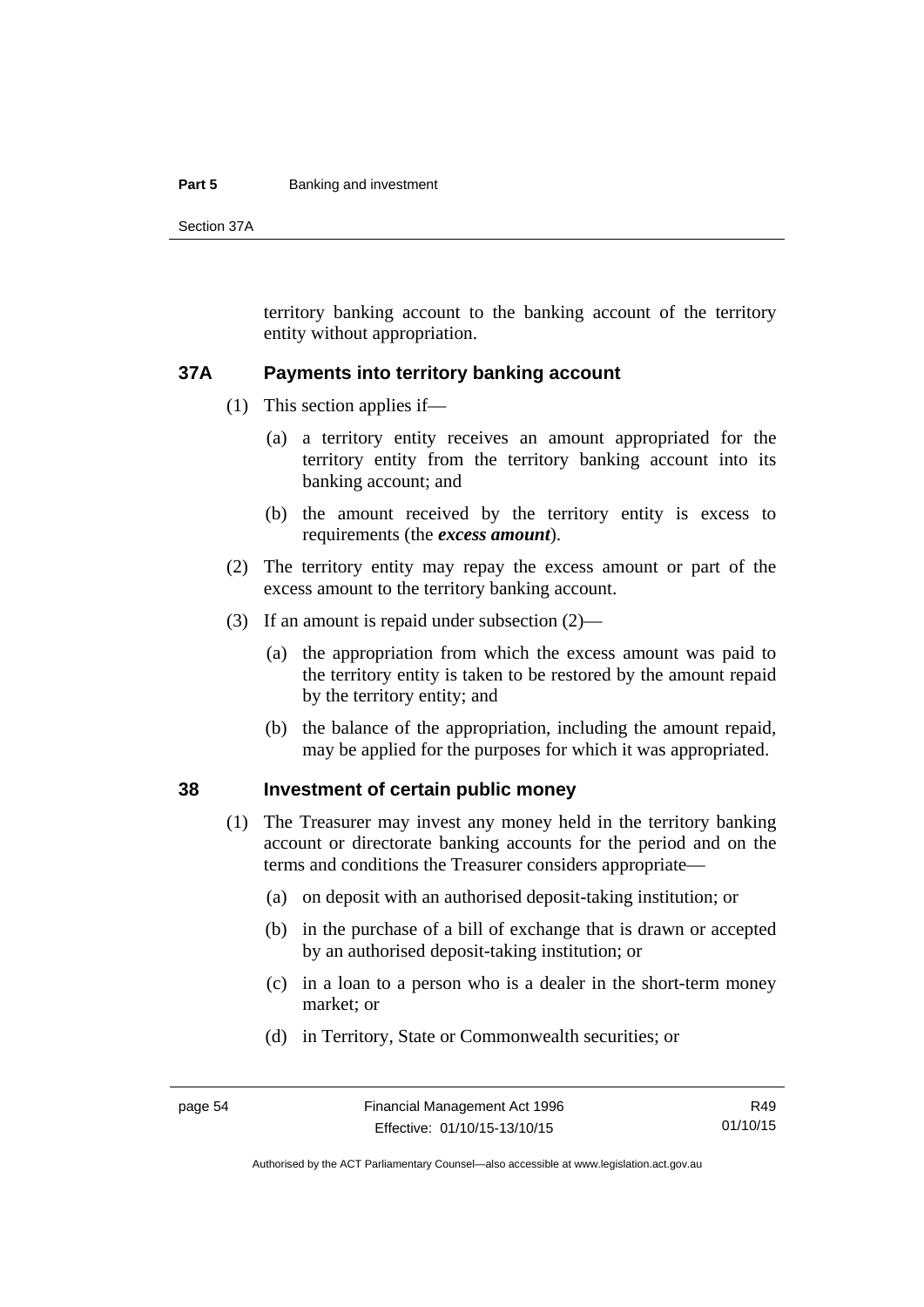territory banking account to the banking account of the territory entity without appropriation.

## 37A Payments into territory banking account

(1) This section applies if—

(a) a territory entity receives an amount appropriated for the territory entity from the territory banking account into its banking account; and

(b) the amount received by the territory entity is excess to requirements (the ***excess amount***).

(2) The territory entity may repay the excess amount or part of the excess amount to the territory banking account.

(3) If an amount is repaid under subsection (2)—

(a) the appropriation from which the excess amount was paid to the territory entity is taken to be restored by the amount repaid by the territory entity; and

(b) the balance of the appropriation, including the amount repaid, may be applied for the purposes for which it was appropriated.

## 38 Investment of certain public money

(1) The Treasurer may invest any money held in the territory banking account or directorate banking accounts for the period and on the terms and conditions the Treasurer considers appropriate—

(a) on deposit with an authorised deposit-taking institution; or

(b) in the purchase of a bill of exchange that is drawn or accepted by an authorised deposit-taking institution; or

(c) in a loan to a person who is a dealer in the short-term money market; or

(d) in Territory, State or Commonwealth securities; or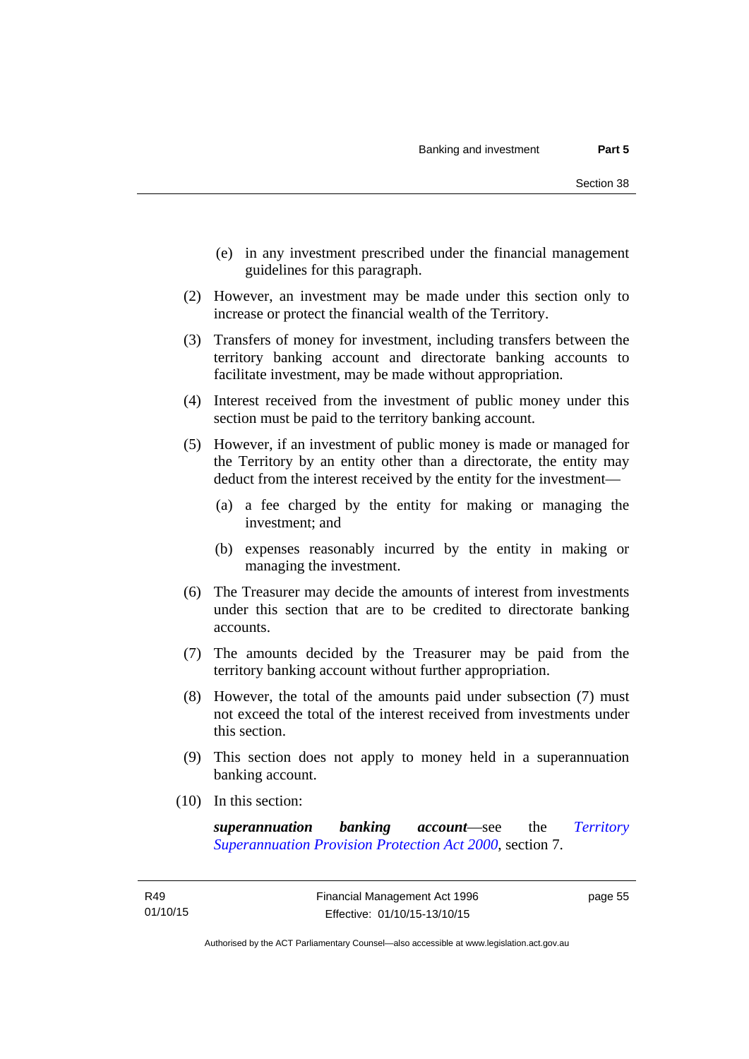(e) in any investment prescribed under the financial management guidelines for this paragraph.

(2) However, an investment may be made under this section only to increase or protect the financial wealth of the Territory.

(3) Transfers of money for investment, including transfers between the territory banking account and directorate banking accounts to facilitate investment, may be made without appropriation.

(4) Interest received from the investment of public money under this section must be paid to the territory banking account.

(5) However, if an investment of public money is made or managed for the Territory by an entity other than a directorate, the entity may deduct from the interest received by the entity for the investment—

(a) a fee charged by the entity for making or managing the investment; and

(b) expenses reasonably incurred by the entity in making or managing the investment.

(6) The Treasurer may decide the amounts of interest from investments under this section that are to be credited to directorate banking accounts.

(7) The amounts decided by the Treasurer may be paid from the territory banking account without further appropriation.

(8) However, the total of the amounts paid under subsection (7) must not exceed the total of the interest received from investments under this section.

(9) This section does not apply to money held in a superannuation banking account.

(10) In this section:

***superannuation banking account***—see the *Territory Superannuation Provision Protection Act 2000*, section 7.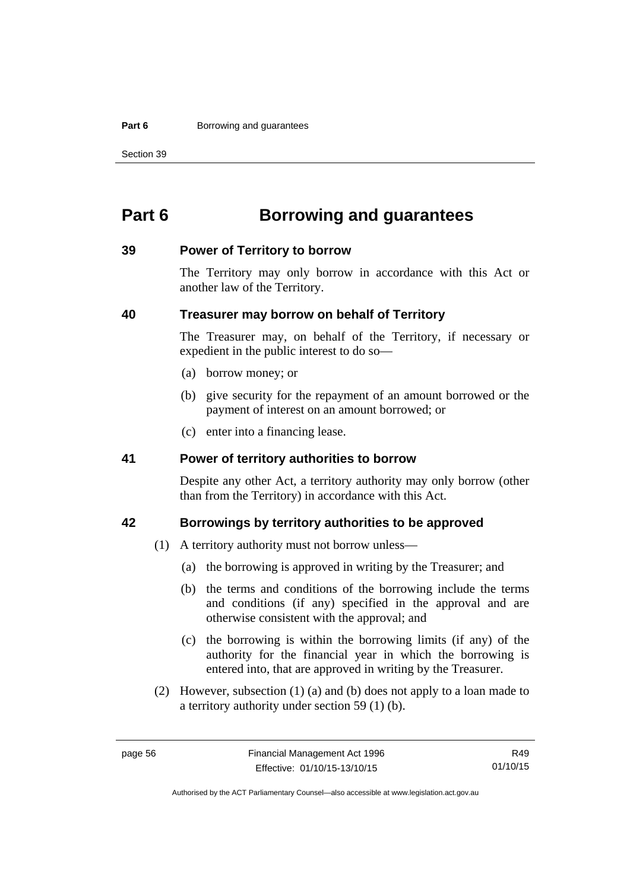# Part 6 Borrowing and guarantees

## 39 Power of Territory to borrow

The Territory may only borrow in accordance with this Act or another law of the Territory.

## 40 Treasurer may borrow on behalf of Territory

The Treasurer may, on behalf of the Territory, if necessary or expedient in the public interest to do so—

(a) borrow money; or

(b) give security for the repayment of an amount borrowed or the payment of interest on an amount borrowed; or

(c) enter into a financing lease.

## 41 Power of territory authorities to borrow

Despite any other Act, a territory authority may only borrow (other than from the Territory) in accordance with this Act.

## 42 Borrowings by territory authorities to be approved

(1) A territory authority must not borrow unless—

(a) the borrowing is approved in writing by the Treasurer; and

(b) the terms and conditions of the borrowing include the terms and conditions (if any) specified in the approval and are otherwise consistent with the approval; and

(c) the borrowing is within the borrowing limits (if any) of the authority for the financial year in which the borrowing is entered into, that are approved in writing by the Treasurer.

(2) However, subsection (1) (a) and (b) does not apply to a loan made to a territory authority under section 59 (1) (b).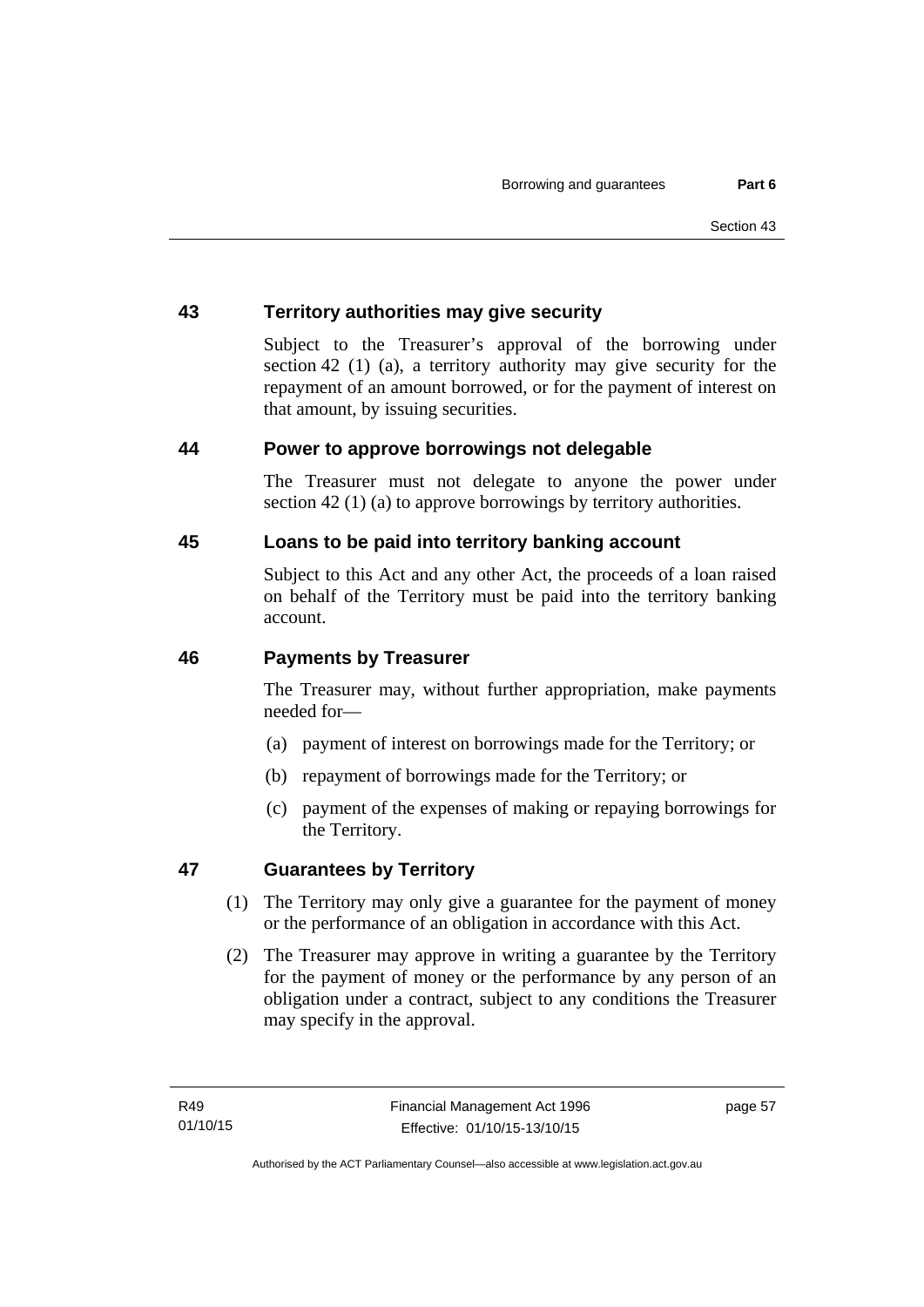## 43 Territory authorities may give security

Subject to the Treasurer's approval of the borrowing under section 42 (1) (a), a territory authority may give security for the repayment of an amount borrowed, or for the payment of interest on that amount, by issuing securities.

## 44 Power to approve borrowings not delegable

The Treasurer must not delegate to anyone the power under section 42 (1) (a) to approve borrowings by territory authorities.

## 45 Loans to be paid into territory banking account

Subject to this Act and any other Act, the proceeds of a loan raised on behalf of the Territory must be paid into the territory banking account.

## 46 Payments by Treasurer

The Treasurer may, without further appropriation, make payments needed for—

(a) payment of interest on borrowings made for the Territory; or

(b) repayment of borrowings made for the Territory; or

(c) payment of the expenses of making or repaying borrowings for the Territory.

## 47 Guarantees by Territory

(1) The Territory may only give a guarantee for the payment of money or the performance of an obligation in accordance with this Act.

(2) The Treasurer may approve in writing a guarantee by the Territory for the payment of money or the performance by any person of an obligation under a contract, subject to any conditions the Treasurer may specify in the approval.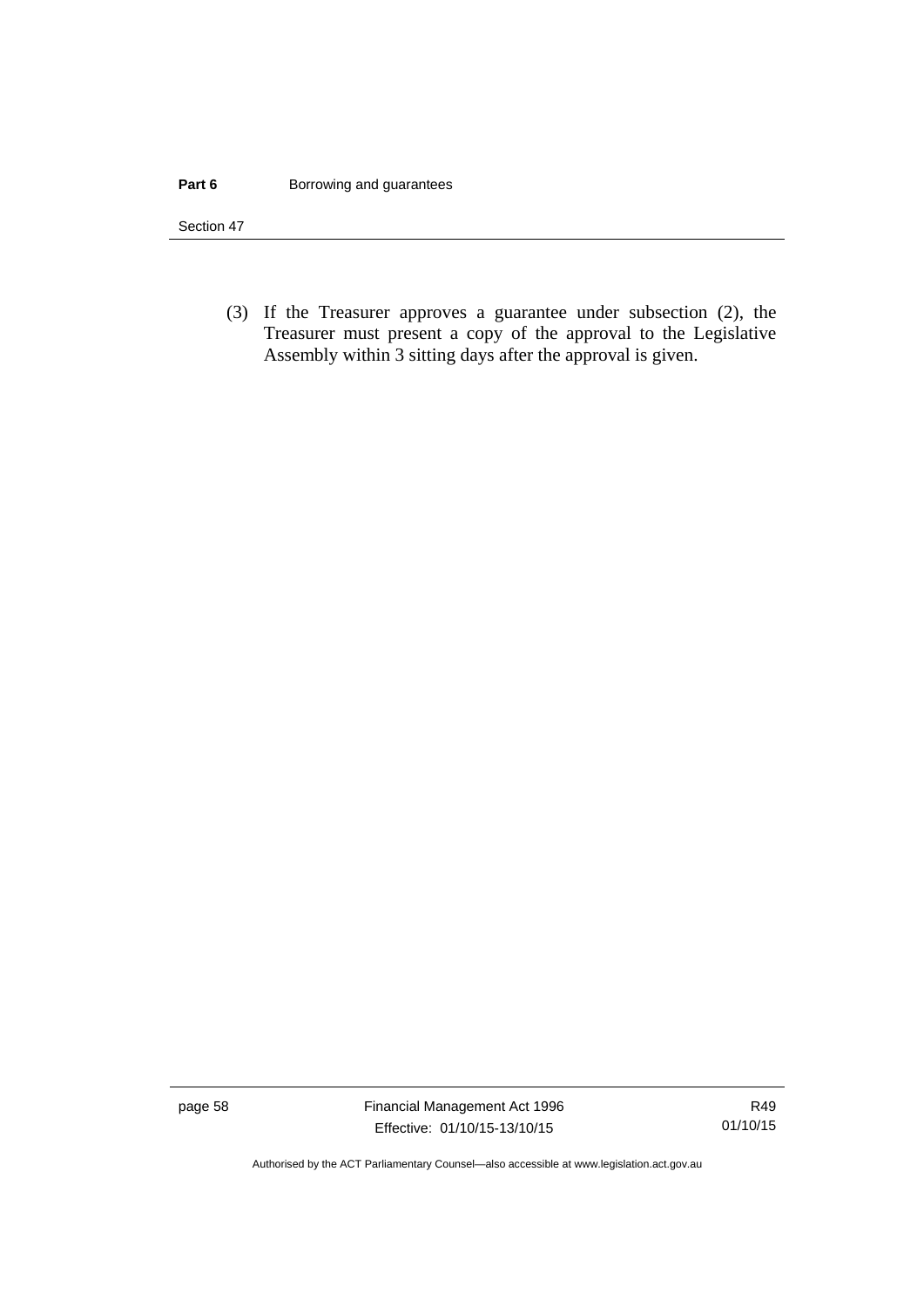(3) If the Treasurer approves a guarantee under subsection (2), the Treasurer must present a copy of the approval to the Legislative Assembly within 3 sitting days after the approval is given.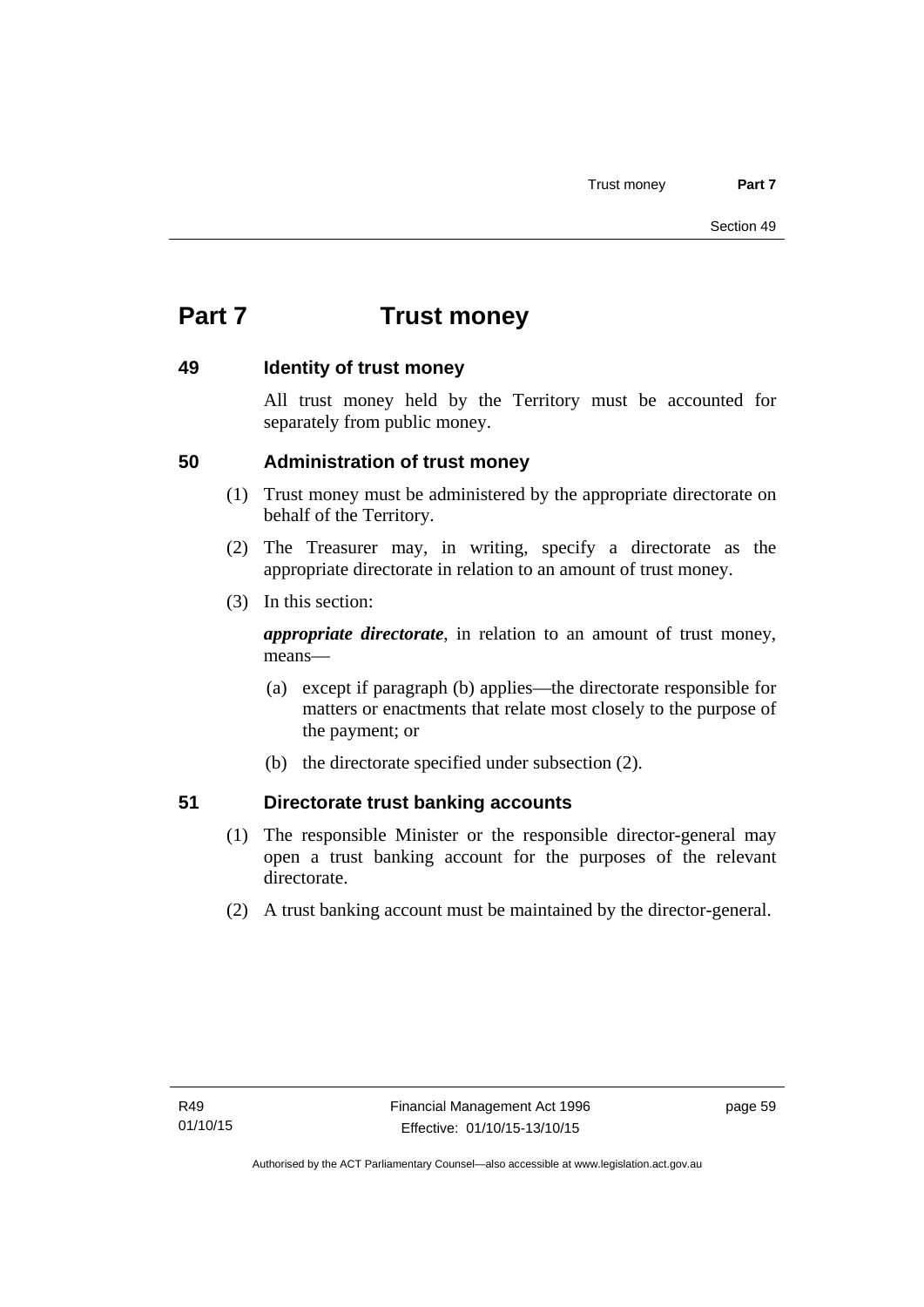# Part 7 Trust money

## 49 Identity of trust money

All trust money held by the Territory must be accounted for separately from public money.

## 50 Administration of trust money

(1) Trust money must be administered by the appropriate directorate on behalf of the Territory.

(2) The Treasurer may, in writing, specify a directorate as the appropriate directorate in relation to an amount of trust money.

(3) In this section:

***appropriate directorate***, in relation to an amount of trust money, means—

(a) except if paragraph (b) applies—the directorate responsible for matters or enactments that relate most closely to the purpose of the payment; or

(b) the directorate specified under subsection (2).

## 51 Directorate trust banking accounts

(1) The responsible Minister or the responsible director-general may open a trust banking account for the purposes of the relevant directorate.

(2) A trust banking account must be maintained by the director-general.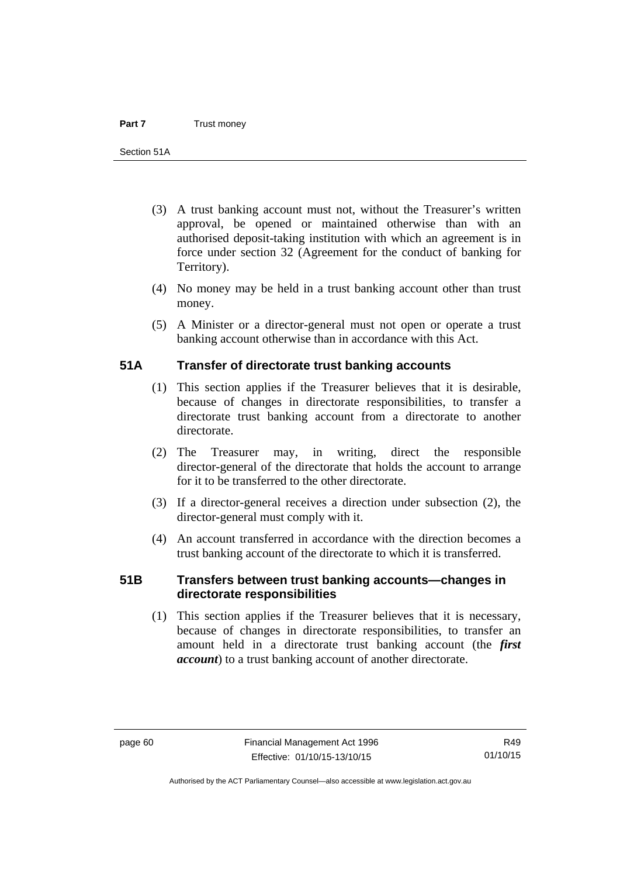(3) A trust banking account must not, without the Treasurer's written approval, be opened or maintained otherwise than with an authorised deposit-taking institution with which an agreement is in force under section 32 (Agreement for the conduct of banking for Territory).

(4) No money may be held in a trust banking account other than trust money.

(5) A Minister or a director-general must not open or operate a trust banking account otherwise than in accordance with this Act.

## 51A Transfer of directorate trust banking accounts

(1) This section applies if the Treasurer believes that it is desirable, because of changes in directorate responsibilities, to transfer a directorate trust banking account from a directorate to another directorate.

(2) The Treasurer may, in writing, direct the responsible director-general of the directorate that holds the account to arrange for it to be transferred to the other directorate.

(3) If a director-general receives a direction under subsection (2), the director-general must comply with it.

(4) An account transferred in accordance with the direction becomes a trust banking account of the directorate to which it is transferred.

## 51B Transfers between trust banking accounts—changes in directorate responsibilities

(1) This section applies if the Treasurer believes that it is necessary, because of changes in directorate responsibilities, to transfer an amount held in a directorate trust banking account (the ***first account***) to a trust banking account of another directorate.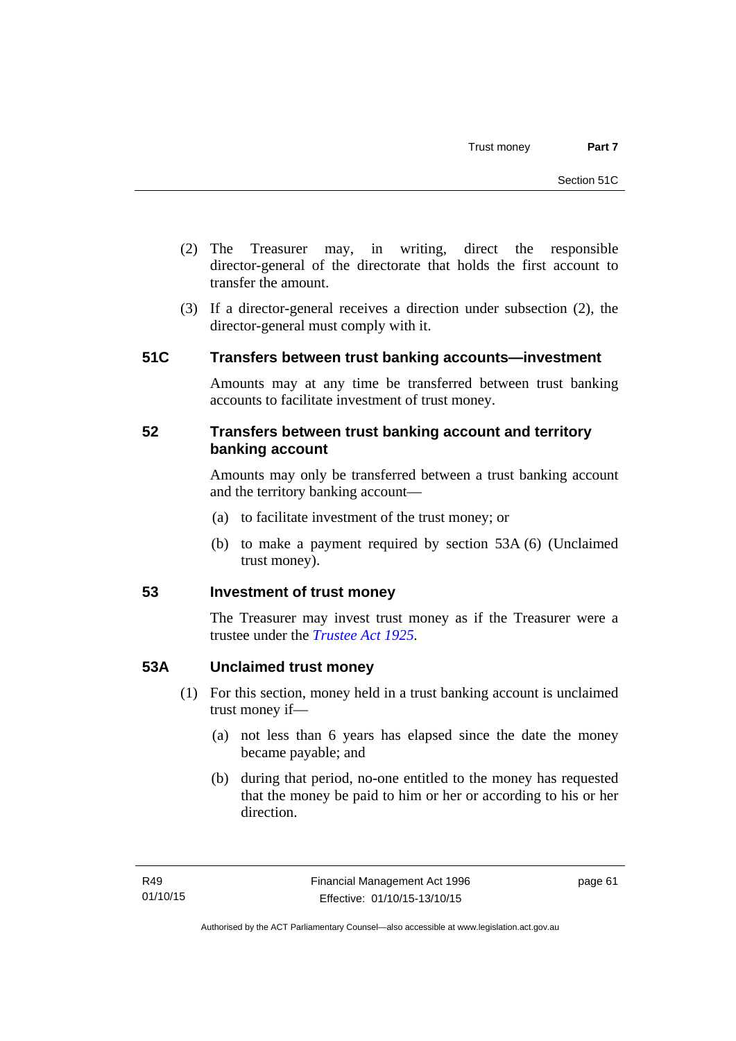(2) The Treasurer may, in writing, direct the responsible director-general of the directorate that holds the first account to transfer the amount.

(3) If a director-general receives a direction under subsection (2), the director-general must comply with it.

### 51C Transfers between trust banking accounts—investment

Amounts may at any time be transferred between trust banking accounts to facilitate investment of trust money.

### 52 Transfers between trust banking account and territory banking account

Amounts may only be transferred between a trust banking account and the territory banking account—

(a) to facilitate investment of the trust money; or

(b) to make a payment required by section 53A (6) (Unclaimed trust money).

### 53 Investment of trust money

The Treasurer may invest trust money as if the Treasurer were a trustee under the *Trustee Act 1925*.

### 53A Unclaimed trust money

(1) For this section, money held in a trust banking account is unclaimed trust money if—

(a) not less than 6 years has elapsed since the date the money became payable; and

(b) during that period, no-one entitled to the money has requested that the money be paid to him or her or according to his or her direction.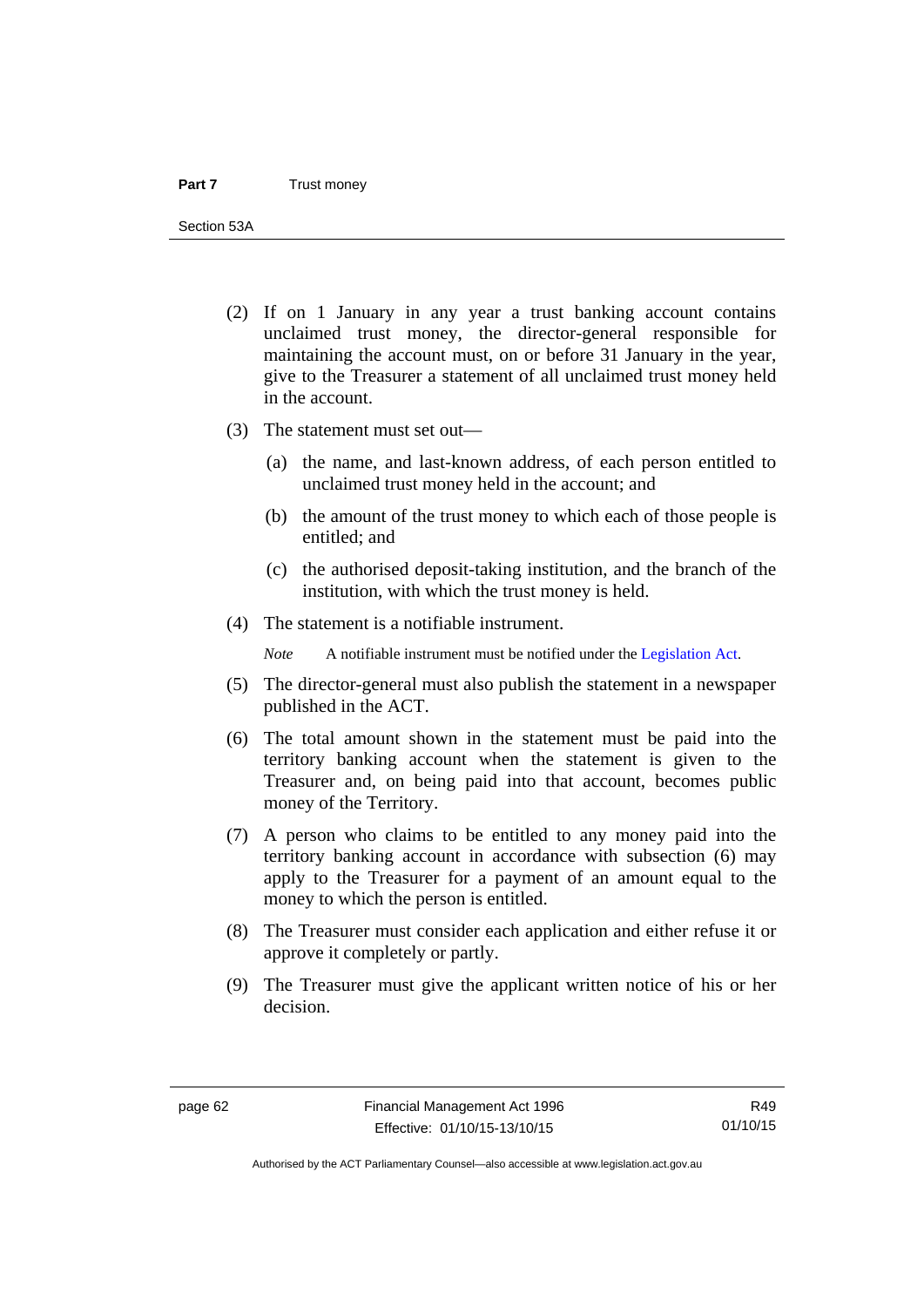(2) If on 1 January in any year a trust banking account contains unclaimed trust money, the director-general responsible for maintaining the account must, on or before 31 January in the year, give to the Treasurer a statement of all unclaimed trust money held in the account.

(3) The statement must set out—

(a) the name, and last-known address, of each person entitled to unclaimed trust money held in the account; and

(b) the amount of the trust money to which each of those people is entitled; and

(c) the authorised deposit-taking institution, and the branch of the institution, with which the trust money is held.

(4) The statement is a notifiable instrument.

*Note* A notifiable instrument must be notified under the Legislation Act.

(5) The director-general must also publish the statement in a newspaper published in the ACT.

(6) The total amount shown in the statement must be paid into the territory banking account when the statement is given to the Treasurer and, on being paid into that account, becomes public money of the Territory.

(7) A person who claims to be entitled to any money paid into the territory banking account in accordance with subsection (6) may apply to the Treasurer for a payment of an amount equal to the money to which the person is entitled.

(8) The Treasurer must consider each application and either refuse it or approve it completely or partly.

(9) The Treasurer must give the applicant written notice of his or her decision.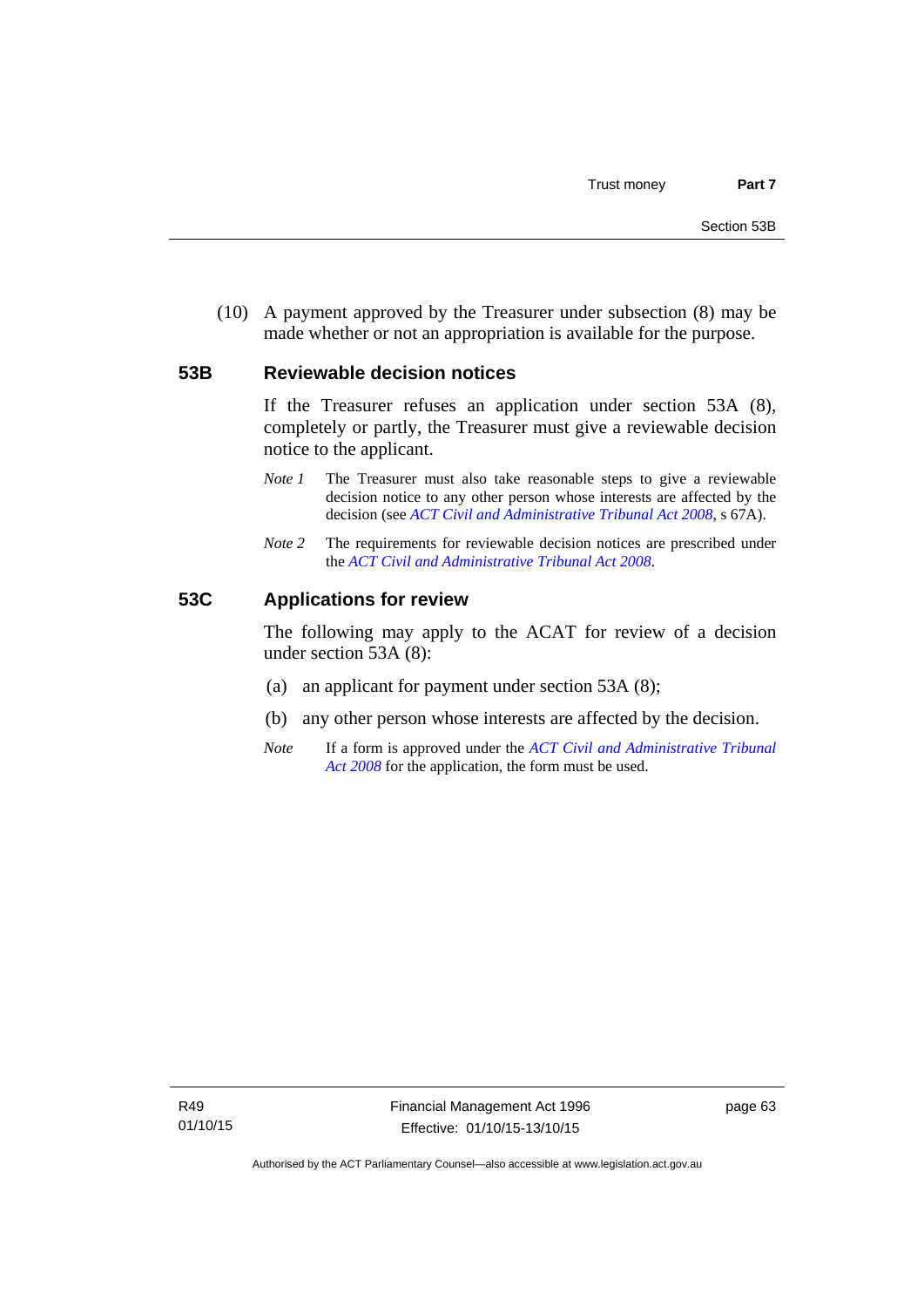(10) A payment approved by the Treasurer under subsection (8) may be made whether or not an appropriation is available for the purpose.

### 53B Reviewable decision notices

If the Treasurer refuses an application under section 53A (8), completely or partly, the Treasurer must give a reviewable decision notice to the applicant.

*Note 1* The Treasurer must also take reasonable steps to give a reviewable decision notice to any other person whose interests are affected by the decision (see *ACT Civil and Administrative Tribunal Act 2008*, s 67A).

*Note 2* The requirements for reviewable decision notices are prescribed under the *ACT Civil and Administrative Tribunal Act 2008*.

### 53C Applications for review

The following may apply to the ACAT for review of a decision under section 53A (8):

(a) an applicant for payment under section 53A (8);

(b) any other person whose interests are affected by the decision.

*Note* If a form is approved under the *ACT Civil and Administrative Tribunal Act 2008* for the application, the form must be used.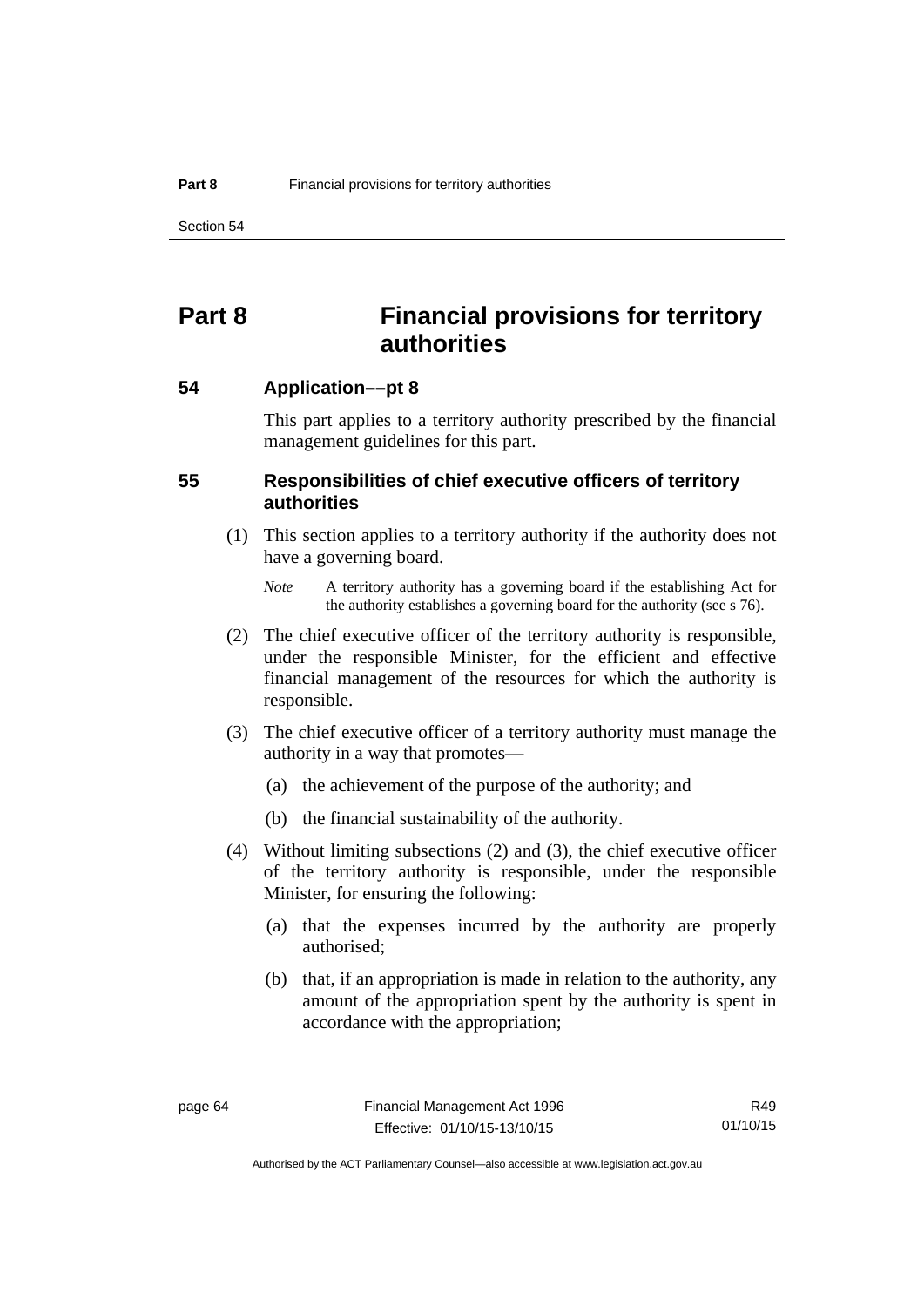# Part 8 Financial provisions for territory authorities

## 54 Application––pt 8

This part applies to a territory authority prescribed by the financial management guidelines for this part.

## 55 Responsibilities of chief executive officers of territory authorities

(1) This section applies to a territory authority if the authority does not have a governing board.

*Note* A territory authority has a governing board if the establishing Act for the authority establishes a governing board for the authority (see s 76).

(2) The chief executive officer of the territory authority is responsible, under the responsible Minister, for the efficient and effective financial management of the resources for which the authority is responsible.

(3) The chief executive officer of a territory authority must manage the authority in a way that promotes—

(a) the achievement of the purpose of the authority; and

(b) the financial sustainability of the authority.

(4) Without limiting subsections (2) and (3), the chief executive officer of the territory authority is responsible, under the responsible Minister, for ensuring the following:

(a) that the expenses incurred by the authority are properly authorised;

(b) that, if an appropriation is made in relation to the authority, any amount of the appropriation spent by the authority is spent in accordance with the appropriation;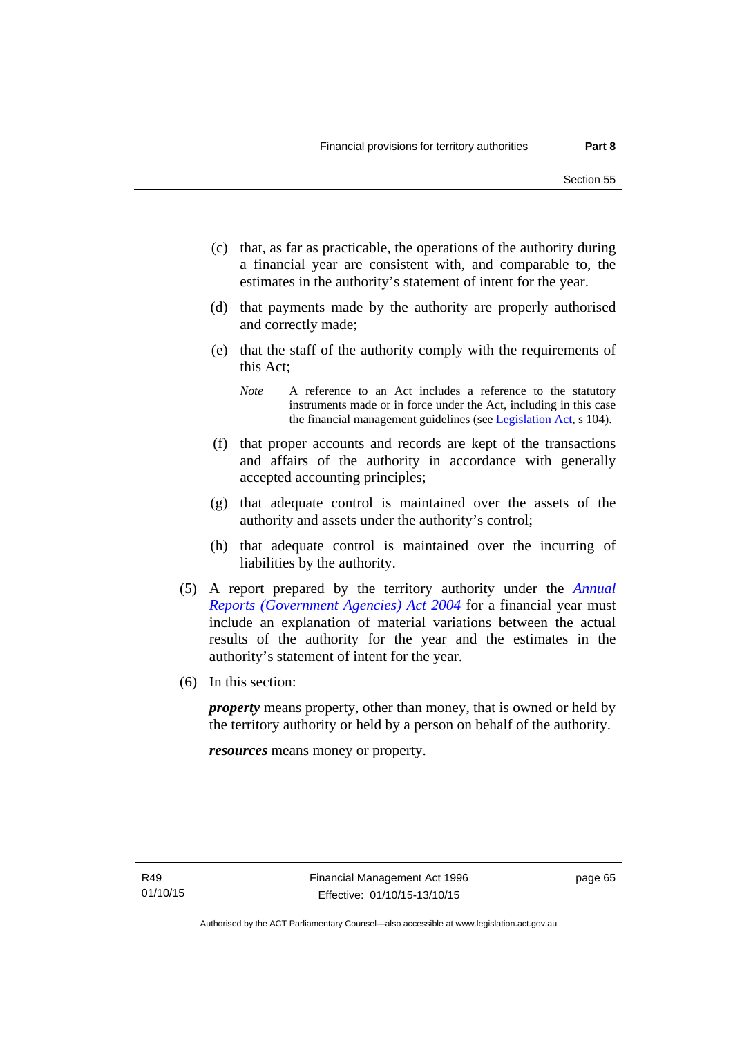(c) that, as far as practicable, the operations of the authority during a financial year are consistent with, and comparable to, the estimates in the authority's statement of intent for the year.

(d) that payments made by the authority are properly authorised and correctly made;

(e) that the staff of the authority comply with the requirements of this Act;

*Note* A reference to an Act includes a reference to the statutory instruments made or in force under the Act, including in this case the financial management guidelines (see Legislation Act, s 104).

(f) that proper accounts and records are kept of the transactions and affairs of the authority in accordance with generally accepted accounting principles;

(g) that adequate control is maintained over the assets of the authority and assets under the authority's control;

(h) that adequate control is maintained over the incurring of liabilities by the authority.

(5) A report prepared by the territory authority under the *Annual Reports (Government Agencies) Act 2004* for a financial year must include an explanation of material variations between the actual results of the authority for the year and the estimates in the authority's statement of intent for the year.

(6) In this section:

***property*** means property, other than money, that is owned or held by the territory authority or held by a person on behalf of the authority.

***resources*** means money or property.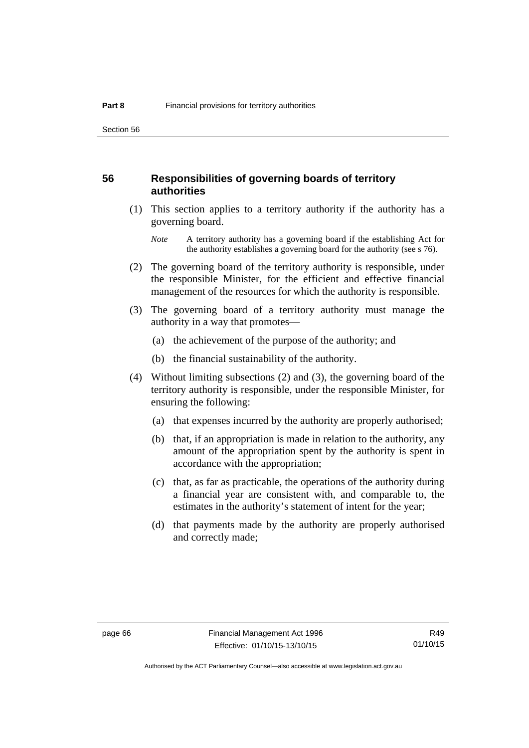## 56 Responsibilities of governing boards of territory authorities

(1) This section applies to a territory authority if the authority has a governing board.

*Note* A territory authority has a governing board if the establishing Act for the authority establishes a governing board for the authority (see s 76).

(2) The governing board of the territory authority is responsible, under the responsible Minister, for the efficient and effective financial management of the resources for which the authority is responsible.

(3) The governing board of a territory authority must manage the authority in a way that promotes—

- (a) the achievement of the purpose of the authority; and
- (b) the financial sustainability of the authority.

(4) Without limiting subsections (2) and (3), the governing board of the territory authority is responsible, under the responsible Minister, for ensuring the following:

- (a) that expenses incurred by the authority are properly authorised;
- (b) that, if an appropriation is made in relation to the authority, any amount of the appropriation spent by the authority is spent in accordance with the appropriation;
- (c) that, as far as practicable, the operations of the authority during a financial year are consistent with, and comparable to, the estimates in the authority's statement of intent for the year;
- (d) that payments made by the authority are properly authorised and correctly made;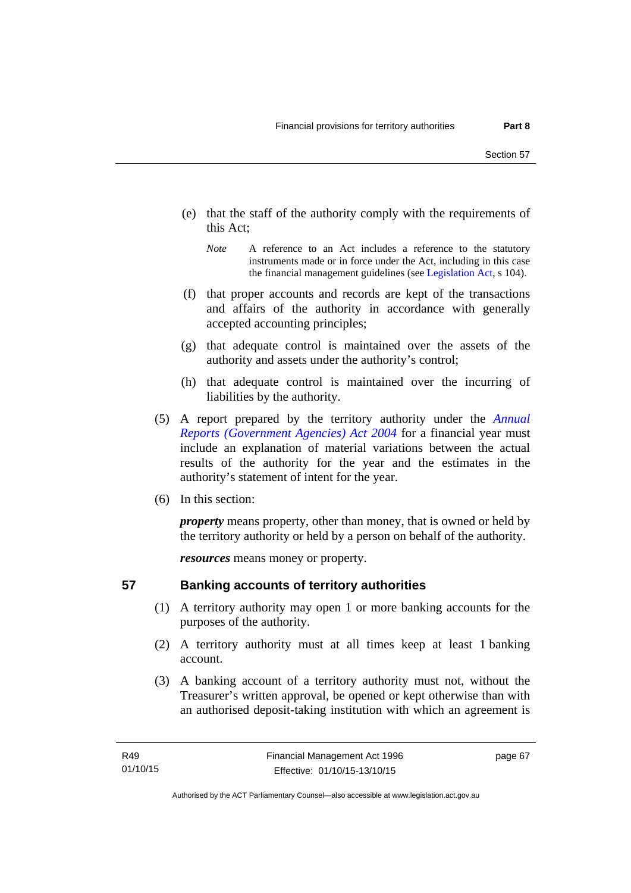(e) that the staff of the authority comply with the requirements of this Act;

*Note* A reference to an Act includes a reference to the statutory instruments made or in force under the Act, including in this case the financial management guidelines (see Legislation Act, s 104).

(f) that proper accounts and records are kept of the transactions and affairs of the authority in accordance with generally accepted accounting principles;

(g) that adequate control is maintained over the assets of the authority and assets under the authority's control;

(h) that adequate control is maintained over the incurring of liabilities by the authority.

(5) A report prepared by the territory authority under the *Annual Reports (Government Agencies) Act 2004* for a financial year must include an explanation of material variations between the actual results of the authority for the year and the estimates in the authority's statement of intent for the year.

(6) In this section:

***property*** means property, other than money, that is owned or held by the territory authority or held by a person on behalf of the authority.

***resources*** means money or property.

## 57 Banking accounts of territory authorities

(1) A territory authority may open 1 or more banking accounts for the purposes of the authority.

(2) A territory authority must at all times keep at least 1 banking account.

(3) A banking account of a territory authority must not, without the Treasurer's written approval, be opened or kept otherwise than with an authorised deposit-taking institution with which an agreement is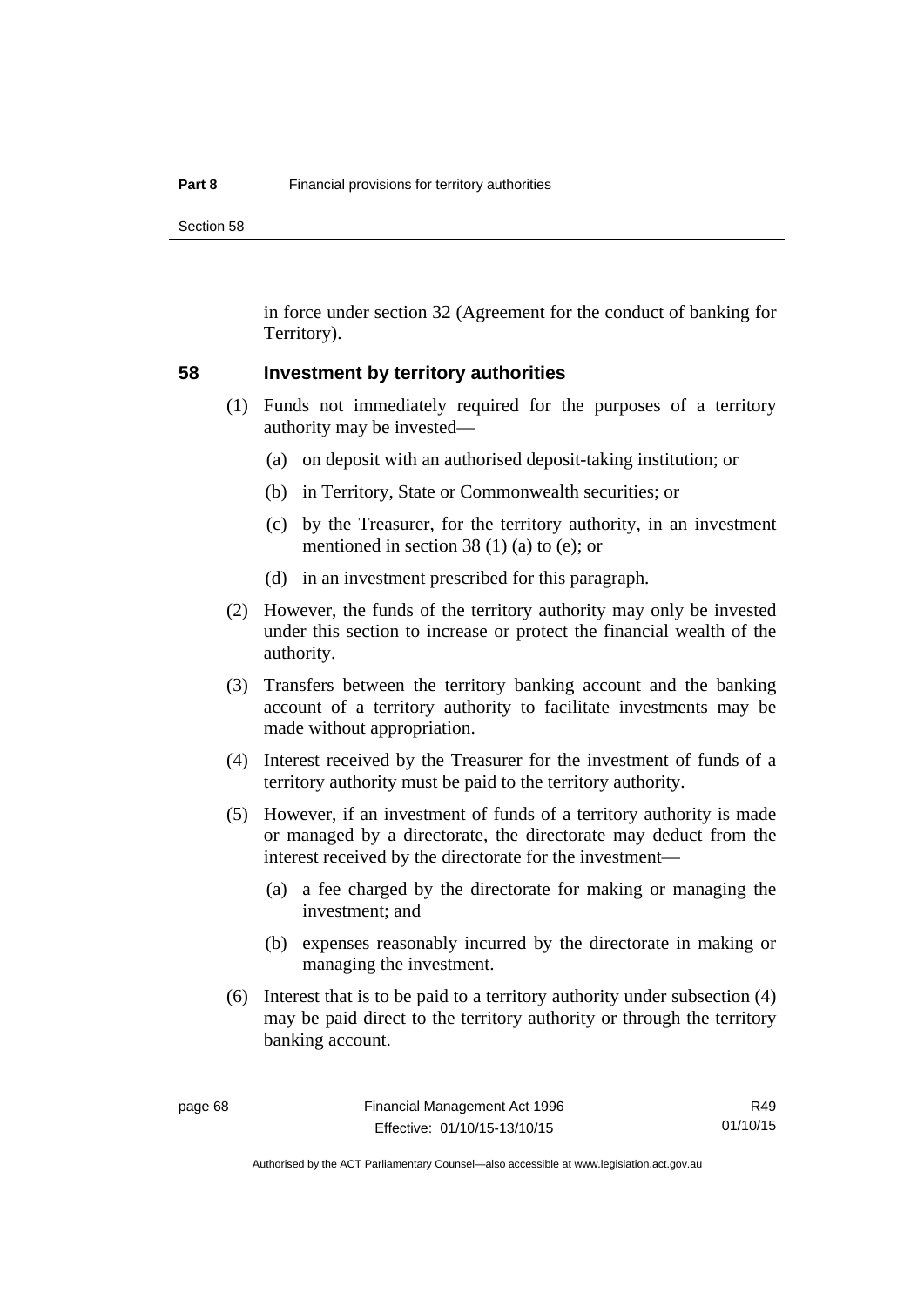in force under section 32 (Agreement for the conduct of banking for Territory).

## 58 Investment by territory authorities

(1) Funds not immediately required for the purposes of a territory authority may be invested—

(a) on deposit with an authorised deposit-taking institution; or

(b) in Territory, State or Commonwealth securities; or

(c) by the Treasurer, for the territory authority, in an investment mentioned in section 38 (1) (a) to (e); or

(d) in an investment prescribed for this paragraph.

(2) However, the funds of the territory authority may only be invested under this section to increase or protect the financial wealth of the authority.

(3) Transfers between the territory banking account and the banking account of a territory authority to facilitate investments may be made without appropriation.

(4) Interest received by the Treasurer for the investment of funds of a territory authority must be paid to the territory authority.

(5) However, if an investment of funds of a territory authority is made or managed by a directorate, the directorate may deduct from the interest received by the directorate for the investment—

(a) a fee charged by the directorate for making or managing the investment; and

(b) expenses reasonably incurred by the directorate in making or managing the investment.

(6) Interest that is to be paid to a territory authority under subsection (4) may be paid direct to the territory authority or through the territory banking account.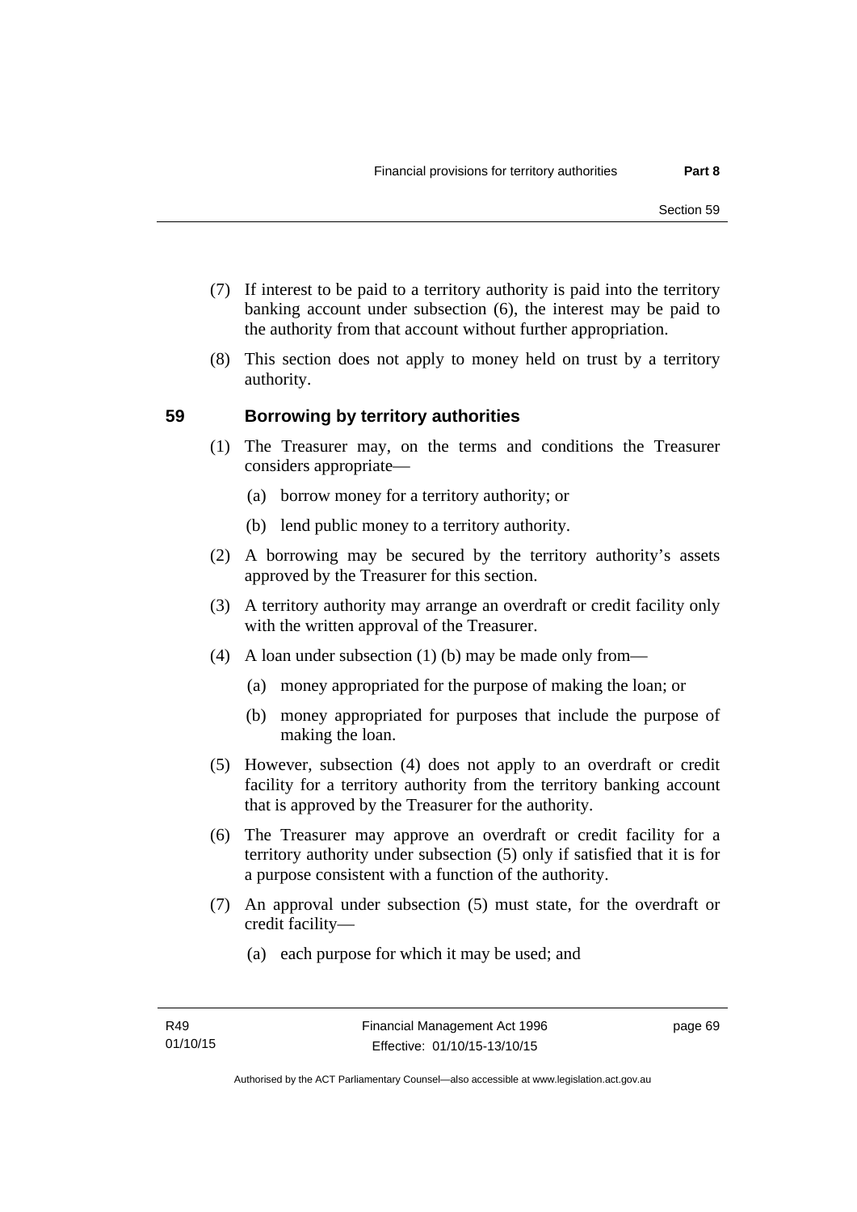(7) If interest to be paid to a territory authority is paid into the territory banking account under subsection (6), the interest may be paid to the authority from that account without further appropriation.

(8) This section does not apply to money held on trust by a territory authority.

## 59 Borrowing by territory authorities

(1) The Treasurer may, on the terms and conditions the Treasurer considers appropriate—

   (a) borrow money for a territory authority; or

   (b) lend public money to a territory authority.

(2) A borrowing may be secured by the territory authority's assets approved by the Treasurer for this section.

(3) A territory authority may arrange an overdraft or credit facility only with the written approval of the Treasurer.

(4) A loan under subsection (1) (b) may be made only from—

   (a) money appropriated for the purpose of making the loan; or

   (b) money appropriated for purposes that include the purpose of making the loan.

(5) However, subsection (4) does not apply to an overdraft or credit facility for a territory authority from the territory banking account that is approved by the Treasurer for the authority.

(6) The Treasurer may approve an overdraft or credit facility for a territory authority under subsection (5) only if satisfied that it is for a purpose consistent with a function of the authority.

(7) An approval under subsection (5) must state, for the overdraft or credit facility—

   (a) each purpose for which it may be used; and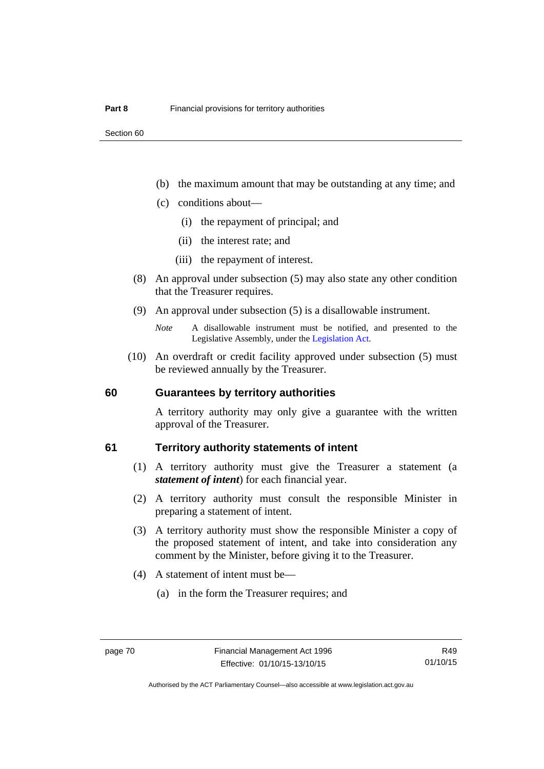(b) the maximum amount that may be outstanding at any time; and

(c) conditions about—

(i) the repayment of principal; and

(ii) the interest rate; and

(iii) the repayment of interest.

(8) An approval under subsection (5) may also state any other condition that the Treasurer requires.

(9) An approval under subsection (5) is a disallowable instrument.

*Note* A disallowable instrument must be notified, and presented to the Legislative Assembly, under the Legislation Act.

(10) An overdraft or credit facility approved under subsection (5) must be reviewed annually by the Treasurer.

## 60 Guarantees by territory authorities

A territory authority may only give a guarantee with the written approval of the Treasurer.

## 61 Territory authority statements of intent

(1) A territory authority must give the Treasurer a statement (a ***statement of intent***) for each financial year.

(2) A territory authority must consult the responsible Minister in preparing a statement of intent.

(3) A territory authority must show the responsible Minister a copy of the proposed statement of intent, and take into consideration any comment by the Minister, before giving it to the Treasurer.

(4) A statement of intent must be—

(a) in the form the Treasurer requires; and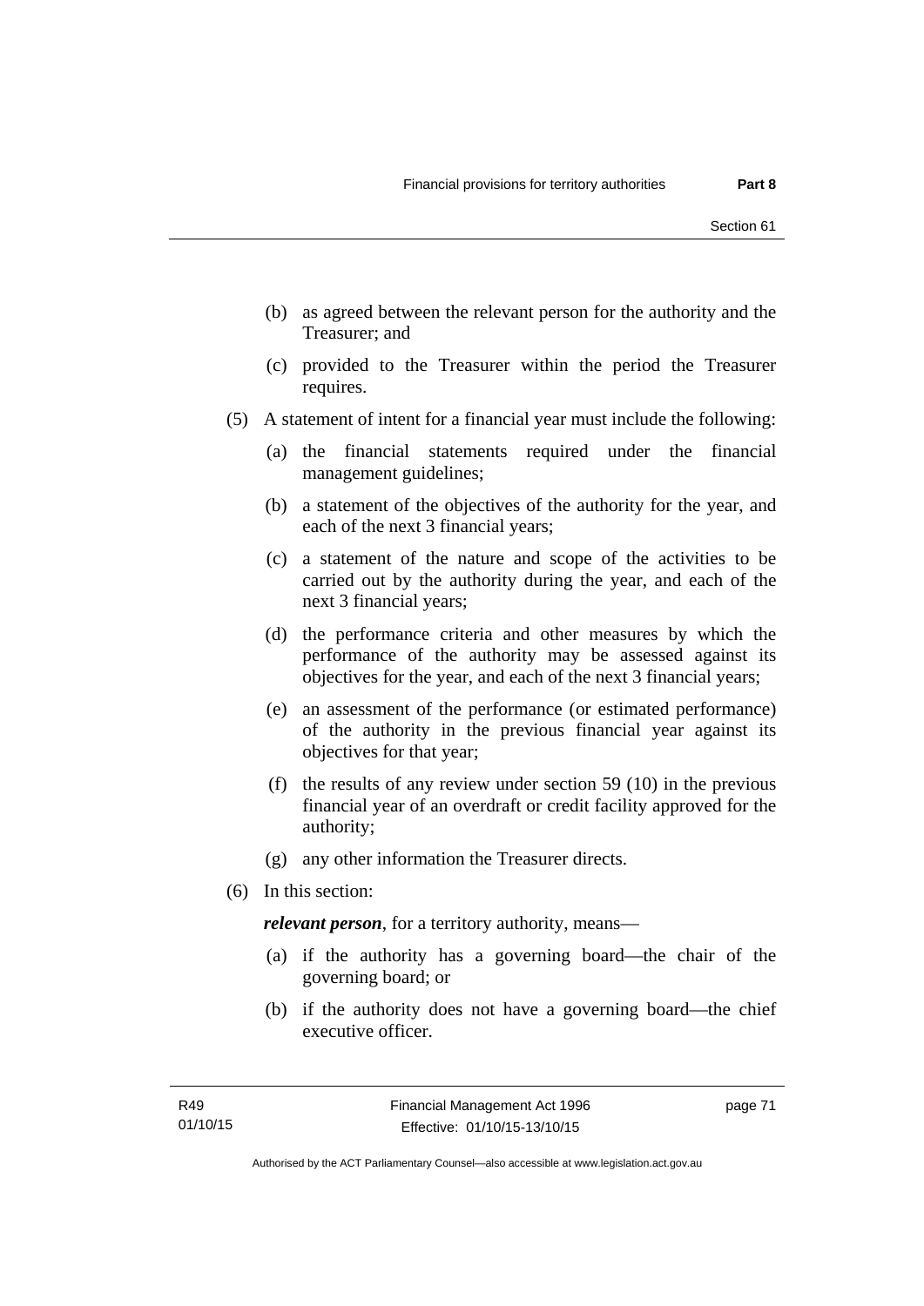(b) as agreed between the relevant person for the authority and the Treasurer; and

(c) provided to the Treasurer within the period the Treasurer requires.

(5) A statement of intent for a financial year must include the following:

(a) the financial statements required under the financial management guidelines;

(b) a statement of the objectives of the authority for the year, and each of the next 3 financial years;

(c) a statement of the nature and scope of the activities to be carried out by the authority during the year, and each of the next 3 financial years;

(d) the performance criteria and other measures by which the performance of the authority may be assessed against its objectives for the year, and each of the next 3 financial years;

(e) an assessment of the performance (or estimated performance) of the authority in the previous financial year against its objectives for that year;

(f) the results of any review under section 59 (10) in the previous financial year of an overdraft or credit facility approved for the authority;

(g) any other information the Treasurer directs.

(6) In this section:

***relevant person***, for a territory authority, means—

(a) if the authority has a governing board—the chair of the governing board; or

(b) if the authority does not have a governing board—the chief executive officer.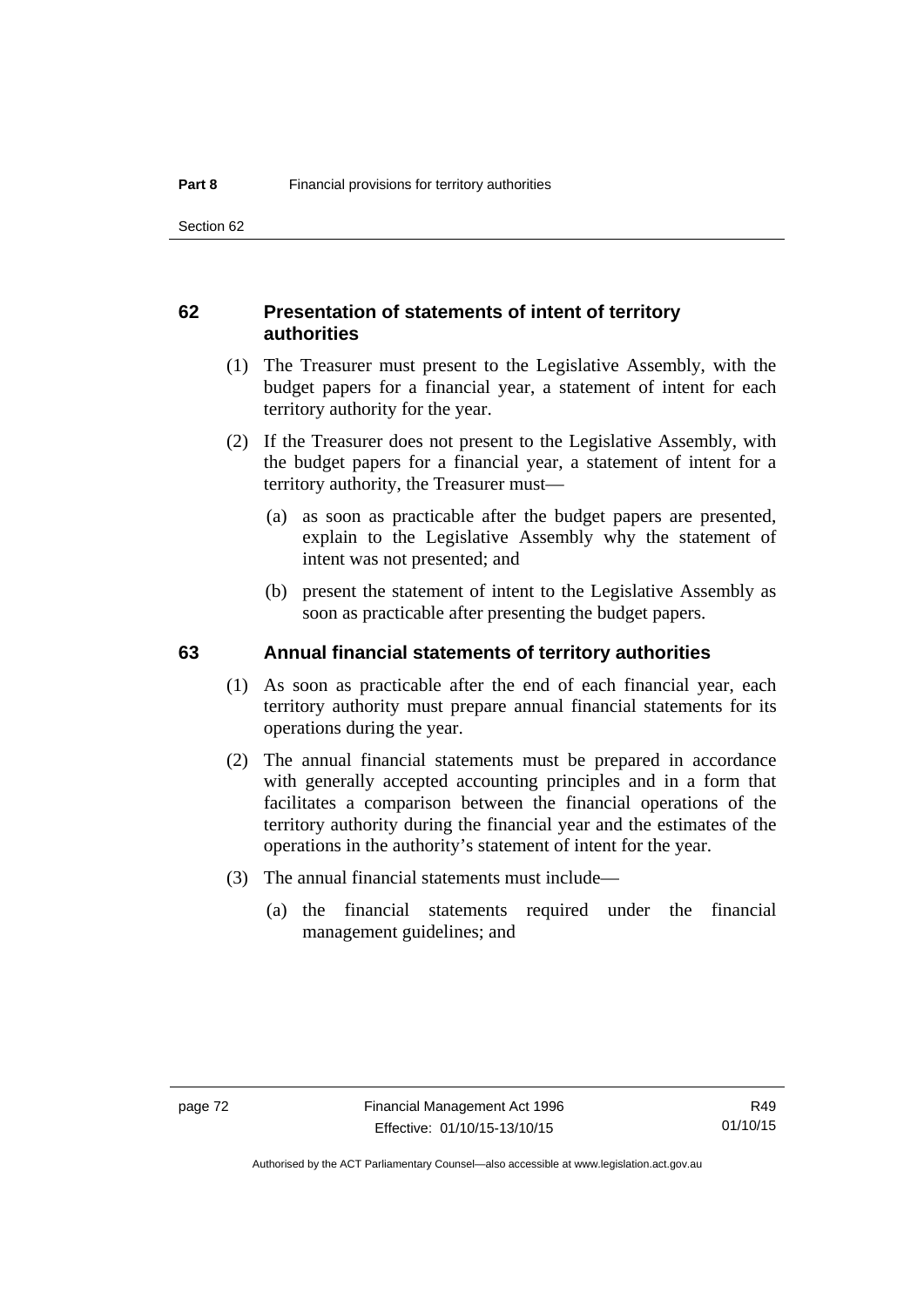## 62 Presentation of statements of intent of territory authorities

(1) The Treasurer must present to the Legislative Assembly, with the budget papers for a financial year, a statement of intent for each territory authority for the year.

(2) If the Treasurer does not present to the Legislative Assembly, with the budget papers for a financial year, a statement of intent for a territory authority, the Treasurer must—

(a) as soon as practicable after the budget papers are presented, explain to the Legislative Assembly why the statement of intent was not presented; and

(b) present the statement of intent to the Legislative Assembly as soon as practicable after presenting the budget papers.

## 63 Annual financial statements of territory authorities

(1) As soon as practicable after the end of each financial year, each territory authority must prepare annual financial statements for its operations during the year.

(2) The annual financial statements must be prepared in accordance with generally accepted accounting principles and in a form that facilitates a comparison between the financial operations of the territory authority during the financial year and the estimates of the operations in the authority's statement of intent for the year.

(3) The annual financial statements must include—

(a) the financial statements required under the financial management guidelines; and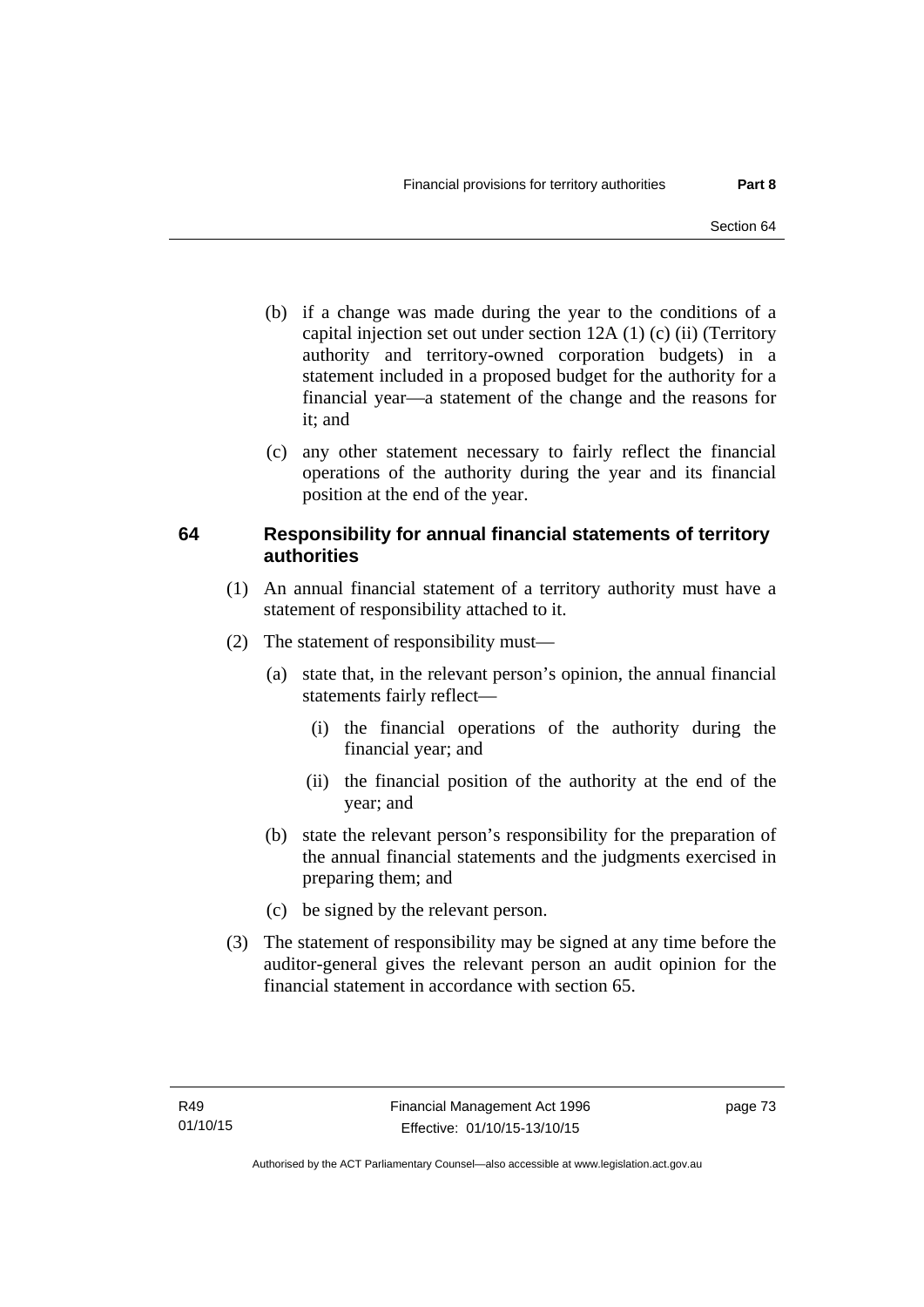(b) if a change was made during the year to the conditions of a capital injection set out under section 12A (1) (c) (ii) (Territory authority and territory-owned corporation budgets) in a statement included in a proposed budget for the authority for a financial year—a statement of the change and the reasons for it; and

(c) any other statement necessary to fairly reflect the financial operations of the authority during the year and its financial position at the end of the year.

## 64 Responsibility for annual financial statements of territory authorities

(1) An annual financial statement of a territory authority must have a statement of responsibility attached to it.

(2) The statement of responsibility must—

(a) state that, in the relevant person's opinion, the annual financial statements fairly reflect—

(i) the financial operations of the authority during the financial year; and

(ii) the financial position of the authority at the end of the year; and

(b) state the relevant person's responsibility for the preparation of the annual financial statements and the judgments exercised in preparing them; and

(c) be signed by the relevant person.

(3) The statement of responsibility may be signed at any time before the auditor-general gives the relevant person an audit opinion for the financial statement in accordance with section 65.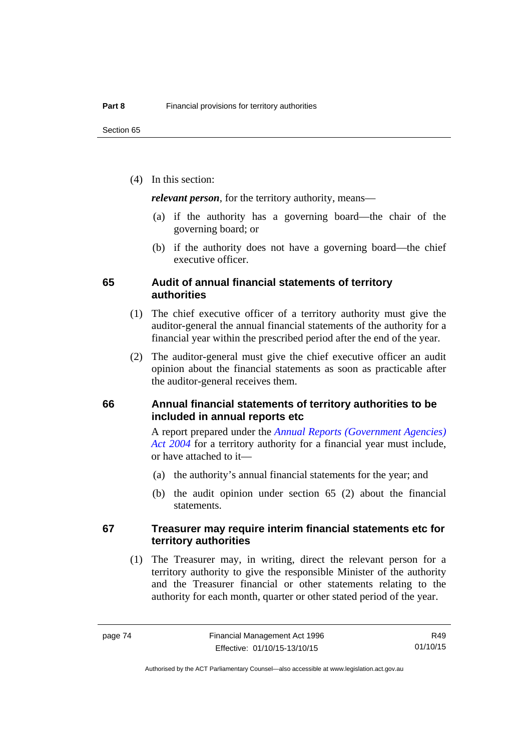(4) In this section:

***relevant person***, for the territory authority, means—

(a) if the authority has a governing board—the chair of the governing board; or

(b) if the authority does not have a governing board—the chief executive officer.

## 65 Audit of annual financial statements of territory authorities

(1) The chief executive officer of a territory authority must give the auditor-general the annual financial statements of the authority for a financial year within the prescribed period after the end of the year.

(2) The auditor-general must give the chief executive officer an audit opinion about the financial statements as soon as practicable after the auditor-general receives them.

## 66 Annual financial statements of territory authorities to be included in annual reports etc

A report prepared under the *Annual Reports (Government Agencies) Act 2004* for a territory authority for a financial year must include, or have attached to it—

(a) the authority's annual financial statements for the year; and

(b) the audit opinion under section 65 (2) about the financial statements.

## 67 Treasurer may require interim financial statements etc for territory authorities

(1) The Treasurer may, in writing, direct the relevant person for a territory authority to give the responsible Minister of the authority and the Treasurer financial or other statements relating to the authority for each month, quarter or other stated period of the year.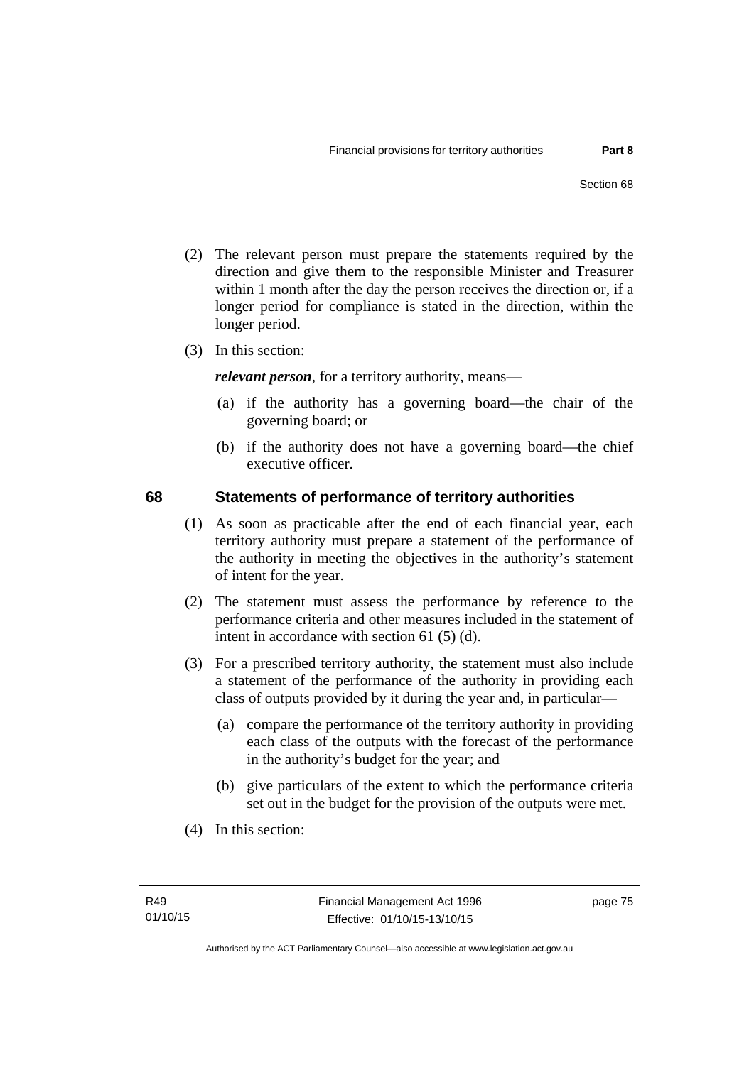(2) The relevant person must prepare the statements required by the direction and give them to the responsible Minister and Treasurer within 1 month after the day the person receives the direction or, if a longer period for compliance is stated in the direction, within the longer period.

(3) In this section:

***relevant person***, for a territory authority, means—

(a) if the authority has a governing board—the chair of the governing board; or

(b) if the authority does not have a governing board—the chief executive officer.

## 68 Statements of performance of territory authorities

(1) As soon as practicable after the end of each financial year, each territory authority must prepare a statement of the performance of the authority in meeting the objectives in the authority's statement of intent for the year.

(2) The statement must assess the performance by reference to the performance criteria and other measures included in the statement of intent in accordance with section 61 (5) (d).

(3) For a prescribed territory authority, the statement must also include a statement of the performance of the authority in providing each class of outputs provided by it during the year and, in particular—

(a) compare the performance of the territory authority in providing each class of the outputs with the forecast of the performance in the authority's budget for the year; and

(b) give particulars of the extent to which the performance criteria set out in the budget for the provision of the outputs were met.

(4) In this section: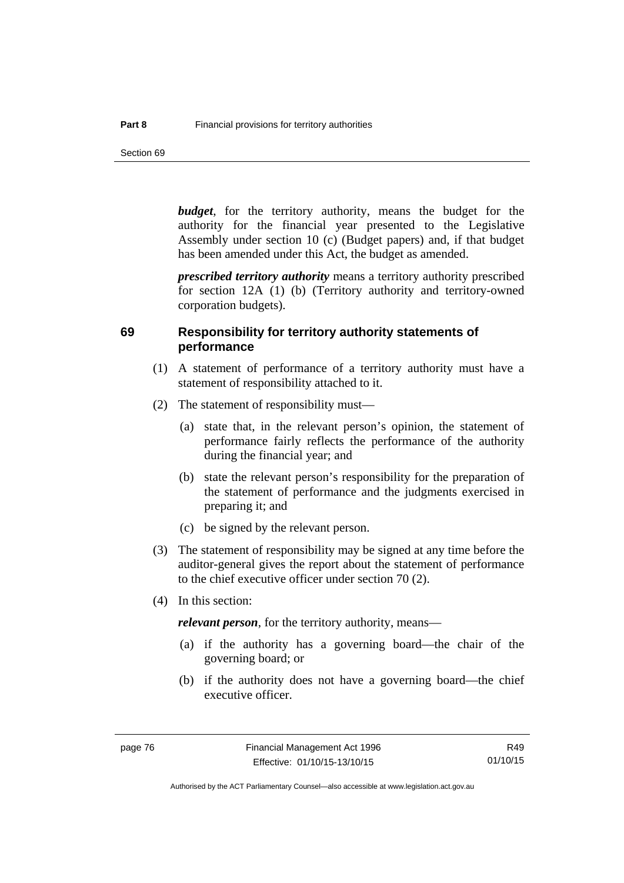***budget***, for the territory authority, means the budget for the authority for the financial year presented to the Legislative Assembly under section 10 (c) (Budget papers) and, if that budget has been amended under this Act, the budget as amended.

***prescribed territory authority*** means a territory authority prescribed for section 12A (1) (b) (Territory authority and territory-owned corporation budgets).

## 69 Responsibility for territory authority statements of performance

(1) A statement of performance of a territory authority must have a statement of responsibility attached to it.

(2) The statement of responsibility must—

(a) state that, in the relevant person's opinion, the statement of performance fairly reflects the performance of the authority during the financial year; and

(b) state the relevant person's responsibility for the preparation of the statement of performance and the judgments exercised in preparing it; and

(c) be signed by the relevant person.

(3) The statement of responsibility may be signed at any time before the auditor-general gives the report about the statement of performance to the chief executive officer under section 70 (2).

(4) In this section:

***relevant person***, for the territory authority, means—

(a) if the authority has a governing board—the chair of the governing board; or

(b) if the authority does not have a governing board—the chief executive officer.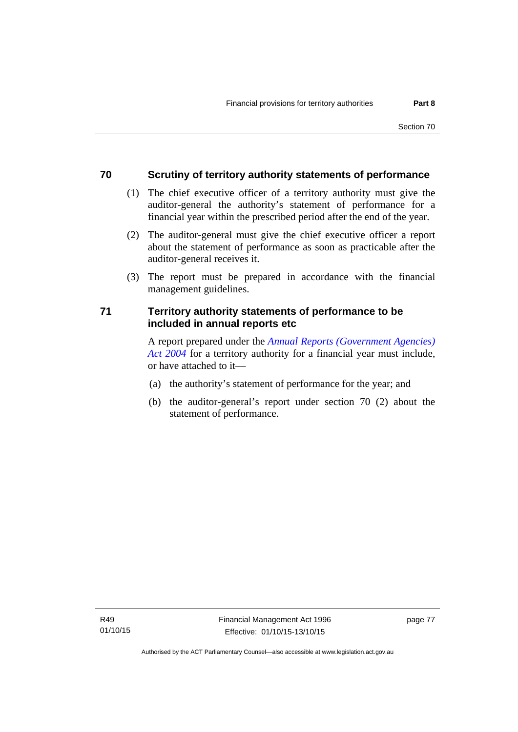## 70 Scrutiny of territory authority statements of performance

(1) The chief executive officer of a territory authority must give the auditor-general the authority's statement of performance for a financial year within the prescribed period after the end of the year.

(2) The auditor-general must give the chief executive officer a report about the statement of performance as soon as practicable after the auditor-general receives it.

(3) The report must be prepared in accordance with the financial management guidelines.

## 71 Territory authority statements of performance to be included in annual reports etc

A report prepared under the *Annual Reports (Government Agencies) Act 2004* for a territory authority for a financial year must include, or have attached to it—

(a) the authority's statement of performance for the year; and

(b) the auditor-general's report under section 70 (2) about the statement of performance.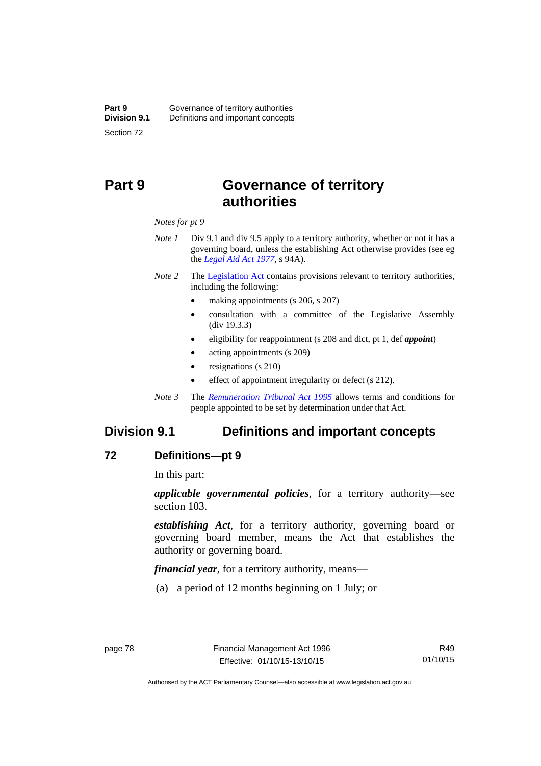# Part 9 Governance of territory authorities

*Notes for pt 9*

*Note 1* Div 9.1 and div 9.5 apply to a territory authority, whether or not it has a governing board, unless the establishing Act otherwise provides (see eg the *Legal Aid Act 1977*, s 94A).

*Note 2* The Legislation Act contains provisions relevant to territory authorities, including the following:

- making appointments (s 206, s 207)
- consultation with a committee of the Legislative Assembly (div 19.3.3)
- eligibility for reappointment (s 208 and dict, pt 1, def ***appoint***)
- acting appointments (s 209)
- resignations (s 210)
- effect of appointment irregularity or defect (s 212).

*Note 3* The *Remuneration Tribunal Act 1995* allows terms and conditions for people appointed to be set by determination under that Act.

## Division 9.1 Definitions and important concepts

### 72 Definitions—pt 9

In this part:

***applicable governmental policies***, for a territory authority—see section 103.

***establishing Act***, for a territory authority, governing board or governing board member, means the Act that establishes the authority or governing board.

***financial year***, for a territory authority, means—

(a) a period of 12 months beginning on 1 July; or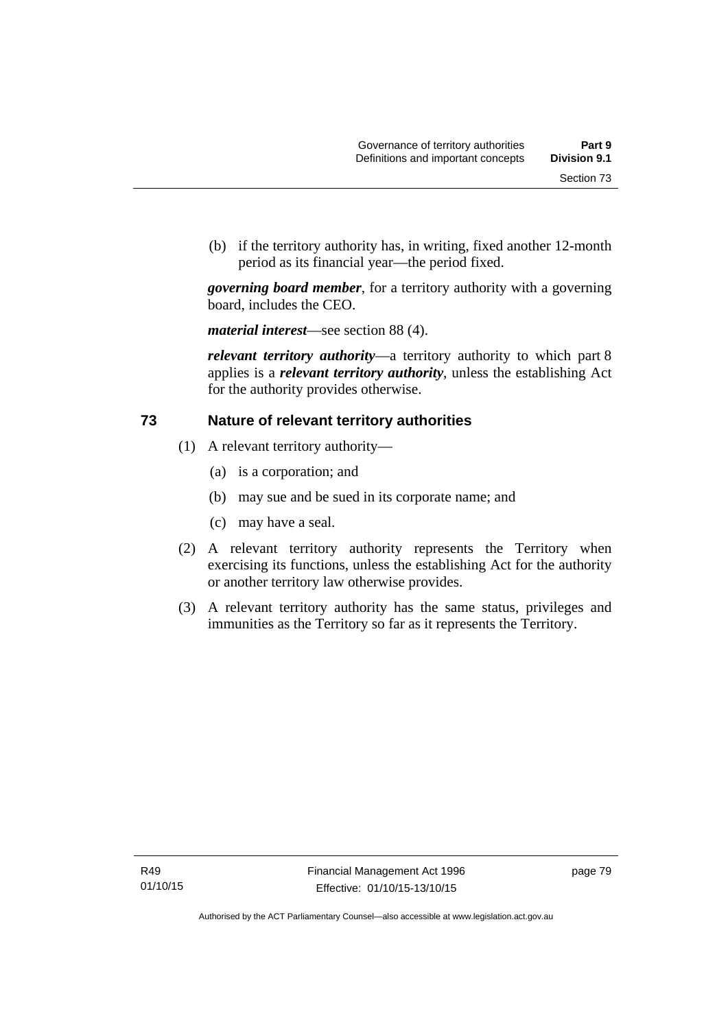(b) if the territory authority has, in writing, fixed another 12-month period as its financial year—the period fixed.

***governing board member***, for a territory authority with a governing board, includes the CEO.

***material interest***—see section 88 (4).

***relevant territory authority***—a territory authority to which part 8 applies is a ***relevant territory authority***, unless the establishing Act for the authority provides otherwise.

## 73 Nature of relevant territory authorities

(1) A relevant territory authority—

(a) is a corporation; and

(b) may sue and be sued in its corporate name; and

(c) may have a seal.

(2) A relevant territory authority represents the Territory when exercising its functions, unless the establishing Act for the authority or another territory law otherwise provides.

(3) A relevant territory authority has the same status, privileges and immunities as the Territory so far as it represents the Territory.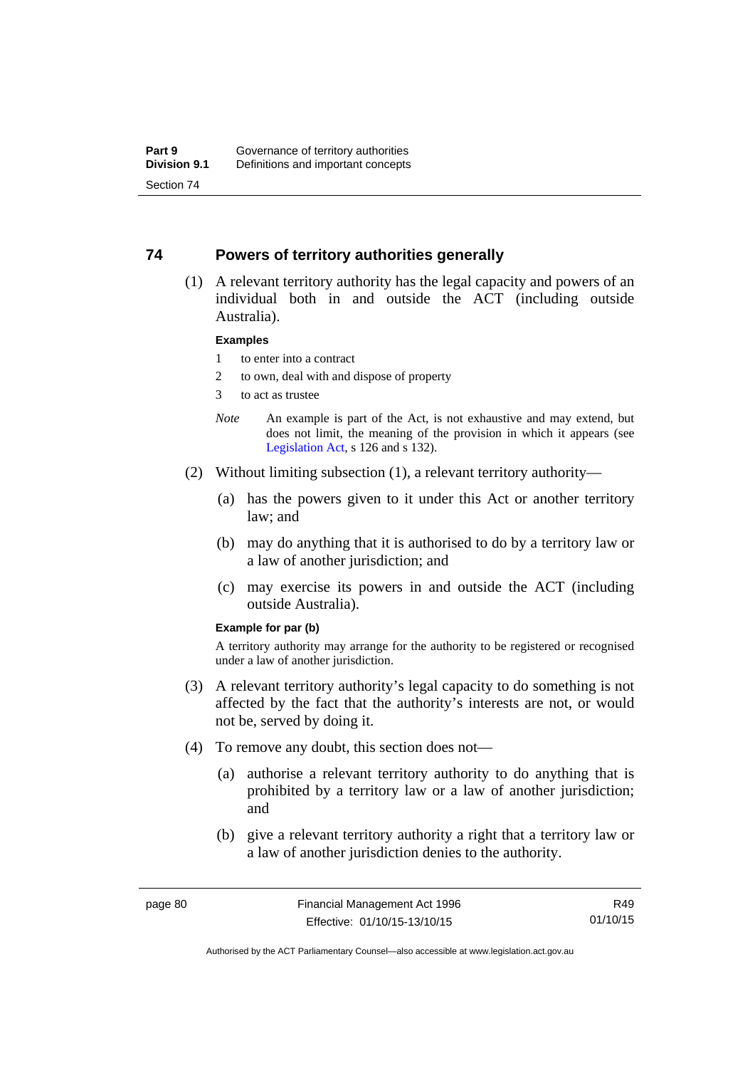## 74 Powers of territory authorities generally

(1) A relevant territory authority has the legal capacity and powers of an individual both in and outside the ACT (including outside Australia).

**Examples**

1 to enter into a contract
2 to own, deal with and dispose of property
3 to act as trustee

*Note* An example is part of the Act, is not exhaustive and may extend, but does not limit, the meaning of the provision in which it appears (see Legislation Act, s 126 and s 132).

(2) Without limiting subsection (1), a relevant territory authority—

(a) has the powers given to it under this Act or another territory law; and

(b) may do anything that it is authorised to do by a territory law or a law of another jurisdiction; and

(c) may exercise its powers in and outside the ACT (including outside Australia).

**Example for par (b)**

A territory authority may arrange for the authority to be registered or recognised under a law of another jurisdiction.

(3) A relevant territory authority's legal capacity to do something is not affected by the fact that the authority's interests are not, or would not be, served by doing it.

(4) To remove any doubt, this section does not—

(a) authorise a relevant territory authority to do anything that is prohibited by a territory law or a law of another jurisdiction; and

(b) give a relevant territory authority a right that a territory law or a law of another jurisdiction denies to the authority.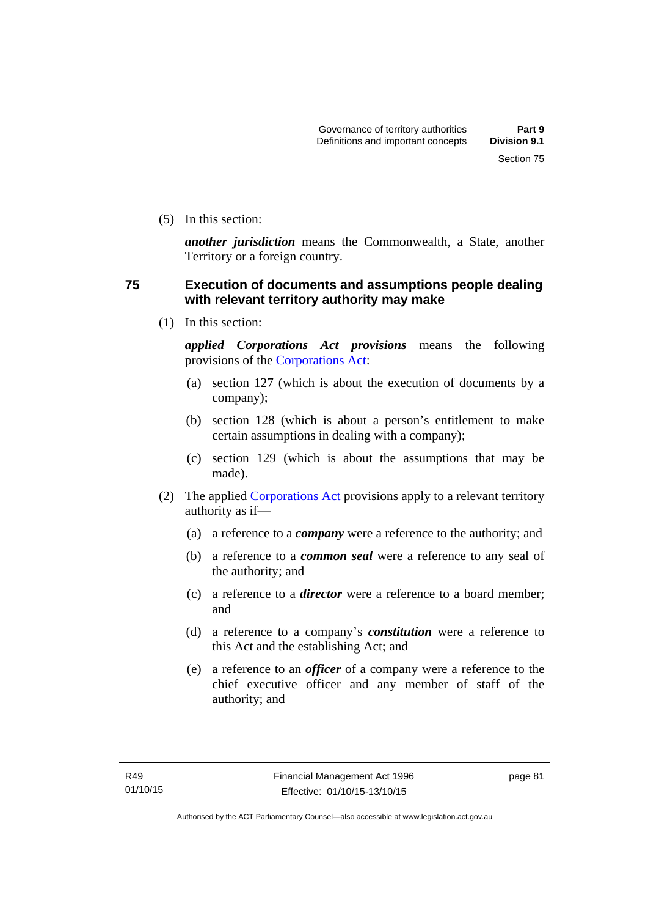(5) In this section:

***another jurisdiction*** means the Commonwealth, a State, another Territory or a foreign country.

## 75 Execution of documents and assumptions people dealing with relevant territory authority may make

(1) In this section:

***applied Corporations Act provisions*** means the following provisions of the Corporations Act:

(a) section 127 (which is about the execution of documents by a company);

(b) section 128 (which is about a person's entitlement to make certain assumptions in dealing with a company);

(c) section 129 (which is about the assumptions that may be made).

(2) The applied Corporations Act provisions apply to a relevant territory authority as if—

(a) a reference to a ***company*** were a reference to the authority; and

(b) a reference to a ***common seal*** were a reference to any seal of the authority; and

(c) a reference to a ***director*** were a reference to a board member; and

(d) a reference to a company's ***constitution*** were a reference to this Act and the establishing Act; and

(e) a reference to an ***officer*** of a company were a reference to the chief executive officer and any member of staff of the authority; and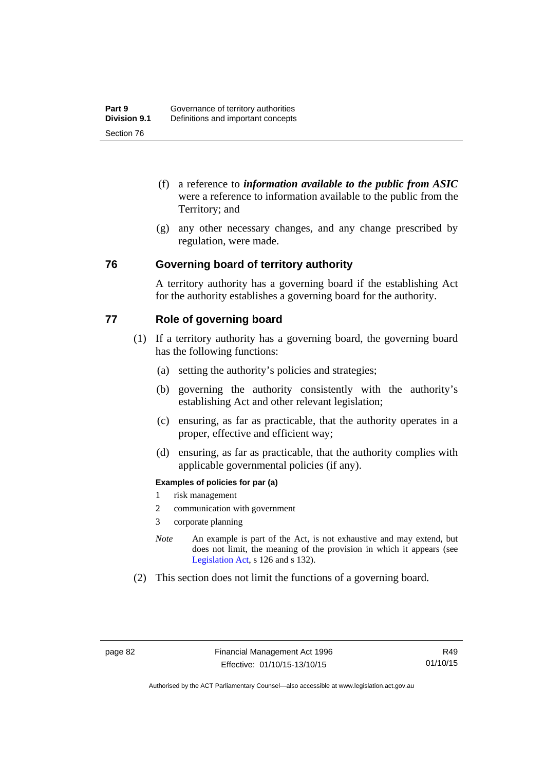(f) a reference to ***information available to the public from ASIC*** were a reference to information available to the public from the Territory; and

(g) any other necessary changes, and any change prescribed by regulation, were made.

## 76 Governing board of territory authority

A territory authority has a governing board if the establishing Act for the authority establishes a governing board for the authority.

## 77 Role of governing board

(1) If a territory authority has a governing board, the governing board has the following functions:

(a) setting the authority's policies and strategies;

(b) governing the authority consistently with the authority's establishing Act and other relevant legislation;

(c) ensuring, as far as practicable, that the authority operates in a proper, effective and efficient way;

(d) ensuring, as far as practicable, that the authority complies with applicable governmental policies (if any).

**Examples of policies for par (a)**

1 risk management

2 communication with government

3 corporate planning

*Note* An example is part of the Act, is not exhaustive and may extend, but does not limit, the meaning of the provision in which it appears (see Legislation Act, s 126 and s 132).

(2) This section does not limit the functions of a governing board.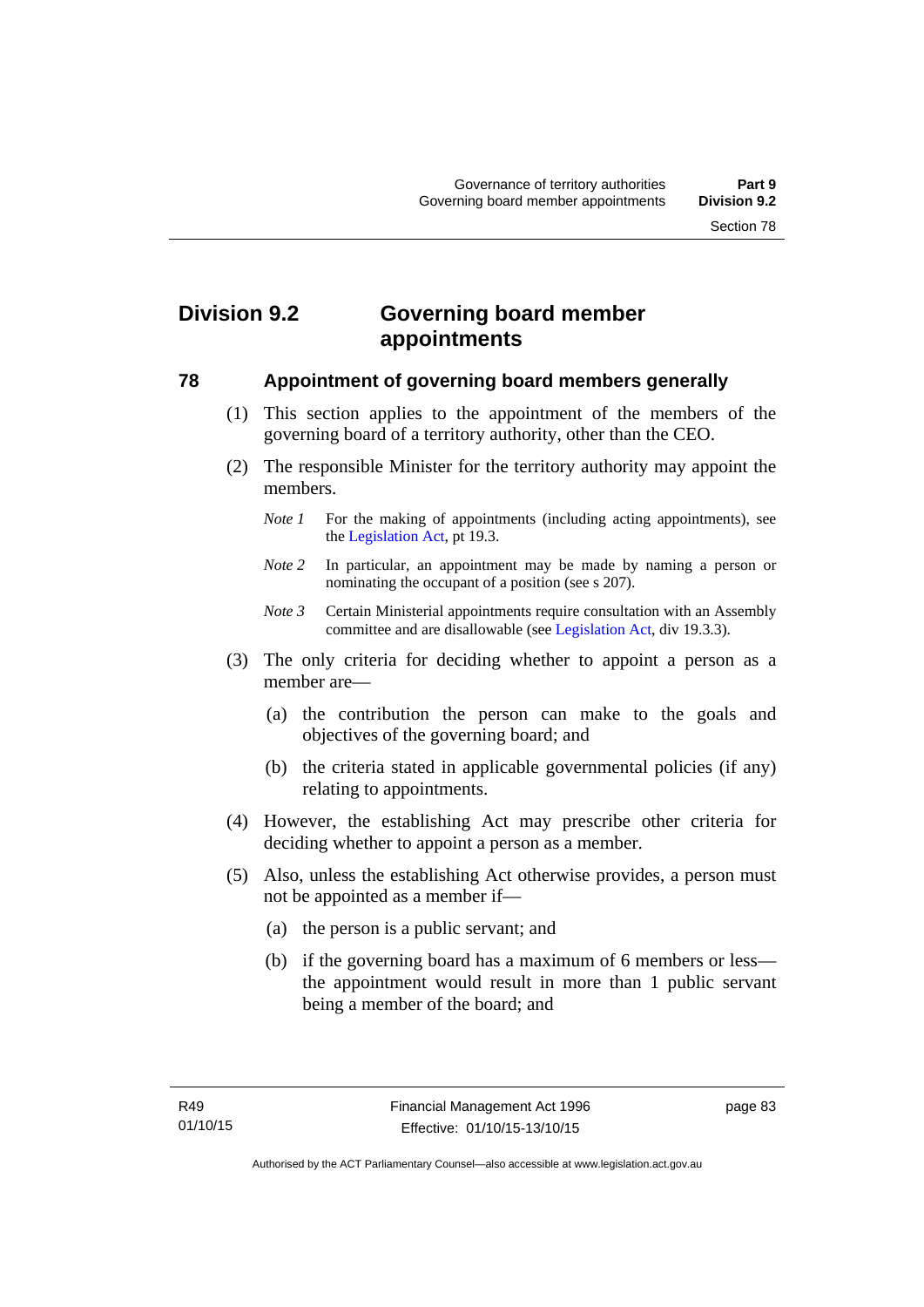## Division 9.2 Governing board member appointments

### 78 Appointment of governing board members generally

(1) This section applies to the appointment of the members of the governing board of a territory authority, other than the CEO.

(2) The responsible Minister for the territory authority may appoint the members.

*Note 1* For the making of appointments (including acting appointments), see the Legislation Act, pt 19.3.

*Note 2* In particular, an appointment may be made by naming a person or nominating the occupant of a position (see s 207).

*Note 3* Certain Ministerial appointments require consultation with an Assembly committee and are disallowable (see Legislation Act, div 19.3.3).

(3) The only criteria for deciding whether to appoint a person as a member are—

(a) the contribution the person can make to the goals and objectives of the governing board; and

(b) the criteria stated in applicable governmental policies (if any) relating to appointments.

(4) However, the establishing Act may prescribe other criteria for deciding whether to appoint a person as a member.

(5) Also, unless the establishing Act otherwise provides, a person must not be appointed as a member if—

(a) the person is a public servant; and

(b) if the governing board has a maximum of 6 members or less—the appointment would result in more than 1 public servant being a member of the board; and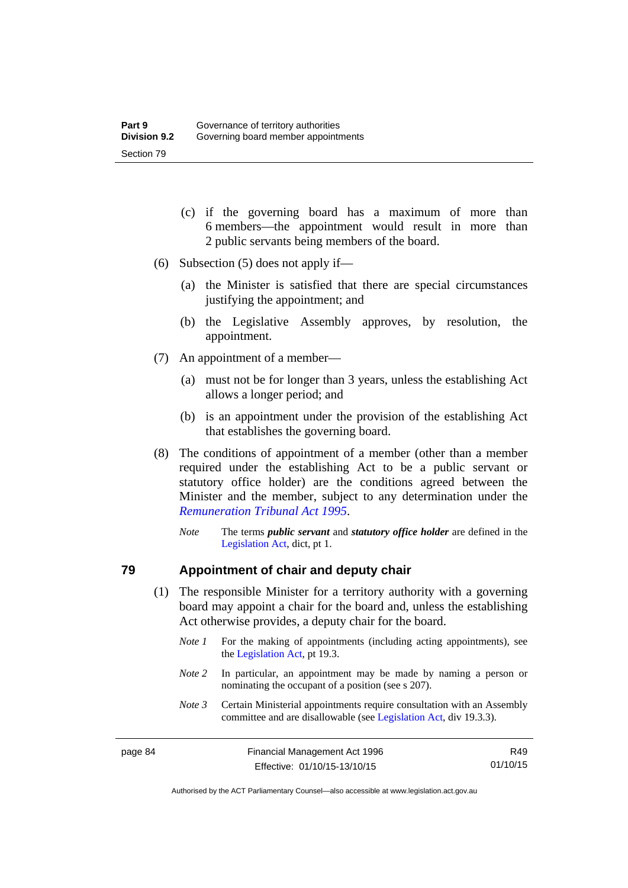(c) if the governing board has a maximum of more than 6 members—the appointment would result in more than 2 public servants being members of the board.

(6) Subsection (5) does not apply if—

(a) the Minister is satisfied that there are special circumstances justifying the appointment; and

(b) the Legislative Assembly approves, by resolution, the appointment.

(7) An appointment of a member—

(a) must not be for longer than 3 years, unless the establishing Act allows a longer period; and

(b) is an appointment under the provision of the establishing Act that establishes the governing board.

(8) The conditions of appointment of a member (other than a member required under the establishing Act to be a public servant or statutory office holder) are the conditions agreed between the Minister and the member, subject to any determination under the *Remuneration Tribunal Act 1995*.

*Note* The terms ***public servant*** and ***statutory office holder*** are defined in the Legislation Act, dict, pt 1.

## 79 Appointment of chair and deputy chair

(1) The responsible Minister for a territory authority with a governing board may appoint a chair for the board and, unless the establishing Act otherwise provides, a deputy chair for the board.

*Note 1* For the making of appointments (including acting appointments), see the Legislation Act, pt 19.3.

*Note 2* In particular, an appointment may be made by naming a person or nominating the occupant of a position (see s 207).

*Note 3* Certain Ministerial appointments require consultation with an Assembly committee and are disallowable (see Legislation Act, div 19.3.3).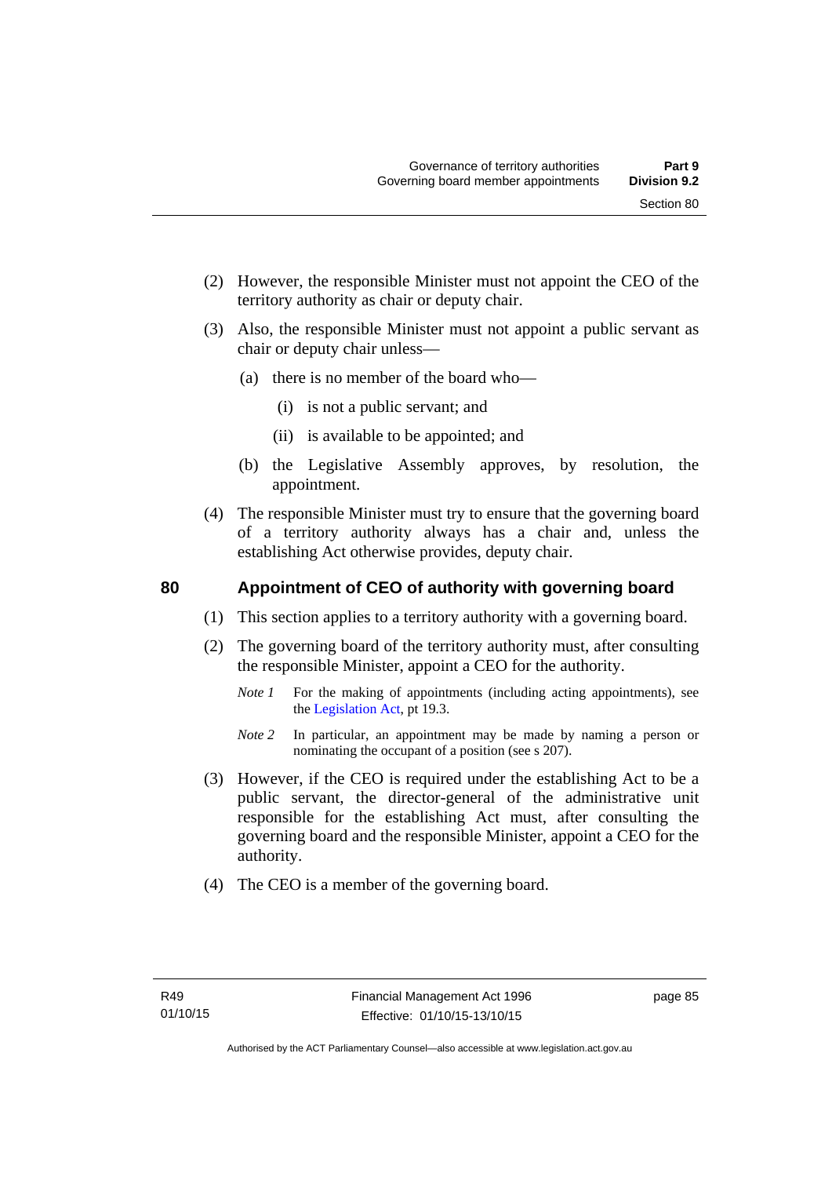(2) However, the responsible Minister must not appoint the CEO of the territory authority as chair or deputy chair.

(3) Also, the responsible Minister must not appoint a public servant as chair or deputy chair unless—

(a) there is no member of the board who—

(i) is not a public servant; and

(ii) is available to be appointed; and

(b) the Legislative Assembly approves, by resolution, the appointment.

(4) The responsible Minister must try to ensure that the governing board of a territory authority always has a chair and, unless the establishing Act otherwise provides, deputy chair.

## 80 Appointment of CEO of authority with governing board

(1) This section applies to a territory authority with a governing board.

(2) The governing board of the territory authority must, after consulting the responsible Minister, appoint a CEO for the authority.

*Note 1* For the making of appointments (including acting appointments), see the Legislation Act, pt 19.3.

*Note 2* In particular, an appointment may be made by naming a person or nominating the occupant of a position (see s 207).

(3) However, if the CEO is required under the establishing Act to be a public servant, the director-general of the administrative unit responsible for the establishing Act must, after consulting the governing board and the responsible Minister, appoint a CEO for the authority.

(4) The CEO is a member of the governing board.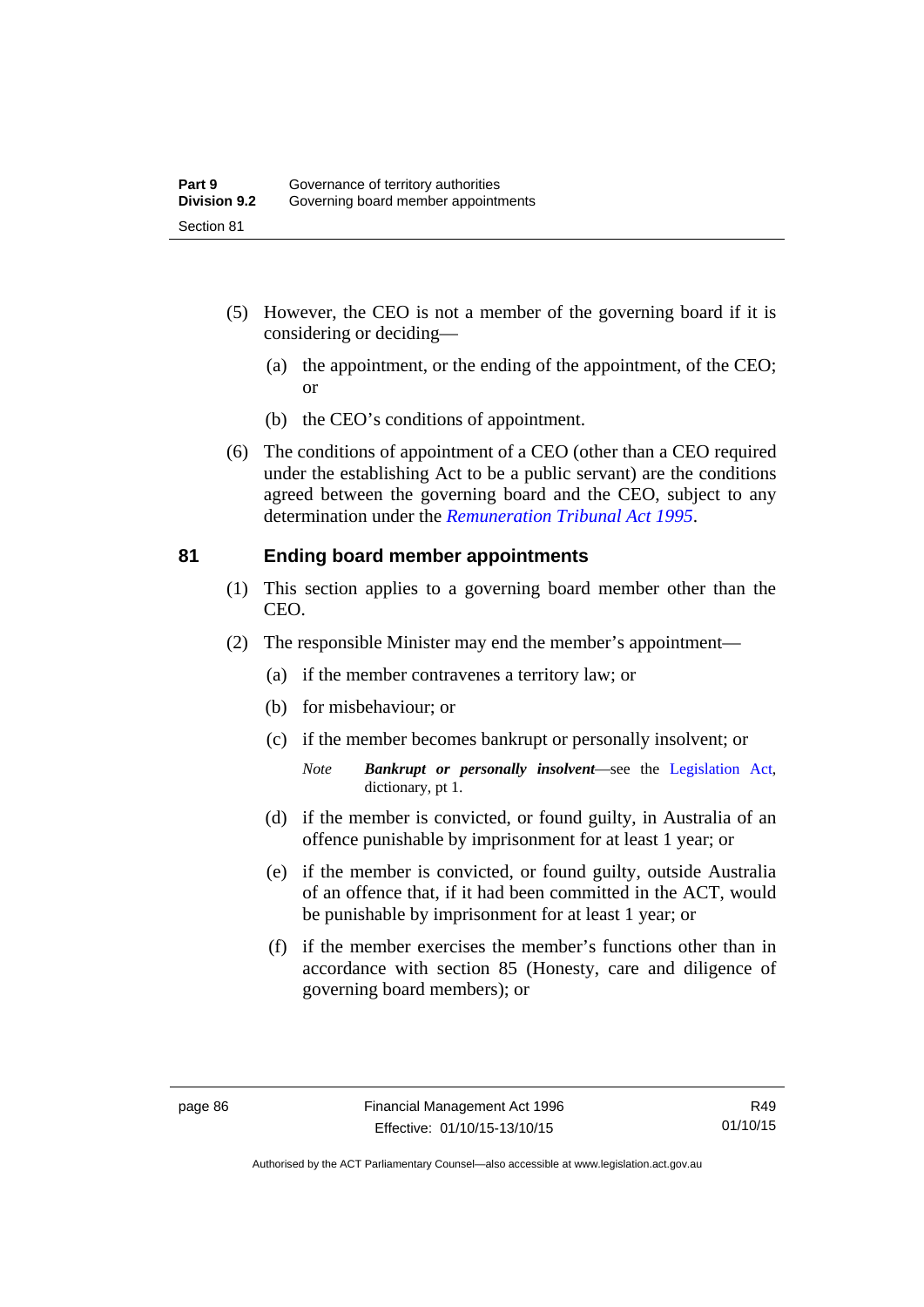(5) However, the CEO is not a member of the governing board if it is considering or deciding—

(a) the appointment, or the ending of the appointment, of the CEO; or

(b) the CEO's conditions of appointment.

(6) The conditions of appointment of a CEO (other than a CEO required under the establishing Act to be a public servant) are the conditions agreed between the governing board and the CEO, subject to any determination under the *Remuneration Tribunal Act 1995*.

## 81 Ending board member appointments

(1) This section applies to a governing board member other than the CEO.

(2) The responsible Minister may end the member's appointment—

(a) if the member contravenes a territory law; or

(b) for misbehaviour; or

(c) if the member becomes bankrupt or personally insolvent; or

*Note* ***Bankrupt or personally insolvent***—see the Legislation Act, dictionary, pt 1.

(d) if the member is convicted, or found guilty, in Australia of an offence punishable by imprisonment for at least 1 year; or

(e) if the member is convicted, or found guilty, outside Australia of an offence that, if it had been committed in the ACT, would be punishable by imprisonment for at least 1 year; or

(f) if the member exercises the member's functions other than in accordance with section 85 (Honesty, care and diligence of governing board members); or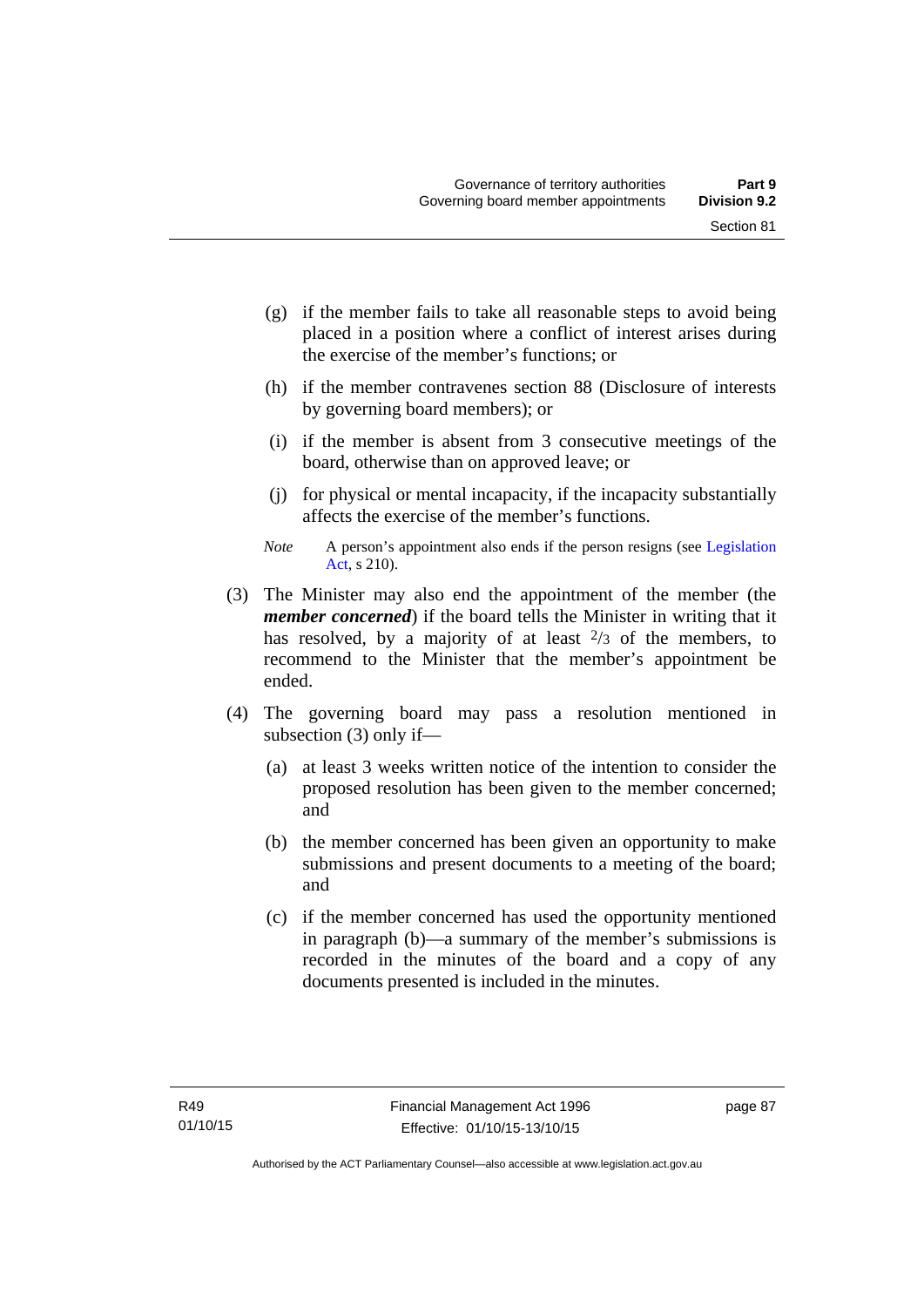(g) if the member fails to take all reasonable steps to avoid being placed in a position where a conflict of interest arises during the exercise of the member's functions; or

(h) if the member contravenes section 88 (Disclosure of interests by governing board members); or

(i) if the member is absent from 3 consecutive meetings of the board, otherwise than on approved leave; or

(j) for physical or mental incapacity, if the incapacity substantially affects the exercise of the member's functions.

*Note* A person's appointment also ends if the person resigns (see Legislation Act, s 210).

(3) The Minister may also end the appointment of the member (the ***member concerned***) if the board tells the Minister in writing that it has resolved, by a majority of at least $^2/_3$ of the members, to recommend to the Minister that the member's appointment be ended.

(4) The governing board may pass a resolution mentioned in subsection (3) only if—

(a) at least 3 weeks written notice of the intention to consider the proposed resolution has been given to the member concerned; and

(b) the member concerned has been given an opportunity to make submissions and present documents to a meeting of the board; and

(c) if the member concerned has used the opportunity mentioned in paragraph (b)—a summary of the member's submissions is recorded in the minutes of the board and a copy of any documents presented is included in the minutes.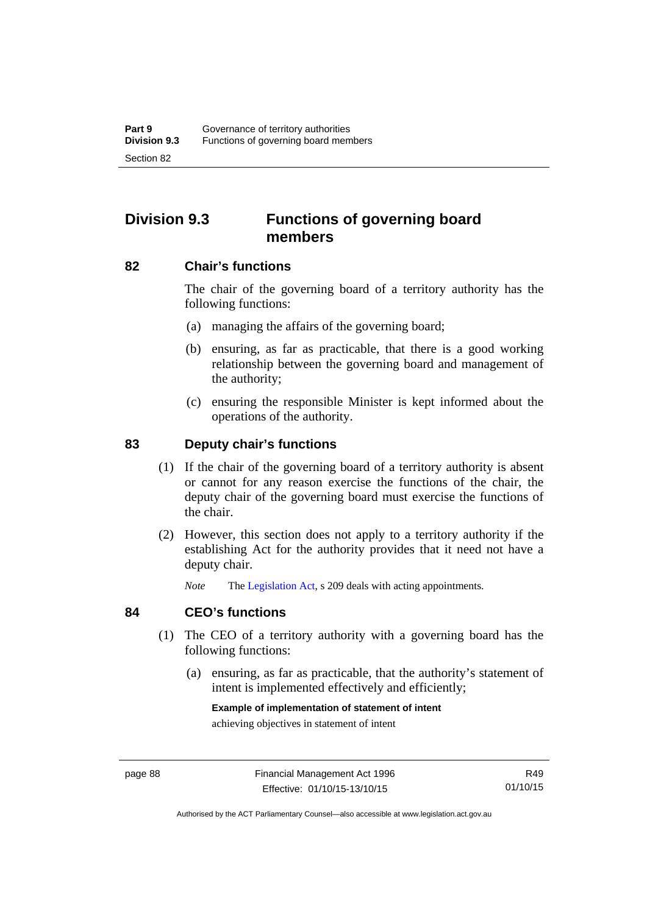## Division 9.3 Functions of governing board members

### 82 Chair's functions

The chair of the governing board of a territory authority has the following functions:

(a) managing the affairs of the governing board;

(b) ensuring, as far as practicable, that there is a good working relationship between the governing board and management of the authority;

(c) ensuring the responsible Minister is kept informed about the operations of the authority.

### 83 Deputy chair's functions

(1) If the chair of the governing board of a territory authority is absent or cannot for any reason exercise the functions of the chair, the deputy chair of the governing board must exercise the functions of the chair.

(2) However, this section does not apply to a territory authority if the establishing Act for the authority provides that it need not have a deputy chair.

*Note* The Legislation Act, s 209 deals with acting appointments.

### 84 CEO's functions

(1) The CEO of a territory authority with a governing board has the following functions:

(a) ensuring, as far as practicable, that the authority's statement of intent is implemented effectively and efficiently;

**Example of implementation of statement of intent**

achieving objectives in statement of intent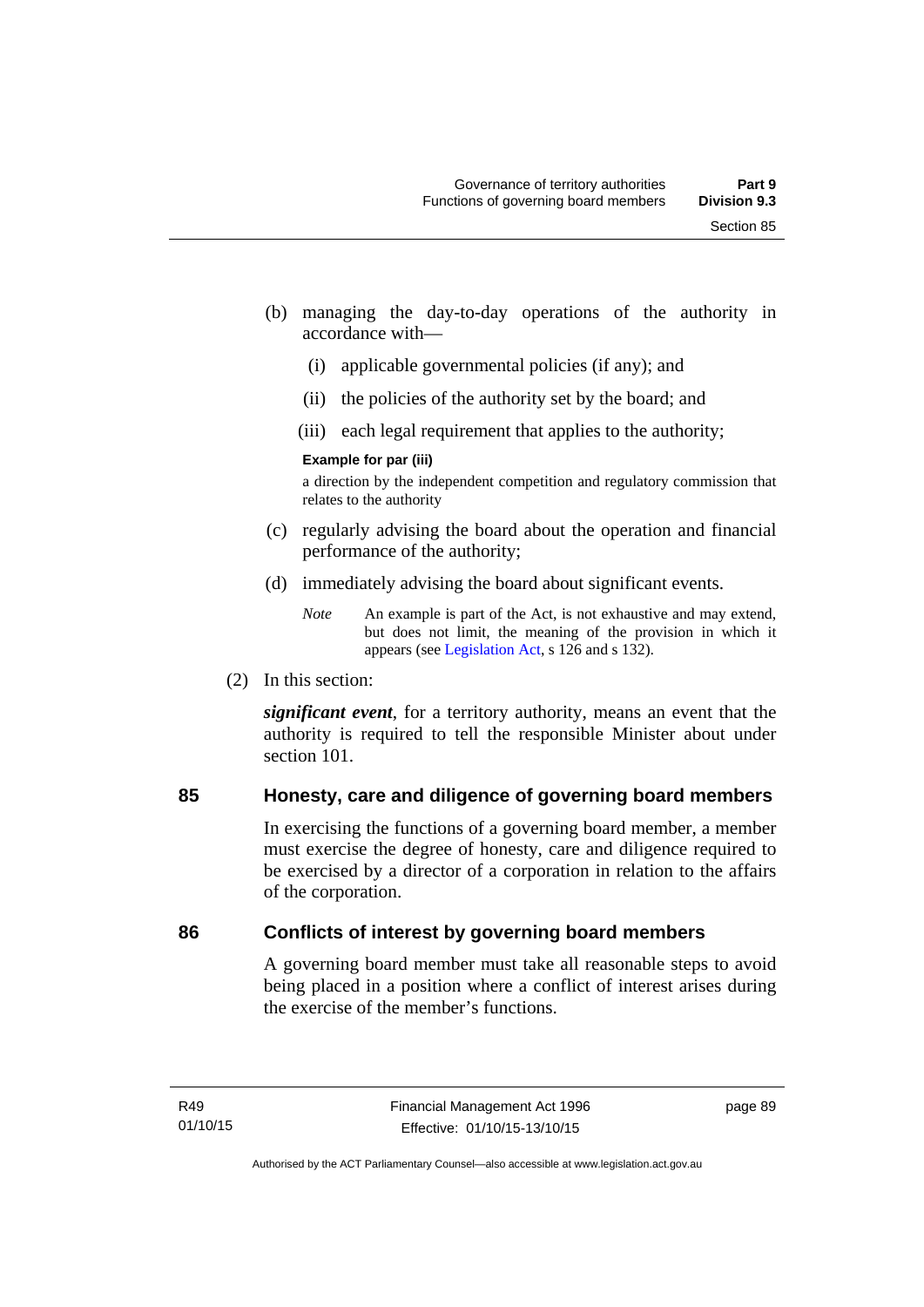(b) managing the day-to-day operations of the authority in accordance with—

  (i) applicable governmental policies (if any); and

  (ii) the policies of the authority set by the board; and

  (iii) each legal requirement that applies to the authority;

**Example for par (iii)**

a direction by the independent competition and regulatory commission that relates to the authority

(c) regularly advising the board about the operation and financial performance of the authority;

(d) immediately advising the board about significant events.

*Note* An example is part of the Act, is not exhaustive and may extend, but does not limit, the meaning of the provision in which it appears (see Legislation Act, s 126 and s 132).

(2) In this section:

***significant event***, for a territory authority, means an event that the authority is required to tell the responsible Minister about under section 101.

## 85 Honesty, care and diligence of governing board members

In exercising the functions of a governing board member, a member must exercise the degree of honesty, care and diligence required to be exercised by a director of a corporation in relation to the affairs of the corporation.

## 86 Conflicts of interest by governing board members

A governing board member must take all reasonable steps to avoid being placed in a position where a conflict of interest arises during the exercise of the member's functions.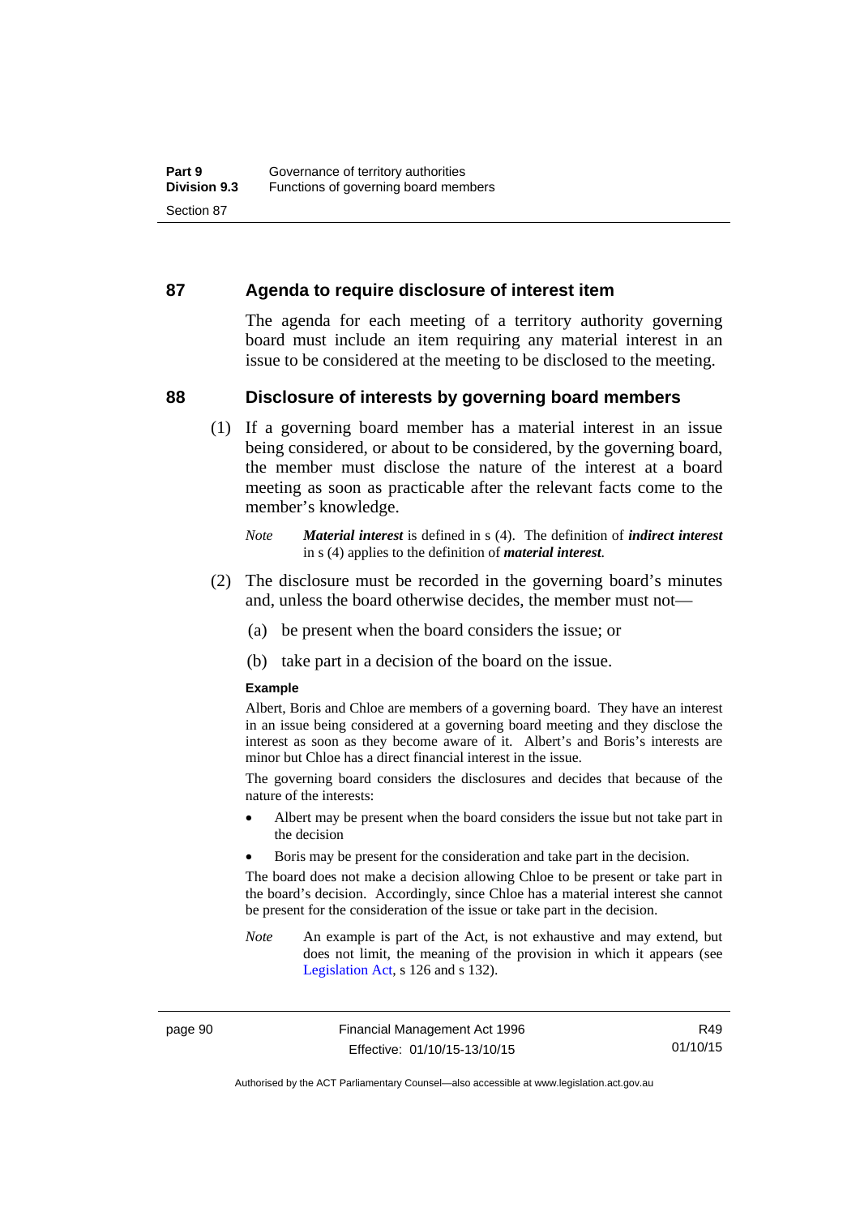## 87 Agenda to require disclosure of interest item

The agenda for each meeting of a territory authority governing board must include an item requiring any material interest in an issue to be considered at the meeting to be disclosed to the meeting.

## 88 Disclosure of interests by governing board members

(1) If a governing board member has a material interest in an issue being considered, or about to be considered, by the governing board, the member must disclose the nature of the interest at a board meeting as soon as practicable after the relevant facts come to the member's knowledge.

*Note* ***Material interest*** is defined in s (4). The definition of ***indirect interest*** in s (4) applies to the definition of ***material interest***.

(2) The disclosure must be recorded in the governing board's minutes and, unless the board otherwise decides, the member must not—

(a) be present when the board considers the issue; or

(b) take part in a decision of the board on the issue.

**Example**

Albert, Boris and Chloe are members of a governing board. They have an interest in an issue being considered at a governing board meeting and they disclose the interest as soon as they become aware of it. Albert's and Boris's interests are minor but Chloe has a direct financial interest in the issue.

The governing board considers the disclosures and decides that because of the nature of the interests:

- Albert may be present when the board considers the issue but not take part in the decision
- Boris may be present for the consideration and take part in the decision.

The board does not make a decision allowing Chloe to be present or take part in the board's decision. Accordingly, since Chloe has a material interest she cannot be present for the consideration of the issue or take part in the decision.

*Note* An example is part of the Act, is not exhaustive and may extend, but does not limit, the meaning of the provision in which it appears (see Legislation Act, s 126 and s 132).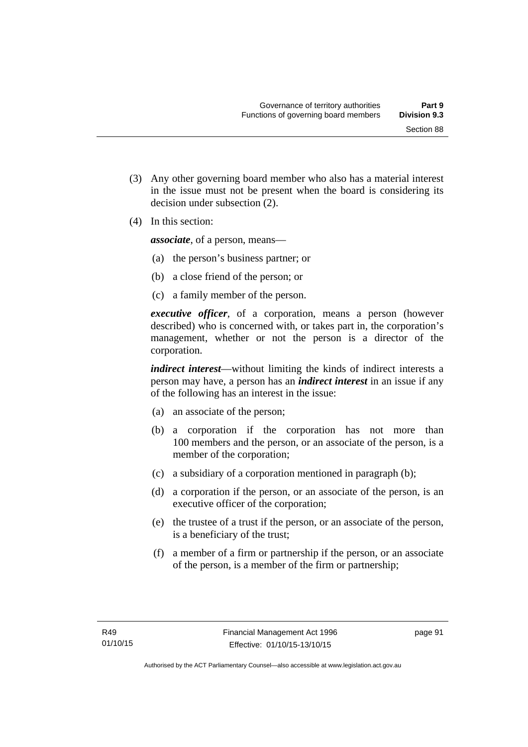(3) Any other governing board member who also has a material interest in the issue must not be present when the board is considering its decision under subsection (2).

(4) In this section:

***associate***, of a person, means—

(a) the person's business partner; or

(b) a close friend of the person; or

(c) a family member of the person.

***executive officer***, of a corporation, means a person (however described) who is concerned with, or takes part in, the corporation's management, whether or not the person is a director of the corporation.

***indirect interest***—without limiting the kinds of indirect interests a person may have, a person has an ***indirect interest*** in an issue if any of the following has an interest in the issue:

(a) an associate of the person;

(b) a corporation if the corporation has not more than 100 members and the person, or an associate of the person, is a member of the corporation;

(c) a subsidiary of a corporation mentioned in paragraph (b);

(d) a corporation if the person, or an associate of the person, is an executive officer of the corporation;

(e) the trustee of a trust if the person, or an associate of the person, is a beneficiary of the trust;

(f) a member of a firm or partnership if the person, or an associate of the person, is a member of the firm or partnership;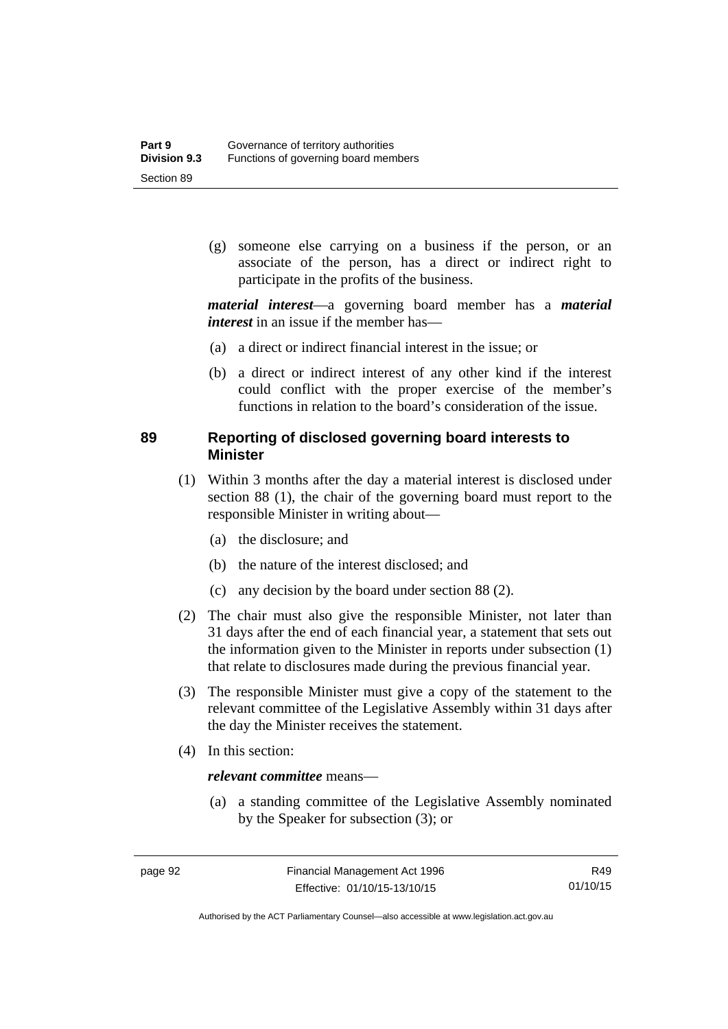(g) someone else carrying on a business if the person, or an associate of the person, has a direct or indirect right to participate in the profits of the business.

***material interest***—a governing board member has a ***material interest*** in an issue if the member has—

(a) a direct or indirect financial interest in the issue; or

(b) a direct or indirect interest of any other kind if the interest could conflict with the proper exercise of the member's functions in relation to the board's consideration of the issue.

## 89 Reporting of disclosed governing board interests to Minister

(1) Within 3 months after the day a material interest is disclosed under section 88 (1), the chair of the governing board must report to the responsible Minister in writing about—

(a) the disclosure; and

(b) the nature of the interest disclosed; and

(c) any decision by the board under section 88 (2).

(2) The chair must also give the responsible Minister, not later than 31 days after the end of each financial year, a statement that sets out the information given to the Minister in reports under subsection (1) that relate to disclosures made during the previous financial year.

(3) The responsible Minister must give a copy of the statement to the relevant committee of the Legislative Assembly within 31 days after the day the Minister receives the statement.

(4) In this section:

***relevant committee*** means—

(a) a standing committee of the Legislative Assembly nominated by the Speaker for subsection (3); or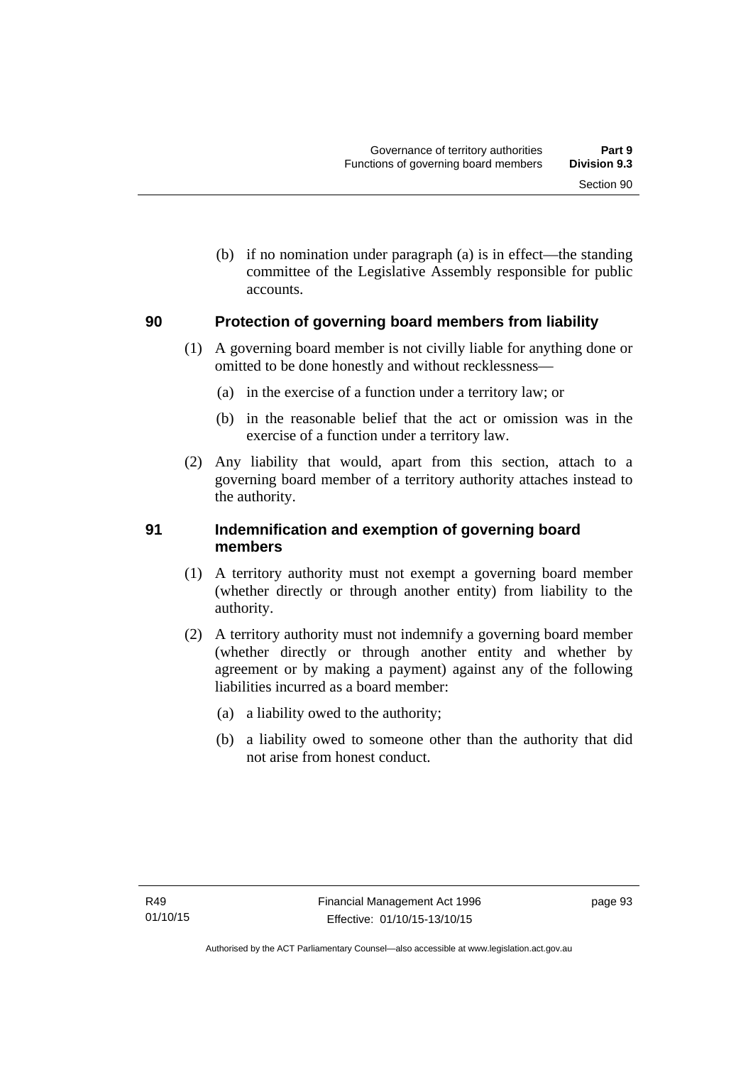(b) if no nomination under paragraph (a) is in effect—the standing committee of the Legislative Assembly responsible for public accounts.

## 90 Protection of governing board members from liability

(1) A governing board member is not civilly liable for anything done or omitted to be done honestly and without recklessness—

(a) in the exercise of a function under a territory law; or

(b) in the reasonable belief that the act or omission was in the exercise of a function under a territory law.

(2) Any liability that would, apart from this section, attach to a governing board member of a territory authority attaches instead to the authority.

## 91 Indemnification and exemption of governing board members

(1) A territory authority must not exempt a governing board member (whether directly or through another entity) from liability to the authority.

(2) A territory authority must not indemnify a governing board member (whether directly or through another entity and whether by agreement or by making a payment) against any of the following liabilities incurred as a board member:

(a) a liability owed to the authority;

(b) a liability owed to someone other than the authority that did not arise from honest conduct.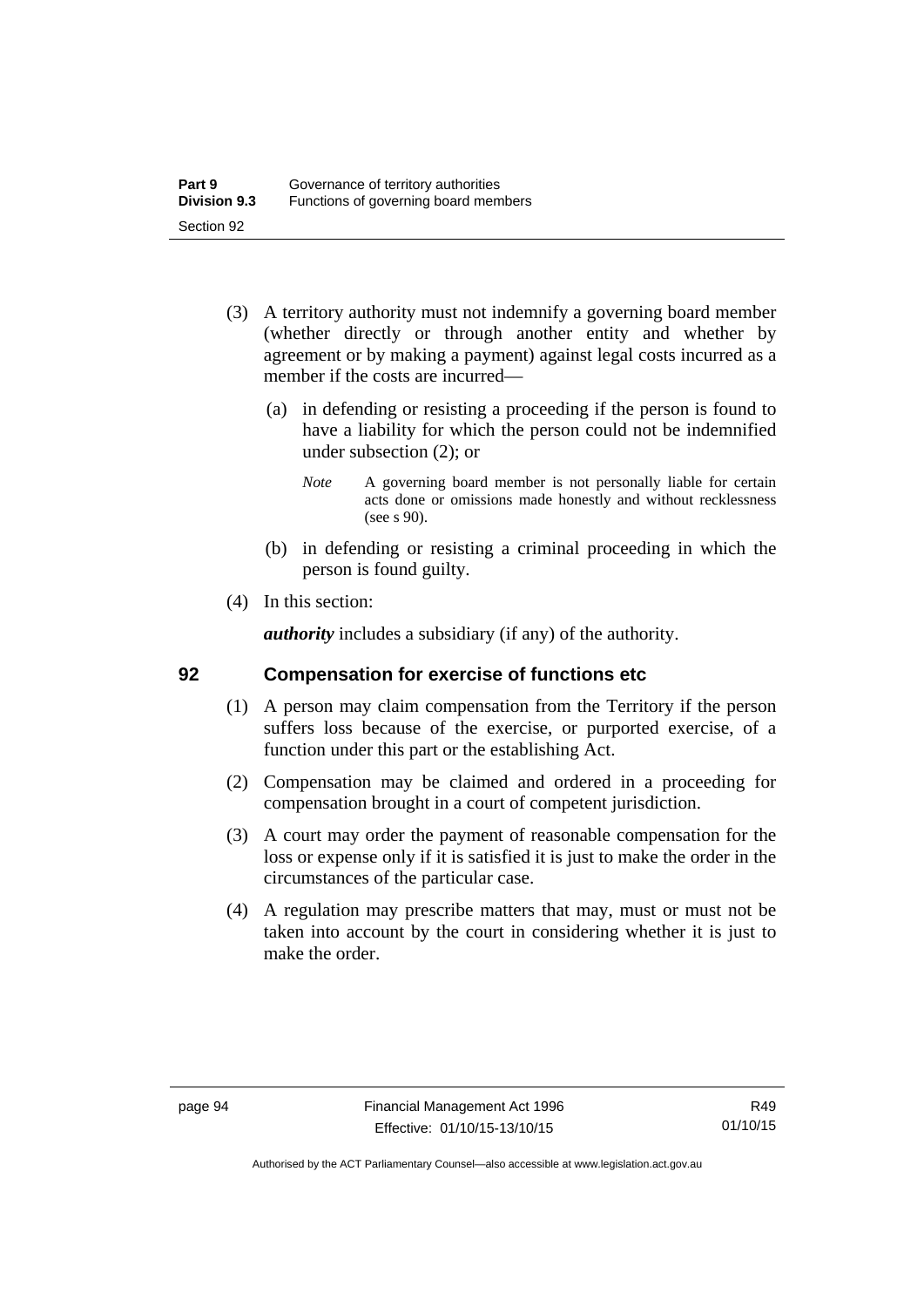(3) A territory authority must not indemnify a governing board member (whether directly or through another entity and whether by agreement or by making a payment) against legal costs incurred as a member if the costs are incurred—

(a) in defending or resisting a proceeding if the person is found to have a liability for which the person could not be indemnified under subsection (2); or

*Note* A governing board member is not personally liable for certain acts done or omissions made honestly and without recklessness (see s 90).

(b) in defending or resisting a criminal proceeding in which the person is found guilty.

(4) In this section:

***authority*** includes a subsidiary (if any) of the authority.

## 92 Compensation for exercise of functions etc

(1) A person may claim compensation from the Territory if the person suffers loss because of the exercise, or purported exercise, of a function under this part or the establishing Act.

(2) Compensation may be claimed and ordered in a proceeding for compensation brought in a court of competent jurisdiction.

(3) A court may order the payment of reasonable compensation for the loss or expense only if it is satisfied it is just to make the order in the circumstances of the particular case.

(4) A regulation may prescribe matters that may, must or must not be taken into account by the court in considering whether it is just to make the order.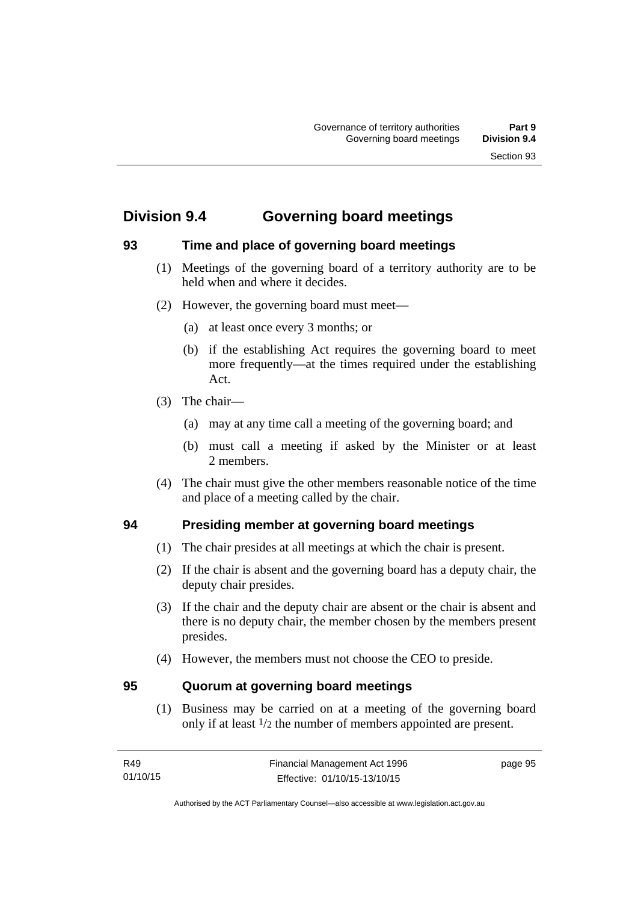## Division 9.4 Governing board meetings

### 93 Time and place of governing board meetings

(1) Meetings of the governing board of a territory authority are to be held when and where it decides.

(2) However, the governing board must meet—

(a) at least once every 3 months; or

(b) if the establishing Act requires the governing board to meet more frequently—at the times required under the establishing Act.

(3) The chair—

(a) may at any time call a meeting of the governing board; and

(b) must call a meeting if asked by the Minister or at least 2 members.

(4) The chair must give the other members reasonable notice of the time and place of a meeting called by the chair.

### 94 Presiding member at governing board meetings

(1) The chair presides at all meetings at which the chair is present.

(2) If the chair is absent and the governing board has a deputy chair, the deputy chair presides.

(3) If the chair and the deputy chair are absent or the chair is absent and there is no deputy chair, the member chosen by the members present presides.

(4) However, the members must not choose the CEO to preside.

### 95 Quorum at governing board meetings

(1) Business may be carried on at a meeting of the governing board only if at least $^1/_2$ the number of members appointed are present.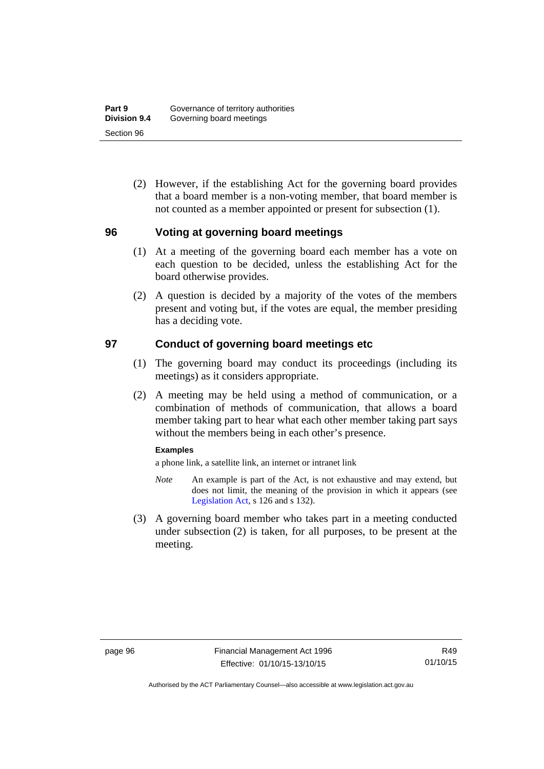(2) However, if the establishing Act for the governing board provides that a board member is a non-voting member, that board member is not counted as a member appointed or present for subsection (1).

## 96 Voting at governing board meetings

(1) At a meeting of the governing board each member has a vote on each question to be decided, unless the establishing Act for the board otherwise provides.

(2) A question is decided by a majority of the votes of the members present and voting but, if the votes are equal, the member presiding has a deciding vote.

## 97 Conduct of governing board meetings etc

(1) The governing board may conduct its proceedings (including its meetings) as it considers appropriate.

(2) A meeting may be held using a method of communication, or a combination of methods of communication, that allows a board member taking part to hear what each other member taking part says without the members being in each other's presence.

**Examples**

a phone link, a satellite link, an internet or intranet link

*Note* An example is part of the Act, is not exhaustive and may extend, but does not limit, the meaning of the provision in which it appears (see Legislation Act, s 126 and s 132).

(3) A governing board member who takes part in a meeting conducted under subsection (2) is taken, for all purposes, to be present at the meeting.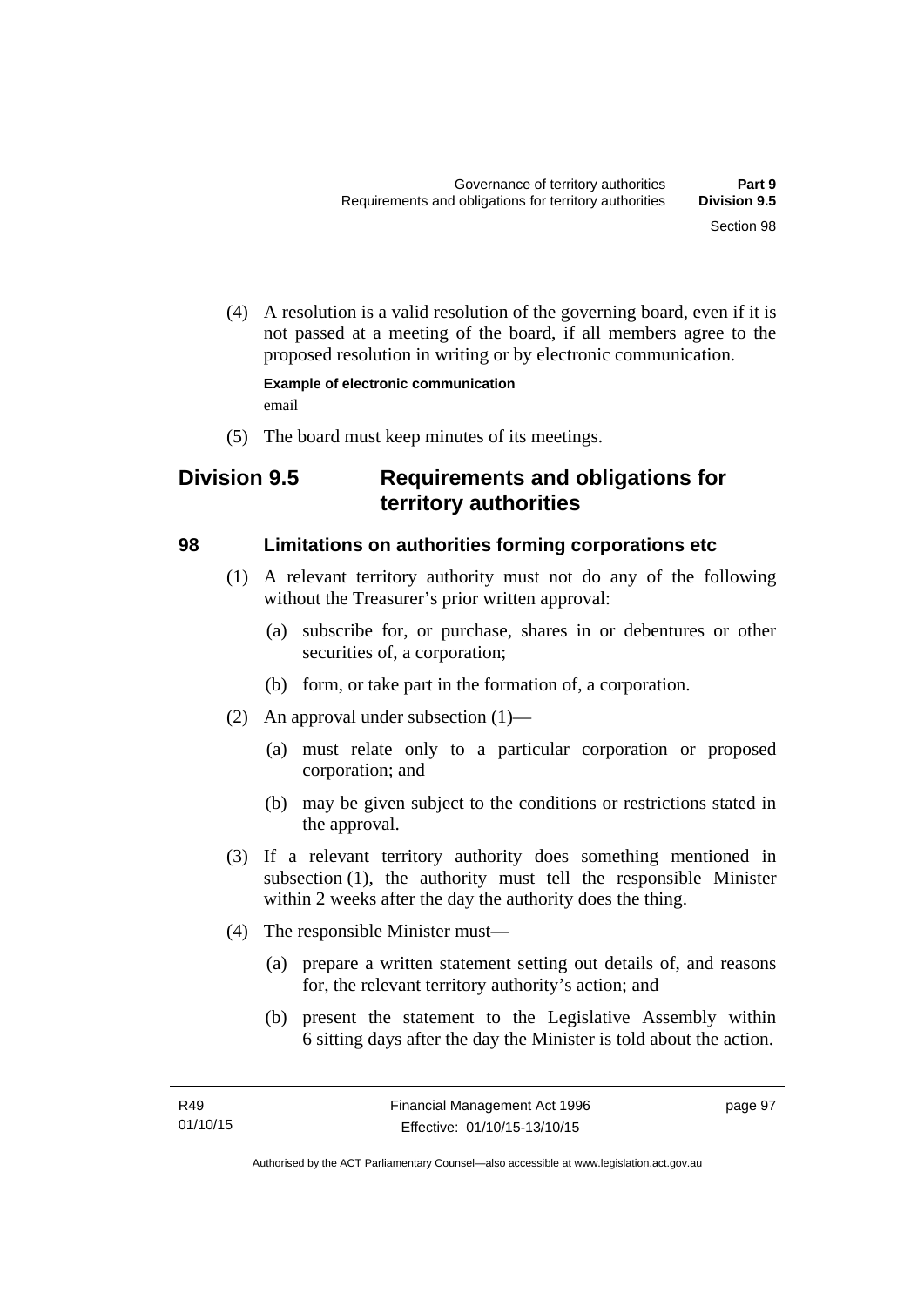(4) A resolution is a valid resolution of the governing board, even if it is not passed at a meeting of the board, if all members agree to the proposed resolution in writing or by electronic communication.

**Example of electronic communication**

email

(5) The board must keep minutes of its meetings.

## Division 9.5 Requirements and obligations for territory authorities

### 98 Limitations on authorities forming corporations etc

(1) A relevant territory authority must not do any of the following without the Treasurer's prior written approval:

(a) subscribe for, or purchase, shares in or debentures or other securities of, a corporation;

(b) form, or take part in the formation of, a corporation.

(2) An approval under subsection (1)—

(a) must relate only to a particular corporation or proposed corporation; and

(b) may be given subject to the conditions or restrictions stated in the approval.

(3) If a relevant territory authority does something mentioned in subsection (1), the authority must tell the responsible Minister within 2 weeks after the day the authority does the thing.

(4) The responsible Minister must—

(a) prepare a written statement setting out details of, and reasons for, the relevant territory authority's action; and

(b) present the statement to the Legislative Assembly within 6 sitting days after the day the Minister is told about the action.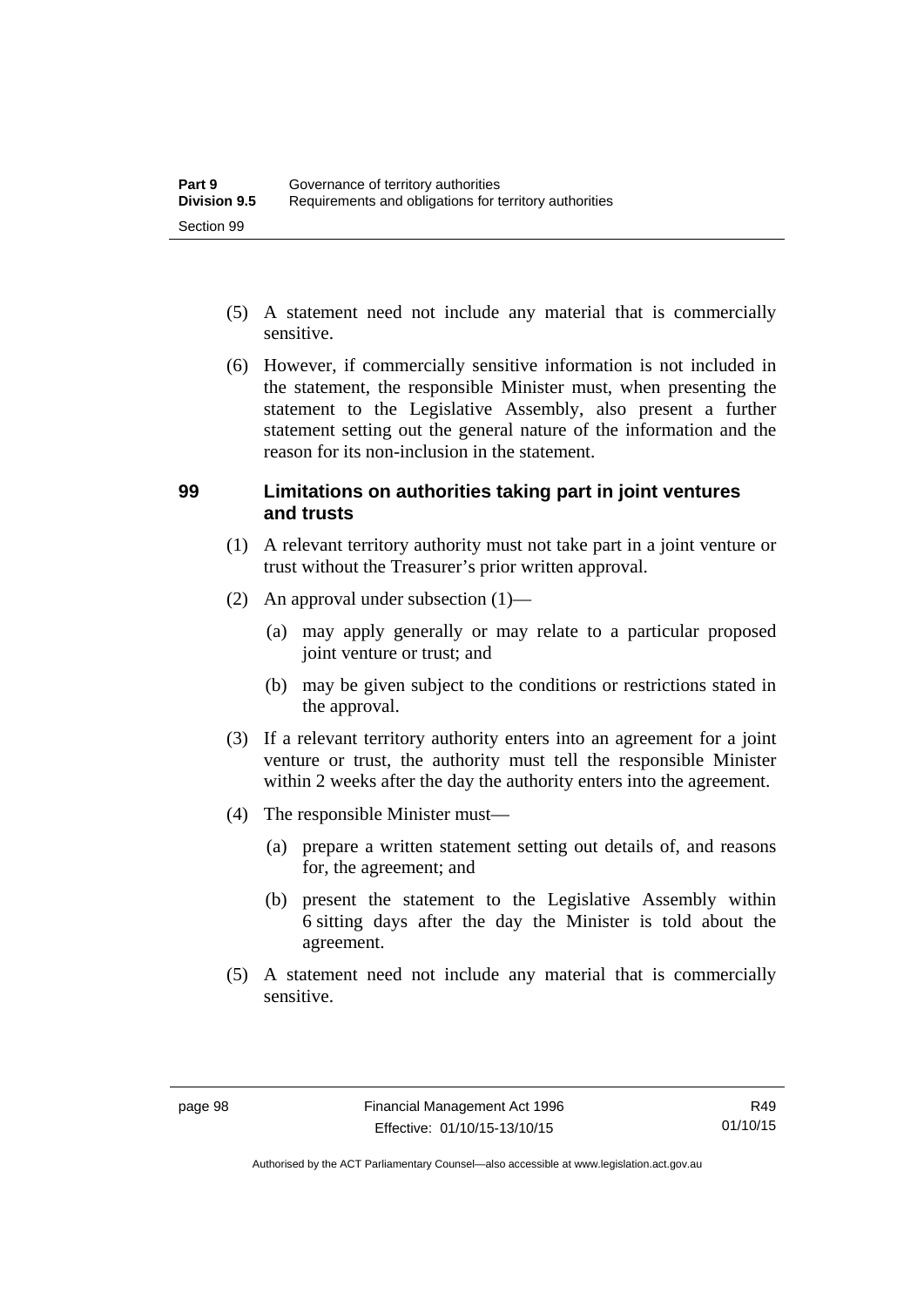(5) A statement need not include any material that is commercially sensitive.

(6) However, if commercially sensitive information is not included in the statement, the responsible Minister must, when presenting the statement to the Legislative Assembly, also present a further statement setting out the general nature of the information and the reason for its non-inclusion in the statement.

### 99 Limitations on authorities taking part in joint ventures and trusts

(1) A relevant territory authority must not take part in a joint venture or trust without the Treasurer's prior written approval.

(2) An approval under subsection (1)—

(a) may apply generally or may relate to a particular proposed joint venture or trust; and

(b) may be given subject to the conditions or restrictions stated in the approval.

(3) If a relevant territory authority enters into an agreement for a joint venture or trust, the authority must tell the responsible Minister within 2 weeks after the day the authority enters into the agreement.

(4) The responsible Minister must—

(a) prepare a written statement setting out details of, and reasons for, the agreement; and

(b) present the statement to the Legislative Assembly within 6 sitting days after the day the Minister is told about the agreement.

(5) A statement need not include any material that is commercially sensitive.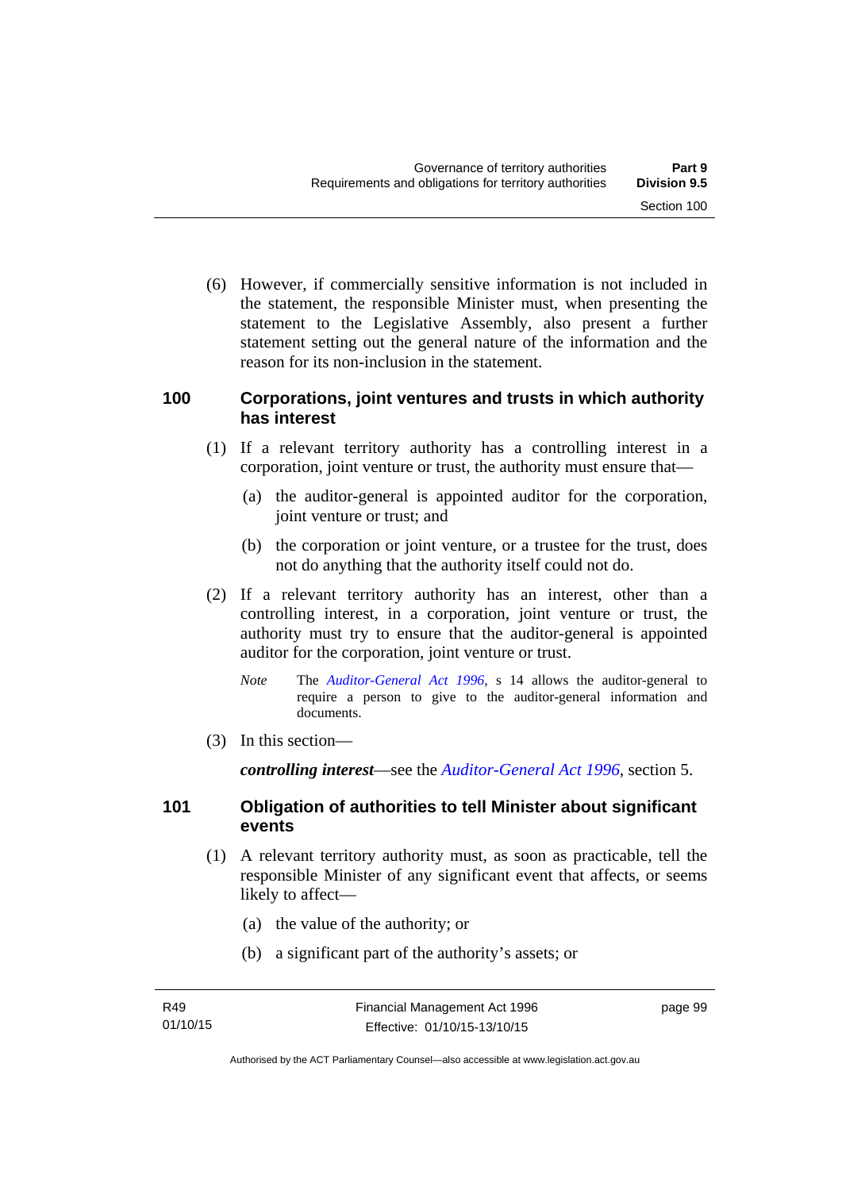(6) However, if commercially sensitive information is not included in the statement, the responsible Minister must, when presenting the statement to the Legislative Assembly, also present a further statement setting out the general nature of the information and the reason for its non-inclusion in the statement.

## 100 Corporations, joint ventures and trusts in which authority has interest

(1) If a relevant territory authority has a controlling interest in a corporation, joint venture or trust, the authority must ensure that—

(a) the auditor-general is appointed auditor for the corporation, joint venture or trust; and

(b) the corporation or joint venture, or a trustee for the trust, does not do anything that the authority itself could not do.

(2) If a relevant territory authority has an interest, other than a controlling interest, in a corporation, joint venture or trust, the authority must try to ensure that the auditor-general is appointed auditor for the corporation, joint venture or trust.

*Note* The *Auditor-General Act 1996*, s 14 allows the auditor-general to require a person to give to the auditor-general information and documents.

(3) In this section—

***controlling interest***—see the *Auditor-General Act 1996*, section 5.

## 101 Obligation of authorities to tell Minister about significant events

(1) A relevant territory authority must, as soon as practicable, tell the responsible Minister of any significant event that affects, or seems likely to affect—

(a) the value of the authority; or

(b) a significant part of the authority's assets; or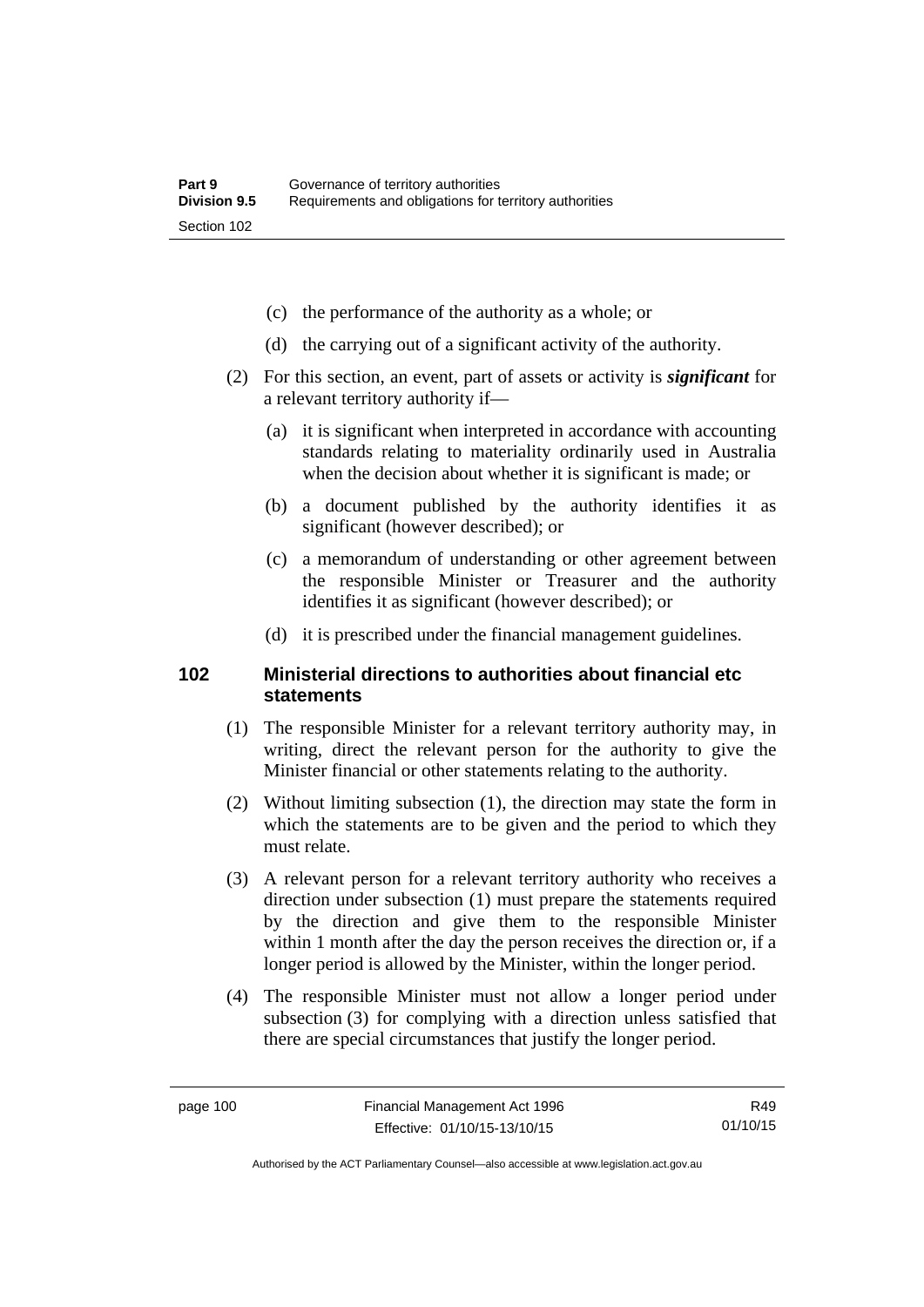(c) the performance of the authority as a whole; or

(d) the carrying out of a significant activity of the authority.

(2) For this section, an event, part of assets or activity is ***significant*** for a relevant territory authority if—

(a) it is significant when interpreted in accordance with accounting standards relating to materiality ordinarily used in Australia when the decision about whether it is significant is made; or

(b) a document published by the authority identifies it as significant (however described); or

(c) a memorandum of understanding or other agreement between the responsible Minister or Treasurer and the authority identifies it as significant (however described); or

(d) it is prescribed under the financial management guidelines.

## 102 Ministerial directions to authorities about financial etc statements

(1) The responsible Minister for a relevant territory authority may, in writing, direct the relevant person for the authority to give the Minister financial or other statements relating to the authority.

(2) Without limiting subsection (1), the direction may state the form in which the statements are to be given and the period to which they must relate.

(3) A relevant person for a relevant territory authority who receives a direction under subsection (1) must prepare the statements required by the direction and give them to the responsible Minister within 1 month after the day the person receives the direction or, if a longer period is allowed by the Minister, within the longer period.

(4) The responsible Minister must not allow a longer period under subsection (3) for complying with a direction unless satisfied that there are special circumstances that justify the longer period.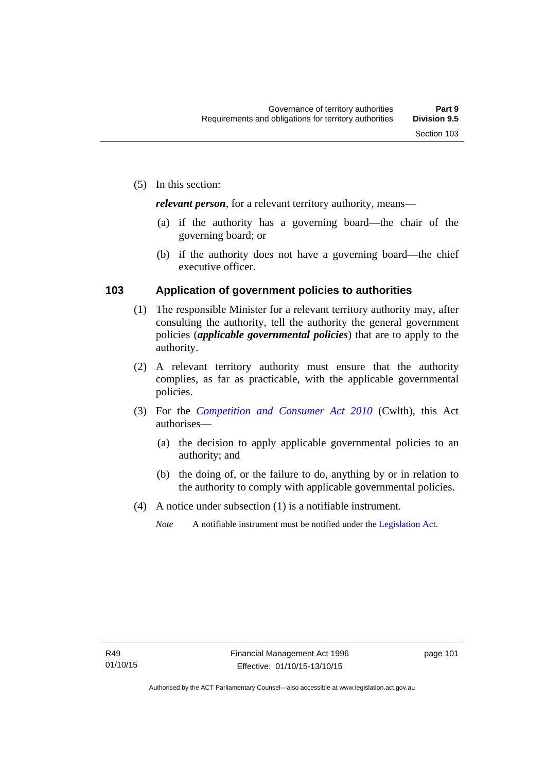(5) In this section:

***relevant person***, for a relevant territory authority, means—

(a) if the authority has a governing board—the chair of the governing board; or

(b) if the authority does not have a governing board—the chief executive officer.

## 103 Application of government policies to authorities

(1) The responsible Minister for a relevant territory authority may, after consulting the authority, tell the authority the general government policies (***applicable governmental policies***) that are to apply to the authority.

(2) A relevant territory authority must ensure that the authority complies, as far as practicable, with the applicable governmental policies.

(3) For the *Competition and Consumer Act 2010* (Cwlth), this Act authorises—

(a) the decision to apply applicable governmental policies to an authority; and

(b) the doing of, or the failure to do, anything by or in relation to the authority to comply with applicable governmental policies.

(4) A notice under subsection (1) is a notifiable instrument.

*Note* A notifiable instrument must be notified under the Legislation Act.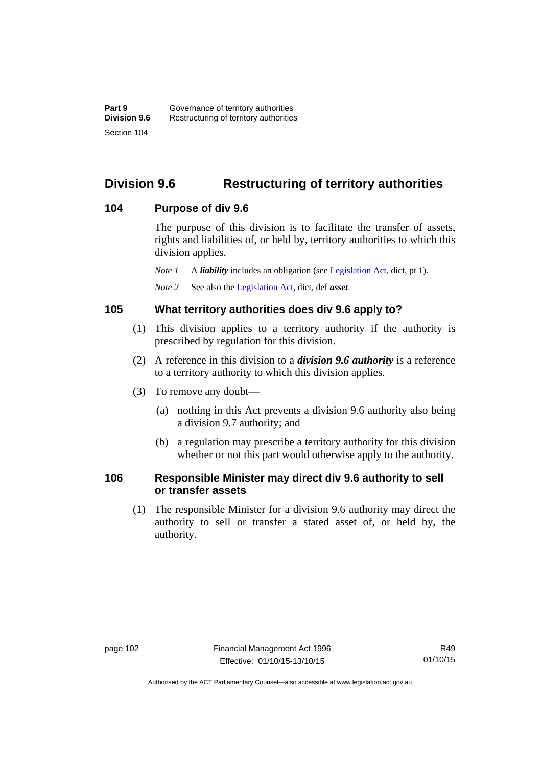## Division 9.6 Restructuring of territory authorities

### 104 Purpose of div 9.6

The purpose of this division is to facilitate the transfer of assets, rights and liabilities of, or held by, territory authorities to which this division applies.

*Note 1* A ***liability*** includes an obligation (see Legislation Act, dict, pt 1).

*Note 2* See also the Legislation Act, dict, def ***asset***.

### 105 What territory authorities does div 9.6 apply to?

(1) This division applies to a territory authority if the authority is prescribed by regulation for this division.

(2) A reference in this division to a ***division 9.6 authority*** is a reference to a territory authority to which this division applies.

(3) To remove any doubt—

(a) nothing in this Act prevents a division 9.6 authority also being a division 9.7 authority; and

(b) a regulation may prescribe a territory authority for this division whether or not this part would otherwise apply to the authority.

### 106 Responsible Minister may direct div 9.6 authority to sell or transfer assets

(1) The responsible Minister for a division 9.6 authority may direct the authority to sell or transfer a stated asset of, or held by, the authority.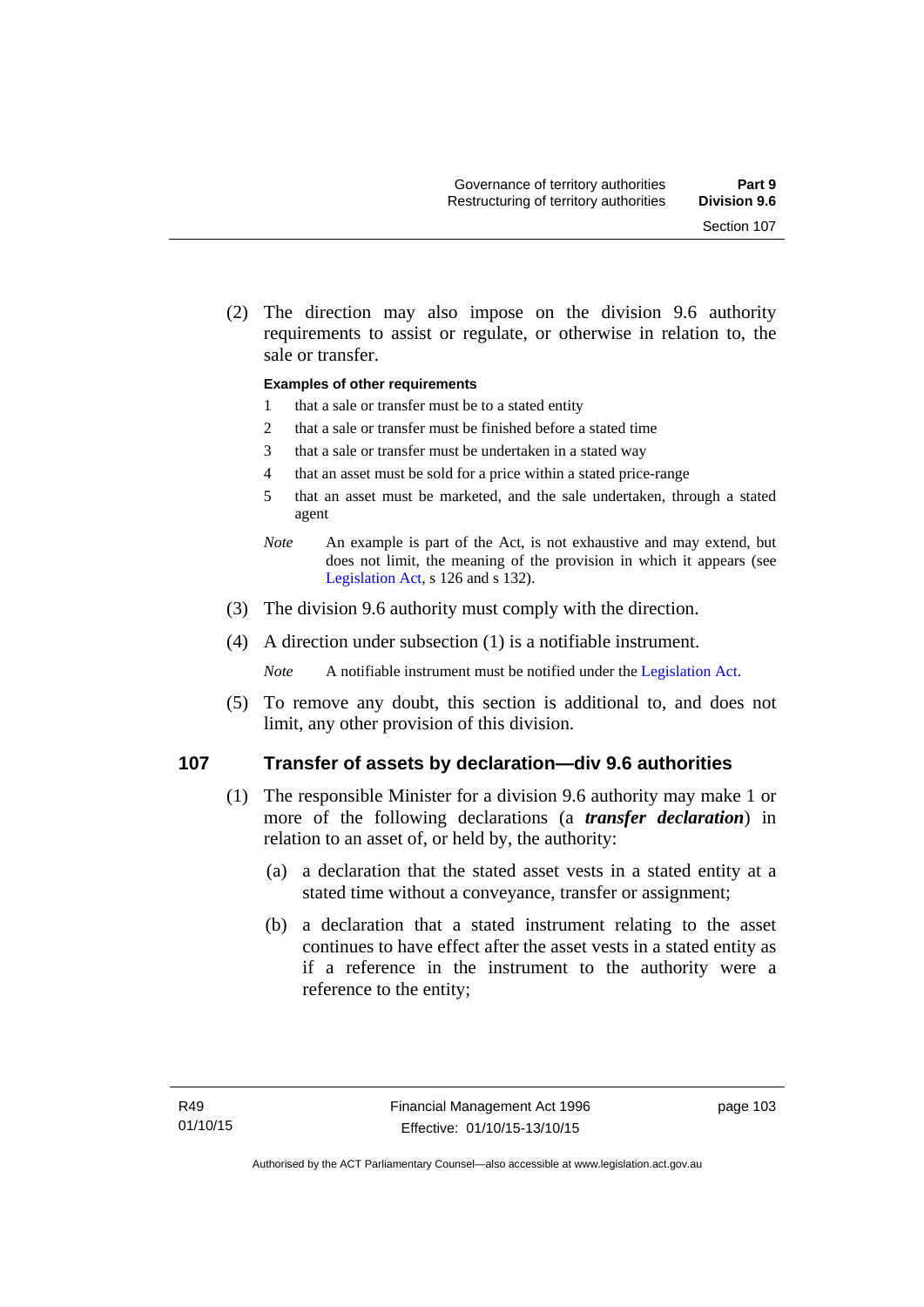(2) The direction may also impose on the division 9.6 authority requirements to assist or regulate, or otherwise in relation to, the sale or transfer.

**Examples of other requirements**

1. that a sale or transfer must be to a stated entity
2. that a sale or transfer must be finished before a stated time
3. that a sale or transfer must be undertaken in a stated way
4. that an asset must be sold for a price within a stated price-range
5. that an asset must be marketed, and the sale undertaken, through a stated agent

*Note* An example is part of the Act, is not exhaustive and may extend, but does not limit, the meaning of the provision in which it appears (see Legislation Act, s 126 and s 132).

(3) The division 9.6 authority must comply with the direction.

(4) A direction under subsection (1) is a notifiable instrument.

*Note* A notifiable instrument must be notified under the Legislation Act.

(5) To remove any doubt, this section is additional to, and does not limit, any other provision of this division.

## 107 Transfer of assets by declaration—div 9.6 authorities

(1) The responsible Minister for a division 9.6 authority may make 1 or more of the following declarations (a ***transfer declaration***) in relation to an asset of, or held by, the authority:

(a) a declaration that the stated asset vests in a stated entity at a stated time without a conveyance, transfer or assignment;

(b) a declaration that a stated instrument relating to the asset continues to have effect after the asset vests in a stated entity as if a reference in the instrument to the authority were a reference to the entity;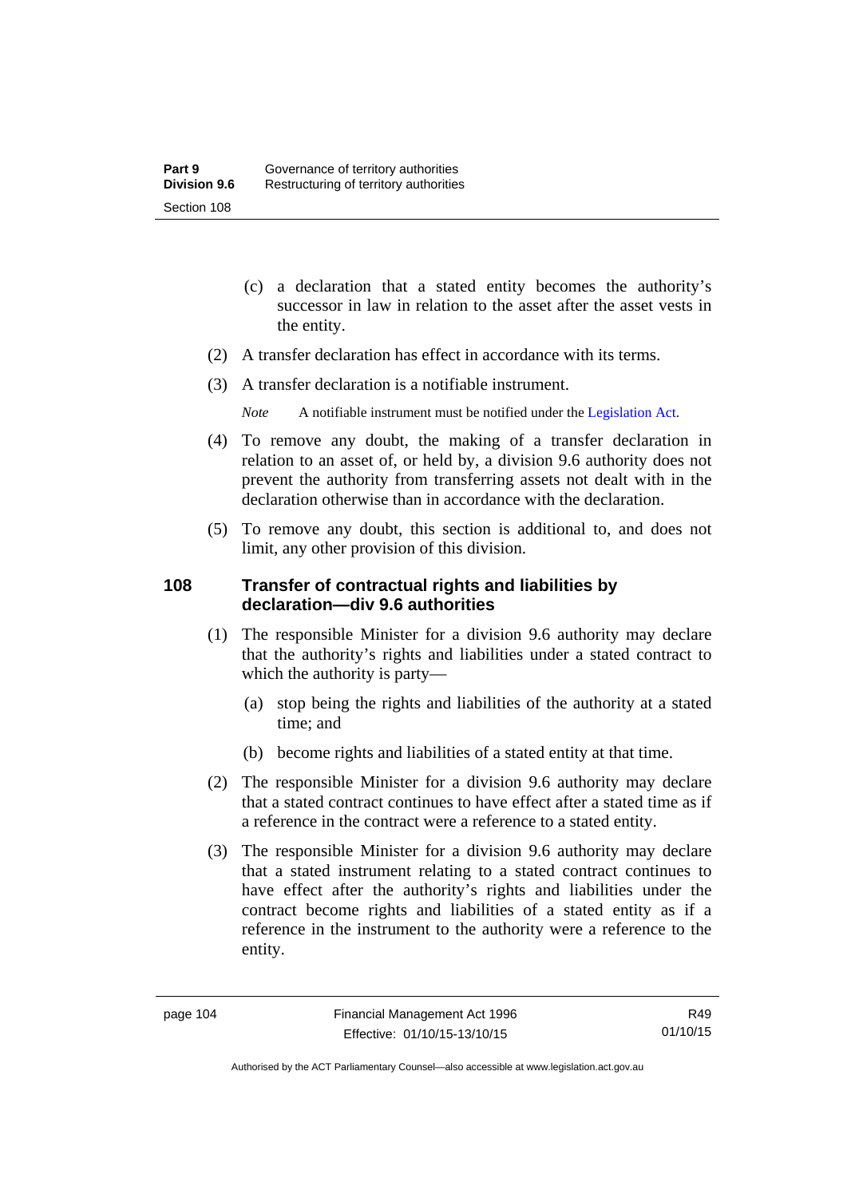(c) a declaration that a stated entity becomes the authority's successor in law in relation to the asset after the asset vests in the entity.

(2) A transfer declaration has effect in accordance with its terms.

(3) A transfer declaration is a notifiable instrument.

*Note* A notifiable instrument must be notified under the Legislation Act.

(4) To remove any doubt, the making of a transfer declaration in relation to an asset of, or held by, a division 9.6 authority does not prevent the authority from transferring assets not dealt with in the declaration otherwise than in accordance with the declaration.

(5) To remove any doubt, this section is additional to, and does not limit, any other provision of this division.

### 108 Transfer of contractual rights and liabilities by declaration—div 9.6 authorities

(1) The responsible Minister for a division 9.6 authority may declare that the authority's rights and liabilities under a stated contract to which the authority is party—

(a) stop being the rights and liabilities of the authority at a stated time; and

(b) become rights and liabilities of a stated entity at that time.

(2) The responsible Minister for a division 9.6 authority may declare that a stated contract continues to have effect after a stated time as if a reference in the contract were a reference to a stated entity.

(3) The responsible Minister for a division 9.6 authority may declare that a stated instrument relating to a stated contract continues to have effect after the authority's rights and liabilities under the contract become rights and liabilities of a stated entity as if a reference in the instrument to the authority were a reference to the entity.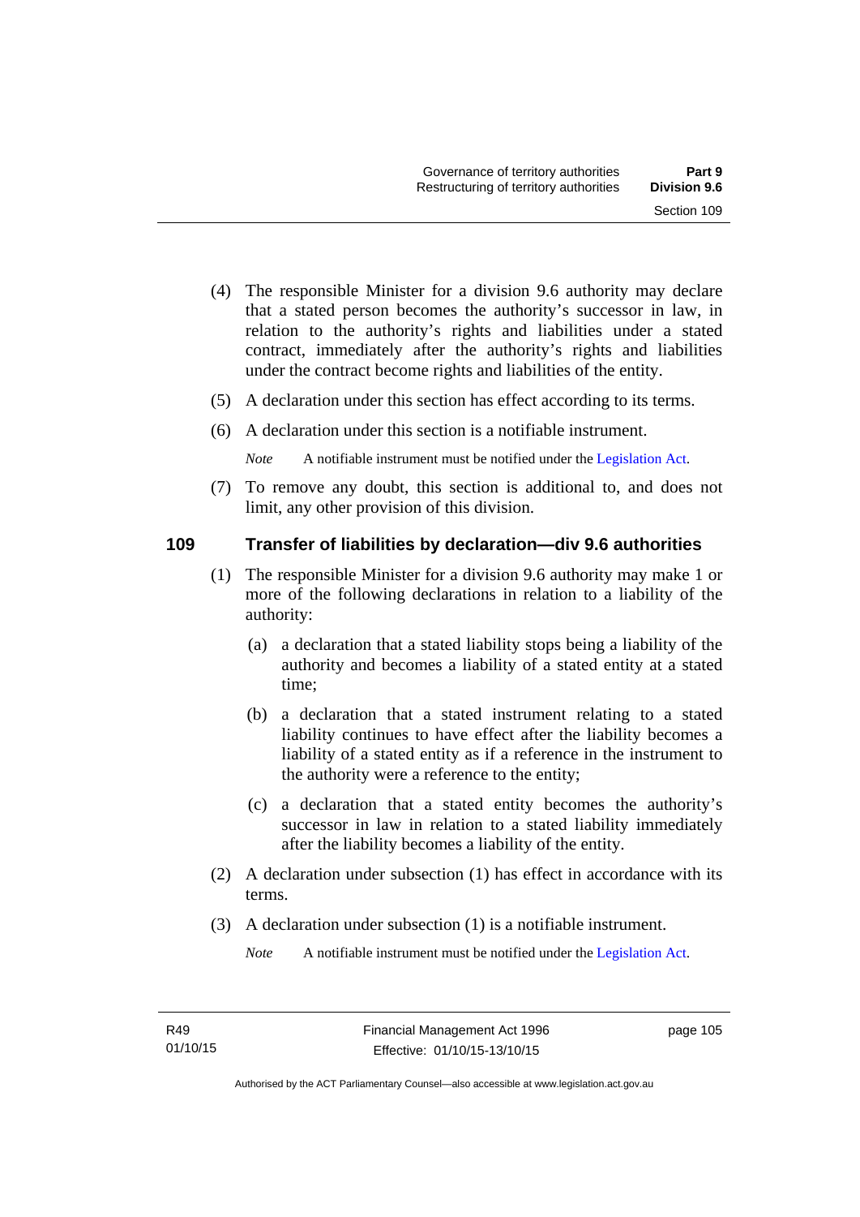(4) The responsible Minister for a division 9.6 authority may declare that a stated person becomes the authority's successor in law, in relation to the authority's rights and liabilities under a stated contract, immediately after the authority's rights and liabilities under the contract become rights and liabilities of the entity.

(5) A declaration under this section has effect according to its terms.

(6) A declaration under this section is a notifiable instrument.

*Note* A notifiable instrument must be notified under the Legislation Act.

(7) To remove any doubt, this section is additional to, and does not limit, any other provision of this division.

## 109 Transfer of liabilities by declaration—div 9.6 authorities

(1) The responsible Minister for a division 9.6 authority may make 1 or more of the following declarations in relation to a liability of the authority:

(a) a declaration that a stated liability stops being a liability of the authority and becomes a liability of a stated entity at a stated time;

(b) a declaration that a stated instrument relating to a stated liability continues to have effect after the liability becomes a liability of a stated entity as if a reference in the instrument to the authority were a reference to the entity;

(c) a declaration that a stated entity becomes the authority's successor in law in relation to a stated liability immediately after the liability becomes a liability of the entity.

(2) A declaration under subsection (1) has effect in accordance with its terms.

(3) A declaration under subsection (1) is a notifiable instrument.

*Note* A notifiable instrument must be notified under the Legislation Act.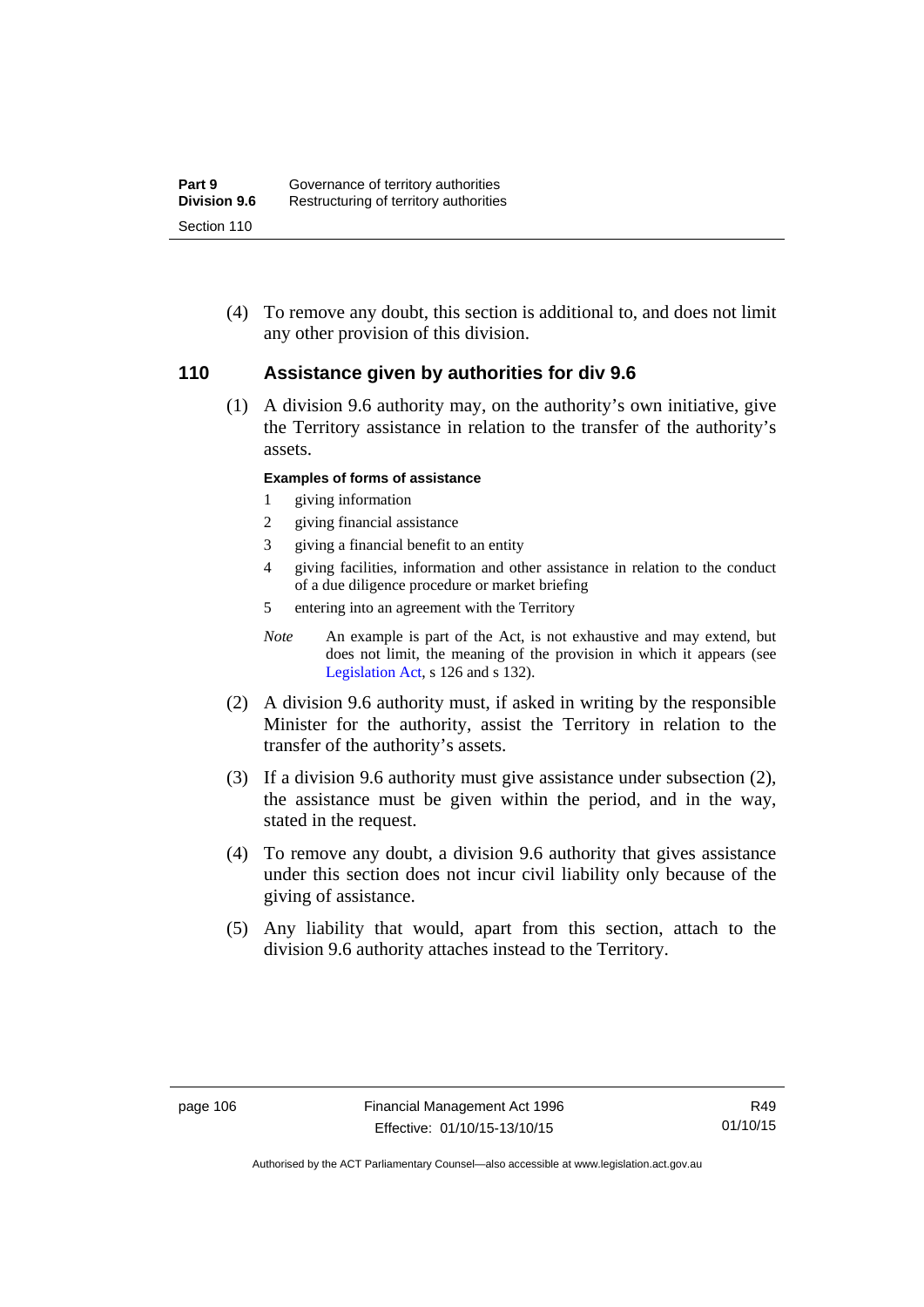(4) To remove any doubt, this section is additional to, and does not limit any other provision of this division.

## 110 Assistance given by authorities for div 9.6

(1) A division 9.6 authority may, on the authority's own initiative, give the Territory assistance in relation to the transfer of the authority's assets.

**Examples of forms of assistance**

1. giving information
2. giving financial assistance
3. giving a financial benefit to an entity
4. giving facilities, information and other assistance in relation to the conduct of a due diligence procedure or market briefing
5. entering into an agreement with the Territory

*Note* An example is part of the Act, is not exhaustive and may extend, but does not limit, the meaning of the provision in which it appears (see Legislation Act, s 126 and s 132).

(2) A division 9.6 authority must, if asked in writing by the responsible Minister for the authority, assist the Territory in relation to the transfer of the authority's assets.

(3) If a division 9.6 authority must give assistance under subsection (2), the assistance must be given within the period, and in the way, stated in the request.

(4) To remove any doubt, a division 9.6 authority that gives assistance under this section does not incur civil liability only because of the giving of assistance.

(5) Any liability that would, apart from this section, attach to the division 9.6 authority attaches instead to the Territory.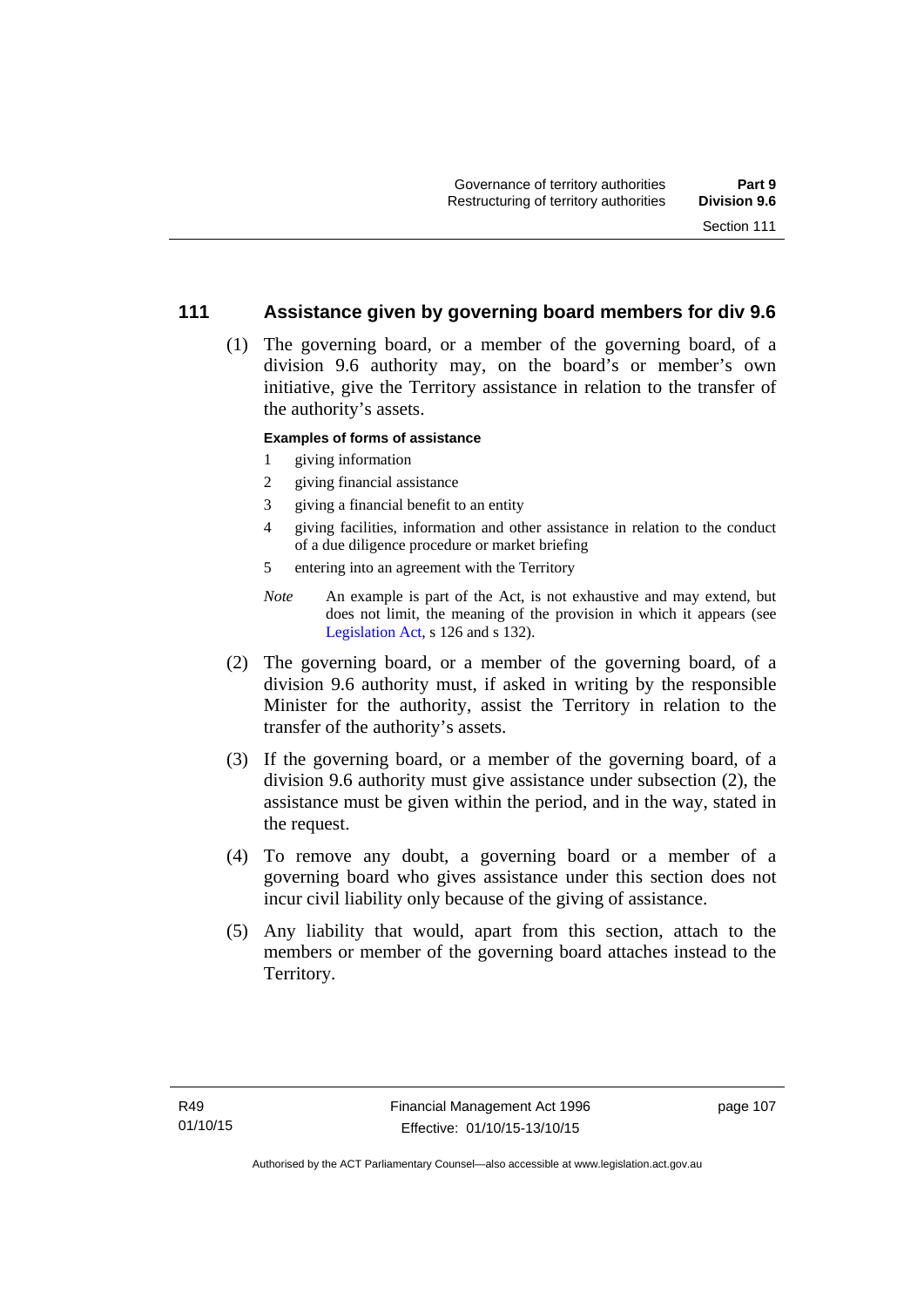## 111 Assistance given by governing board members for div 9.6

(1) The governing board, or a member of the governing board, of a division 9.6 authority may, on the board's or member's own initiative, give the Territory assistance in relation to the transfer of the authority's assets.

**Examples of forms of assistance**

1 giving information

2 giving financial assistance

3 giving a financial benefit to an entity

4 giving facilities, information and other assistance in relation to the conduct of a due diligence procedure or market briefing

5 entering into an agreement with the Territory

*Note* An example is part of the Act, is not exhaustive and may extend, but does not limit, the meaning of the provision in which it appears (see Legislation Act, s 126 and s 132).

(2) The governing board, or a member of the governing board, of a division 9.6 authority must, if asked in writing by the responsible Minister for the authority, assist the Territory in relation to the transfer of the authority's assets.

(3) If the governing board, or a member of the governing board, of a division 9.6 authority must give assistance under subsection (2), the assistance must be given within the period, and in the way, stated in the request.

(4) To remove any doubt, a governing board or a member of a governing board who gives assistance under this section does not incur civil liability only because of the giving of assistance.

(5) Any liability that would, apart from this section, attach to the members or member of the governing board attaches instead to the Territory.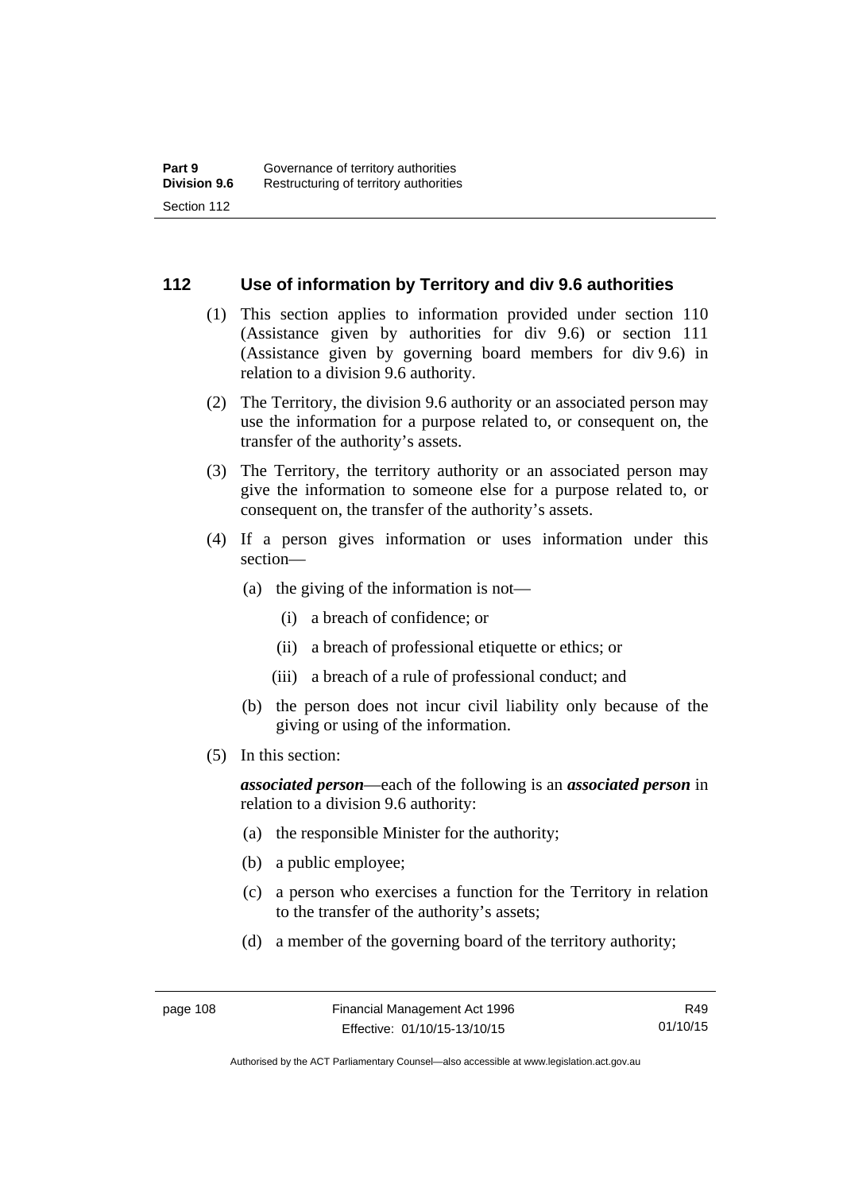## 112 Use of information by Territory and div 9.6 authorities

(1) This section applies to information provided under section 110 (Assistance given by authorities for div 9.6) or section 111 (Assistance given by governing board members for div 9.6) in relation to a division 9.6 authority.

(2) The Territory, the division 9.6 authority or an associated person may use the information for a purpose related to, or consequent on, the transfer of the authority's assets.

(3) The Territory, the territory authority or an associated person may give the information to someone else for a purpose related to, or consequent on, the transfer of the authority's assets.

(4) If a person gives information or uses information under this section—

- (a) the giving of the information is not—
  - (i) a breach of confidence; or
  - (ii) a breach of professional etiquette or ethics; or
  - (iii) a breach of a rule of professional conduct; and
- (b) the person does not incur civil liability only because of the giving or using of the information.

(5) In this section:

***associated person***—each of the following is an ***associated person*** in relation to a division 9.6 authority:

- (a) the responsible Minister for the authority;
- (b) a public employee;
- (c) a person who exercises a function for the Territory in relation to the transfer of the authority's assets;
- (d) a member of the governing board of the territory authority;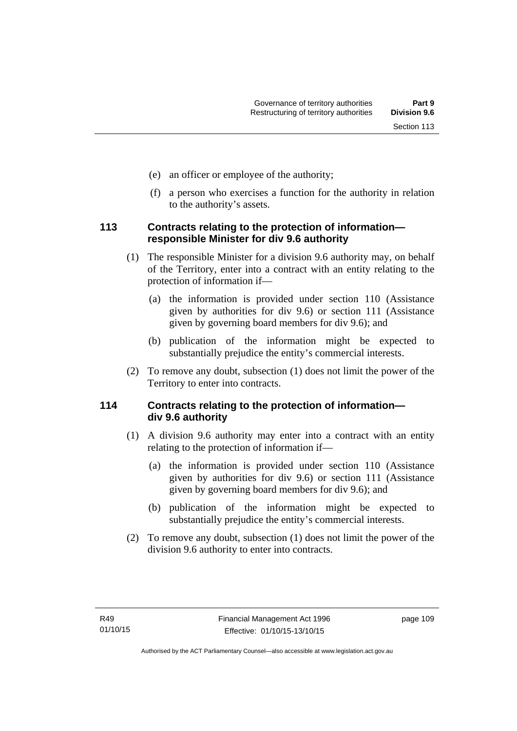(e) an officer or employee of the authority;

(f) a person who exercises a function for the authority in relation to the authority's assets.

### 113 Contracts relating to the protection of information—responsible Minister for div 9.6 authority

(1) The responsible Minister for a division 9.6 authority may, on behalf of the Territory, enter into a contract with an entity relating to the protection of information if—

(a) the information is provided under section 110 (Assistance given by authorities for div 9.6) or section 111 (Assistance given by governing board members for div 9.6); and

(b) publication of the information might be expected to substantially prejudice the entity's commercial interests.

(2) To remove any doubt, subsection (1) does not limit the power of the Territory to enter into contracts.

### 114 Contracts relating to the protection of information—div 9.6 authority

(1) A division 9.6 authority may enter into a contract with an entity relating to the protection of information if—

(a) the information is provided under section 110 (Assistance given by authorities for div 9.6) or section 111 (Assistance given by governing board members for div 9.6); and

(b) publication of the information might be expected to substantially prejudice the entity's commercial interests.

(2) To remove any doubt, subsection (1) does not limit the power of the division 9.6 authority to enter into contracts.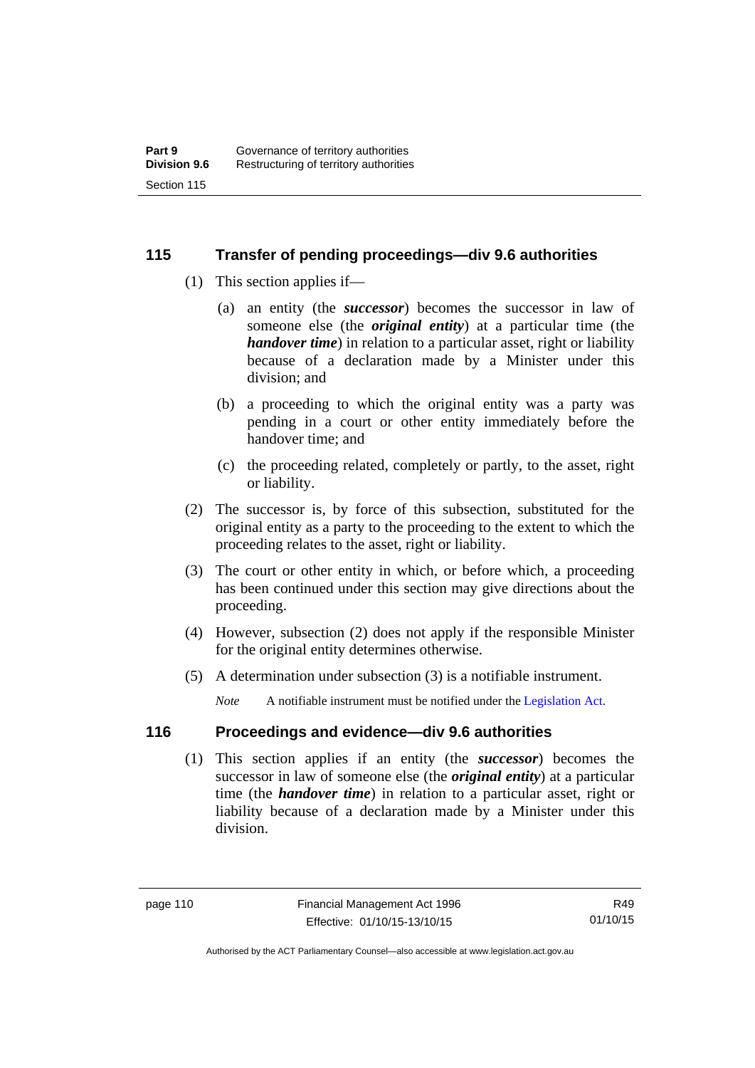## 115 Transfer of pending proceedings—div 9.6 authorities

(1) This section applies if—

(a) an entity (the ***successor***) becomes the successor in law of someone else (the ***original entity***) at a particular time (the ***handover time***) in relation to a particular asset, right or liability because of a declaration made by a Minister under this division; and

(b) a proceeding to which the original entity was a party was pending in a court or other entity immediately before the handover time; and

(c) the proceeding related, completely or partly, to the asset, right or liability.

(2) The successor is, by force of this subsection, substituted for the original entity as a party to the proceeding to the extent to which the proceeding relates to the asset, right or liability.

(3) The court or other entity in which, or before which, a proceeding has been continued under this section may give directions about the proceeding.

(4) However, subsection (2) does not apply if the responsible Minister for the original entity determines otherwise.

(5) A determination under subsection (3) is a notifiable instrument.

*Note* A notifiable instrument must be notified under the Legislation Act.

## 116 Proceedings and evidence—div 9.6 authorities

(1) This section applies if an entity (the ***successor***) becomes the successor in law of someone else (the ***original entity***) at a particular time (the ***handover time***) in relation to a particular asset, right or liability because of a declaration made by a Minister under this division.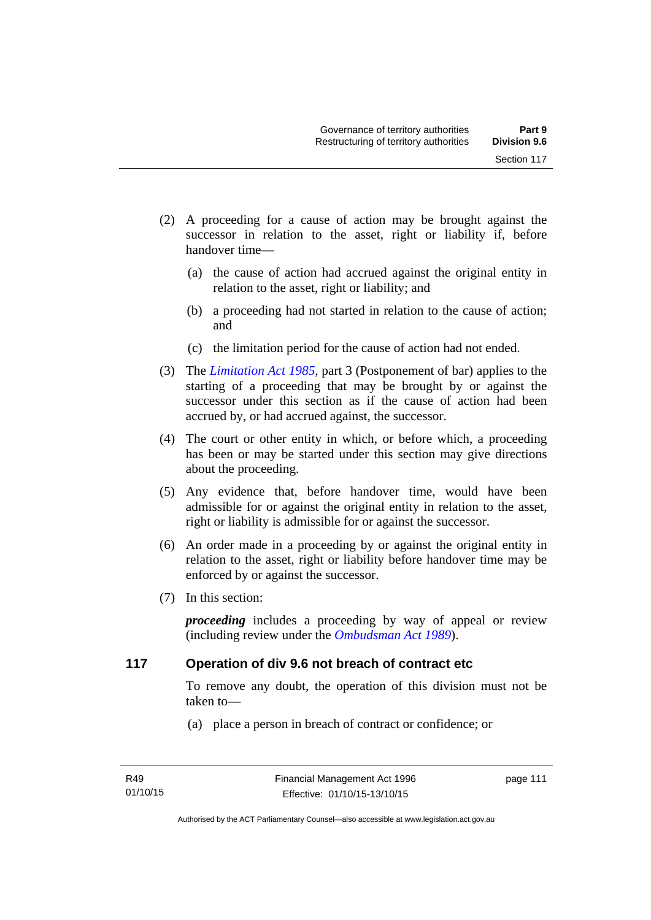(2) A proceeding for a cause of action may be brought against the successor in relation to the asset, right or liability if, before handover time—

   (a) the cause of action had accrued against the original entity in relation to the asset, right or liability; and

   (b) a proceeding had not started in relation to the cause of action; and

   (c) the limitation period for the cause of action had not ended.

(3) The *Limitation Act 1985*, part 3 (Postponement of bar) applies to the starting of a proceeding that may be brought by or against the successor under this section as if the cause of action had been accrued by, or had accrued against, the successor.

(4) The court or other entity in which, or before which, a proceeding has been or may be started under this section may give directions about the proceeding.

(5) Any evidence that, before handover time, would have been admissible for or against the original entity in relation to the asset, right or liability is admissible for or against the successor.

(6) An order made in a proceeding by or against the original entity in relation to the asset, right or liability before handover time may be enforced by or against the successor.

(7) In this section:

***proceeding*** includes a proceeding by way of appeal or review (including review under the *Ombudsman Act 1989*).

## 117 Operation of div 9.6 not breach of contract etc

To remove any doubt, the operation of this division must not be taken to—

   (a) place a person in breach of contract or confidence; or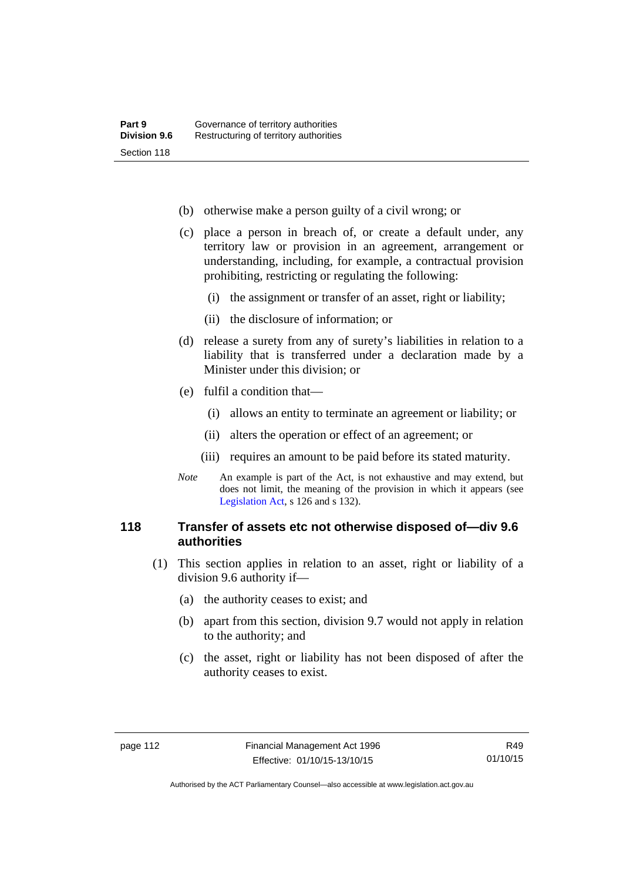(b) otherwise make a person guilty of a civil wrong; or

(c) place a person in breach of, or create a default under, any territory law or provision in an agreement, arrangement or understanding, including, for example, a contractual provision prohibiting, restricting or regulating the following:

  (i) the assignment or transfer of an asset, right or liability;

  (ii) the disclosure of information; or

(d) release a surety from any of surety's liabilities in relation to a liability that is transferred under a declaration made by a Minister under this division; or

(e) fulfil a condition that—

  (i) allows an entity to terminate an agreement or liability; or

  (ii) alters the operation or effect of an agreement; or

  (iii) requires an amount to be paid before its stated maturity.

*Note* An example is part of the Act, is not exhaustive and may extend, but does not limit, the meaning of the provision in which it appears (see Legislation Act, s 126 and s 132).

### 118 Transfer of assets etc not otherwise disposed of—div 9.6 authorities

(1) This section applies in relation to an asset, right or liability of a division 9.6 authority if—

(a) the authority ceases to exist; and

(b) apart from this section, division 9.7 would not apply in relation to the authority; and

(c) the asset, right or liability has not been disposed of after the authority ceases to exist.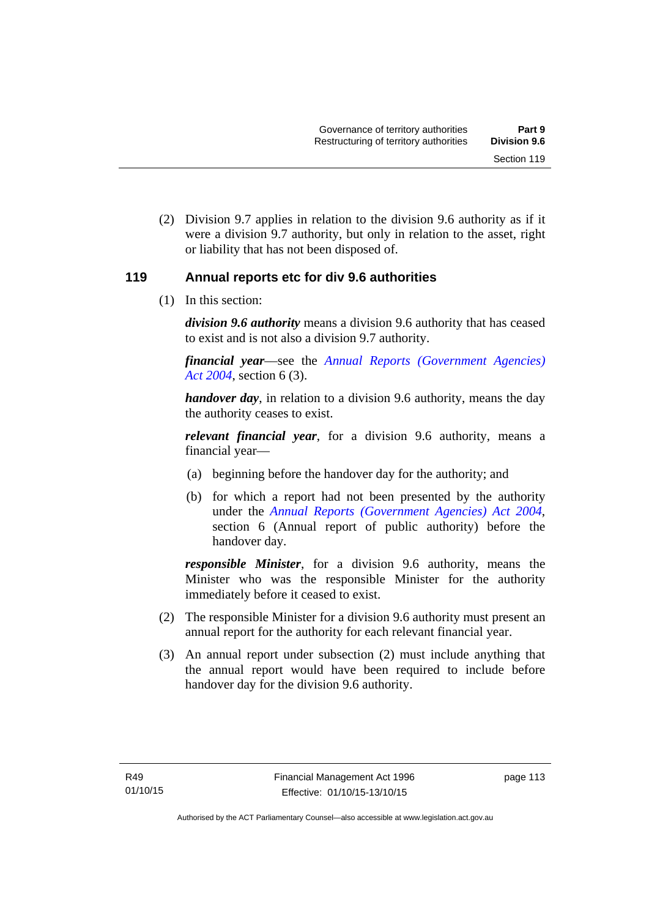(2) Division 9.7 applies in relation to the division 9.6 authority as if it were a division 9.7 authority, but only in relation to the asset, right or liability that has not been disposed of.

### 119 Annual reports etc for div 9.6 authorities

(1) In this section:

***division 9.6 authority*** means a division 9.6 authority that has ceased to exist and is not also a division 9.7 authority.

***financial year***—see the *Annual Reports (Government Agencies) Act 2004*, section 6 (3).

***handover day***, in relation to a division 9.6 authority, means the day the authority ceases to exist.

***relevant financial year***, for a division 9.6 authority, means a financial year—

(a) beginning before the handover day for the authority; and

(b) for which a report had not been presented by the authority under the *Annual Reports (Government Agencies) Act 2004*, section 6 (Annual report of public authority) before the handover day.

***responsible Minister***, for a division 9.6 authority, means the Minister who was the responsible Minister for the authority immediately before it ceased to exist.

(2) The responsible Minister for a division 9.6 authority must present an annual report for the authority for each relevant financial year.

(3) An annual report under subsection (2) must include anything that the annual report would have been required to include before handover day for the division 9.6 authority.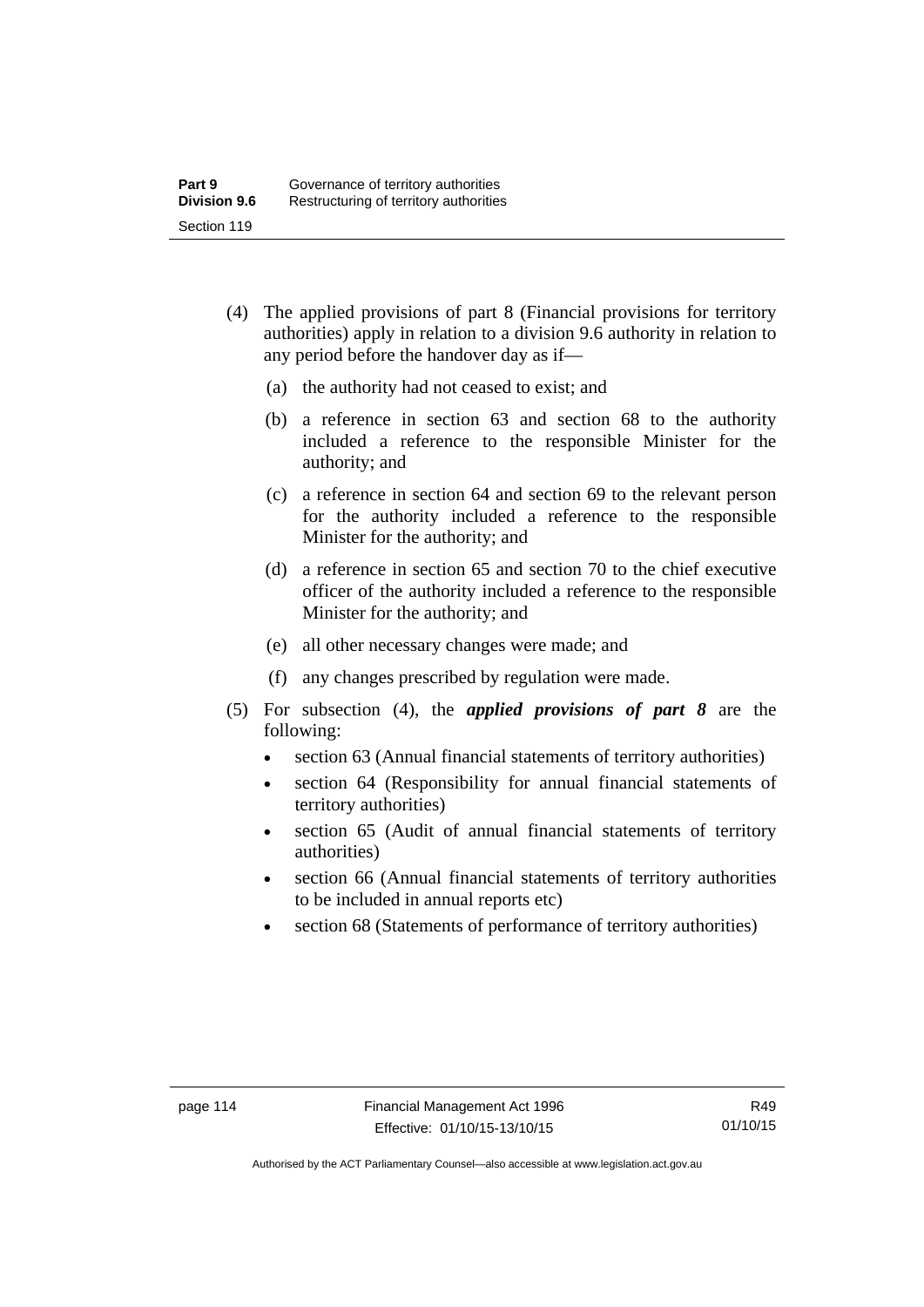(4) The applied provisions of part 8 (Financial provisions for territory authorities) apply in relation to a division 9.6 authority in relation to any period before the handover day as if—

(a) the authority had not ceased to exist; and

(b) a reference in section 63 and section 68 to the authority included a reference to the responsible Minister for the authority; and

(c) a reference in section 64 and section 69 to the relevant person for the authority included a reference to the responsible Minister for the authority; and

(d) a reference in section 65 and section 70 to the chief executive officer of the authority included a reference to the responsible Minister for the authority; and

(e) all other necessary changes were made; and

(f) any changes prescribed by regulation were made.

(5) For subsection (4), the ***applied provisions of part 8*** are the following:

- section 63 (Annual financial statements of territory authorities)
- section 64 (Responsibility for annual financial statements of territory authorities)
- section 65 (Audit of annual financial statements of territory authorities)
- section 66 (Annual financial statements of territory authorities to be included in annual reports etc)
- section 68 (Statements of performance of territory authorities)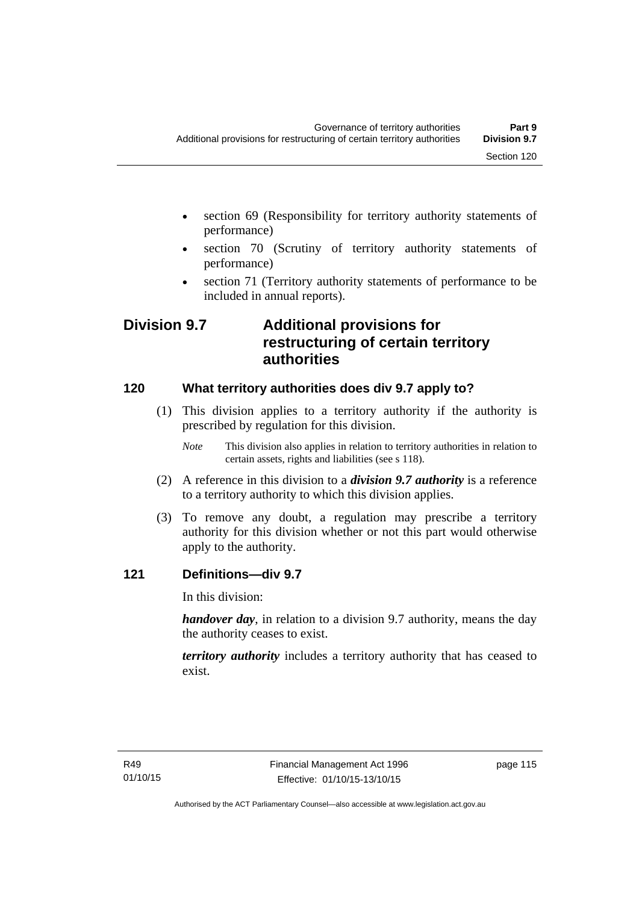- section 69 (Responsibility for territory authority statements of performance)
- section 70 (Scrutiny of territory authority statements of performance)
- section 71 (Territory authority statements of performance to be included in annual reports).

## Division 9.7 Additional provisions for restructuring of certain territory authorities

### 120 What territory authorities does div 9.7 apply to?

(1) This division applies to a territory authority if the authority is prescribed by regulation for this division.

*Note* This division also applies in relation to territory authorities in relation to certain assets, rights and liabilities (see s 118).

(2) A reference in this division to a ***division 9.7 authority*** is a reference to a territory authority to which this division applies.

(3) To remove any doubt, a regulation may prescribe a territory authority for this division whether or not this part would otherwise apply to the authority.

### 121 Definitions—div 9.7

In this division:

***handover day***, in relation to a division 9.7 authority, means the day the authority ceases to exist.

***territory authority*** includes a territory authority that has ceased to exist.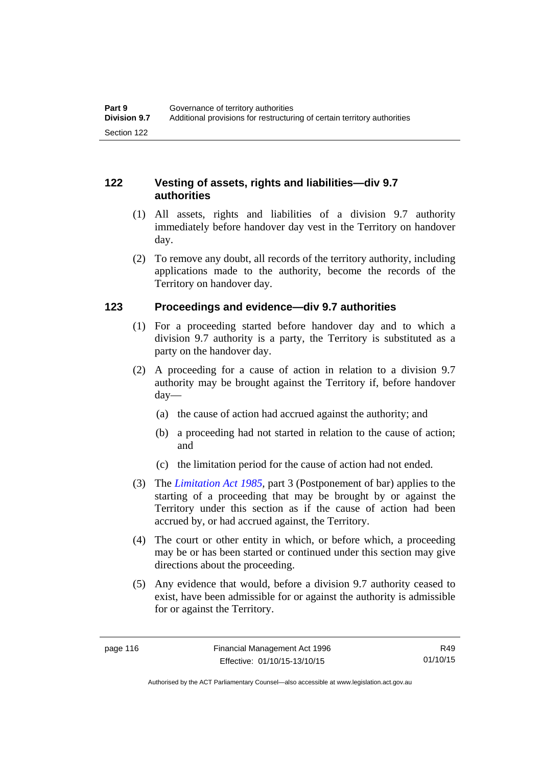### 122 Vesting of assets, rights and liabilities—div 9.7 authorities

(1) All assets, rights and liabilities of a division 9.7 authority immediately before handover day vest in the Territory on handover day.

(2) To remove any doubt, all records of the territory authority, including applications made to the authority, become the records of the Territory on handover day.

### 123 Proceedings and evidence—div 9.7 authorities

(1) For a proceeding started before handover day and to which a division 9.7 authority is a party, the Territory is substituted as a party on the handover day.

(2) A proceeding for a cause of action in relation to a division 9.7 authority may be brought against the Territory if, before handover day—

(a) the cause of action had accrued against the authority; and

(b) a proceeding had not started in relation to the cause of action; and

(c) the limitation period for the cause of action had not ended.

(3) The *Limitation Act 1985*, part 3 (Postponement of bar) applies to the starting of a proceeding that may be brought by or against the Territory under this section as if the cause of action had been accrued by, or had accrued against, the Territory.

(4) The court or other entity in which, or before which, a proceeding may be or has been started or continued under this section may give directions about the proceeding.

(5) Any evidence that would, before a division 9.7 authority ceased to exist, have been admissible for or against the authority is admissible for or against the Territory.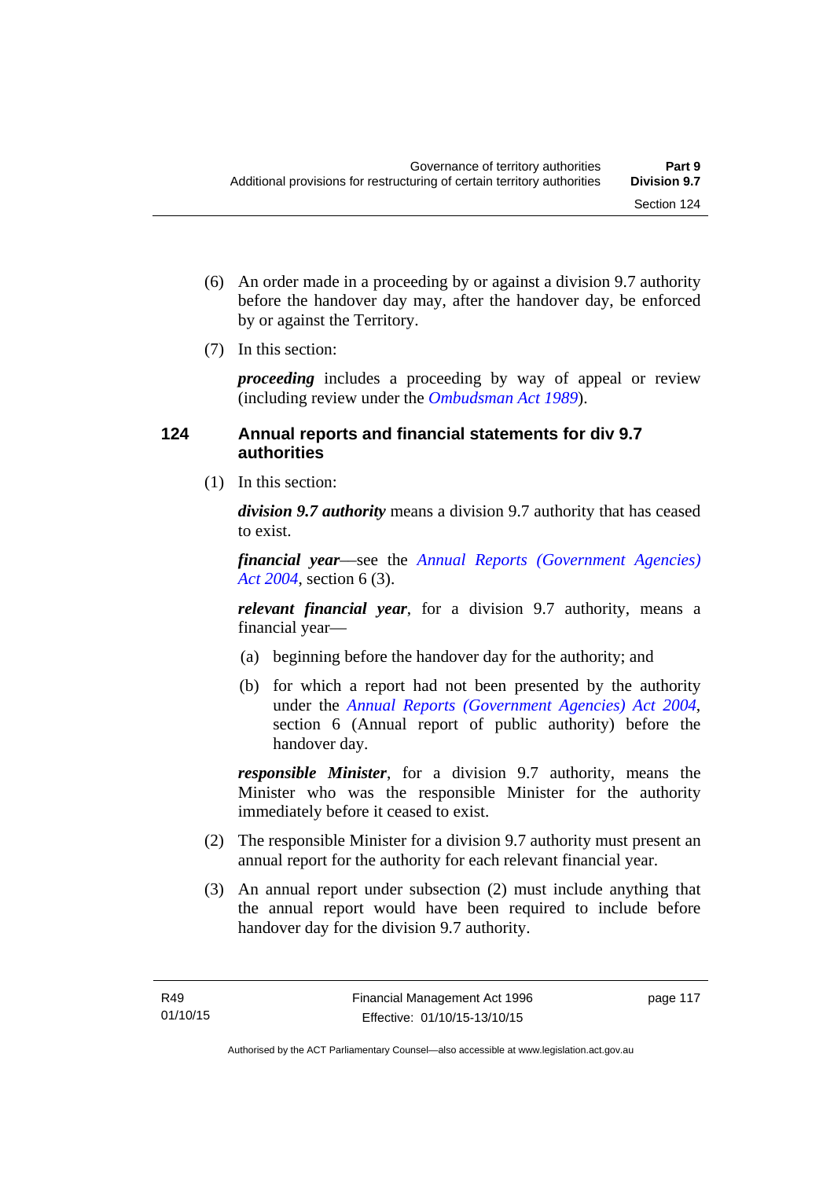(6) An order made in a proceeding by or against a division 9.7 authority before the handover day may, after the handover day, be enforced by or against the Territory.

(7) In this section:

***proceeding*** includes a proceeding by way of appeal or review (including review under the *Ombudsman Act 1989*).

## 124 Annual reports and financial statements for div 9.7 authorities

(1) In this section:

***division 9.7 authority*** means a division 9.7 authority that has ceased to exist.

***financial year***—see the *Annual Reports (Government Agencies) Act 2004*, section 6 (3).

***relevant financial year***, for a division 9.7 authority, means a financial year—

(a) beginning before the handover day for the authority; and

(b) for which a report had not been presented by the authority under the *Annual Reports (Government Agencies) Act 2004*, section 6 (Annual report of public authority) before the handover day.

***responsible Minister***, for a division 9.7 authority, means the Minister who was the responsible Minister for the authority immediately before it ceased to exist.

(2) The responsible Minister for a division 9.7 authority must present an annual report for the authority for each relevant financial year.

(3) An annual report under subsection (2) must include anything that the annual report would have been required to include before handover day for the division 9.7 authority.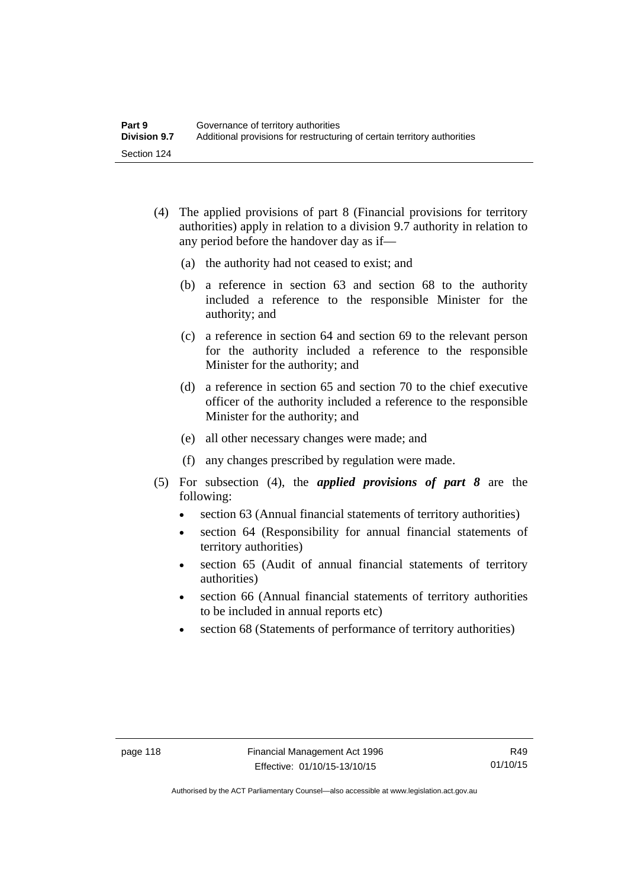(4) The applied provisions of part 8 (Financial provisions for territory authorities) apply in relation to a division 9.7 authority in relation to any period before the handover day as if—

(a) the authority had not ceased to exist; and

(b) a reference in section 63 and section 68 to the authority included a reference to the responsible Minister for the authority; and

(c) a reference in section 64 and section 69 to the relevant person for the authority included a reference to the responsible Minister for the authority; and

(d) a reference in section 65 and section 70 to the chief executive officer of the authority included a reference to the responsible Minister for the authority; and

(e) all other necessary changes were made; and

(f) any changes prescribed by regulation were made.

(5) For subsection (4), the ***applied provisions of part 8*** are the following:

- section 63 (Annual financial statements of territory authorities)
- section 64 (Responsibility for annual financial statements of territory authorities)
- section 65 (Audit of annual financial statements of territory authorities)
- section 66 (Annual financial statements of territory authorities to be included in annual reports etc)
- section 68 (Statements of performance of territory authorities)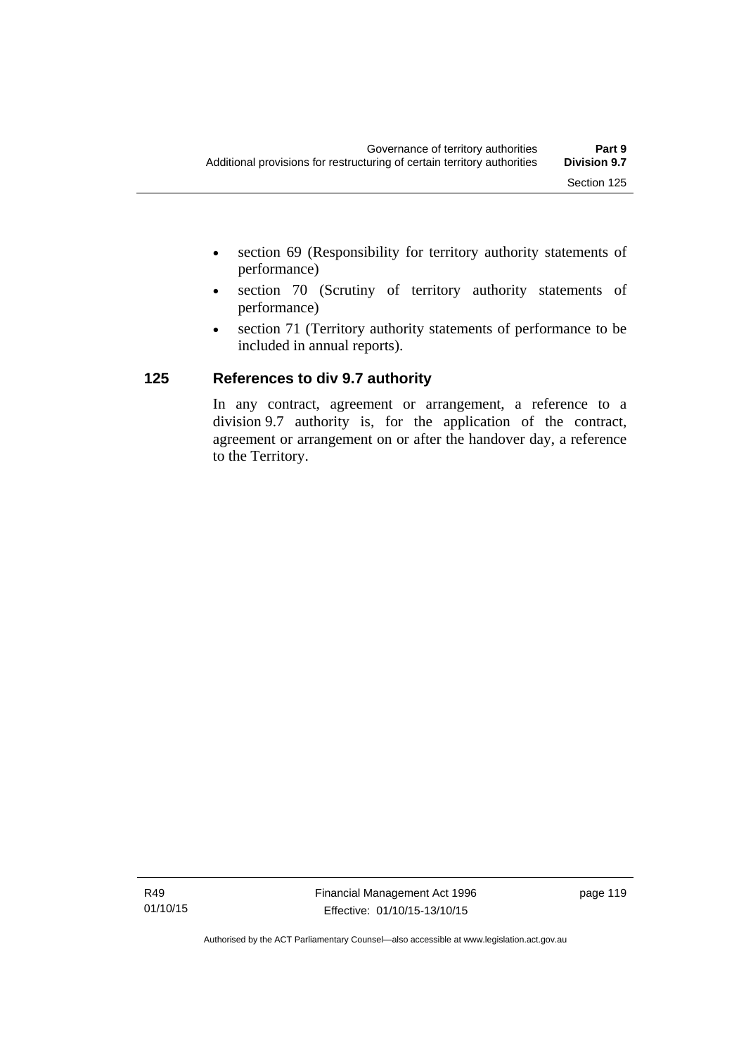- section 69 (Responsibility for territory authority statements of performance)
- section 70 (Scrutiny of territory authority statements of performance)
- section 71 (Territory authority statements of performance to be included in annual reports).

## 125 References to div 9.7 authority

In any contract, agreement or arrangement, a reference to a division 9.7 authority is, for the application of the contract, agreement or arrangement on or after the handover day, a reference to the Territory.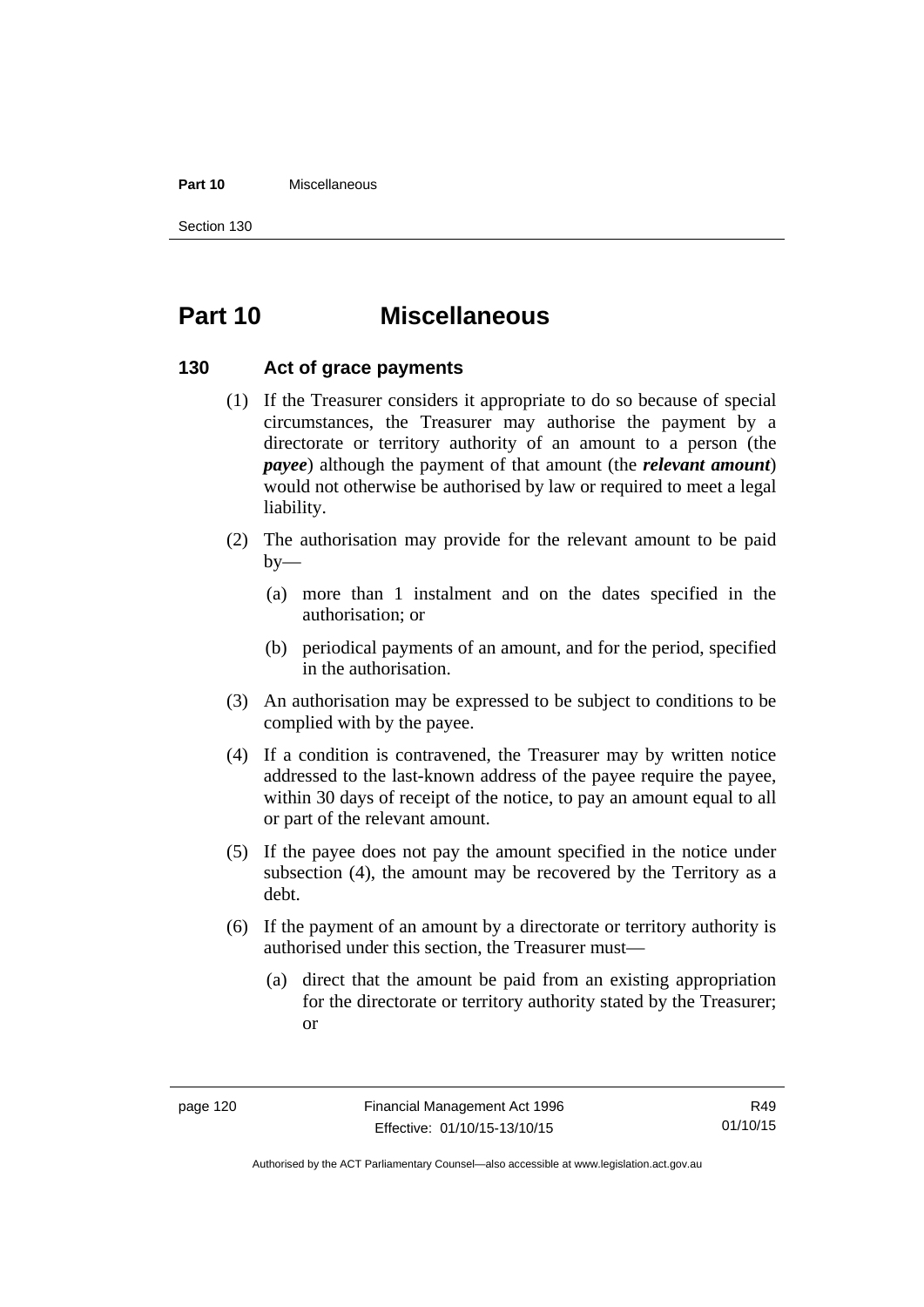# Part 10 Miscellaneous

## 130 Act of grace payments

(1) If the Treasurer considers it appropriate to do so because of special circumstances, the Treasurer may authorise the payment by a directorate or territory authority of an amount to a person (the ***payee***) although the payment of that amount (the ***relevant amount***) would not otherwise be authorised by law or required to meet a legal liability.

(2) The authorisation may provide for the relevant amount to be paid by—

(a) more than 1 instalment and on the dates specified in the authorisation; or

(b) periodical payments of an amount, and for the period, specified in the authorisation.

(3) An authorisation may be expressed to be subject to conditions to be complied with by the payee.

(4) If a condition is contravened, the Treasurer may by written notice addressed to the last-known address of the payee require the payee, within 30 days of receipt of the notice, to pay an amount equal to all or part of the relevant amount.

(5) If the payee does not pay the amount specified in the notice under subsection (4), the amount may be recovered by the Territory as a debt.

(6) If the payment of an amount by a directorate or territory authority is authorised under this section, the Treasurer must—

(a) direct that the amount be paid from an existing appropriation for the directorate or territory authority stated by the Treasurer; or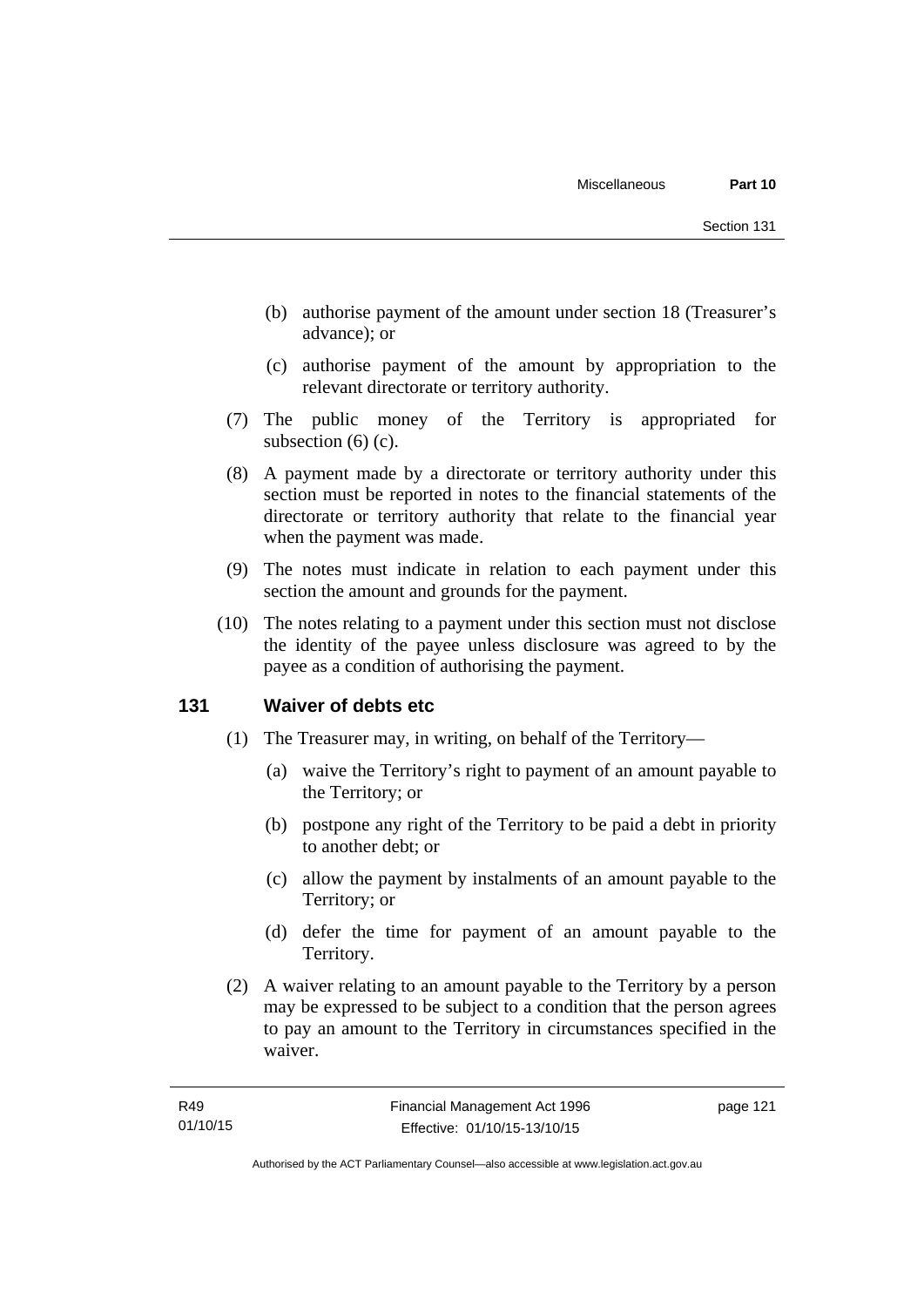(b) authorise payment of the amount under section 18 (Treasurer's advance); or

(c) authorise payment of the amount by appropriation to the relevant directorate or territory authority.

(7) The public money of the Territory is appropriated for subsection (6) (c).

(8) A payment made by a directorate or territory authority under this section must be reported in notes to the financial statements of the directorate or territory authority that relate to the financial year when the payment was made.

(9) The notes must indicate in relation to each payment under this section the amount and grounds for the payment.

(10) The notes relating to a payment under this section must not disclose the identity of the payee unless disclosure was agreed to by the payee as a condition of authorising the payment.

## 131 Waiver of debts etc

(1) The Treasurer may, in writing, on behalf of the Territory—

(a) waive the Territory's right to payment of an amount payable to the Territory; or

(b) postpone any right of the Territory to be paid a debt in priority to another debt; or

(c) allow the payment by instalments of an amount payable to the Territory; or

(d) defer the time for payment of an amount payable to the Territory.

(2) A waiver relating to an amount payable to the Territory by a person may be expressed to be subject to a condition that the person agrees to pay an amount to the Territory in circumstances specified in the waiver.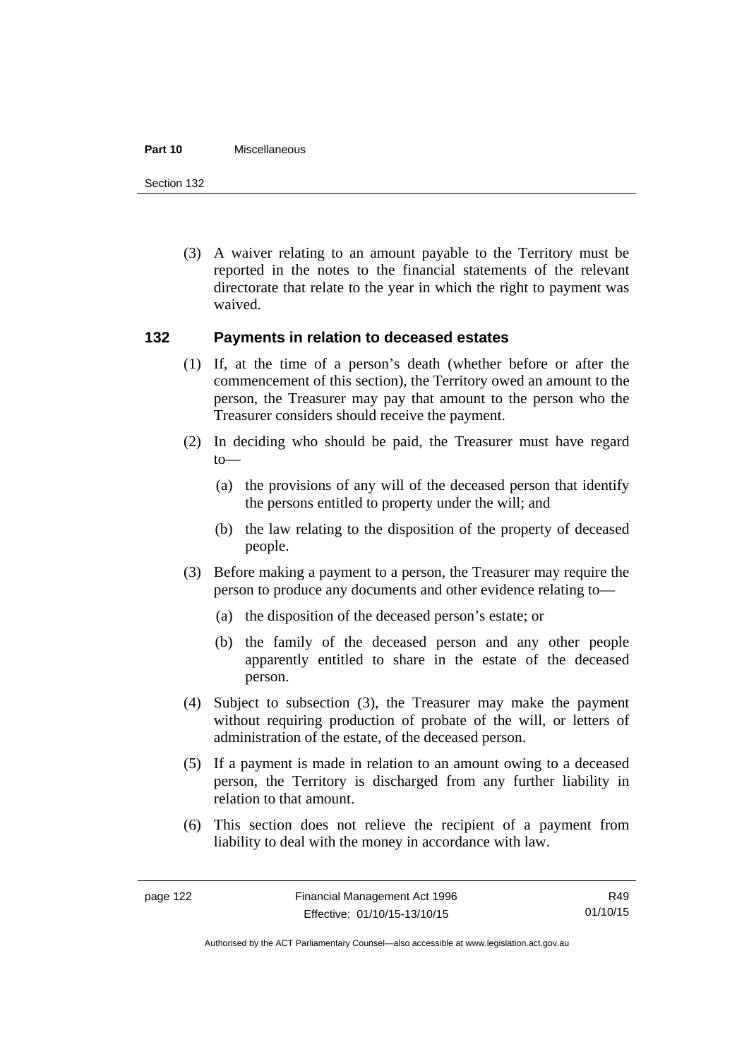(3) A waiver relating to an amount payable to the Territory must be reported in the notes to the financial statements of the relevant directorate that relate to the year in which the right to payment was waived.

## 132 Payments in relation to deceased estates

(1) If, at the time of a person's death (whether before or after the commencement of this section), the Territory owed an amount to the person, the Treasurer may pay that amount to the person who the Treasurer considers should receive the payment.

(2) In deciding who should be paid, the Treasurer must have regard to—

(a) the provisions of any will of the deceased person that identify the persons entitled to property under the will; and

(b) the law relating to the disposition of the property of deceased people.

(3) Before making a payment to a person, the Treasurer may require the person to produce any documents and other evidence relating to—

(a) the disposition of the deceased person's estate; or

(b) the family of the deceased person and any other people apparently entitled to share in the estate of the deceased person.

(4) Subject to subsection (3), the Treasurer may make the payment without requiring production of probate of the will, or letters of administration of the estate, of the deceased person.

(5) If a payment is made in relation to an amount owing to a deceased person, the Territory is discharged from any further liability in relation to that amount.

(6) This section does not relieve the recipient of a payment from liability to deal with the money in accordance with law.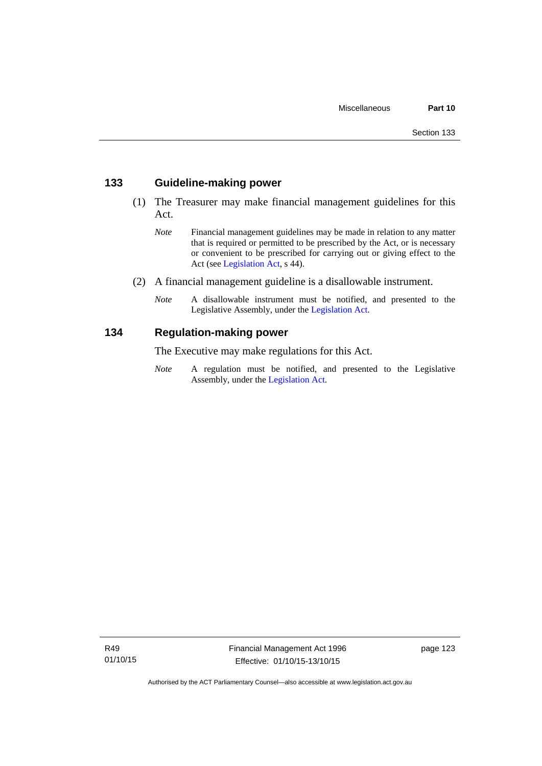## 133 Guideline-making power

(1) The Treasurer may make financial management guidelines for this Act.

*Note* Financial management guidelines may be made in relation to any matter that is required or permitted to be prescribed by the Act, or is necessary or convenient to be prescribed for carrying out or giving effect to the Act (see Legislation Act, s 44).

(2) A financial management guideline is a disallowable instrument.

*Note* A disallowable instrument must be notified, and presented to the Legislative Assembly, under the Legislation Act.

## 134 Regulation-making power

The Executive may make regulations for this Act.

*Note* A regulation must be notified, and presented to the Legislative Assembly, under the Legislation Act.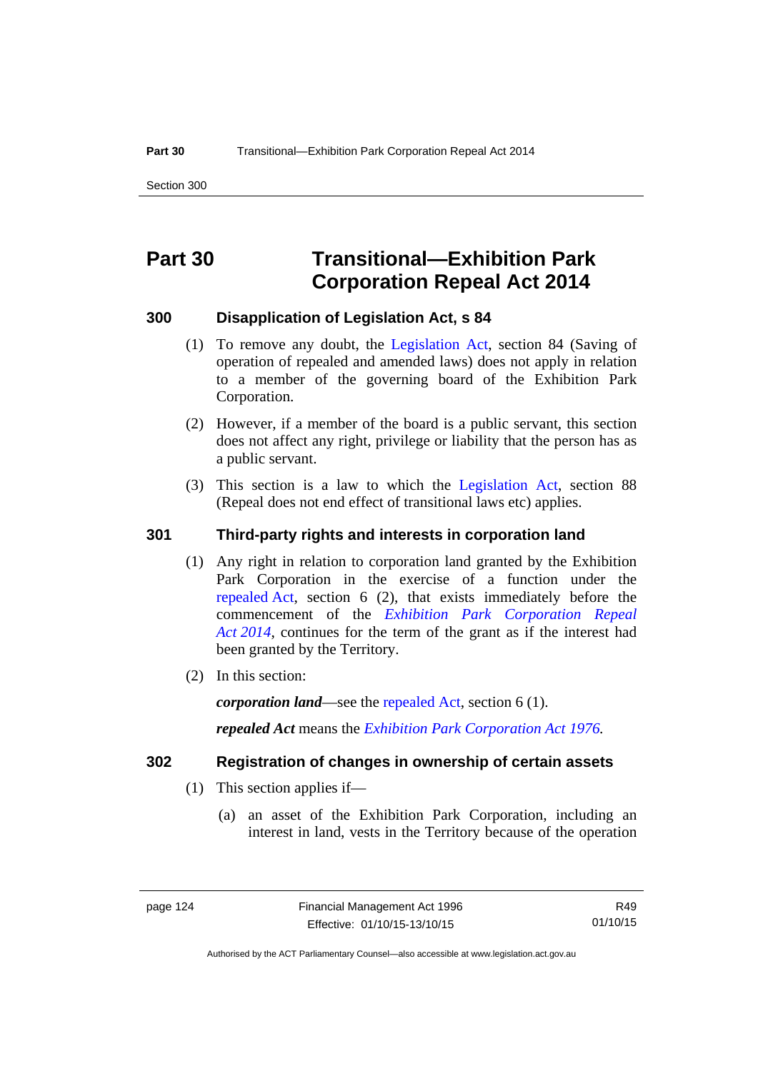# Part 30 Transitional—Exhibition Park Corporation Repeal Act 2014

## 300 Disapplication of Legislation Act, s 84

(1) To remove any doubt, the Legislation Act, section 84 (Saving of operation of repealed and amended laws) does not apply in relation to a member of the governing board of the Exhibition Park Corporation.

(2) However, if a member of the board is a public servant, this section does not affect any right, privilege or liability that the person has as a public servant.

(3) This section is a law to which the Legislation Act, section 88 (Repeal does not end effect of transitional laws etc) applies.

## 301 Third-party rights and interests in corporation land

(1) Any right in relation to corporation land granted by the Exhibition Park Corporation in the exercise of a function under the repealed Act, section 6 (2), that exists immediately before the commencement of the *Exhibition Park Corporation Repeal Act 2014*, continues for the term of the grant as if the interest had been granted by the Territory.

(2) In this section:

***corporation land***—see the repealed Act, section 6 (1).

***repealed Act*** means the *Exhibition Park Corporation Act 1976.*

## 302 Registration of changes in ownership of certain assets

(1) This section applies if—

(a) an asset of the Exhibition Park Corporation, including an interest in land, vests in the Territory because of the operation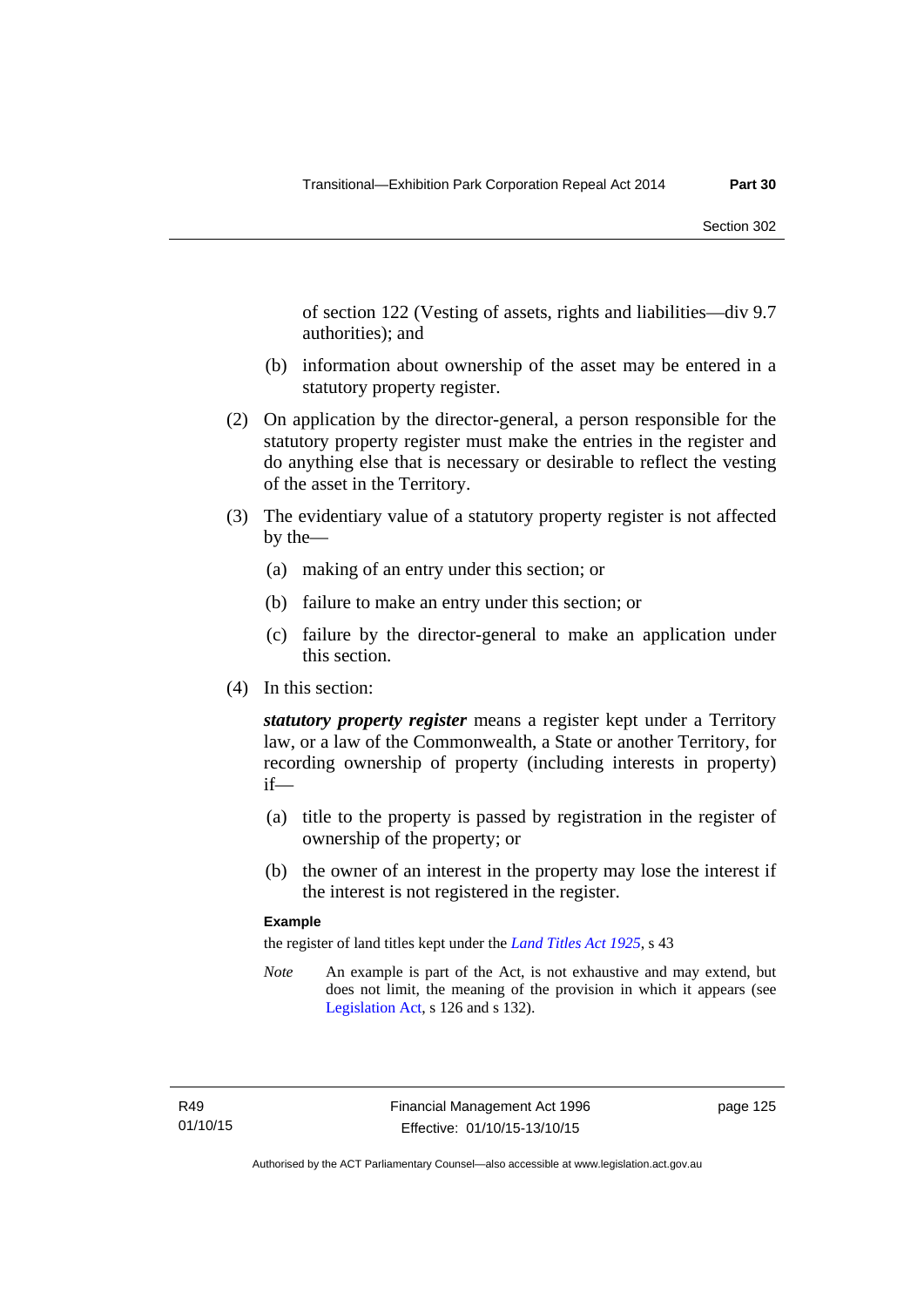of section 122 (Vesting of assets, rights and liabilities—div 9.7 authorities); and

(b) information about ownership of the asset may be entered in a statutory property register.

(2) On application by the director-general, a person responsible for the statutory property register must make the entries in the register and do anything else that is necessary or desirable to reflect the vesting of the asset in the Territory.

(3) The evidentiary value of a statutory property register is not affected by the—

(a) making of an entry under this section; or

(b) failure to make an entry under this section; or

(c) failure by the director-general to make an application under this section.

(4) In this section:

***statutory property register*** means a register kept under a Territory law, or a law of the Commonwealth, a State or another Territory, for recording ownership of property (including interests in property) if—

(a) title to the property is passed by registration in the register of ownership of the property; or

(b) the owner of an interest in the property may lose the interest if the interest is not registered in the register.

**Example**

the register of land titles kept under the *Land Titles Act 1925*, s 43

*Note* An example is part of the Act, is not exhaustive and may extend, but does not limit, the meaning of the provision in which it appears (see Legislation Act, s 126 and s 132).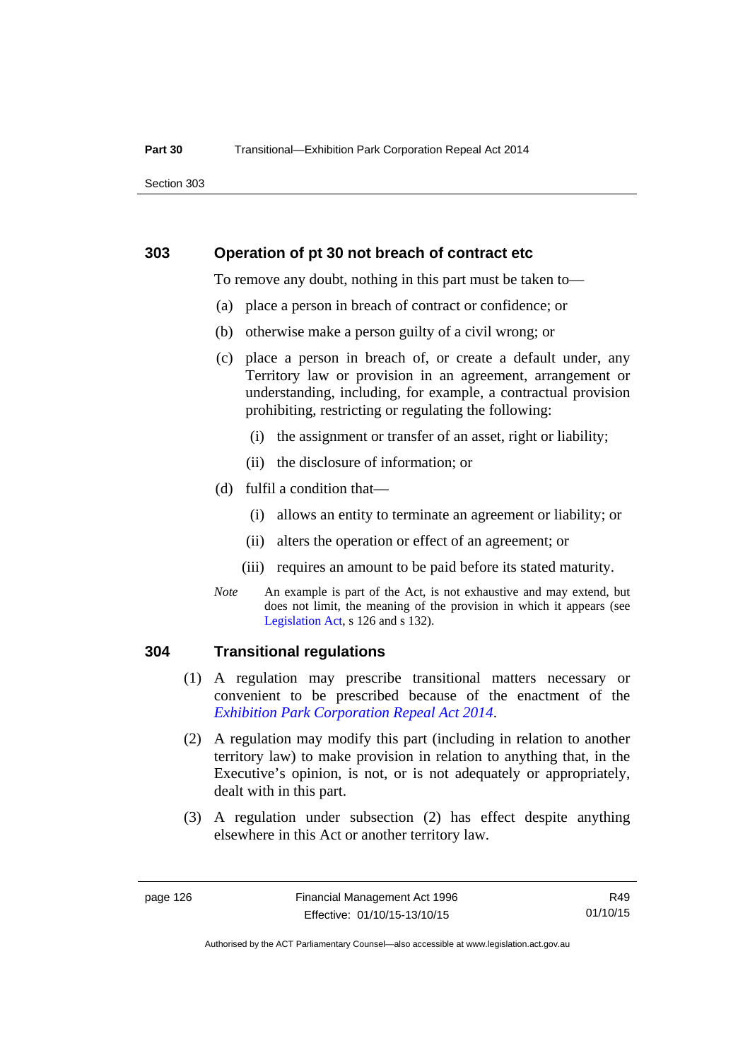## 303 Operation of pt 30 not breach of contract etc

To remove any doubt, nothing in this part must be taken to—

(a) place a person in breach of contract or confidence; or

(b) otherwise make a person guilty of a civil wrong; or

(c) place a person in breach of, or create a default under, any Territory law or provision in an agreement, arrangement or understanding, including, for example, a contractual provision prohibiting, restricting or regulating the following:

  (i) the assignment or transfer of an asset, right or liability;

  (ii) the disclosure of information; or

(d) fulfil a condition that—

  (i) allows an entity to terminate an agreement or liability; or

  (ii) alters the operation or effect of an agreement; or

  (iii) requires an amount to be paid before its stated maturity.

*Note* An example is part of the Act, is not exhaustive and may extend, but does not limit, the meaning of the provision in which it appears (see Legislation Act, s 126 and s 132).

## 304 Transitional regulations

(1) A regulation may prescribe transitional matters necessary or convenient to be prescribed because of the enactment of the *Exhibition Park Corporation Repeal Act 2014*.

(2) A regulation may modify this part (including in relation to another territory law) to make provision in relation to anything that, in the Executive's opinion, is not, or is not adequately or appropriately, dealt with in this part.

(3) A regulation under subsection (2) has effect despite anything elsewhere in this Act or another territory law.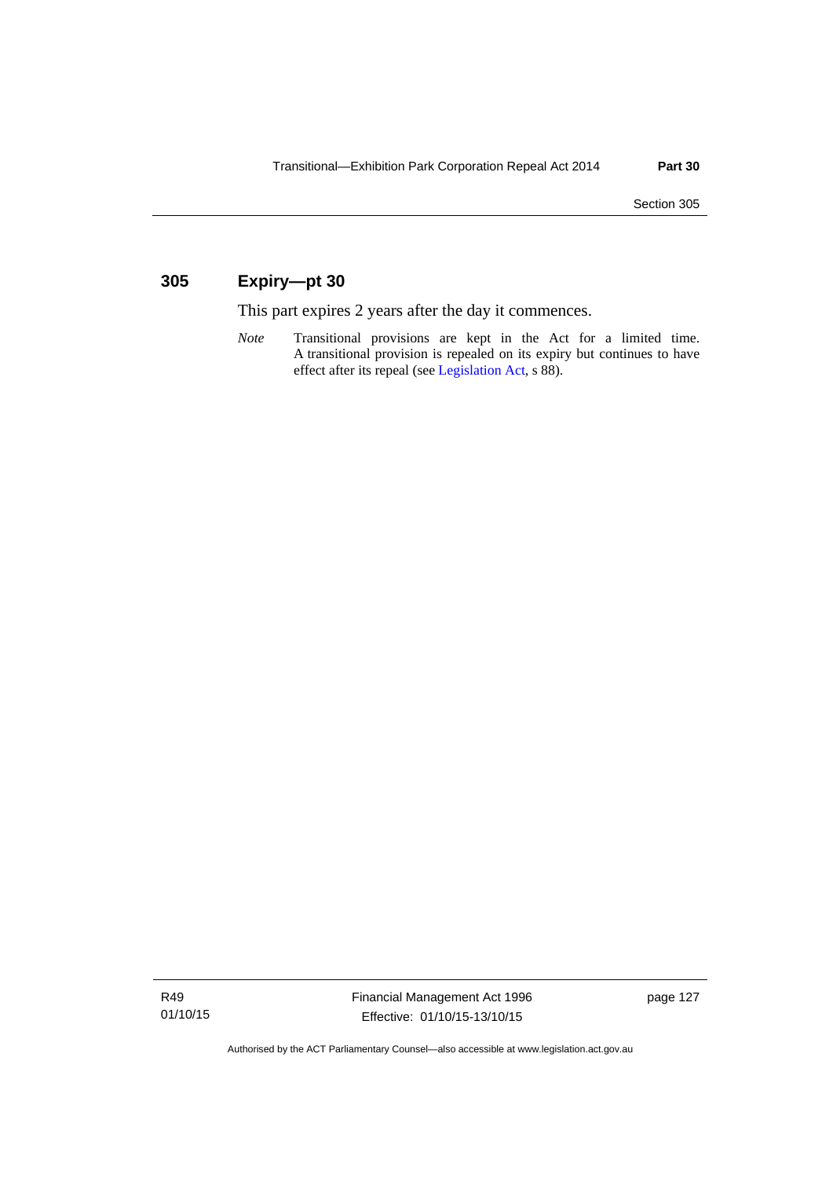## 305 Expiry—pt 30

This part expires 2 years after the day it commences.

*Note* Transitional provisions are kept in the Act for a limited time. A transitional provision is repealed on its expiry but continues to have effect after its repeal (see Legislation Act, s 88).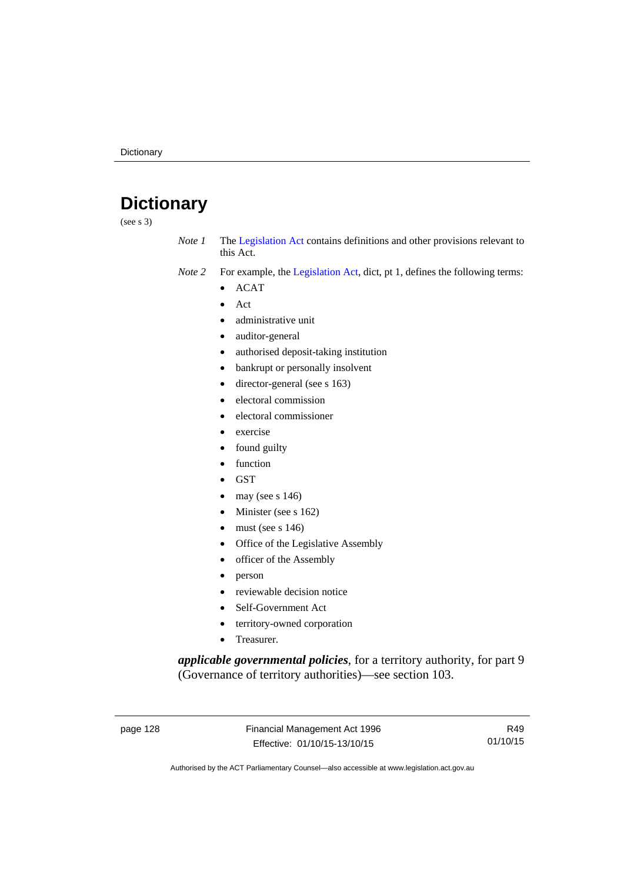# Dictionary

(see s 3)

*Note 1* The Legislation Act contains definitions and other provisions relevant to this Act.

*Note 2* For example, the Legislation Act, dict, pt 1, defines the following terms:

- ACAT
- Act
- administrative unit
- auditor-general
- authorised deposit-taking institution
- bankrupt or personally insolvent
- director-general (see s 163)
- electoral commission
- electoral commissioner
- exercise
- found guilty
- function
- GST
- may (see s 146)
- Minister (see s 162)
- must (see s 146)
- Office of the Legislative Assembly
- officer of the Assembly
- person
- reviewable decision notice
- Self-Government Act
- territory-owned corporation
- Treasurer.

***applicable governmental policies***, for a territory authority, for part 9 (Governance of territory authorities)—see section 103.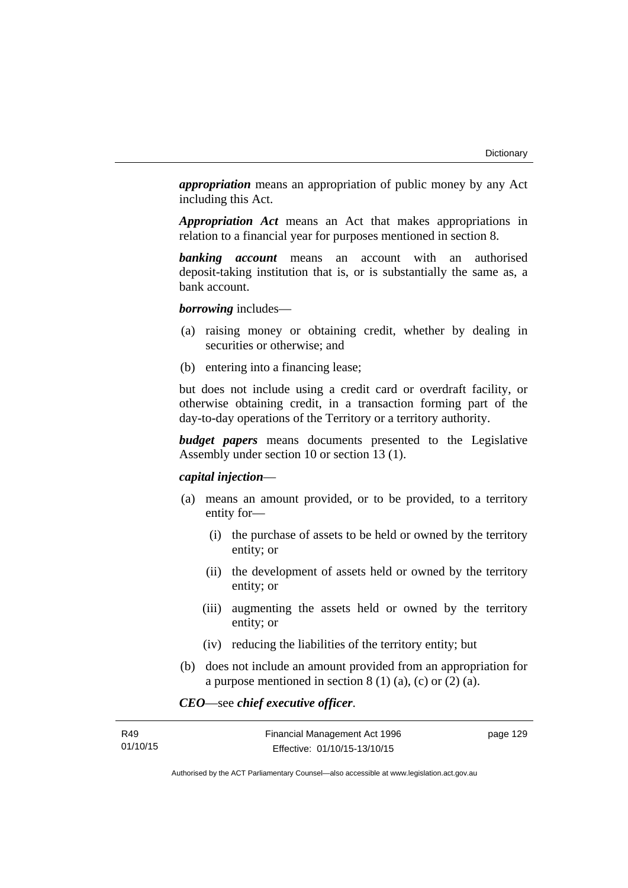***appropriation*** means an appropriation of public money by any Act including this Act.

***Appropriation Act*** means an Act that makes appropriations in relation to a financial year for purposes mentioned in section 8.

***banking account*** means an account with an authorised deposit-taking institution that is, or is substantially the same as, a bank account.

***borrowing*** includes—

(a) raising money or obtaining credit, whether by dealing in securities or otherwise; and

(b) entering into a financing lease;

but does not include using a credit card or overdraft facility, or otherwise obtaining credit, in a transaction forming part of the day-to-day operations of the Territory or a territory authority.

***budget papers*** means documents presented to the Legislative Assembly under section 10 or section 13 (1).

***capital injection***—

(a) means an amount provided, or to be provided, to a territory entity for—

    (i) the purchase of assets to be held or owned by the territory entity; or

    (ii) the development of assets held or owned by the territory entity; or

    (iii) augmenting the assets held or owned by the territory entity; or

    (iv) reducing the liabilities of the territory entity; but

(b) does not include an amount provided from an appropriation for a purpose mentioned in section 8 (1) (a), (c) or (2) (a).

***CEO***—see ***chief executive officer***.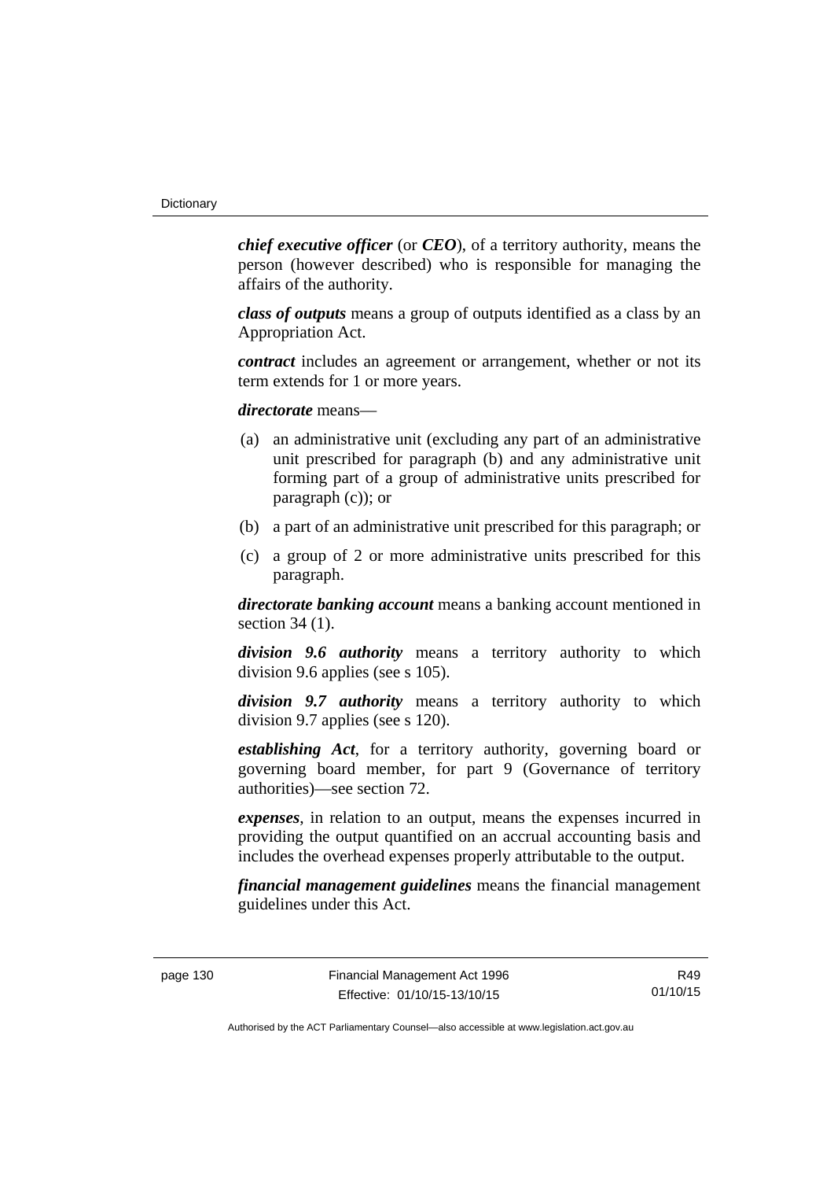***chief executive officer*** (or ***CEO***), of a territory authority, means the person (however described) who is responsible for managing the affairs of the authority.

***class of outputs*** means a group of outputs identified as a class by an Appropriation Act.

***contract*** includes an agreement or arrangement, whether or not its term extends for 1 or more years.

***directorate*** means—

(a) an administrative unit (excluding any part of an administrative unit prescribed for paragraph (b) and any administrative unit forming part of a group of administrative units prescribed for paragraph (c)); or

(b) a part of an administrative unit prescribed for this paragraph; or

(c) a group of 2 or more administrative units prescribed for this paragraph.

***directorate banking account*** means a banking account mentioned in section 34 (1).

***division 9.6 authority*** means a territory authority to which division 9.6 applies (see s 105).

***division 9.7 authority*** means a territory authority to which division 9.7 applies (see s 120).

***establishing Act***, for a territory authority, governing board or governing board member, for part 9 (Governance of territory authorities)—see section 72.

***expenses***, in relation to an output, means the expenses incurred in providing the output quantified on an accrual accounting basis and includes the overhead expenses properly attributable to the output.

***financial management guidelines*** means the financial management guidelines under this Act.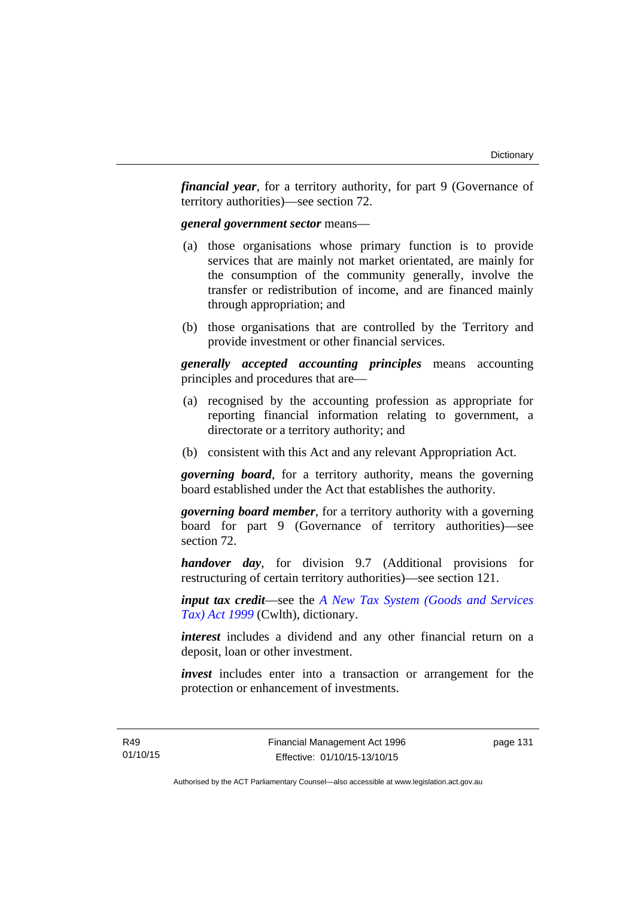***financial year***, for a territory authority, for part 9 (Governance of territory authorities)—see section 72.

***general government sector*** means—

(a) those organisations whose primary function is to provide services that are mainly not market orientated, are mainly for the consumption of the community generally, involve the transfer or redistribution of income, and are financed mainly through appropriation; and

(b) those organisations that are controlled by the Territory and provide investment or other financial services.

***generally accepted accounting principles*** means accounting principles and procedures that are—

(a) recognised by the accounting profession as appropriate for reporting financial information relating to government, a directorate or a territory authority; and

(b) consistent with this Act and any relevant Appropriation Act.

***governing board***, for a territory authority, means the governing board established under the Act that establishes the authority.

***governing board member***, for a territory authority with a governing board for part 9 (Governance of territory authorities)—see section 72.

***handover day***, for division 9.7 (Additional provisions for restructuring of certain territory authorities)—see section 121.

***input tax credit***—see the *A New Tax System (Goods and Services Tax) Act 1999* (Cwlth), dictionary.

***interest*** includes a dividend and any other financial return on a deposit, loan or other investment.

***invest*** includes enter into a transaction or arrangement for the protection or enhancement of investments.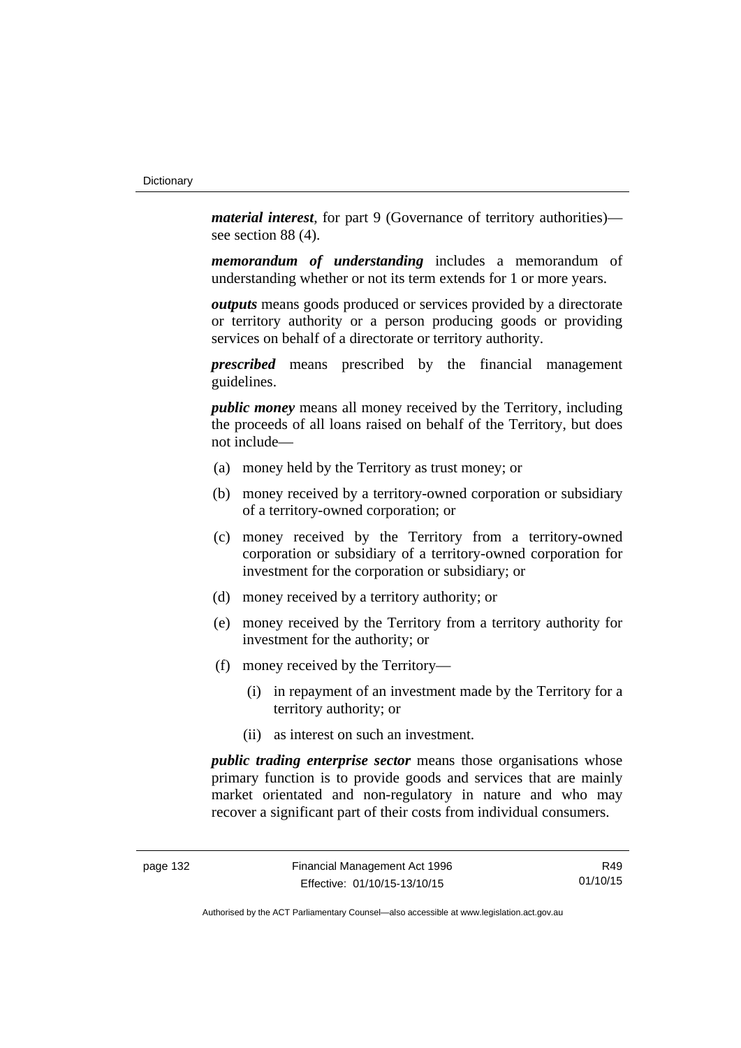***material interest***, for part 9 (Governance of territory authorities)—see section 88 (4).

***memorandum of understanding*** includes a memorandum of understanding whether or not its term extends for 1 or more years.

***outputs*** means goods produced or services provided by a directorate or territory authority or a person producing goods or providing services on behalf of a directorate or territory authority.

***prescribed*** means prescribed by the financial management guidelines.

***public money*** means all money received by the Territory, including the proceeds of all loans raised on behalf of the Territory, but does not include—

(a) money held by the Territory as trust money; or

(b) money received by a territory-owned corporation or subsidiary of a territory-owned corporation; or

(c) money received by the Territory from a territory-owned corporation or subsidiary of a territory-owned corporation for investment for the corporation or subsidiary; or

(d) money received by a territory authority; or

(e) money received by the Territory from a territory authority for investment for the authority; or

(f) money received by the Territory—

  (i) in repayment of an investment made by the Territory for a territory authority; or

  (ii) as interest on such an investment.

***public trading enterprise sector*** means those organisations whose primary function is to provide goods and services that are mainly market orientated and non-regulatory in nature and who may recover a significant part of their costs from individual consumers.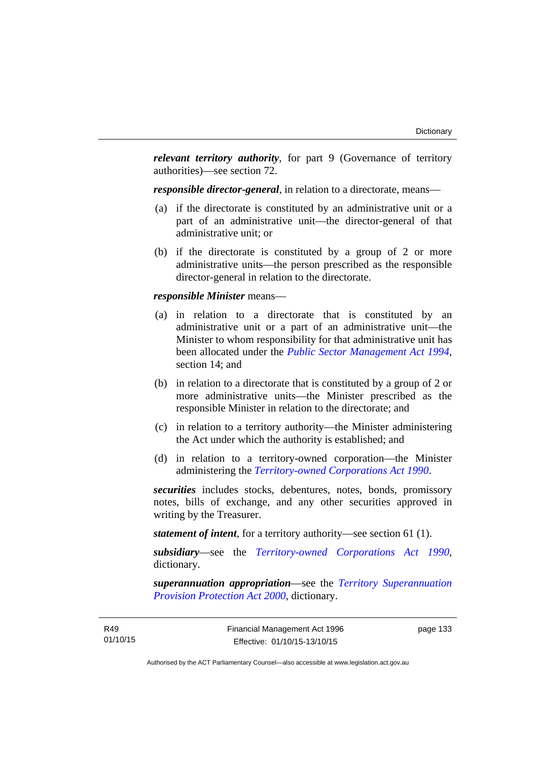***relevant territory authority***, for part 9 (Governance of territory authorities)—see section 72.

***responsible director-general***, in relation to a directorate, means—

(a) if the directorate is constituted by an administrative unit or a part of an administrative unit—the director-general of that administrative unit; or

(b) if the directorate is constituted by a group of 2 or more administrative units—the person prescribed as the responsible director-general in relation to the directorate.

***responsible Minister*** means—

(a) in relation to a directorate that is constituted by an administrative unit or a part of an administrative unit—the Minister to whom responsibility for that administrative unit has been allocated under the *Public Sector Management Act 1994*, section 14; and

(b) in relation to a directorate that is constituted by a group of 2 or more administrative units—the Minister prescribed as the responsible Minister in relation to the directorate; and

(c) in relation to a territory authority—the Minister administering the Act under which the authority is established; and

(d) in relation to a territory-owned corporation—the Minister administering the *Territory-owned Corporations Act 1990*.

***securities*** includes stocks, debentures, notes, bonds, promissory notes, bills of exchange, and any other securities approved in writing by the Treasurer.

***statement of intent***, for a territory authority—see section 61 (1).

***subsidiary***—see the *Territory-owned Corporations Act 1990*, dictionary.

***superannuation appropriation***—see the *Territory Superannuation Provision Protection Act 2000*, dictionary.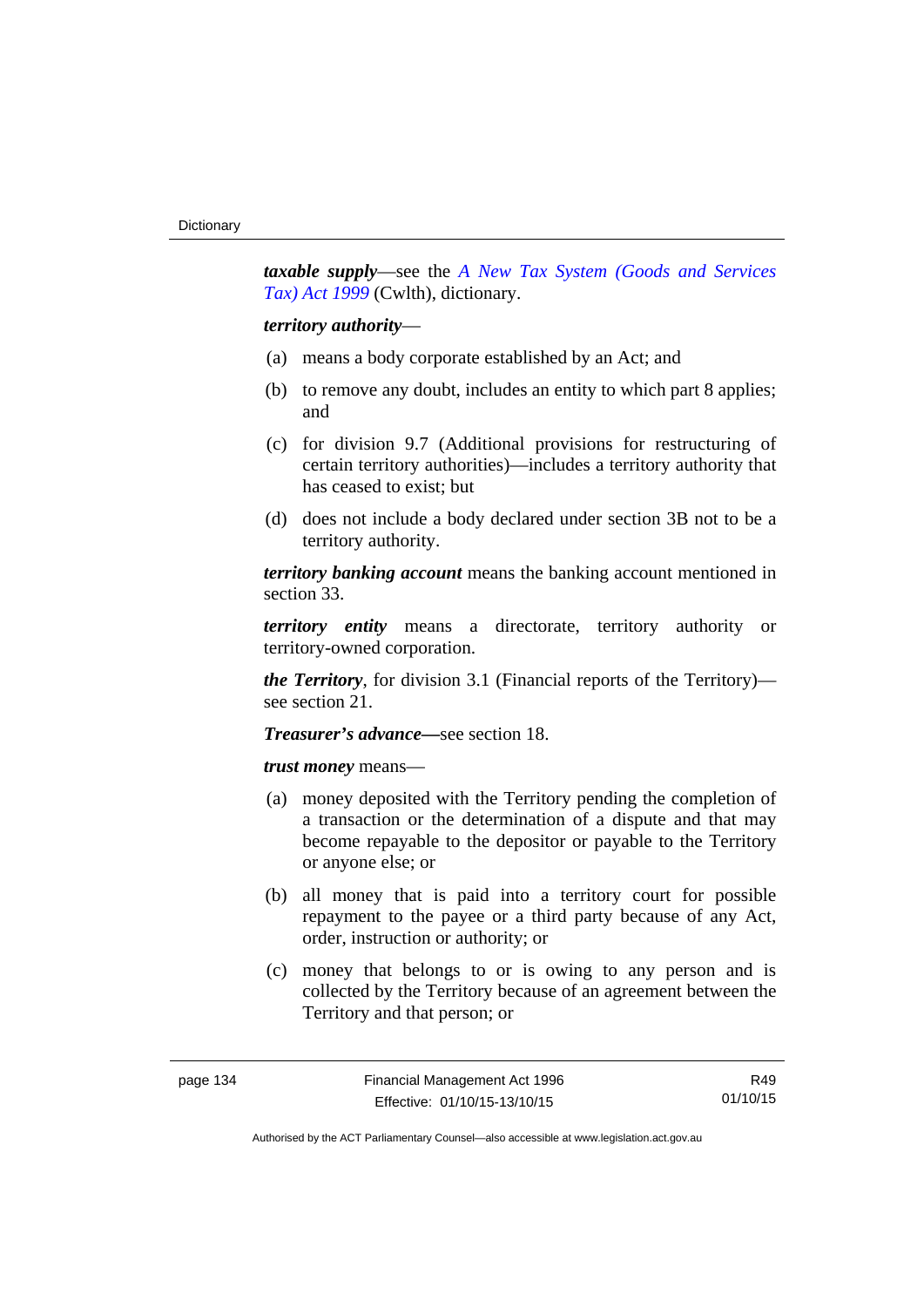***taxable supply***—see the *A New Tax System (Goods and Services Tax) Act 1999* (Cwlth), dictionary.

***territory authority***—

(a) means a body corporate established by an Act; and

(b) to remove any doubt, includes an entity to which part 8 applies; and

(c) for division 9.7 (Additional provisions for restructuring of certain territory authorities)—includes a territory authority that has ceased to exist; but

(d) does not include a body declared under section 3B not to be a territory authority.

***territory banking account*** means the banking account mentioned in section 33.

***territory entity*** means a directorate, territory authority or territory-owned corporation.

***the Territory***, for division 3.1 (Financial reports of the Territory)—see section 21.

***Treasurer's advance—***see section 18.

***trust money*** means—

(a) money deposited with the Territory pending the completion of a transaction or the determination of a dispute and that may become repayable to the depositor or payable to the Territory or anyone else; or

(b) all money that is paid into a territory court for possible repayment to the payee or a third party because of any Act, order, instruction or authority; or

(c) money that belongs to or is owing to any person and is collected by the Territory because of an agreement between the Territory and that person; or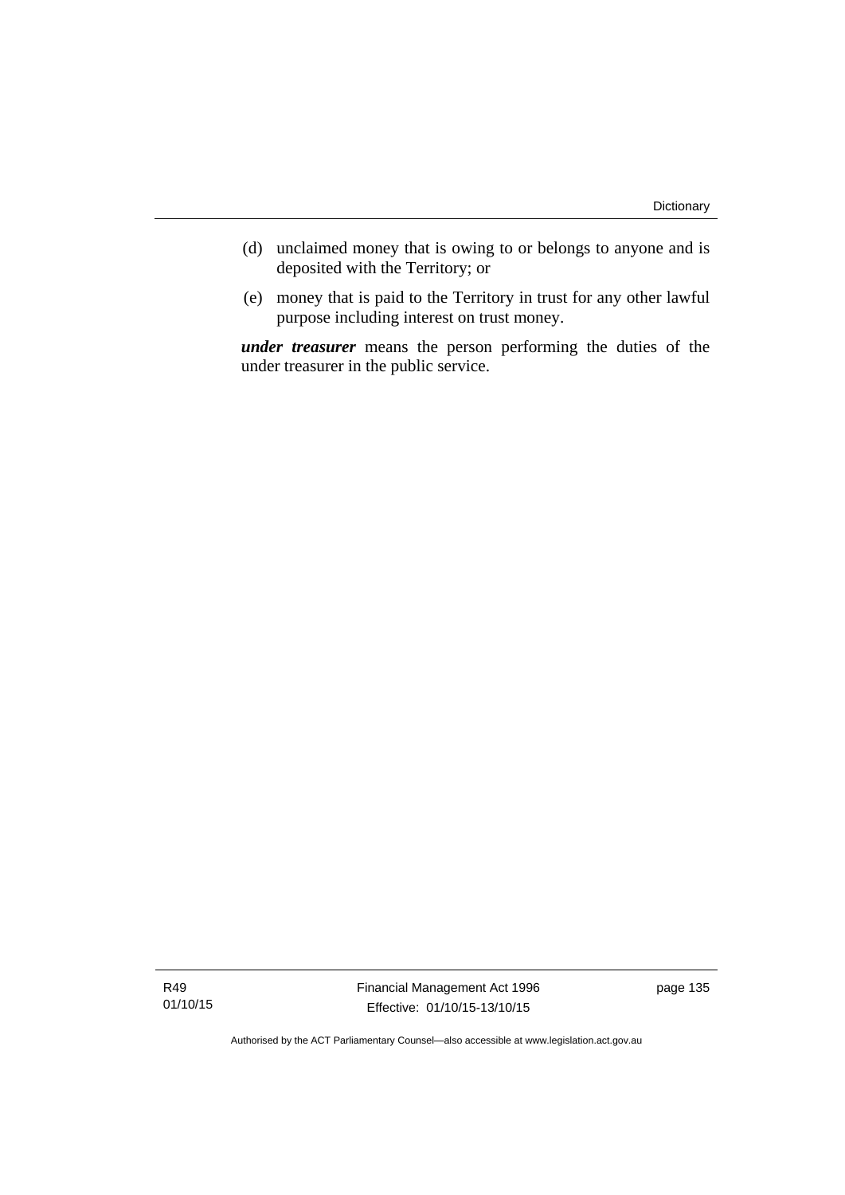(d) unclaimed money that is owing to or belongs to anyone and is deposited with the Territory; or

(e) money that is paid to the Territory in trust for any other lawful purpose including interest on trust money.

***under treasurer*** means the person performing the duties of the under treasurer in the public service.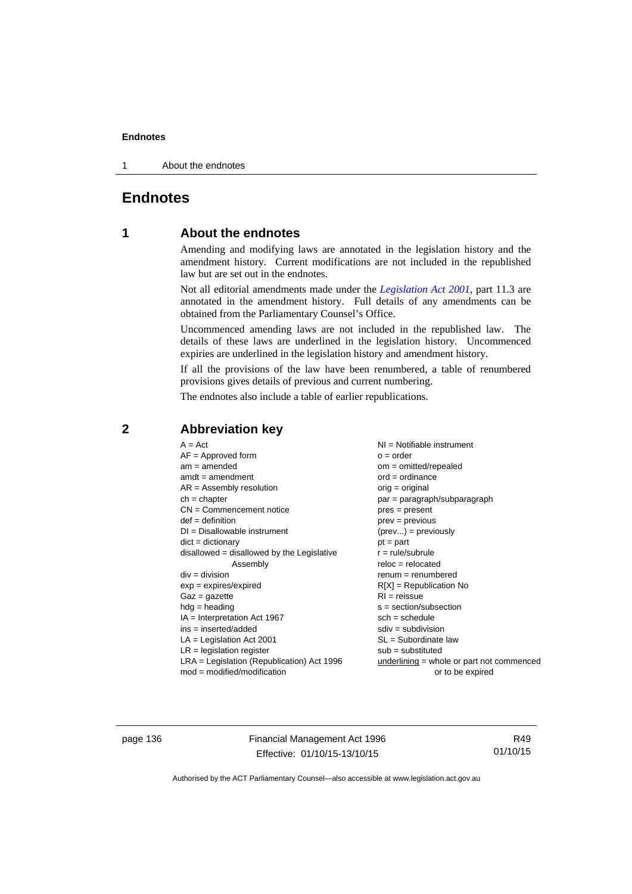# Endnotes

## 1 About the endnotes

Amending and modifying laws are annotated in the legislation history and the amendment history. Current modifications are not included in the republished law but are set out in the endnotes.

Not all editorial amendments made under the *Legislation Act 2001*, part 11.3 are annotated in the amendment history. Full details of any amendments can be obtained from the Parliamentary Counsel's Office.

Uncommenced amending laws are not included in the republished law. The details of these laws are underlined in the legislation history. Uncommenced expiries are underlined in the legislation history and amendment history.

If all the provisions of the law have been renumbered, a table of renumbered provisions gives details of previous and current numbering.

The endnotes also include a table of earlier republications.

## 2 Abbreviation key

A = Act
AF = Approved form
am = amended
amdt = amendment
AR = Assembly resolution
ch = chapter
CN = Commencement notice
def = definition
DI = Disallowable instrument
dict = dictionary
disallowed = disallowed by the Legislative Assembly
div = division
exp = expires/expired
Gaz = gazette
hdg = heading
IA = Interpretation Act 1967
ins = inserted/added
LA = Legislation Act 2001
LR = legislation register
LRA = Legislation (Republication) Act 1996
mod = modified/modification
NI = Notifiable instrument
o = order
om = omitted/repealed
ord = ordinance
orig = original
par = paragraph/subparagraph
pres = present
prev = previous
(prev...) = previously
pt = part
r = rule/subrule
reloc = relocated
renum = renumbered
R[X] = Republication No
RI = reissue
s = section/subsection
sch = schedule
sdiv = subdivision
SL = Subordinate law
sub = substituted
underlining = whole or part not commenced or to be expired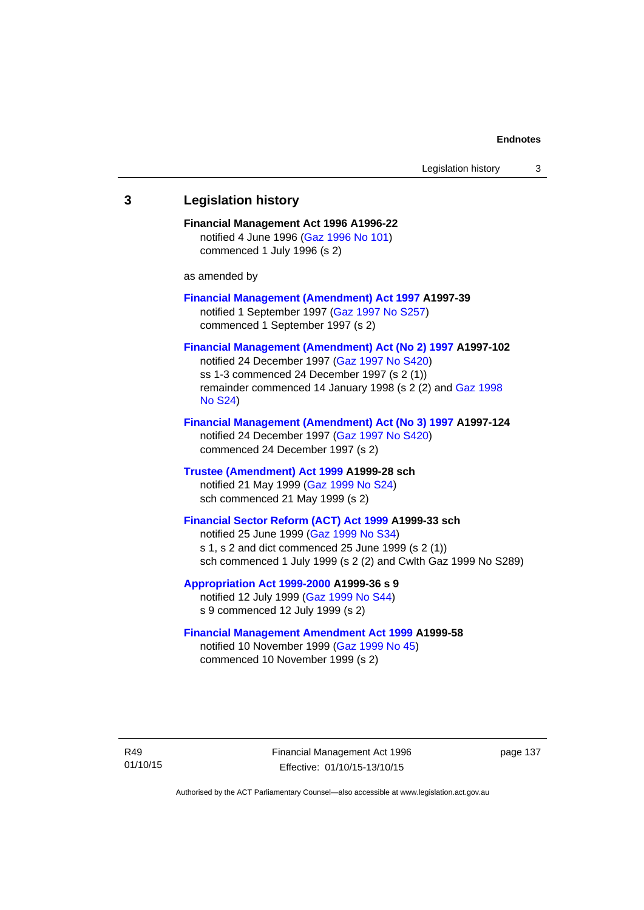## 3 Legislation history

**Financial Management Act 1996 A1996-22**
notified 4 June 1996 (Gaz 1996 No 101)
commenced 1 July 1996 (s 2)

as amended by

**Financial Management (Amendment) Act 1997 A1997-39**
notified 1 September 1997 (Gaz 1997 No S257)
commenced 1 September 1997 (s 2)

**Financial Management (Amendment) Act (No 2) 1997 A1997-102**
notified 24 December 1997 (Gaz 1997 No S420)
ss 1-3 commenced 24 December 1997 (s 2 (1))
remainder commenced 14 January 1998 (s 2 (2) and Gaz 1998 No S24)

**Financial Management (Amendment) Act (No 3) 1997 A1997-124**
notified 24 December 1997 (Gaz 1997 No S420)
commenced 24 December 1997 (s 2)

**Trustee (Amendment) Act 1999 A1999-28 sch**
notified 21 May 1999 (Gaz 1999 No S24)
sch commenced 21 May 1999 (s 2)

**Financial Sector Reform (ACT) Act 1999 A1999-33 sch**
notified 25 June 1999 (Gaz 1999 No S34)
s 1, s 2 and dict commenced 25 June 1999 (s 2 (1))
sch commenced 1 July 1999 (s 2 (2) and Cwlth Gaz 1999 No S289)

**Appropriation Act 1999-2000 A1999-36 s 9**
notified 12 July 1999 (Gaz 1999 No S44)
s 9 commenced 12 July 1999 (s 2)

**Financial Management Amendment Act 1999 A1999-58**
notified 10 November 1999 (Gaz 1999 No 45)
commenced 10 November 1999 (s 2)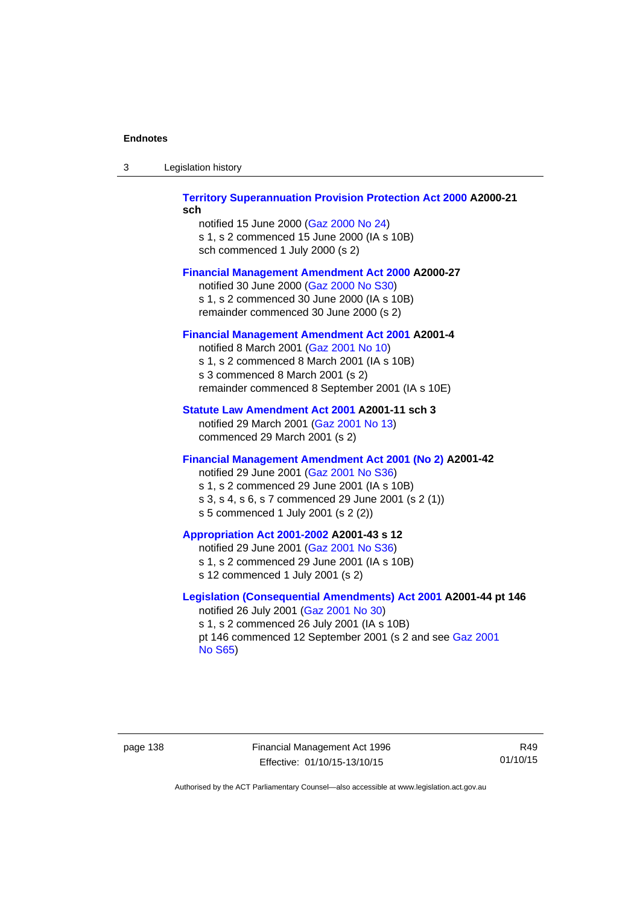**Territory Superannuation Provision Protection Act 2000 A2000-21 sch**

notified 15 June 2000 (Gaz 2000 No 24)
s 1, s 2 commenced 15 June 2000 (IA s 10B)
sch commenced 1 July 2000 (s 2)

**Financial Management Amendment Act 2000 A2000-27**

notified 30 June 2000 (Gaz 2000 No S30)
s 1, s 2 commenced 30 June 2000 (IA s 10B)
remainder commenced 30 June 2000 (s 2)

**Financial Management Amendment Act 2001 A2001-4**

notified 8 March 2001 (Gaz 2001 No 10)
s 1, s 2 commenced 8 March 2001 (IA s 10B)
s 3 commenced 8 March 2001 (s 2)
remainder commenced 8 September 2001 (IA s 10E)

**Statute Law Amendment Act 2001 A2001-11 sch 3**

notified 29 March 2001 (Gaz 2001 No 13)
commenced 29 March 2001 (s 2)

**Financial Management Amendment Act 2001 (No 2) A2001-42**

notified 29 June 2001 (Gaz 2001 No S36)
s 1, s 2 commenced 29 June 2001 (IA s 10B)
s 3, s 4, s 6, s 7 commenced 29 June 2001 (s 2 (1))
s 5 commenced 1 July 2001 (s 2 (2))

**Appropriation Act 2001-2002 A2001-43 s 12**

notified 29 June 2001 (Gaz 2001 No S36)
s 1, s 2 commenced 29 June 2001 (IA s 10B)
s 12 commenced 1 July 2001 (s 2)

**Legislation (Consequential Amendments) Act 2001 A2001-44 pt 146**

notified 26 July 2001 (Gaz 2001 No 30)
s 1, s 2 commenced 26 July 2001 (IA s 10B)
pt 146 commenced 12 September 2001 (s 2 and see Gaz 2001 No S65)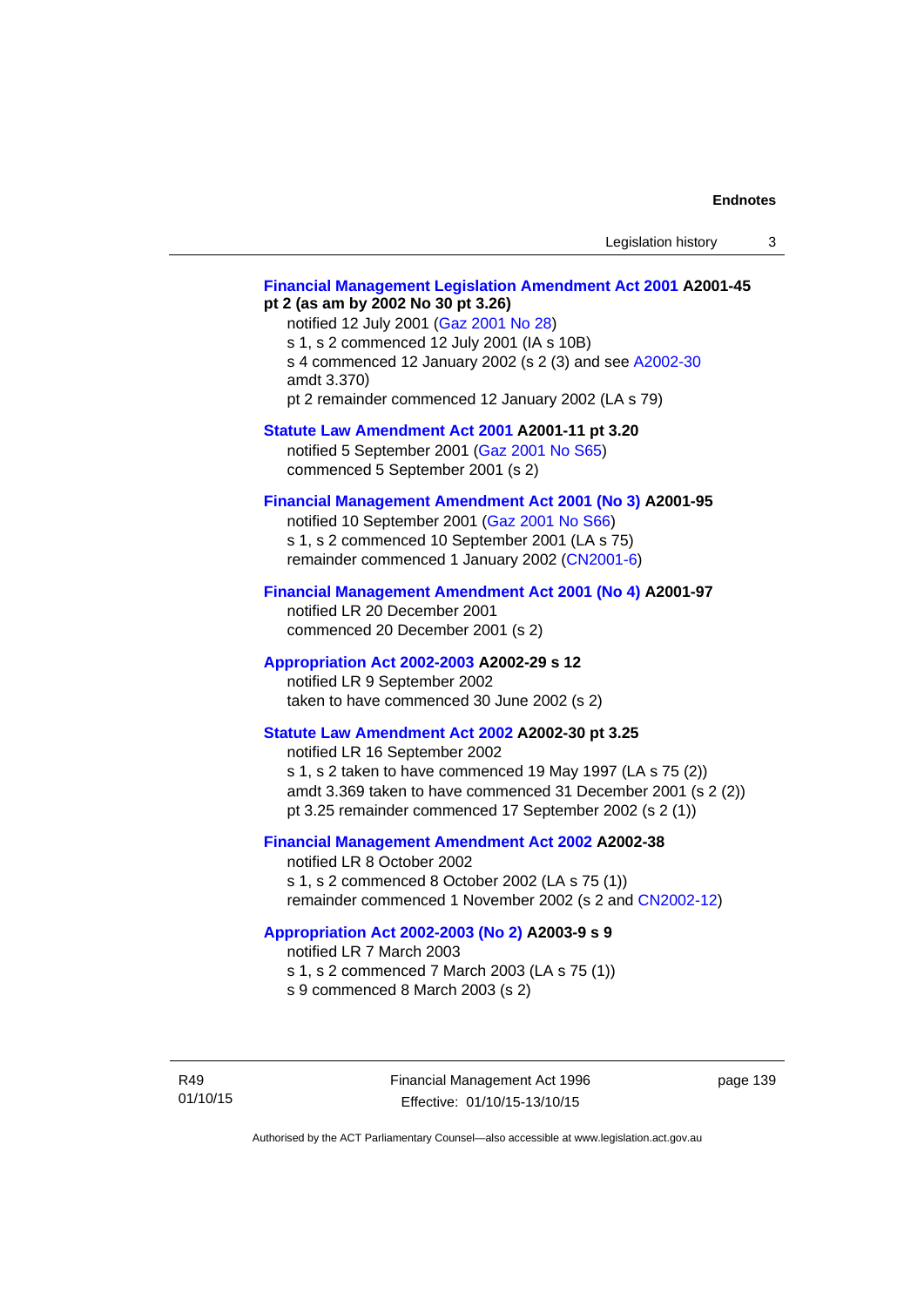**Financial Management Legislation Amendment Act 2001 A2001-45 pt 2 (as am by 2002 No 30 pt 3.26)**
notified 12 July 2001 (Gaz 2001 No 28)
s 1, s 2 commenced 12 July 2001 (IA s 10B)
s 4 commenced 12 January 2002 (s 2 (3) and see A2002-30 amdt 3.370)
pt 2 remainder commenced 12 January 2002 (LA s 79)

**Statute Law Amendment Act 2001 A2001-11 pt 3.20**
notified 5 September 2001 (Gaz 2001 No S65)
commenced 5 September 2001 (s 2)

**Financial Management Amendment Act 2001 (No 3) A2001-95**
notified 10 September 2001 (Gaz 2001 No S66)
s 1, s 2 commenced 10 September 2001 (LA s 75)
remainder commenced 1 January 2002 (CN2001-6)

**Financial Management Amendment Act 2001 (No 4) A2001-97**
notified LR 20 December 2001
commenced 20 December 2001 (s 2)

**Appropriation Act 2002-2003 A2002-29 s 12**
notified LR 9 September 2002
taken to have commenced 30 June 2002 (s 2)

**Statute Law Amendment Act 2002 A2002-30 pt 3.25**
notified LR 16 September 2002
s 1, s 2 taken to have commenced 19 May 1997 (LA s 75 (2))
amdt 3.369 taken to have commenced 31 December 2001 (s 2 (2))
pt 3.25 remainder commenced 17 September 2002 (s 2 (1))

**Financial Management Amendment Act 2002 A2002-38**
notified LR 8 October 2002
s 1, s 2 commenced 8 October 2002 (LA s 75 (1))
remainder commenced 1 November 2002 (s 2 and CN2002-12)

**Appropriation Act 2002-2003 (No 2) A2003-9 s 9**
notified LR 7 March 2003
s 1, s 2 commenced 7 March 2003 (LA s 75 (1))
s 9 commenced 8 March 2003 (s 2)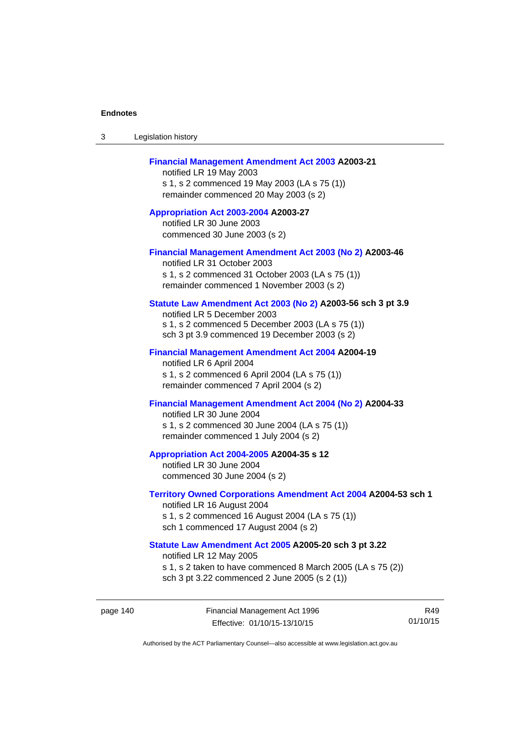**Financial Management Amendment Act 2003** **A2003-21**
notified LR 19 May 2003
s 1, s 2 commenced 19 May 2003 (LA s 75 (1))
remainder commenced 20 May 2003 (s 2)

**Appropriation Act 2003-2004** **A2003-27**
notified LR 30 June 2003
commenced 30 June 2003 (s 2)

**Financial Management Amendment Act 2003 (No 2)** **A2003-46**
notified LR 31 October 2003
s 1, s 2 commenced 31 October 2003 (LA s 75 (1))
remainder commenced 1 November 2003 (s 2)

**Statute Law Amendment Act 2003 (No 2)** **A2003-56 sch 3 pt 3.9**
notified LR 5 December 2003
s 1, s 2 commenced 5 December 2003 (LA s 75 (1))
sch 3 pt 3.9 commenced 19 December 2003 (s 2)

**Financial Management Amendment Act 2004** **A2004-19**
notified LR 6 April 2004
s 1, s 2 commenced 6 April 2004 (LA s 75 (1))
remainder commenced 7 April 2004 (s 2)

**Financial Management Amendment Act 2004 (No 2)** **A2004-33**
notified LR 30 June 2004
s 1, s 2 commenced 30 June 2004 (LA s 75 (1))
remainder commenced 1 July 2004 (s 2)

**Appropriation Act 2004-2005** **A2004-35 s 12**
notified LR 30 June 2004
commenced 30 June 2004 (s 2)

**Territory Owned Corporations Amendment Act 2004** **A2004-53 sch 1**
notified LR 16 August 2004
s 1, s 2 commenced 16 August 2004 (LA s 75 (1))
sch 1 commenced 17 August 2004 (s 2)

**Statute Law Amendment Act 2005** **A2005-20 sch 3 pt 3.22**
notified LR 12 May 2005
s 1, s 2 taken to have commenced 8 March 2005 (LA s 75 (2))
sch 3 pt 3.22 commenced 2 June 2005 (s 2 (1))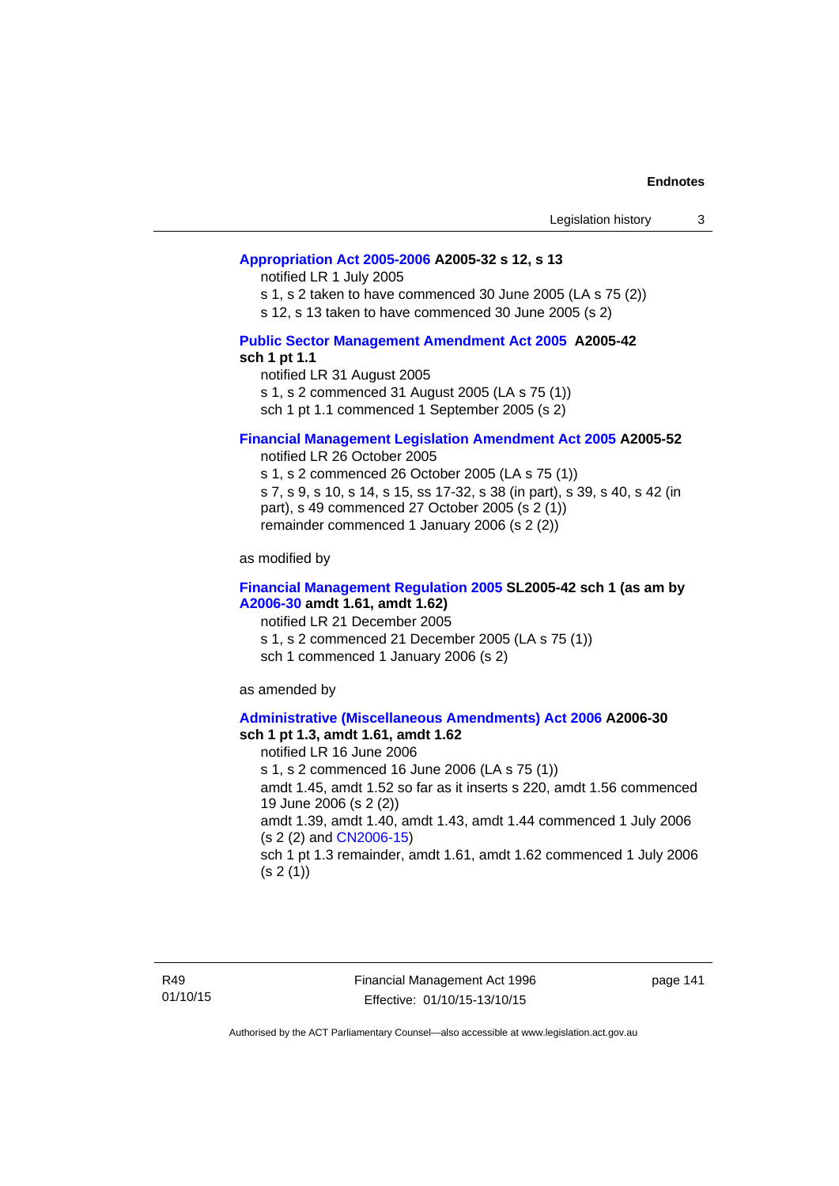**Appropriation Act 2005-2006 A2005-32 s 12, s 13**

notified LR 1 July 2005

s 1, s 2 taken to have commenced 30 June 2005 (LA s 75 (2))

s 12, s 13 taken to have commenced 30 June 2005 (s 2)

**Public Sector Management Amendment Act 2005 A2005-42 sch 1 pt 1.1**

notified LR 31 August 2005

s 1, s 2 commenced 31 August 2005 (LA s 75 (1))

sch 1 pt 1.1 commenced 1 September 2005 (s 2)

**Financial Management Legislation Amendment Act 2005 A2005-52**

notified LR 26 October 2005

s 1, s 2 commenced 26 October 2005 (LA s 75 (1))

s 7, s 9, s 10, s 14, s 15, ss 17-32, s 38 (in part), s 39, s 40, s 42 (in part), s 49 commenced 27 October 2005 (s 2 (1))

remainder commenced 1 January 2006 (s 2 (2))

as modified by

**Financial Management Regulation 2005 SL2005-42 sch 1 (as am by A2006-30 amdt 1.61, amdt 1.62)**

notified LR 21 December 2005

s 1, s 2 commenced 21 December 2005 (LA s 75 (1))

sch 1 commenced 1 January 2006 (s 2)

as amended by

**Administrative (Miscellaneous Amendments) Act 2006 A2006-30 sch 1 pt 1.3, amdt 1.61, amdt 1.62**

notified LR 16 June 2006

s 1, s 2 commenced 16 June 2006 (LA s 75 (1))

amdt 1.45, amdt 1.52 so far as it inserts s 220, amdt 1.56 commenced 19 June 2006 (s 2 (2))

amdt 1.39, amdt 1.40, amdt 1.43, amdt 1.44 commenced 1 July 2006 (s 2 (2) and CN2006-15)

sch 1 pt 1.3 remainder, amdt 1.61, amdt 1.62 commenced 1 July 2006 (s 2 (1))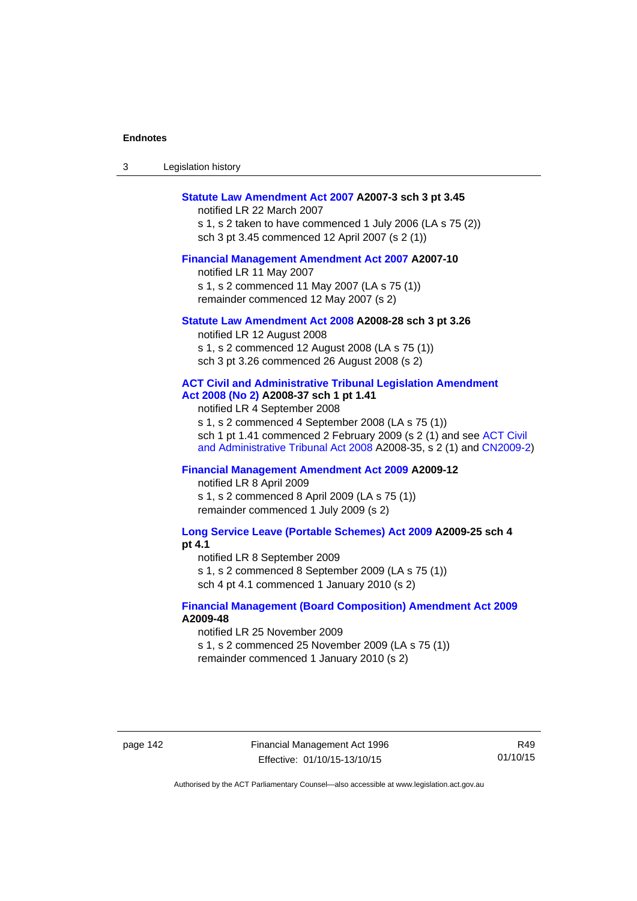**Statute Law Amendment Act 2007 A2007-3 sch 3 pt 3.45**

notified LR 22 March 2007

s 1, s 2 taken to have commenced 1 July 2006 (LA s 75 (2))

sch 3 pt 3.45 commenced 12 April 2007 (s 2 (1))

**Financial Management Amendment Act 2007 A2007-10**

notified LR 11 May 2007

s 1, s 2 commenced 11 May 2007 (LA s 75 (1))

remainder commenced 12 May 2007 (s 2)

**Statute Law Amendment Act 2008 A2008-28 sch 3 pt 3.26**

notified LR 12 August 2008

s 1, s 2 commenced 12 August 2008 (LA s 75 (1))

sch 3 pt 3.26 commenced 26 August 2008 (s 2)

**ACT Civil and Administrative Tribunal Legislation Amendment Act 2008 (No 2) A2008-37 sch 1 pt 1.41**

notified LR 4 September 2008

s 1, s 2 commenced 4 September 2008 (LA s 75 (1))

sch 1 pt 1.41 commenced 2 February 2009 (s 2 (1) and see ACT Civil and Administrative Tribunal Act 2008 A2008-35, s 2 (1) and CN2009-2)

**Financial Management Amendment Act 2009 A2009-12**

notified LR 8 April 2009

s 1, s 2 commenced 8 April 2009 (LA s 75 (1))

remainder commenced 1 July 2009 (s 2)

**Long Service Leave (Portable Schemes) Act 2009 A2009-25 sch 4 pt 4.1**

notified LR 8 September 2009

s 1, s 2 commenced 8 September 2009 (LA s 75 (1))

sch 4 pt 4.1 commenced 1 January 2010 (s 2)

**Financial Management (Board Composition) Amendment Act 2009 A2009-48**

notified LR 25 November 2009

s 1, s 2 commenced 25 November 2009 (LA s 75 (1))

remainder commenced 1 January 2010 (s 2)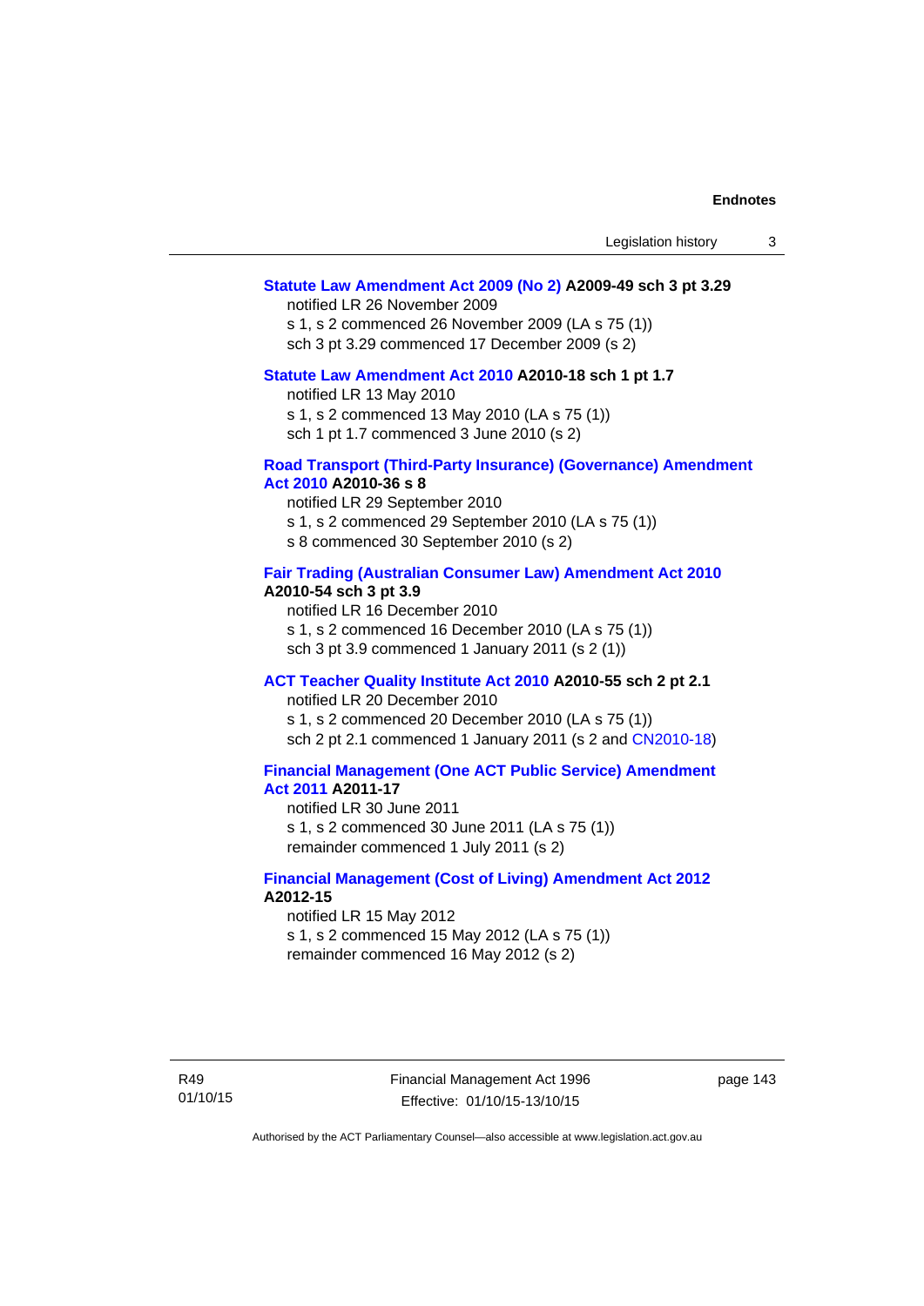**Statute Law Amendment Act 2009 (No 2) A2009-49 sch 3 pt 3.29**

notified LR 26 November 2009

s 1, s 2 commenced 26 November 2009 (LA s 75 (1))

sch 3 pt 3.29 commenced 17 December 2009 (s 2)

**Statute Law Amendment Act 2010 A2010-18 sch 1 pt 1.7**

notified LR 13 May 2010

s 1, s 2 commenced 13 May 2010 (LA s 75 (1))

sch 1 pt 1.7 commenced 3 June 2010 (s 2)

**Road Transport (Third-Party Insurance) (Governance) Amendment Act 2010 A2010-36 s 8**

notified LR 29 September 2010

s 1, s 2 commenced 29 September 2010 (LA s 75 (1))

s 8 commenced 30 September 2010 (s 2)

**Fair Trading (Australian Consumer Law) Amendment Act 2010 A2010-54 sch 3 pt 3.9**

notified LR 16 December 2010

s 1, s 2 commenced 16 December 2010 (LA s 75 (1))

sch 3 pt 3.9 commenced 1 January 2011 (s 2 (1))

**ACT Teacher Quality Institute Act 2010 A2010-55 sch 2 pt 2.1**

notified LR 20 December 2010

s 1, s 2 commenced 20 December 2010 (LA s 75 (1))

sch 2 pt 2.1 commenced 1 January 2011 (s 2 and CN2010-18)

**Financial Management (One ACT Public Service) Amendment Act 2011 A2011-17**

notified LR 30 June 2011

s 1, s 2 commenced 30 June 2011 (LA s 75 (1))

remainder commenced 1 July 2011 (s 2)

**Financial Management (Cost of Living) Amendment Act 2012 A2012-15**

notified LR 15 May 2012

s 1, s 2 commenced 15 May 2012 (LA s 75 (1))

remainder commenced 16 May 2012 (s 2)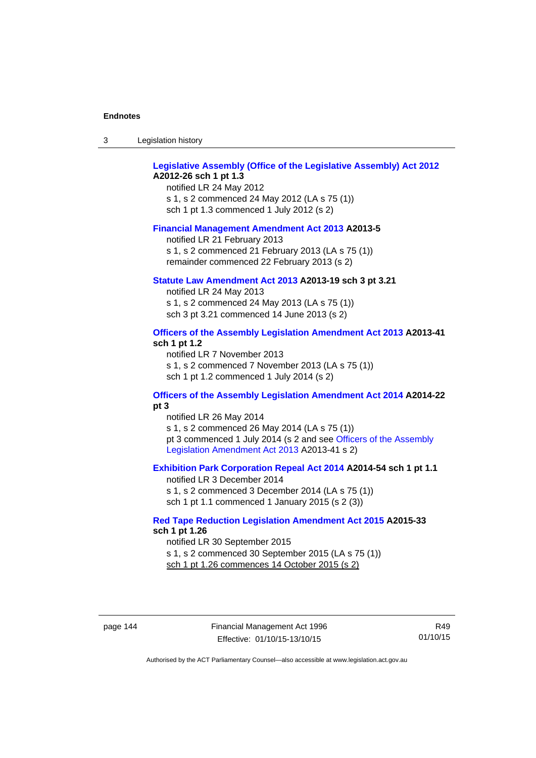**Legislative Assembly (Office of the Legislative Assembly) Act 2012 A2012-26 sch 1 pt 1.3**

notified LR 24 May 2012

s 1, s 2 commenced 24 May 2012 (LA s 75 (1))

sch 1 pt 1.3 commenced 1 July 2012 (s 2)

**Financial Management Amendment Act 2013 A2013-5**

notified LR 21 February 2013

s 1, s 2 commenced 21 February 2013 (LA s 75 (1))

remainder commenced 22 February 2013 (s 2)

**Statute Law Amendment Act 2013 A2013-19 sch 3 pt 3.21**

notified LR 24 May 2013

s 1, s 2 commenced 24 May 2013 (LA s 75 (1))

sch 3 pt 3.21 commenced 14 June 2013 (s 2)

**Officers of the Assembly Legislation Amendment Act 2013 A2013-41 sch 1 pt 1.2**

notified LR 7 November 2013

s 1, s 2 commenced 7 November 2013 (LA s 75 (1))

sch 1 pt 1.2 commenced 1 July 2014 (s 2)

**Officers of the Assembly Legislation Amendment Act 2014 A2014-22 pt 3**

notified LR 26 May 2014

s 1, s 2 commenced 26 May 2014 (LA s 75 (1))

pt 3 commenced 1 July 2014 (s 2 and see Officers of the Assembly Legislation Amendment Act 2013 A2013-41 s 2)

**Exhibition Park Corporation Repeal Act 2014 A2014-54 sch 1 pt 1.1**

notified LR 3 December 2014

s 1, s 2 commenced 3 December 2014 (LA s 75 (1))

sch 1 pt 1.1 commenced 1 January 2015 (s 2 (3))

**Red Tape Reduction Legislation Amendment Act 2015 A2015-33 sch 1 pt 1.26**

notified LR 30 September 2015

s 1, s 2 commenced 30 September 2015 (LA s 75 (1))

sch 1 pt 1.26 commences 14 October 2015 (s 2)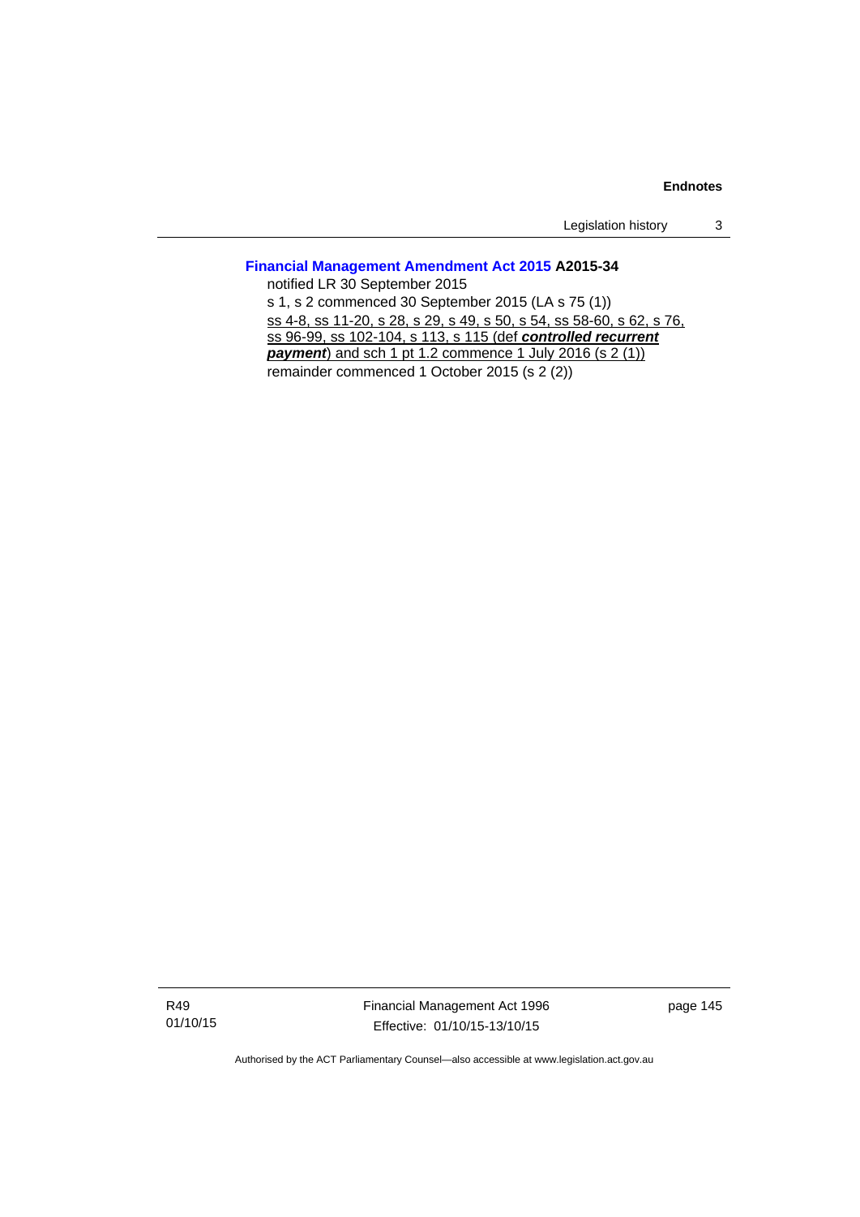**Financial Management Amendment Act 2015 A2015-34**

notified LR 30 September 2015

s 1, s 2 commenced 30 September 2015 (LA s 75 (1))

ss 4-8, ss 11-20, s 28, s 29, s 49, s 50, s 54, ss 58-60, s 62, s 76, ss 96-99, ss 102-104, s 113, s 115 (def ***controlled recurrent payment***) and sch 1 pt 1.2 commence 1 July 2016 (s 2 (1))

remainder commenced 1 October 2015 (s 2 (2))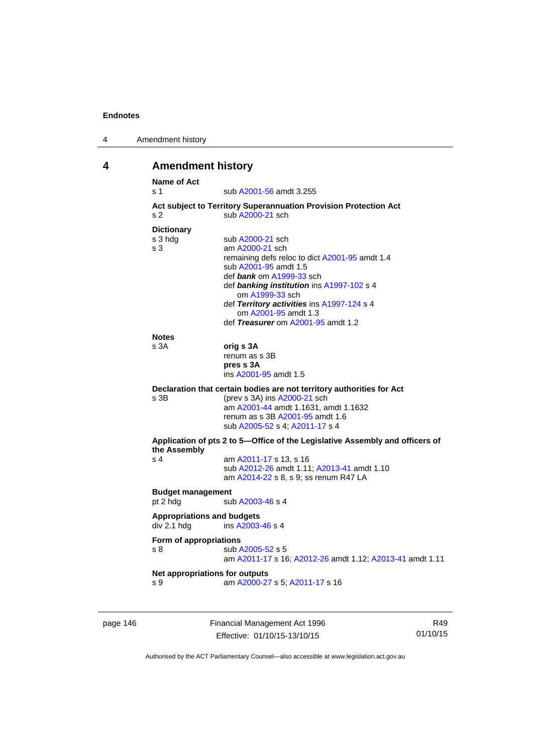# 4 Amendment history

**Name of Act**
s 1 sub A2001-56 amdt 3.255

**Act subject to Territory Superannuation Provision Protection Act**
s 2 sub A2000-21 sch

**Dictionary**
s 3 hdg sub A2000-21 sch
s 3 am A2000-21 sch
remaining defs reloc to dict A2001-95 amdt 1.4
sub A2001-95 amdt 1.5
def ***bank*** om A1999-33 sch
def ***banking institution*** ins A1997-102 s 4
om A1999-33 sch
def ***Territory activities*** ins A1997-124 s 4
om A2001-95 amdt 1.3
def ***Treasurer*** om A2001-95 amdt 1.2

**Notes**
s 3A **orig s 3A**
renum as s 3B
**pres s 3A**
ins A2001-95 amdt 1.5

**Declaration that certain bodies are not territory authorities for Act**
s 3B (prev s 3A) ins A2000-21 sch
am A2001-44 amdt 1.1631, amdt 1.1632
renum as s 3B A2001-95 amdt 1.6
sub A2005-52 s 4; A2011-17 s 4

**Application of pts 2 to 5—Office of the Legislative Assembly and officers of the Assembly**
s 4 am A2011-17 s 13, s 16
sub A2012-26 amdt 1.11; A2013-41 amdt 1.10
am A2014-22 s 8, s 9; ss renum R47 LA

**Budget management**
pt 2 hdg sub A2003-46 s 4

**Appropriations and budgets**
div 2.1 hdg ins A2003-46 s 4

**Form of appropriations**
s 8 sub A2005-52 s 5
am A2011-17 s 16; A2012-26 amdt 1.12; A2013-41 amdt 1.11

**Net appropriations for outputs**
s 9 am A2000-27 s 5; A2011-17 s 16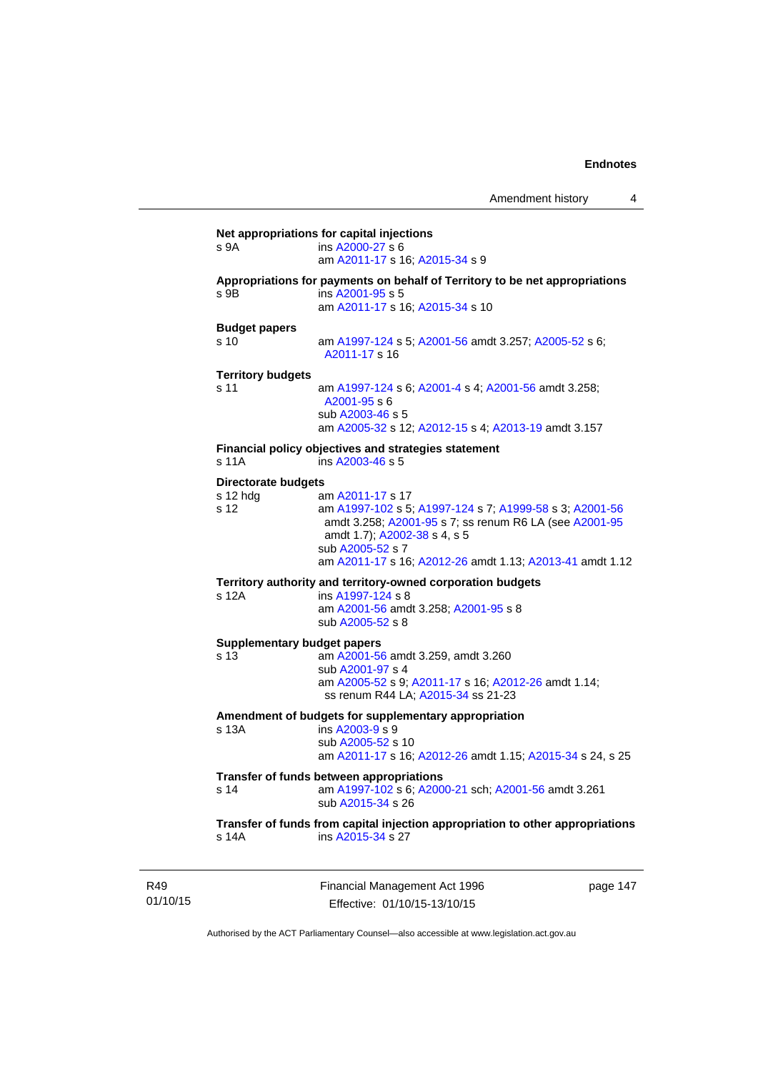**Net appropriations for capital injections**
s 9A ins A2000-27 s 6
am A2011-17 s 16; A2015-34 s 9

**Appropriations for payments on behalf of Territory to be net appropriations**
s 9B ins A2001-95 s 5
am A2011-17 s 16; A2015-34 s 10

**Budget papers**
s 10 am A1997-124 s 5; A2001-56 amdt 3.257; A2005-52 s 6; A2011-17 s 16

**Territory budgets**
s 11 am A1997-124 s 6; A2001-4 s 4; A2001-56 amdt 3.258; A2001-95 s 6
sub A2003-46 s 5
am A2005-32 s 12; A2012-15 s 4; A2013-19 amdt 3.157

**Financial policy objectives and strategies statement**
s 11A ins A2003-46 s 5

**Directorate budgets**
s 12 hdg am A2011-17 s 17
s 12 am A1997-102 s 5; A1997-124 s 7; A1999-58 s 3; A2001-56 amdt 3.258; A2001-95 s 7; ss renum R6 LA (see A2001-95 amdt 1.7); A2002-38 s 4, s 5
sub A2005-52 s 7
am A2011-17 s 16; A2012-26 amdt 1.13; A2013-41 amdt 1.12

**Territory authority and territory-owned corporation budgets**
s 12A ins A1997-124 s 8
am A2001-56 amdt 3.258; A2001-95 s 8
sub A2005-52 s 8

**Supplementary budget papers**
s 13 am A2001-56 amdt 3.259, amdt 3.260
sub A2001-97 s 4
am A2005-52 s 9; A2011-17 s 16; A2012-26 amdt 1.14; ss renum R44 LA; A2015-34 ss 21-23

**Amendment of budgets for supplementary appropriation**
s 13A ins A2003-9 s 9
sub A2005-52 s 10
am A2011-17 s 16; A2012-26 amdt 1.15; A2015-34 s 24, s 25

**Transfer of funds between appropriations**
s 14 am A1997-102 s 6; A2000-21 sch; A2001-56 amdt 3.261
sub A2015-34 s 26

**Transfer of funds from capital injection appropriation to other appropriations**
s 14A ins A2015-34 s 27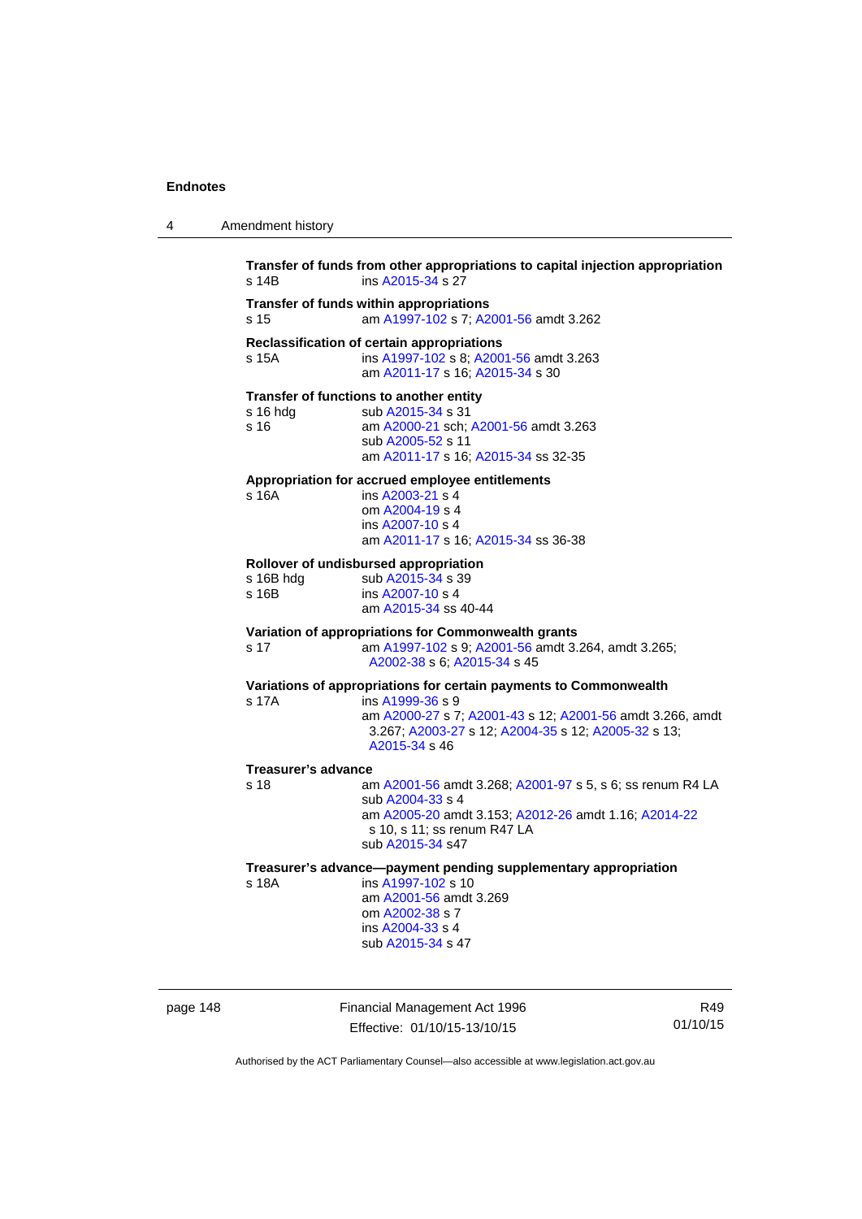**Transfer of funds from other appropriations to capital injection appropriation**

s 14B ins A2015-34 s 27

**Transfer of funds within appropriations**

s 15 am A1997-102 s 7; A2001-56 amdt 3.262

**Reclassification of certain appropriations**

s 15A ins A1997-102 s 8; A2001-56 amdt 3.263
am A2011-17 s 16; A2015-34 s 30

**Transfer of functions to another entity**

s 16 hdg sub A2015-34 s 31
s 16 am A2000-21 sch; A2001-56 amdt 3.263
sub A2005-52 s 11
am A2011-17 s 16; A2015-34 ss 32-35

**Appropriation for accrued employee entitlements**

s 16A ins A2003-21 s 4
om A2004-19 s 4
ins A2007-10 s 4
am A2011-17 s 16; A2015-34 ss 36-38

**Rollover of undisbursed appropriation**

s 16B hdg sub A2015-34 s 39
s 16B ins A2007-10 s 4
am A2015-34 ss 40-44

**Variation of appropriations for Commonwealth grants**

s 17 am A1997-102 s 9; A2001-56 amdt 3.264, amdt 3.265; A2002-38 s 6; A2015-34 s 45

**Variations of appropriations for certain payments to Commonwealth**

s 17A ins A1999-36 s 9
am A2000-27 s 7; A2001-43 s 12; A2001-56 amdt 3.266, amdt 3.267; A2003-27 s 12; A2004-35 s 12; A2005-32 s 13; A2015-34 s 46

**Treasurer's advance**

s 18 am A2001-56 amdt 3.268; A2001-97 s 5, s 6; ss renum R4 LA
sub A2004-33 s 4
am A2005-20 amdt 3.153; A2012-26 amdt 1.16; A2014-22 s 10, s 11; ss renum R47 LA
sub A2015-34 s47

**Treasurer's advance—payment pending supplementary appropriation**

s 18A ins A1997-102 s 10
am A2001-56 amdt 3.269
om A2002-38 s 7
ins A2004-33 s 4
sub A2015-34 s 47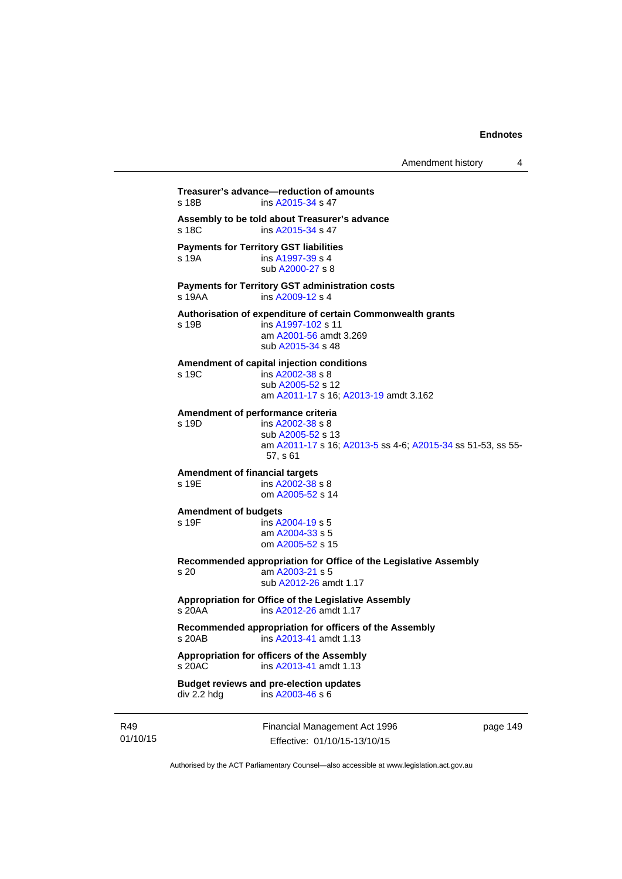**Treasurer's advance—reduction of amounts**
s 18B ins A2015-34 s 47

**Assembly to be told about Treasurer's advance**
s 18C ins A2015-34 s 47

**Payments for Territory GST liabilities**
s 19A ins A1997-39 s 4
sub A2000-27 s 8

**Payments for Territory GST administration costs**
s 19AA ins A2009-12 s 4

**Authorisation of expenditure of certain Commonwealth grants**
s 19B ins A1997-102 s 11
am A2001-56 amdt 3.269
sub A2015-34 s 48

**Amendment of capital injection conditions**
s 19C ins A2002-38 s 8
sub A2005-52 s 12
am A2011-17 s 16; A2013-19 amdt 3.162

**Amendment of performance criteria**
s 19D ins A2002-38 s 8
sub A2005-52 s 13
am A2011-17 s 16; A2013-5 ss 4-6; A2015-34 ss 51-53, ss 55-57, s 61

**Amendment of financial targets**
s 19E ins A2002-38 s 8
om A2005-52 s 14

**Amendment of budgets**
s 19F ins A2004-19 s 5
am A2004-33 s 5
om A2005-52 s 15

**Recommended appropriation for Office of the Legislative Assembly**
s 20 am A2003-21 s 5
sub A2012-26 amdt 1.17

**Appropriation for Office of the Legislative Assembly**
s 20AA ins A2012-26 amdt 1.17

**Recommended appropriation for officers of the Assembly**
s 20AB ins A2013-41 amdt 1.13

**Appropriation for officers of the Assembly**
s 20AC ins A2013-41 amdt 1.13

**Budget reviews and pre-election updates**
div 2.2 hdg ins A2003-46 s 6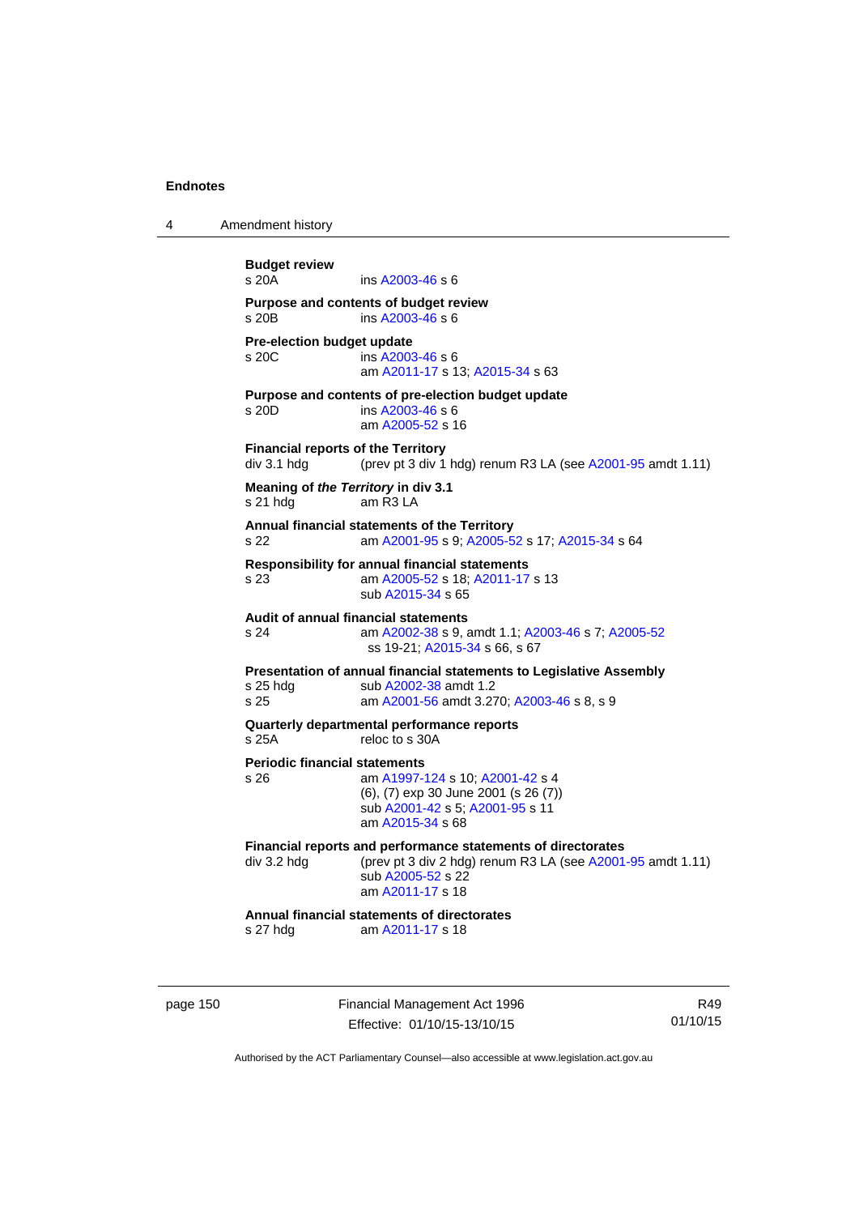**Budget review**

s 20A ins A2003-46 s 6

**Purpose and contents of budget review**

s 20B ins A2003-46 s 6

**Pre-election budget update**

s 20C ins A2003-46 s 6
am A2011-17 s 13; A2015-34 s 63

**Purpose and contents of pre-election budget update**

s 20D ins A2003-46 s 6
am A2005-52 s 16

**Financial reports of the Territory**

div 3.1 hdg (prev pt 3 div 1 hdg) renum R3 LA (see A2001-95 amdt 1.11)

**Meaning of *the Territory* in div 3.1**

s 21 hdg am R3 LA

**Annual financial statements of the Territory**

s 22 am A2001-95 s 9; A2005-52 s 17; A2015-34 s 64

**Responsibility for annual financial statements**

s 23 am A2005-52 s 18; A2011-17 s 13
sub A2015-34 s 65

**Audit of annual financial statements**

s 24 am A2002-38 s 9, amdt 1.1; A2003-46 s 7; A2005-52 ss 19-21; A2015-34 s 66, s 67

**Presentation of annual financial statements to Legislative Assembly**

s 25 hdg sub A2002-38 amdt 1.2
s 25 am A2001-56 amdt 3.270; A2003-46 s 8, s 9

**Quarterly departmental performance reports**

s 25A reloc to s 30A

**Periodic financial statements**

s 26 am A1997-124 s 10; A2001-42 s 4
(6), (7) exp 30 June 2001 (s 26 (7))
sub A2001-42 s 5; A2001-95 s 11
am A2015-34 s 68

**Financial reports and performance statements of directorates**

div 3.2 hdg (prev pt 3 div 2 hdg) renum R3 LA (see A2001-95 amdt 1.11)
sub A2005-52 s 22
am A2011-17 s 18

**Annual financial statements of directorates**

s 27 hdg am A2011-17 s 18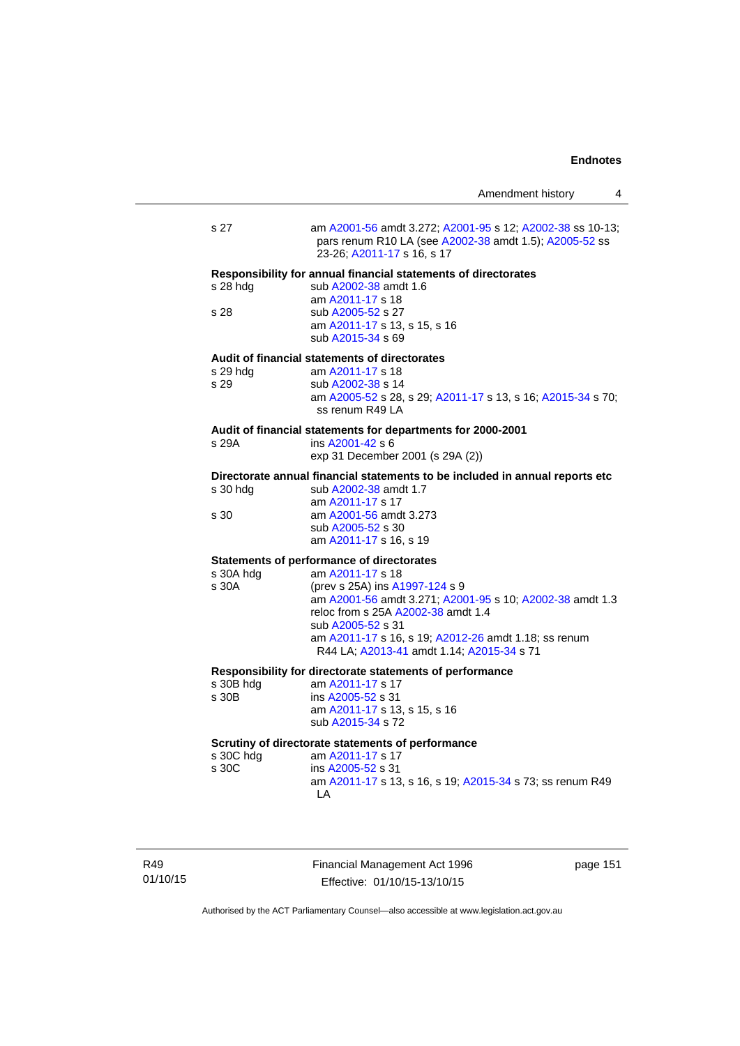s 27 am A2001-56 amdt 3.272; A2001-95 s 12; A2002-38 ss 10-13; pars renum R10 LA (see A2002-38 amdt 1.5); A2005-52 ss 23-26; A2011-17 s 16, s 17

**Responsibility for annual financial statements of directorates**

s 28 hdg sub A2002-38 amdt 1.6
am A2011-17 s 18

s 28 sub A2005-52 s 27
am A2011-17 s 13, s 15, s 16
sub A2015-34 s 69

**Audit of financial statements of directorates**

s 29 hdg am A2011-17 s 18

s 29 sub A2002-38 s 14
am A2005-52 s 28, s 29; A2011-17 s 13, s 16; A2015-34 s 70; ss renum R49 LA

**Audit of financial statements for departments for 2000-2001**

s 29A ins A2001-42 s 6
exp 31 December 2001 (s 29A (2))

**Directorate annual financial statements to be included in annual reports etc**

s 30 hdg sub A2002-38 amdt 1.7
am A2011-17 s 17

s 30 am A2001-56 amdt 3.273
sub A2005-52 s 30
am A2011-17 s 16, s 19

**Statements of performance of directorates**

s 30A hdg am A2011-17 s 18

s 30A (prev s 25A) ins A1997-124 s 9
am A2001-56 amdt 3.271; A2001-95 s 10; A2002-38 amdt 1.3
reloc from s 25A A2002-38 amdt 1.4
sub A2005-52 s 31
am A2011-17 s 16, s 19; A2012-26 amdt 1.18; ss renum R44 LA; A2013-41 amdt 1.14; A2015-34 s 71

**Responsibility for directorate statements of performance**

s 30B hdg am A2011-17 s 17

s 30B ins A2005-52 s 31
am A2011-17 s 13, s 15, s 16
sub A2015-34 s 72

**Scrutiny of directorate statements of performance**

s 30C hdg am A2011-17 s 17

s 30C ins A2005-52 s 31
am A2011-17 s 13, s 16, s 19; A2015-34 s 73; ss renum R49 LA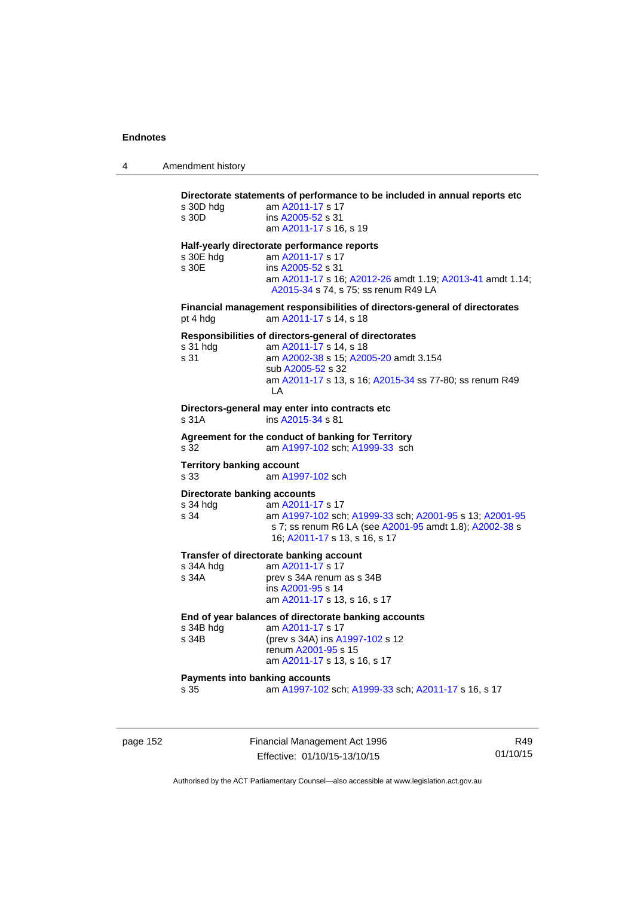**Directorate statements of performance to be included in annual reports etc**

s 30D hdg — am A2011-17 s 17

s 30D — ins A2005-52 s 31
am A2011-17 s 16, s 19

**Half-yearly directorate performance reports**

s 30E hdg — am A2011-17 s 17

s 30E — ins A2005-52 s 31
am A2011-17 s 16; A2012-26 amdt 1.19; A2013-41 amdt 1.14; A2015-34 s 74, s 75; ss renum R49 LA

**Financial management responsibilities of directors-general of directorates**

pt 4 hdg — am A2011-17 s 14, s 18

**Responsibilities of directors-general of directorates**

s 31 hdg — am A2011-17 s 14, s 18

s 31 — am A2002-38 s 15; A2005-20 amdt 3.154
sub A2005-52 s 32
am A2011-17 s 13, s 16; A2015-34 ss 77-80; ss renum R49 LA

**Directors-general may enter into contracts etc**

s 31A — ins A2015-34 s 81

**Agreement for the conduct of banking for Territory**

s 32 — am A1997-102 sch; A1999-33 sch

**Territory banking account**

s 33 — am A1997-102 sch

**Directorate banking accounts**

s 34 hdg — am A2011-17 s 17

s 34 — am A1997-102 sch; A1999-33 sch; A2001-95 s 13; A2001-95 s 7; ss renum R6 LA (see A2001-95 amdt 1.8); A2002-38 s 16; A2011-17 s 13, s 16, s 17

**Transfer of directorate banking account**

s 34A hdg — am A2011-17 s 17

s 34A — prev s 34A renum as s 34B
ins A2001-95 s 14
am A2011-17 s 13, s 16, s 17

**End of year balances of directorate banking accounts**

s 34B hdg — am A2011-17 s 17

s 34B — (prev s 34A) ins A1997-102 s 12
renum A2001-95 s 15
am A2011-17 s 13, s 16, s 17

**Payments into banking accounts**

s 35 — am A1997-102 sch; A1999-33 sch; A2011-17 s 16, s 17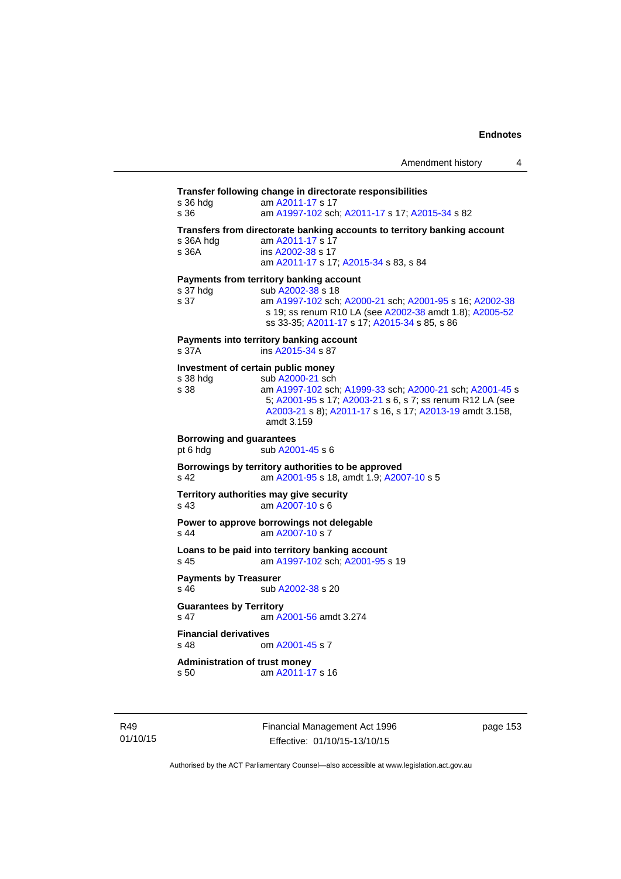**Transfer following change in directorate responsibilities**

s 36 hdg — am A2011-17 s 17

s 36 — am A1997-102 sch; A2011-17 s 17; A2015-34 s 82

**Transfers from directorate banking accounts to territory banking account**

s 36A hdg — am A2011-17 s 17

s 36A — ins A2002-38 s 17; am A2011-17 s 17; A2015-34 s 83, s 84

**Payments from territory banking account**

s 37 hdg — sub A2002-38 s 18

s 37 — am A1997-102 sch; A2000-21 sch; A2001-95 s 16; A2002-38 s 19; ss renum R10 LA (see A2002-38 amdt 1.8); A2005-52 ss 33-35; A2011-17 s 17; A2015-34 s 85, s 86

**Payments into territory banking account**

s 37A — ins A2015-34 s 87

**Investment of certain public money**

s 38 hdg — sub A2000-21 sch

s 38 — am A1997-102 sch; A1999-33 sch; A2000-21 sch; A2001-45 s 5; A2001-95 s 17; A2003-21 s 6, s 7; ss renum R12 LA (see A2003-21 s 8); A2011-17 s 16, s 17; A2013-19 amdt 3.158, amdt 3.159

**Borrowing and guarantees**

pt 6 hdg — sub A2001-45 s 6

**Borrowings by territory authorities to be approved**

s 42 — am A2001-95 s 18, amdt 1.9; A2007-10 s 5

**Territory authorities may give security**

s 43 — am A2007-10 s 6

**Power to approve borrowings not delegable**

s 44 — am A2007-10 s 7

**Loans to be paid into territory banking account**

s 45 — am A1997-102 sch; A2001-95 s 19

**Payments by Treasurer**

s 46 — sub A2002-38 s 20

**Guarantees by Territory**

s 47 — am A2001-56 amdt 3.274

**Financial derivatives**

s 48 — om A2001-45 s 7

**Administration of trust money**

s 50 — am A2011-17 s 16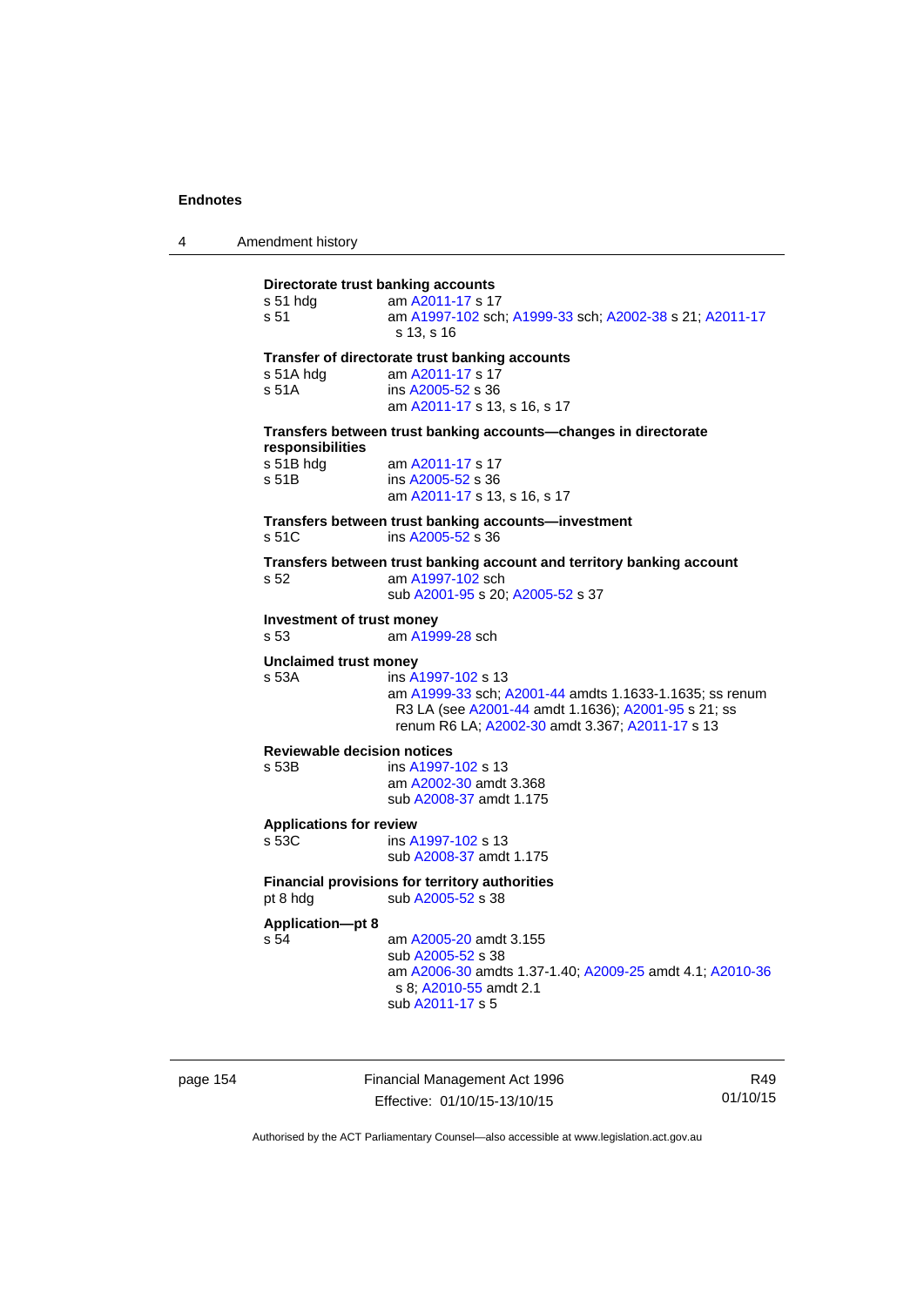**Directorate trust banking accounts**

s 51 hdg am A2011-17 s 17
s 51 am A1997-102 sch; A1999-33 sch; A2002-38 s 21; A2011-17 s 13, s 16

**Transfer of directorate trust banking accounts**

s 51A hdg am A2011-17 s 17
s 51A ins A2005-52 s 36
am A2011-17 s 13, s 16, s 17

**Transfers between trust banking accounts—changes in directorate responsibilities**

s 51B hdg am A2011-17 s 17
s 51B ins A2005-52 s 36
am A2011-17 s 13, s 16, s 17

**Transfers between trust banking accounts—investment**

s 51C ins A2005-52 s 36

**Transfers between trust banking account and territory banking account**

s 52 am A1997-102 sch
sub A2001-95 s 20; A2005-52 s 37

**Investment of trust money**

s 53 am A1999-28 sch

**Unclaimed trust money**

s 53A ins A1997-102 s 13
am A1999-33 sch; A2001-44 amdts 1.1633-1.1635; ss renum R3 LA (see A2001-44 amdt 1.1636); A2001-95 s 21; ss renum R6 LA; A2002-30 amdt 3.367; A2011-17 s 13

**Reviewable decision notices**

s 53B ins A1997-102 s 13
am A2002-30 amdt 3.368
sub A2008-37 amdt 1.175

**Applications for review**

s 53C ins A1997-102 s 13
sub A2008-37 amdt 1.175

**Financial provisions for territory authorities**

pt 8 hdg sub A2005-52 s 38

**Application—pt 8**

s 54 am A2005-20 amdt 3.155
sub A2005-52 s 38
am A2006-30 amdts 1.37-1.40; A2009-25 amdt 4.1; A2010-36 s 8; A2010-55 amdt 2.1
sub A2011-17 s 5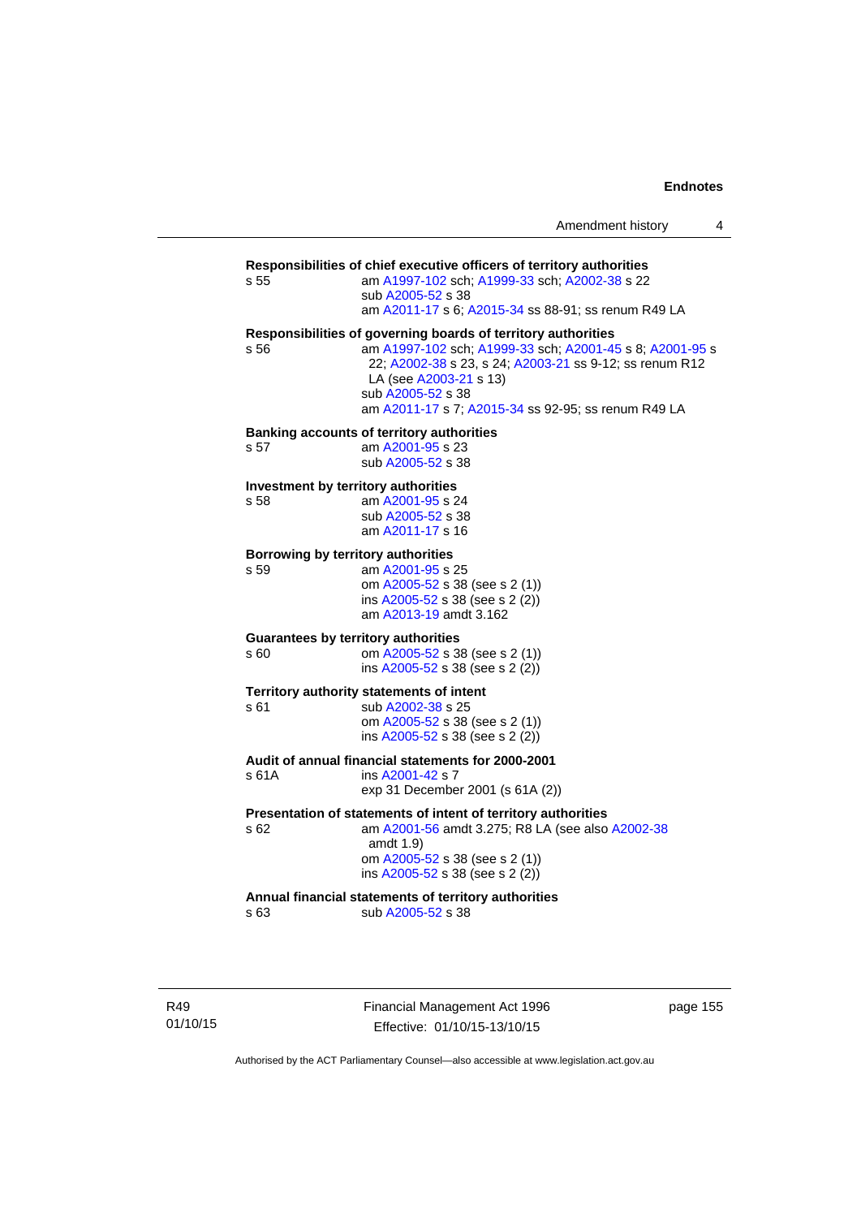**Responsibilities of chief executive officers of territory authorities**

s 55 — am A1997-102 sch; A1999-33 sch; A2002-38 s 22
sub A2005-52 s 38
am A2011-17 s 6; A2015-34 ss 88-91; ss renum R49 LA

**Responsibilities of governing boards of territory authorities**

s 56 — am A1997-102 sch; A1999-33 sch; A2001-45 s 8; A2001-95 s 22; A2002-38 s 23, s 24; A2003-21 ss 9-12; ss renum R12 LA (see A2003-21 s 13)
sub A2005-52 s 38
am A2011-17 s 7; A2015-34 ss 92-95; ss renum R49 LA

**Banking accounts of territory authorities**

s 57 — am A2001-95 s 23
sub A2005-52 s 38

**Investment by territory authorities**

s 58 — am A2001-95 s 24
sub A2005-52 s 38
am A2011-17 s 16

**Borrowing by territory authorities**

s 59 — am A2001-95 s 25
om A2005-52 s 38 (see s 2 (1))
ins A2005-52 s 38 (see s 2 (2))
am A2013-19 amdt 3.162

**Guarantees by territory authorities**

s 60 — om A2005-52 s 38 (see s 2 (1))
ins A2005-52 s 38 (see s 2 (2))

**Territory authority statements of intent**

s 61 — sub A2002-38 s 25
om A2005-52 s 38 (see s 2 (1))
ins A2005-52 s 38 (see s 2 (2))

**Audit of annual financial statements for 2000-2001**

s 61A — ins A2001-42 s 7
exp 31 December 2001 (s 61A (2))

**Presentation of statements of intent of territory authorities**

s 62 — am A2001-56 amdt 3.275; R8 LA (see also A2002-38 amdt 1.9)
om A2005-52 s 38 (see s 2 (1))
ins A2005-52 s 38 (see s 2 (2))

**Annual financial statements of territory authorities**

s 63 — sub A2005-52 s 38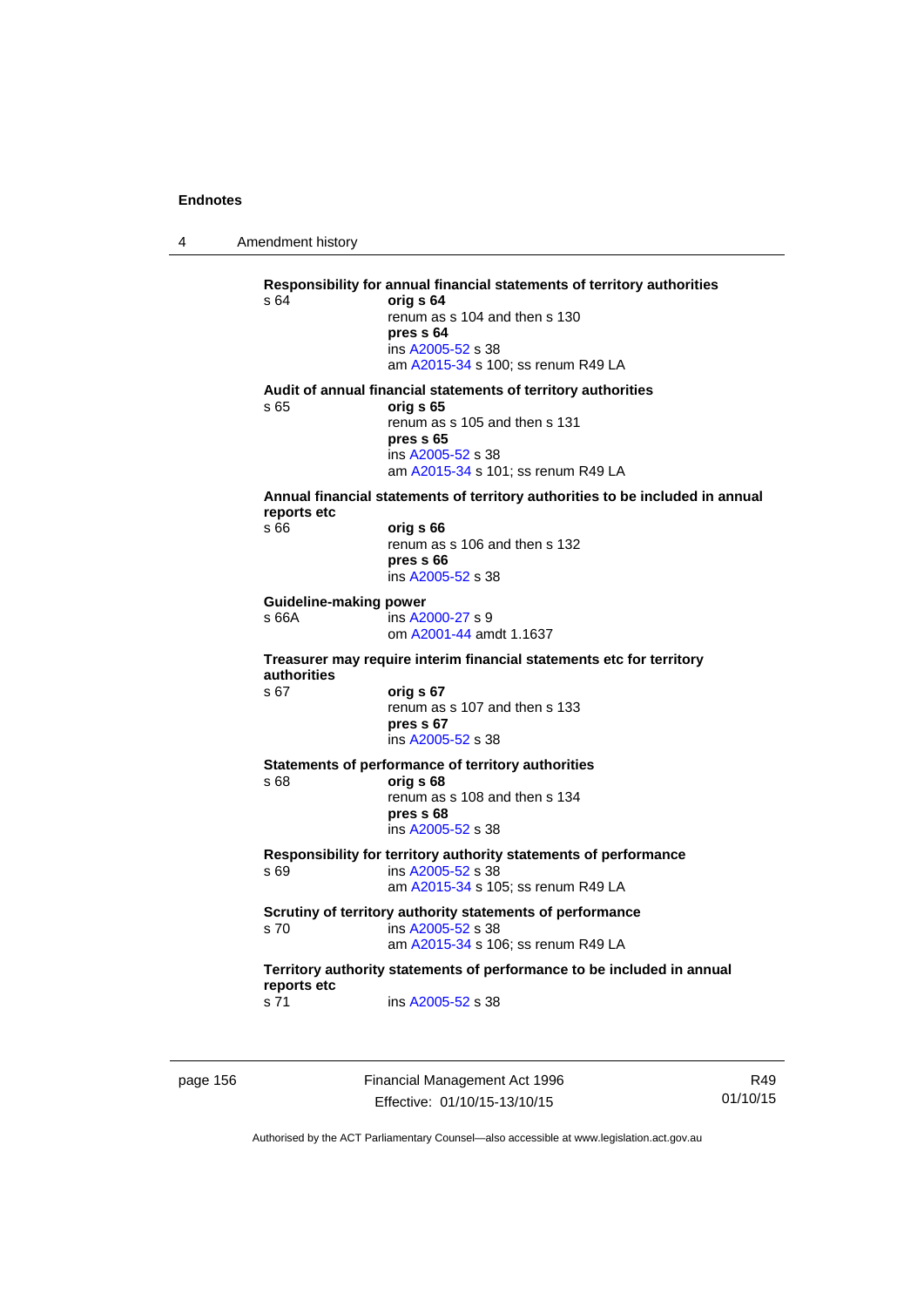**Responsibility for annual financial statements of territory authorities**

s 64 **orig s 64**
renum as s 104 and then s 130
**pres s 64**
ins A2005-52 s 38
am A2015-34 s 100; ss renum R49 LA

**Audit of annual financial statements of territory authorities**

s 65 **orig s 65**
renum as s 105 and then s 131
**pres s 65**
ins A2005-52 s 38
am A2015-34 s 101; ss renum R49 LA

**Annual financial statements of territory authorities to be included in annual reports etc**

s 66 **orig s 66**
renum as s 106 and then s 132
**pres s 66**
ins A2005-52 s 38

**Guideline-making power**

s 66A ins A2000-27 s 9
om A2001-44 amdt 1.1637

**Treasurer may require interim financial statements etc for territory authorities**

s 67 **orig s 67**
renum as s 107 and then s 133
**pres s 67**
ins A2005-52 s 38

**Statements of performance of territory authorities**

s 68 **orig s 68**
renum as s 108 and then s 134
**pres s 68**
ins A2005-52 s 38

**Responsibility for territory authority statements of performance**

s 69 ins A2005-52 s 38
am A2015-34 s 105; ss renum R49 LA

**Scrutiny of territory authority statements of performance**

s 70 ins A2005-52 s 38
am A2015-34 s 106; ss renum R49 LA

**Territory authority statements of performance to be included in annual reports etc**

s 71 ins A2005-52 s 38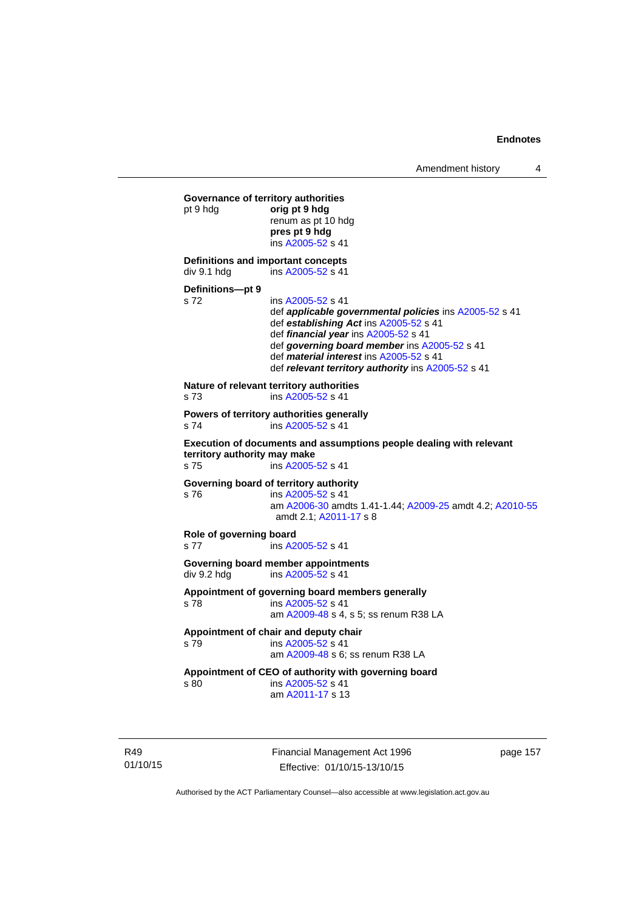**Governance of territory authorities**

pt 9 hdg — **orig pt 9 hdg**
renum as pt 10 hdg
**pres pt 9 hdg**
ins A2005-52 s 41

**Definitions and important concepts**

div 9.1 hdg — ins A2005-52 s 41

**Definitions—pt 9**

s 72 — ins A2005-52 s 41
def ***applicable governmental policies*** ins A2005-52 s 41
def ***establishing Act*** ins A2005-52 s 41
def ***financial year*** ins A2005-52 s 41
def ***governing board member*** ins A2005-52 s 41
def ***material interest*** ins A2005-52 s 41
def ***relevant territory authority*** ins A2005-52 s 41

**Nature of relevant territory authorities**

s 73 — ins A2005-52 s 41

**Powers of territory authorities generally**

s 74 — ins A2005-52 s 41

**Execution of documents and assumptions people dealing with relevant territory authority may make**

s 75 — ins A2005-52 s 41

**Governing board of territory authority**

s 76 — ins A2005-52 s 41
am A2006-30 amdts 1.41-1.44; A2009-25 amdt 4.2; A2010-55 amdt 2.1; A2011-17 s 8

**Role of governing board**

s 77 — ins A2005-52 s 41

**Governing board member appointments**

div 9.2 hdg — ins A2005-52 s 41

**Appointment of governing board members generally**

s 78 — ins A2005-52 s 41
am A2009-48 s 4, s 5; ss renum R38 LA

**Appointment of chair and deputy chair**

s 79 — ins A2005-52 s 41
am A2009-48 s 6; ss renum R38 LA

**Appointment of CEO of authority with governing board**

s 80 — ins A2005-52 s 41
am A2011-17 s 13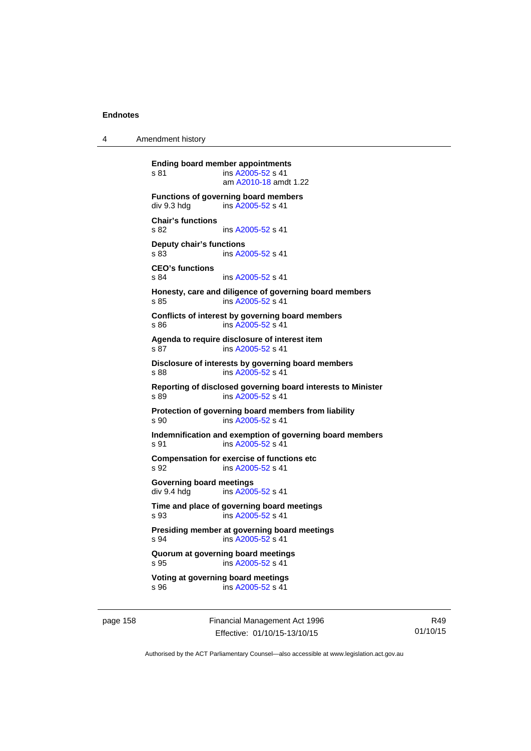**Ending board member appointments**
s 81 ins A2005-52 s 41
am A2010-18 amdt 1.22

**Functions of governing board members**
div 9.3 hdg ins A2005-52 s 41

**Chair's functions**
s 82 ins A2005-52 s 41

**Deputy chair's functions**
s 83 ins A2005-52 s 41

**CEO's functions**
s 84 ins A2005-52 s 41

**Honesty, care and diligence of governing board members**
s 85 ins A2005-52 s 41

**Conflicts of interest by governing board members**
s 86 ins A2005-52 s 41

**Agenda to require disclosure of interest item**
s 87 ins A2005-52 s 41

**Disclosure of interests by governing board members**
s 88 ins A2005-52 s 41

**Reporting of disclosed governing board interests to Minister**
s 89 ins A2005-52 s 41

**Protection of governing board members from liability**
s 90 ins A2005-52 s 41

**Indemnification and exemption of governing board members**
s 91 ins A2005-52 s 41

**Compensation for exercise of functions etc**
s 92 ins A2005-52 s 41

**Governing board meetings**
div 9.4 hdg ins A2005-52 s 41

**Time and place of governing board meetings**
s 93 ins A2005-52 s 41

**Presiding member at governing board meetings**
s 94 ins A2005-52 s 41

**Quorum at governing board meetings**
s 95 ins A2005-52 s 41

**Voting at governing board meetings**
s 96 ins A2005-52 s 41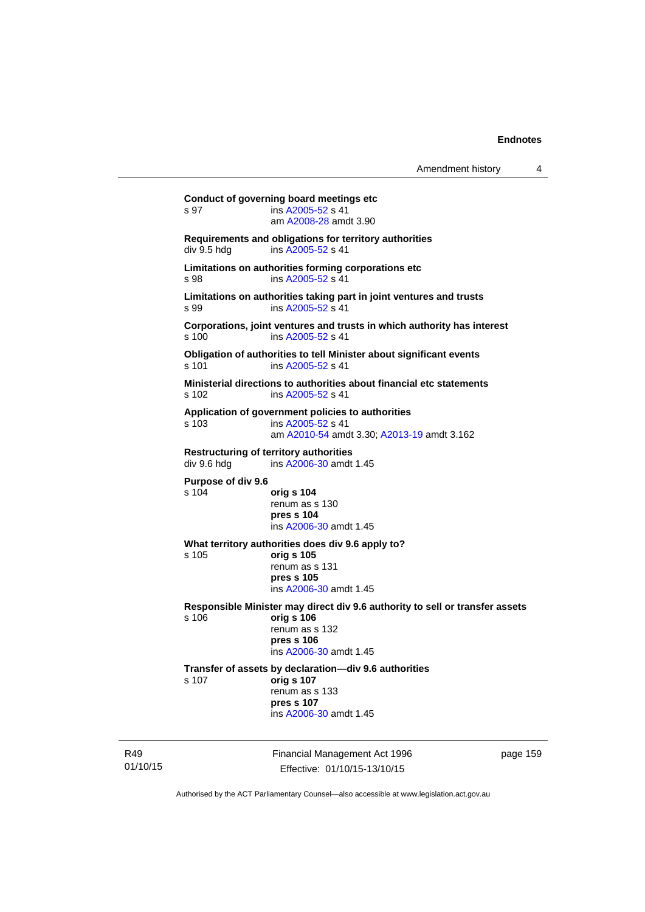**Conduct of governing board meetings etc**
s 97 ins A2005-52 s 41
am A2008-28 amdt 3.90

**Requirements and obligations for territory authorities**
div 9.5 hdg ins A2005-52 s 41

**Limitations on authorities forming corporations etc**
s 98 ins A2005-52 s 41

**Limitations on authorities taking part in joint ventures and trusts**
s 99 ins A2005-52 s 41

**Corporations, joint ventures and trusts in which authority has interest**
s 100 ins A2005-52 s 41

**Obligation of authorities to tell Minister about significant events**
s 101 ins A2005-52 s 41

**Ministerial directions to authorities about financial etc statements**
s 102 ins A2005-52 s 41

**Application of government policies to authorities**
s 103 ins A2005-52 s 41
am A2010-54 amdt 3.30; A2013-19 amdt 3.162

**Restructuring of territory authorities**
div 9.6 hdg ins A2006-30 amdt 1.45

**Purpose of div 9.6**
s 104 **orig s 104**
renum as s 130
**pres s 104**
ins A2006-30 amdt 1.45

**What territory authorities does div 9.6 apply to?**
s 105 **orig s 105**
renum as s 131
**pres s 105**
ins A2006-30 amdt 1.45

**Responsible Minister may direct div 9.6 authority to sell or transfer assets**
s 106 **orig s 106**
renum as s 132
**pres s 106**
ins A2006-30 amdt 1.45

**Transfer of assets by declaration—div 9.6 authorities**
s 107 **orig s 107**
renum as s 133
**pres s 107**
ins A2006-30 amdt 1.45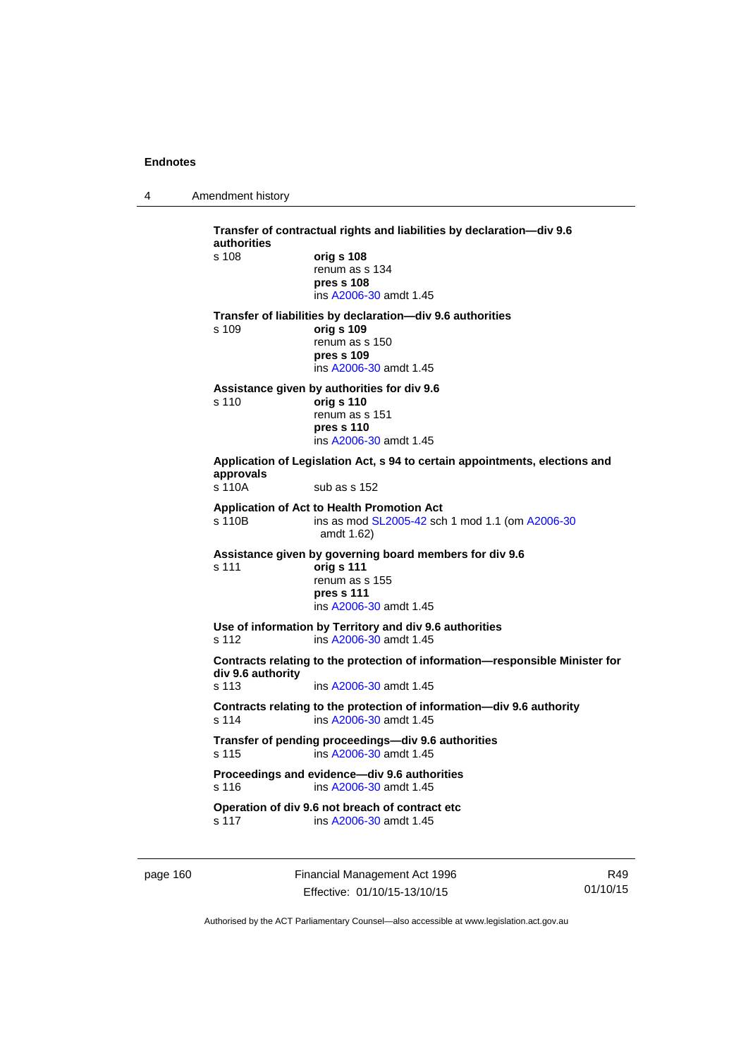**Transfer of contractual rights and liabilities by declaration—div 9.6 authorities**

s 108 **orig s 108**
renum as s 134
**pres s 108**
ins A2006-30 amdt 1.45

**Transfer of liabilities by declaration—div 9.6 authorities**

s 109 **orig s 109**
renum as s 150
**pres s 109**
ins A2006-30 amdt 1.45

**Assistance given by authorities for div 9.6**

s 110 **orig s 110**
renum as s 151
**pres s 110**
ins A2006-30 amdt 1.45

**Application of Legislation Act, s 94 to certain appointments, elections and approvals**

s 110A sub as s 152

**Application of Act to Health Promotion Act**

s 110B ins as mod SL2005-42 sch 1 mod 1.1 (om A2006-30 amdt 1.62)

**Assistance given by governing board members for div 9.6**

s 111 **orig s 111**
renum as s 155
**pres s 111**
ins A2006-30 amdt 1.45

**Use of information by Territory and div 9.6 authorities**

s 112 ins A2006-30 amdt 1.45

**Contracts relating to the protection of information—responsible Minister for div 9.6 authority**

s 113 ins A2006-30 amdt 1.45

**Contracts relating to the protection of information—div 9.6 authority**

s 114 ins A2006-30 amdt 1.45

**Transfer of pending proceedings—div 9.6 authorities**

s 115 ins A2006-30 amdt 1.45

**Proceedings and evidence—div 9.6 authorities**

s 116 ins A2006-30 amdt 1.45

**Operation of div 9.6 not breach of contract etc**

s 117 ins A2006-30 amdt 1.45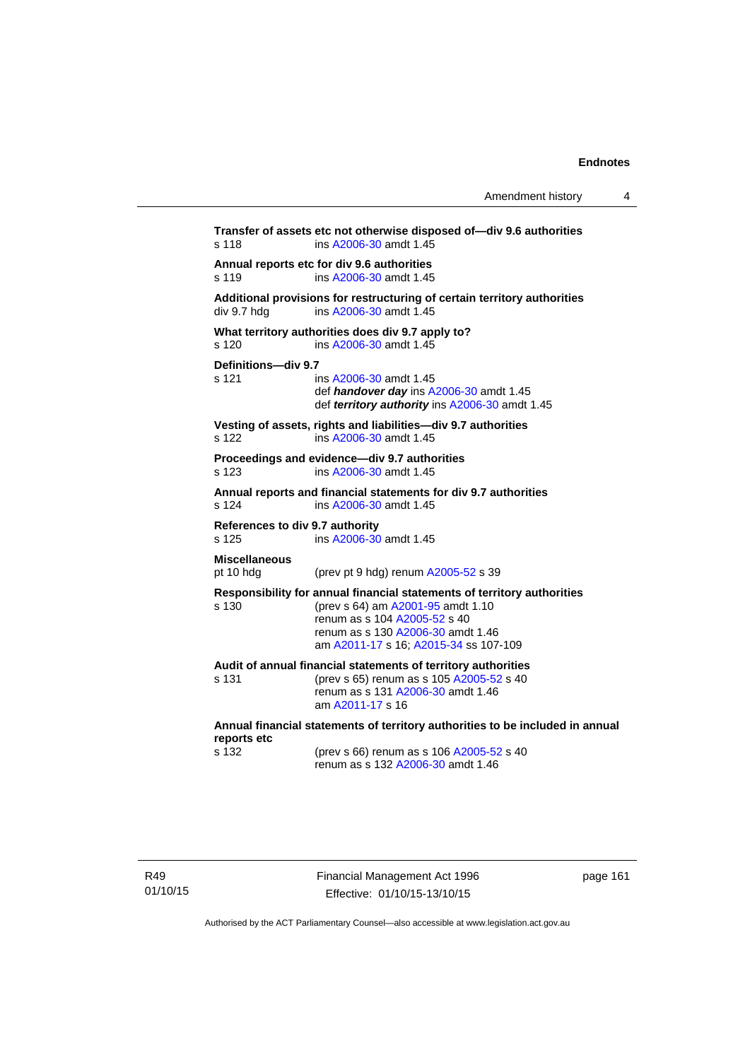**Transfer of assets etc not otherwise disposed of—div 9.6 authorities**

s 118 ins A2006-30 amdt 1.45

**Annual reports etc for div 9.6 authorities**

s 119 ins A2006-30 amdt 1.45

**Additional provisions for restructuring of certain territory authorities**

div 9.7 hdg ins A2006-30 amdt 1.45

**What territory authorities does div 9.7 apply to?**

s 120 ins A2006-30 amdt 1.45

**Definitions—div 9.7**

s 121 ins A2006-30 amdt 1.45
def ***handover day*** ins A2006-30 amdt 1.45
def ***territory authority*** ins A2006-30 amdt 1.45

**Vesting of assets, rights and liabilities—div 9.7 authorities**

s 122 ins A2006-30 amdt 1.45

**Proceedings and evidence—div 9.7 authorities**

s 123 ins A2006-30 amdt 1.45

**Annual reports and financial statements for div 9.7 authorities**

s 124 ins A2006-30 amdt 1.45

**References to div 9.7 authority**

s 125 ins A2006-30 amdt 1.45

**Miscellaneous**

pt 10 hdg (prev pt 9 hdg) renum A2005-52 s 39

**Responsibility for annual financial statements of territory authorities**

s 130 (prev s 64) am A2001-95 amdt 1.10
renum as s 104 A2005-52 s 40
renum as s 130 A2006-30 amdt 1.46
am A2011-17 s 16; A2015-34 ss 107-109

**Audit of annual financial statements of territory authorities**

s 131 (prev s 65) renum as s 105 A2005-52 s 40
renum as s 131 A2006-30 amdt 1.46
am A2011-17 s 16

**Annual financial statements of territory authorities to be included in annual reports etc**

s 132 (prev s 66) renum as s 106 A2005-52 s 40
renum as s 132 A2006-30 amdt 1.46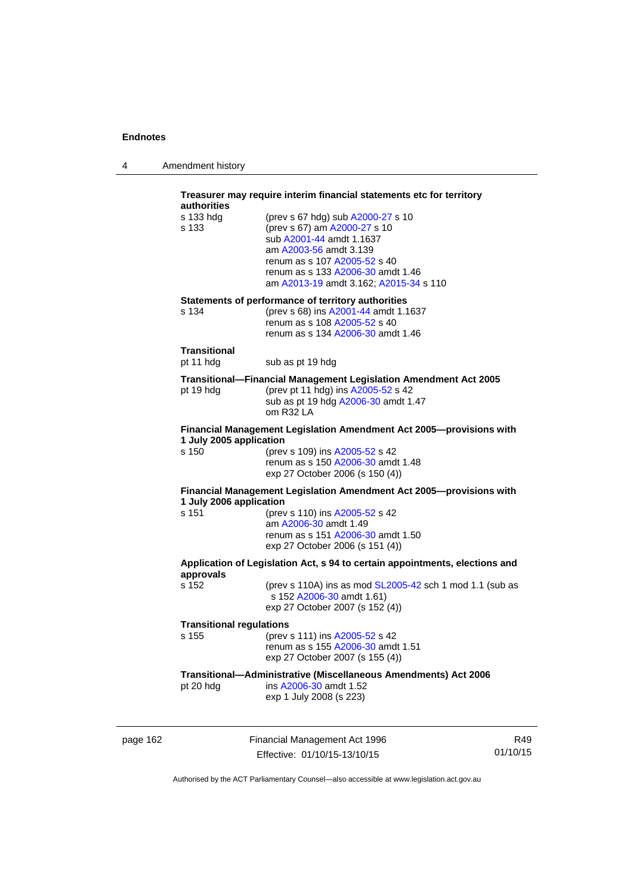**Treasurer may require interim financial statements etc for territory authorities**

s 133 hdg (prev s 67 hdg) sub A2000-27 s 10
s 133 (prev s 67) am A2000-27 s 10
sub A2001-44 amdt 1.1637
am A2003-56 amdt 3.139
renum as s 107 A2005-52 s 40
renum as s 133 A2006-30 amdt 1.46
am A2013-19 amdt 3.162; A2015-34 s 110

**Statements of performance of territory authorities**

s 134 (prev s 68) ins A2001-44 amdt 1.1637
renum as s 108 A2005-52 s 40
renum as s 134 A2006-30 amdt 1.46

**Transitional**

pt 11 hdg sub as pt 19 hdg

**Transitional—Financial Management Legislation Amendment Act 2005**

pt 19 hdg (prev pt 11 hdg) ins A2005-52 s 42
sub as pt 19 hdg A2006-30 amdt 1.47
om R32 LA

**Financial Management Legislation Amendment Act 2005—provisions with 1 July 2005 application**

s 150 (prev s 109) ins A2005-52 s 42
renum as s 150 A2006-30 amdt 1.48
exp 27 October 2006 (s 150 (4))

**Financial Management Legislation Amendment Act 2005—provisions with 1 July 2006 application**

s 151 (prev s 110) ins A2005-52 s 42
am A2006-30 amdt 1.49
renum as s 151 A2006-30 amdt 1.50
exp 27 October 2006 (s 151 (4))

**Application of Legislation Act, s 94 to certain appointments, elections and approvals**

s 152 (prev s 110A) ins as mod SL2005-42 sch 1 mod 1.1 (sub as s 152 A2006-30 amdt 1.61)
exp 27 October 2007 (s 152 (4))

**Transitional regulations**

s 155 (prev s 111) ins A2005-52 s 42
renum as s 155 A2006-30 amdt 1.51
exp 27 October 2007 (s 155 (4))

**Transitional—Administrative (Miscellaneous Amendments) Act 2006**

pt 20 hdg ins A2006-30 amdt 1.52
exp 1 July 2008 (s 223)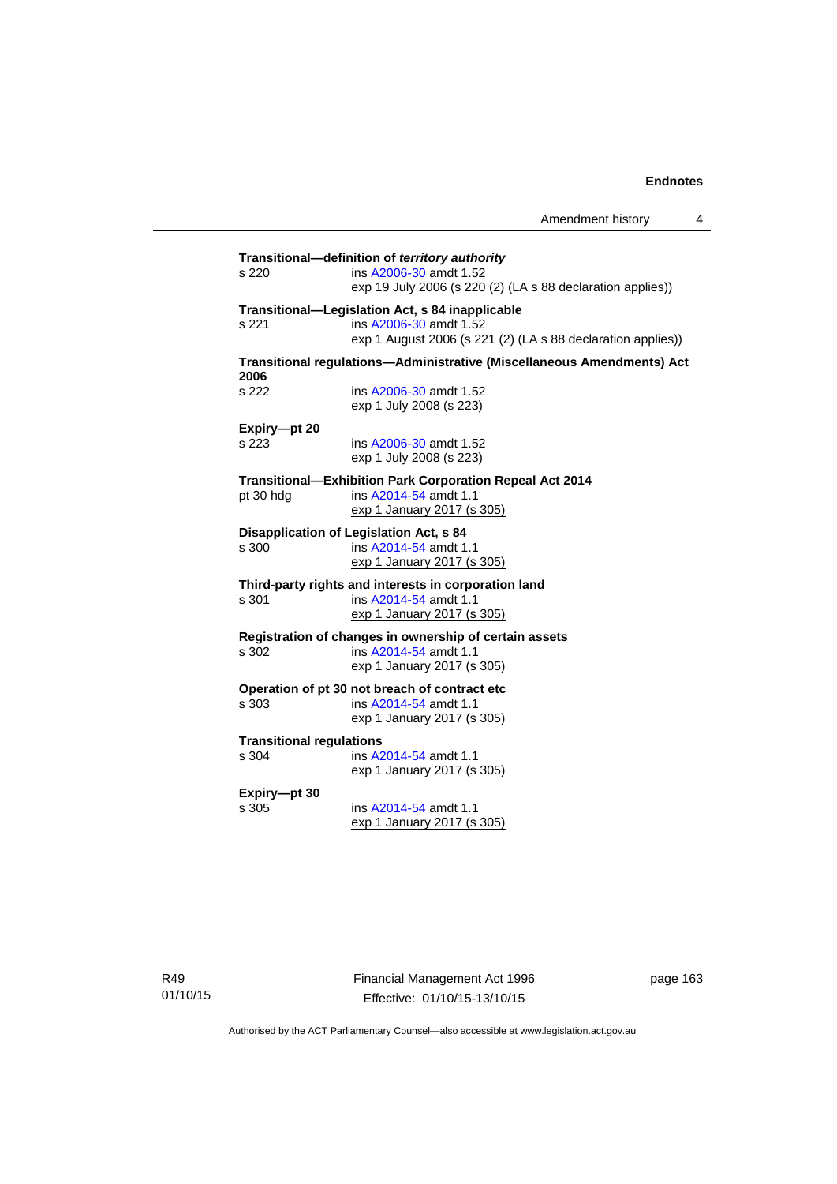**Transitional—definition of *territory authority***
s 220 ins A2006-30 amdt 1.52
exp 19 July 2006 (s 220 (2) (LA s 88 declaration applies))

**Transitional—Legislation Act, s 84 inapplicable**
s 221 ins A2006-30 amdt 1.52
exp 1 August 2006 (s 221 (2) (LA s 88 declaration applies))

**Transitional regulations—Administrative (Miscellaneous Amendments) Act 2006**
s 222 ins A2006-30 amdt 1.52
exp 1 July 2008 (s 223)

**Expiry—pt 20**
s 223 ins A2006-30 amdt 1.52
exp 1 July 2008 (s 223)

**Transitional—Exhibition Park Corporation Repeal Act 2014**
pt 30 hdg ins A2014-54 amdt 1.1
exp 1 January 2017 (s 305)

**Disapplication of Legislation Act, s 84**
s 300 ins A2014-54 amdt 1.1
exp 1 January 2017 (s 305)

**Third-party rights and interests in corporation land**
s 301 ins A2014-54 amdt 1.1
exp 1 January 2017 (s 305)

**Registration of changes in ownership of certain assets**
s 302 ins A2014-54 amdt 1.1
exp 1 January 2017 (s 305)

**Operation of pt 30 not breach of contract etc**
s 303 ins A2014-54 amdt 1.1
exp 1 January 2017 (s 305)

**Transitional regulations**
s 304 ins A2014-54 amdt 1.1
exp 1 January 2017 (s 305)

**Expiry—pt 30**
s 305 ins A2014-54 amdt 1.1
exp 1 January 2017 (s 305)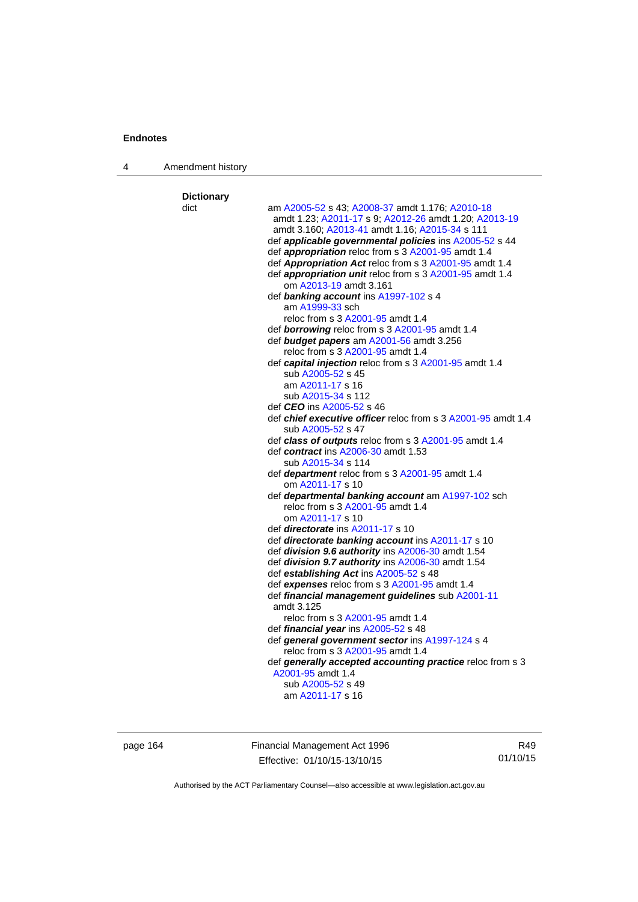**Dictionary**

dict — am A2005-52 s 43; A2008-37 amdt 1.176; A2010-18 amdt 1.23; A2011-17 s 9; A2012-26 amdt 1.20; A2013-19 amdt 3.160; A2013-41 amdt 1.16; A2015-34 s 111

def ***applicable governmental policies*** ins A2005-52 s 44

def ***appropriation*** reloc from s 3 A2001-95 amdt 1.4

def ***Appropriation Act*** reloc from s 3 A2001-95 amdt 1.4

def ***appropriation unit*** reloc from s 3 A2001-95 amdt 1.4
om A2013-19 amdt 3.161

def ***banking account*** ins A1997-102 s 4
am A1999-33 sch
reloc from s 3 A2001-95 amdt 1.4

def ***borrowing*** reloc from s 3 A2001-95 amdt 1.4

def ***budget papers*** am A2001-56 amdt 3.256
reloc from s 3 A2001-95 amdt 1.4

def ***capital injection*** reloc from s 3 A2001-95 amdt 1.4
sub A2005-52 s 45
am A2011-17 s 16
sub A2015-34 s 112

def ***CEO*** ins A2005-52 s 46

def ***chief executive officer*** reloc from s 3 A2001-95 amdt 1.4
sub A2005-52 s 47

def ***class of outputs*** reloc from s 3 A2001-95 amdt 1.4

def ***contract*** ins A2006-30 amdt 1.53
sub A2015-34 s 114

def ***department*** reloc from s 3 A2001-95 amdt 1.4
om A2011-17 s 10

def ***departmental banking account*** am A1997-102 sch
reloc from s 3 A2001-95 amdt 1.4
om A2011-17 s 10

def ***directorate*** ins A2011-17 s 10

def ***directorate banking account*** ins A2011-17 s 10

def ***division 9.6 authority*** ins A2006-30 amdt 1.54

def ***division 9.7 authority*** ins A2006-30 amdt 1.54

def ***establishing Act*** ins A2005-52 s 48

def ***expenses*** reloc from s 3 A2001-95 amdt 1.4

def ***financial management guidelines*** sub A2001-11 amdt 3.125
reloc from s 3 A2001-95 amdt 1.4

def ***financial year*** ins A2005-52 s 48

def ***general government sector*** ins A1997-124 s 4
reloc from s 3 A2001-95 amdt 1.4

def ***generally accepted accounting practice*** reloc from s 3 A2001-95 amdt 1.4
sub A2005-52 s 49
am A2011-17 s 16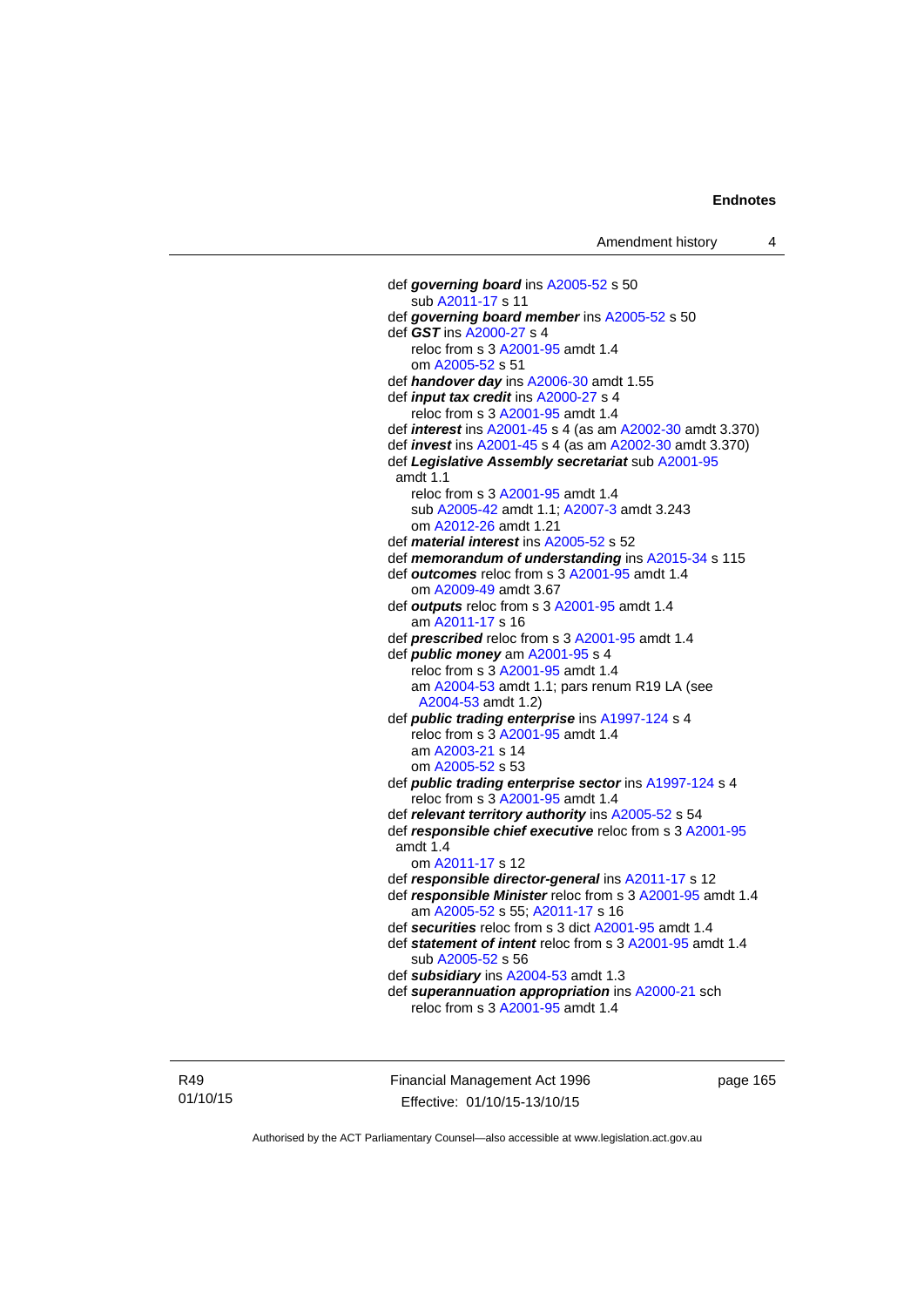def ***governing board*** ins A2005-52 s 50
  sub A2011-17 s 11
def ***governing board member*** ins A2005-52 s 50
def ***GST*** ins A2000-27 s 4
  reloc from s 3 A2001-95 amdt 1.4
  om A2005-52 s 51
def ***handover day*** ins A2006-30 amdt 1.55
def ***input tax credit*** ins A2000-27 s 4
  reloc from s 3 A2001-95 amdt 1.4
def ***interest*** ins A2001-45 s 4 (as am A2002-30 amdt 3.370)
def ***invest*** ins A2001-45 s 4 (as am A2002-30 amdt 3.370)
def ***Legislative Assembly secretariat*** sub A2001-95 amdt 1.1
  reloc from s 3 A2001-95 amdt 1.4
  sub A2005-42 amdt 1.1; A2007-3 amdt 3.243
  om A2012-26 amdt 1.21
def ***material interest*** ins A2005-52 s 52
def ***memorandum of understanding*** ins A2015-34 s 115
def ***outcomes*** reloc from s 3 A2001-95 amdt 1.4
  om A2009-49 amdt 3.67
def ***outputs*** reloc from s 3 A2001-95 amdt 1.4
  am A2011-17 s 16
def ***prescribed*** reloc from s 3 A2001-95 amdt 1.4
def ***public money*** am A2001-95 s 4
  reloc from s 3 A2001-95 amdt 1.4
  am A2004-53 amdt 1.1; pars renum R19 LA (see A2004-53 amdt 1.2)
def ***public trading enterprise*** ins A1997-124 s 4
  reloc from s 3 A2001-95 amdt 1.4
  am A2003-21 s 14
  om A2005-52 s 53
def ***public trading enterprise sector*** ins A1997-124 s 4
  reloc from s 3 A2001-95 amdt 1.4
def ***relevant territory authority*** ins A2005-52 s 54
def ***responsible chief executive*** reloc from s 3 A2001-95 amdt 1.4
  om A2011-17 s 12
def ***responsible director-general*** ins A2011-17 s 12
def ***responsible Minister*** reloc from s 3 A2001-95 amdt 1.4
  am A2005-52 s 55; A2011-17 s 16
def ***securities*** reloc from s 3 dict A2001-95 amdt 1.4
def ***statement of intent*** reloc from s 3 A2001-95 amdt 1.4
  sub A2005-52 s 56
def ***subsidiary*** ins A2004-53 amdt 1.3
def ***superannuation appropriation*** ins A2000-21 sch
  reloc from s 3 A2001-95 amdt 1.4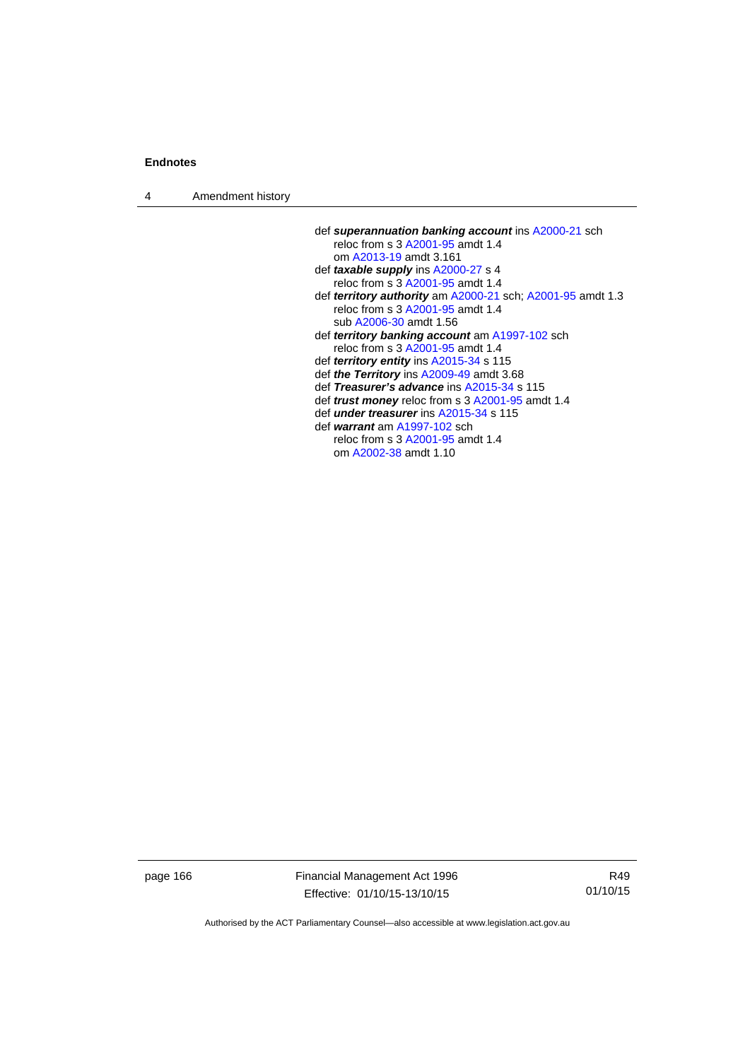def ***superannuation banking account*** ins A2000-21 sch
  reloc from s 3 A2001-95 amdt 1.4
  om A2013-19 amdt 3.161
def ***taxable supply*** ins A2000-27 s 4
  reloc from s 3 A2001-95 amdt 1.4
def ***territory authority*** am A2000-21 sch; A2001-95 amdt 1.3
  reloc from s 3 A2001-95 amdt 1.4
  sub A2006-30 amdt 1.56
def ***territory banking account*** am A1997-102 sch
  reloc from s 3 A2001-95 amdt 1.4
def ***territory entity*** ins A2015-34 s 115
def ***the Territory*** ins A2009-49 amdt 3.68
def ***Treasurer's advance*** ins A2015-34 s 115
def ***trust money*** reloc from s 3 A2001-95 amdt 1.4
def ***under treasurer*** ins A2015-34 s 115
def ***warrant*** am A1997-102 sch
  reloc from s 3 A2001-95 amdt 1.4
  om A2002-38 amdt 1.10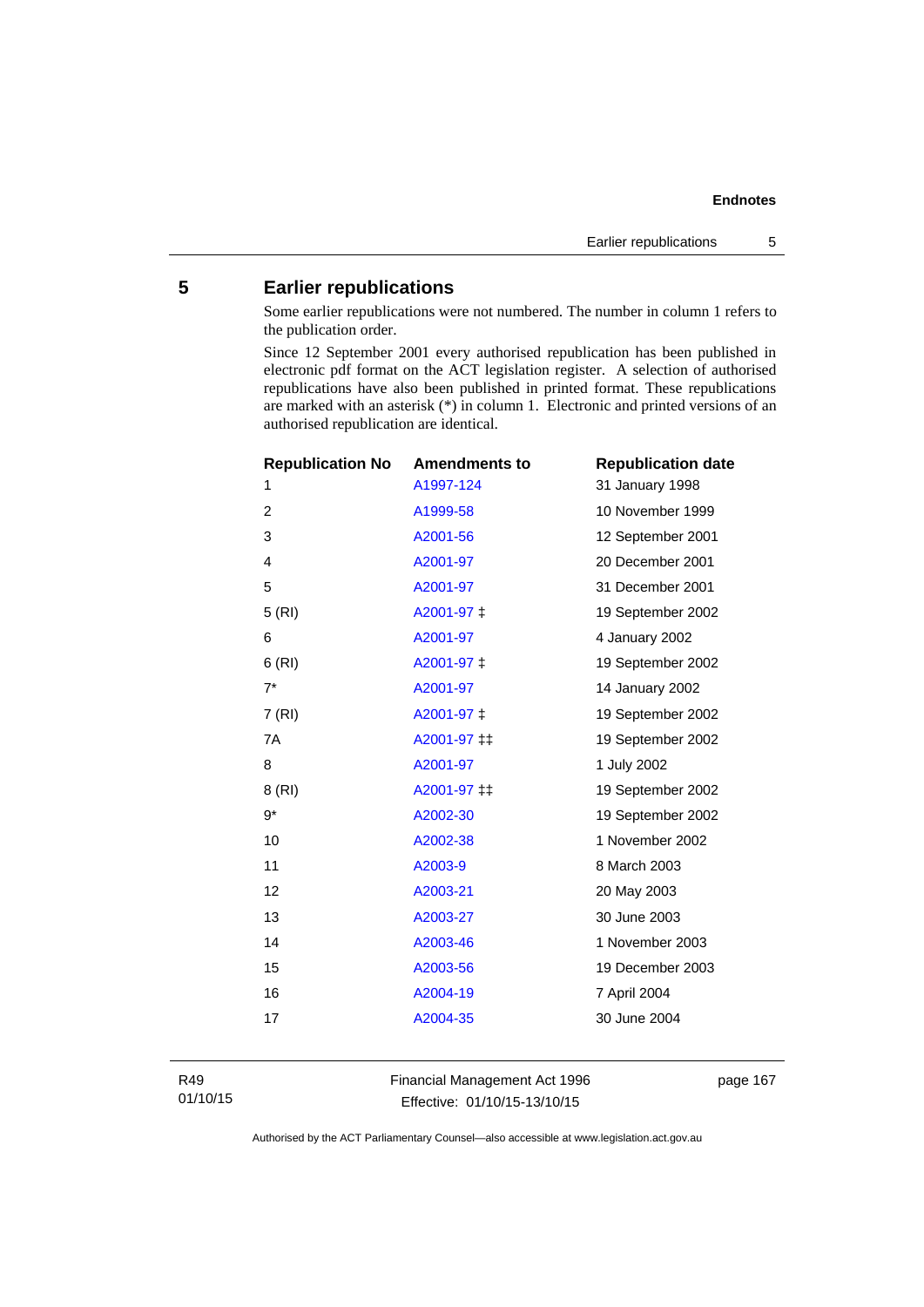## 5 Earlier republications

Some earlier republications were not numbered. The number in column 1 refers to the publication order.

Since 12 September 2001 every authorised republication has been published in electronic pdf format on the ACT legislation register. A selection of authorised republications have also been published in printed format. These republications are marked with an asterisk (*) in column 1. Electronic and printed versions of an authorised republication are identical.

| Republication No | Amendments to | Republication date |
|---|---|---|
| 1 | A1997-124 | 31 January 1998 |
| 2 | A1999-58 | 10 November 1999 |
| 3 | A2001-56 | 12 September 2001 |
| 4 | A2001-97 | 20 December 2001 |
| 5 | A2001-97 | 31 December 2001 |
| 5 (RI) | A2001-97 ‡ | 19 September 2002 |
| 6 | A2001-97 | 4 January 2002 |
| 6 (RI) | A2001-97 ‡ | 19 September 2002 |
| 7* | A2001-97 | 14 January 2002 |
| 7 (RI) | A2001-97 ‡ | 19 September 2002 |
| 7A | A2001-97 ‡‡ | 19 September 2002 |
| 8 | A2001-97 | 1 July 2002 |
| 8 (RI) | A2001-97 ‡‡ | 19 September 2002 |
| 9* | A2002-30 | 19 September 2002 |
| 10 | A2002-38 | 1 November 2002 |
| 11 | A2003-9 | 8 March 2003 |
| 12 | A2003-21 | 20 May 2003 |
| 13 | A2003-27 | 30 June 2003 |
| 14 | A2003-46 | 1 November 2003 |
| 15 | A2003-56 | 19 December 2003 |
| 16 | A2004-19 | 7 April 2004 |
| 17 | A2004-35 | 30 June 2004 |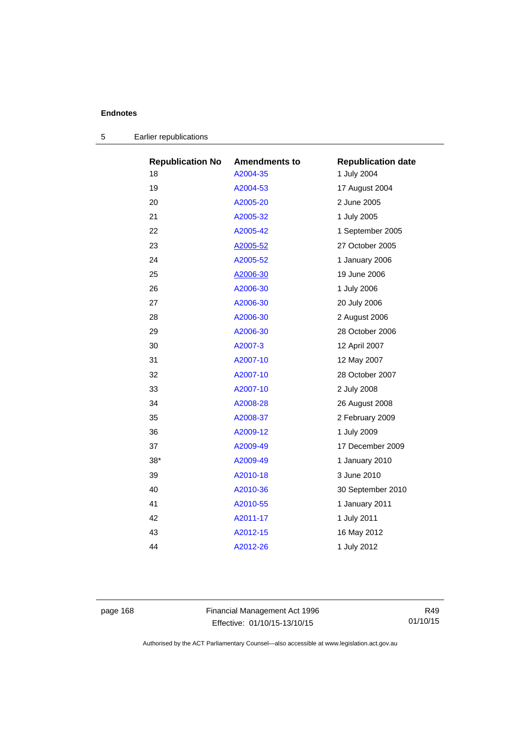**Endnotes**

## 5 Earlier republications

| Republication No | Amendments to | Republication date |
| --- | --- | --- |
| 18 | A2004-35 | 1 July 2004 |
| 19 | A2004-53 | 17 August 2004 |
| 20 | A2005-20 | 2 June 2005 |
| 21 | A2005-32 | 1 July 2005 |
| 22 | A2005-42 | 1 September 2005 |
| 23 | A2005-52 | 27 October 2005 |
| 24 | A2005-52 | 1 January 2006 |
| 25 | A2006-30 | 19 June 2006 |
| 26 | A2006-30 | 1 July 2006 |
| 27 | A2006-30 | 20 July 2006 |
| 28 | A2006-30 | 2 August 2006 |
| 29 | A2006-30 | 28 October 2006 |
| 30 | A2007-3 | 12 April 2007 |
| 31 | A2007-10 | 12 May 2007 |
| 32 | A2007-10 | 28 October 2007 |
| 33 | A2007-10 | 2 July 2008 |
| 34 | A2008-28 | 26 August 2008 |
| 35 | A2008-37 | 2 February 2009 |
| 36 | A2009-12 | 1 July 2009 |
| 37 | A2009-49 | 17 December 2009 |
| 38* | A2009-49 | 1 January 2010 |
| 39 | A2010-18 | 3 June 2010 |
| 40 | A2010-36 | 30 September 2010 |
| 41 | A2010-55 | 1 January 2011 |
| 42 | A2011-17 | 1 July 2011 |
| 43 | A2012-15 | 16 May 2012 |
| 44 | A2012-26 | 1 July 2012 |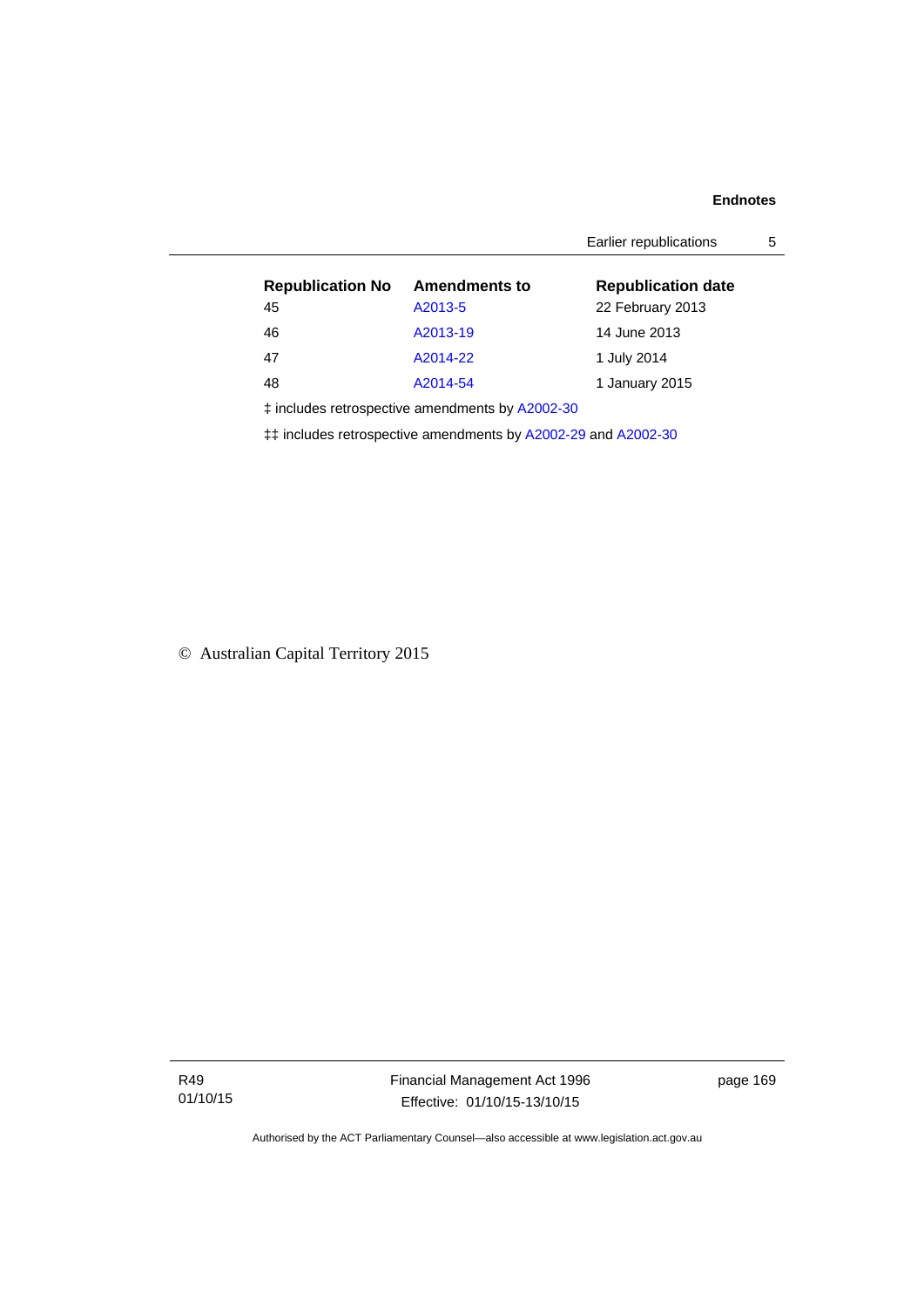| Republication No | Amendments to | Republication date |
| --- | --- | --- |
| 45 | A2013-5 | 22 February 2013 |
| 46 | A2013-19 | 14 June 2013 |
| 47 | A2014-22 | 1 July 2014 |
| 48 | A2014-54 | 1 January 2015 |

‡ includes retrospective amendments by A2002-30

‡‡ includes retrospective amendments by A2002-29 and A2002-30

© Australian Capital Territory 2015